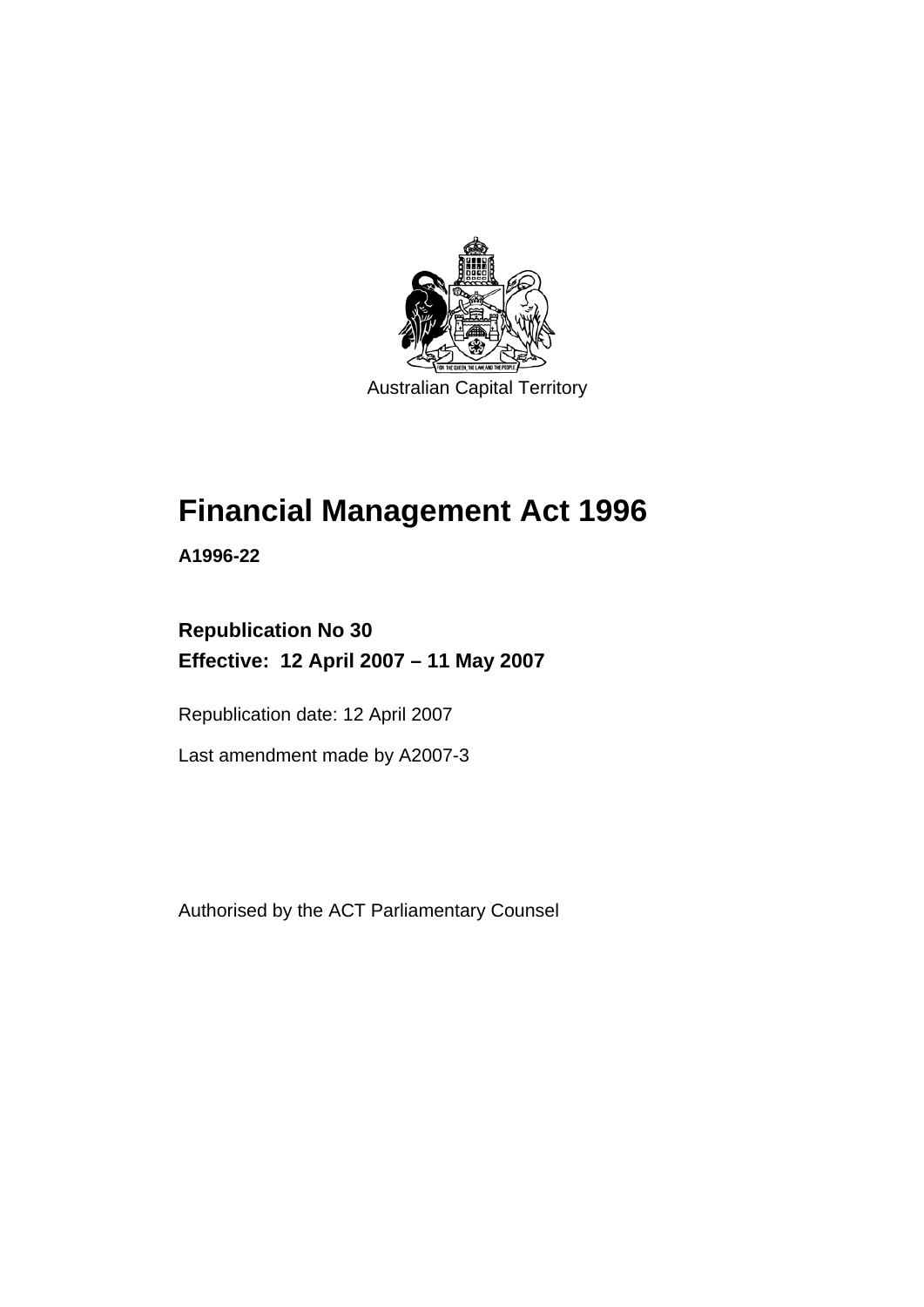Australian Capital Territory

# Financial Management Act 1996

**A1996-22**

**Republication No 30**
**Effective: 12 April 2007 – 11 May 2007**

Republication date: 12 April 2007

Last amendment made by A2007-3

Authorised by the ACT Parliamentary Counsel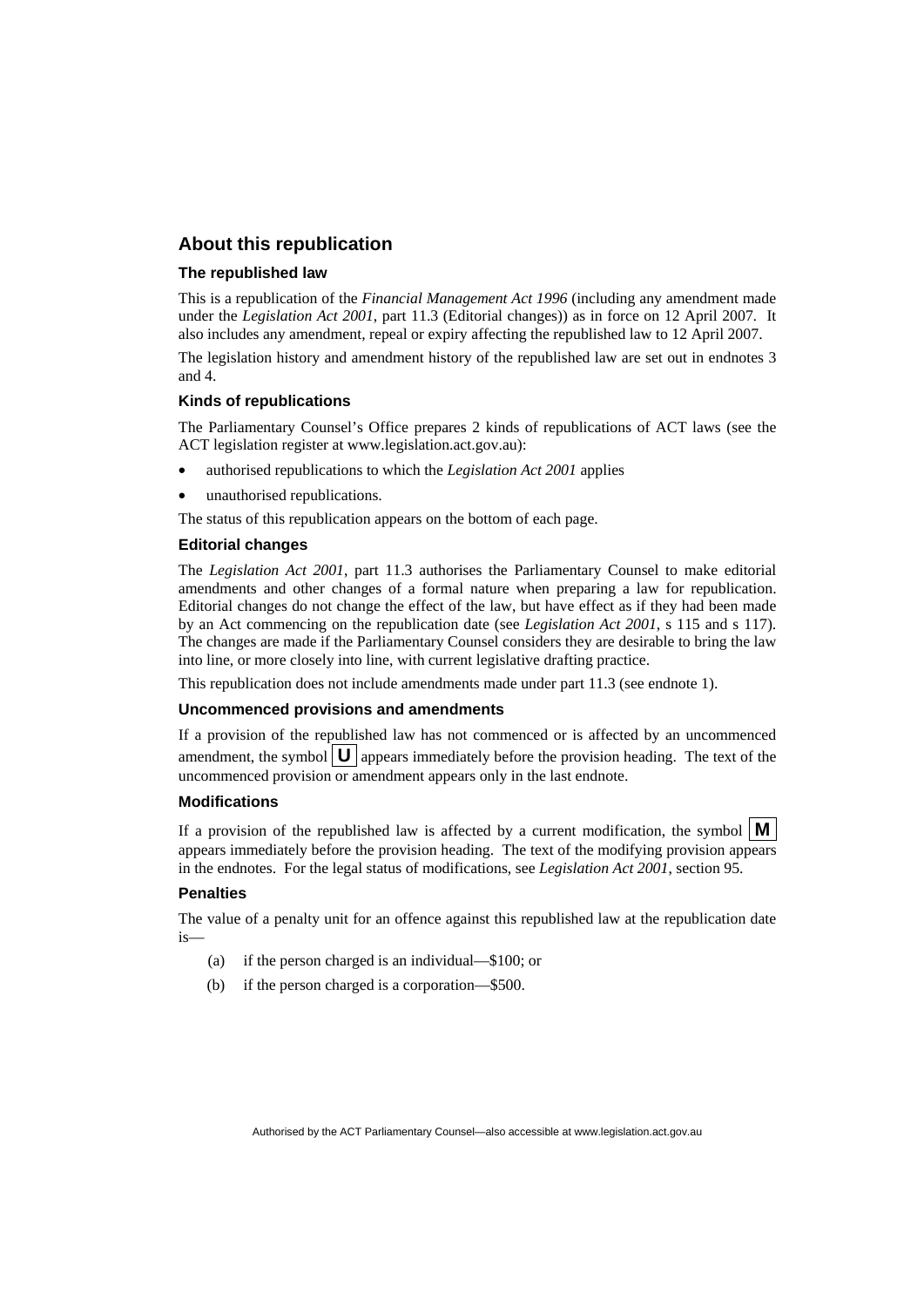## About this republication

### The republished law

This is a republication of the *Financial Management Act 1996* (including any amendment made under the *Legislation Act 2001*, part 11.3 (Editorial changes)) as in force on 12 April 2007. It also includes any amendment, repeal or expiry affecting the republished law to 12 April 2007.

The legislation history and amendment history of the republished law are set out in endnotes 3 and 4.

### Kinds of republications

The Parliamentary Counsel's Office prepares 2 kinds of republications of ACT laws (see the ACT legislation register at www.legislation.act.gov.au):

- authorised republications to which the *Legislation Act 2001* applies
- unauthorised republications.

The status of this republication appears on the bottom of each page.

### Editorial changes

The *Legislation Act 2001*, part 11.3 authorises the Parliamentary Counsel to make editorial amendments and other changes of a formal nature when preparing a law for republication. Editorial changes do not change the effect of the law, but have effect as if they had been made by an Act commencing on the republication date (see *Legislation Act 2001*, s 115 and s 117). The changes are made if the Parliamentary Counsel considers they are desirable to bring the law into line, or more closely into line, with current legislative drafting practice.

This republication does not include amendments made under part 11.3 (see endnote 1).

### Uncommenced provisions and amendments

If a provision of the republished law has not commenced or is affected by an uncommenced amendment, the symbol **U** appears immediately before the provision heading. The text of the uncommenced provision or amendment appears only in the last endnote.

### Modifications

If a provision of the republished law is affected by a current modification, the symbol **M** appears immediately before the provision heading. The text of the modifying provision appears in the endnotes. For the legal status of modifications, see *Legislation Act 2001*, section 95.

### Penalties

The value of a penalty unit for an offence against this republished law at the republication date is—

(a) if the person charged is an individual—$100; or

(b) if the person charged is a corporation—$500.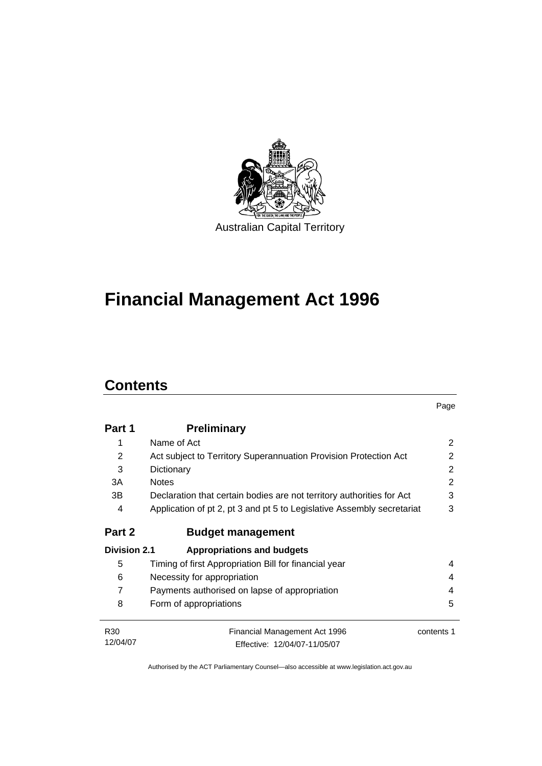Australian Capital Territory

# Financial Management Act 1996

## Contents

| | | Page |
|---|---|---|
| **Part 1** | **Preliminary** | |
| 1 | Name of Act | 2 |
| 2 | Act subject to Territory Superannuation Provision Protection Act | 2 |
| 3 | Dictionary | 2 |
| 3A | Notes | 2 |
| 3B | Declaration that certain bodies are not territory authorities for Act | 3 |
| 4 | Application of pt 2, pt 3 and pt 5 to Legislative Assembly secretariat | 3 |
| **Part 2** | **Budget management** | |
| **Division 2.1** | **Appropriations and budgets** | |
| 5 | Timing of first Appropriation Bill for financial year | 4 |
| 6 | Necessity for appropriation | 4 |
| 7 | Payments authorised on lapse of appropriation | 4 |
| 8 | Form of appropriations | 5 |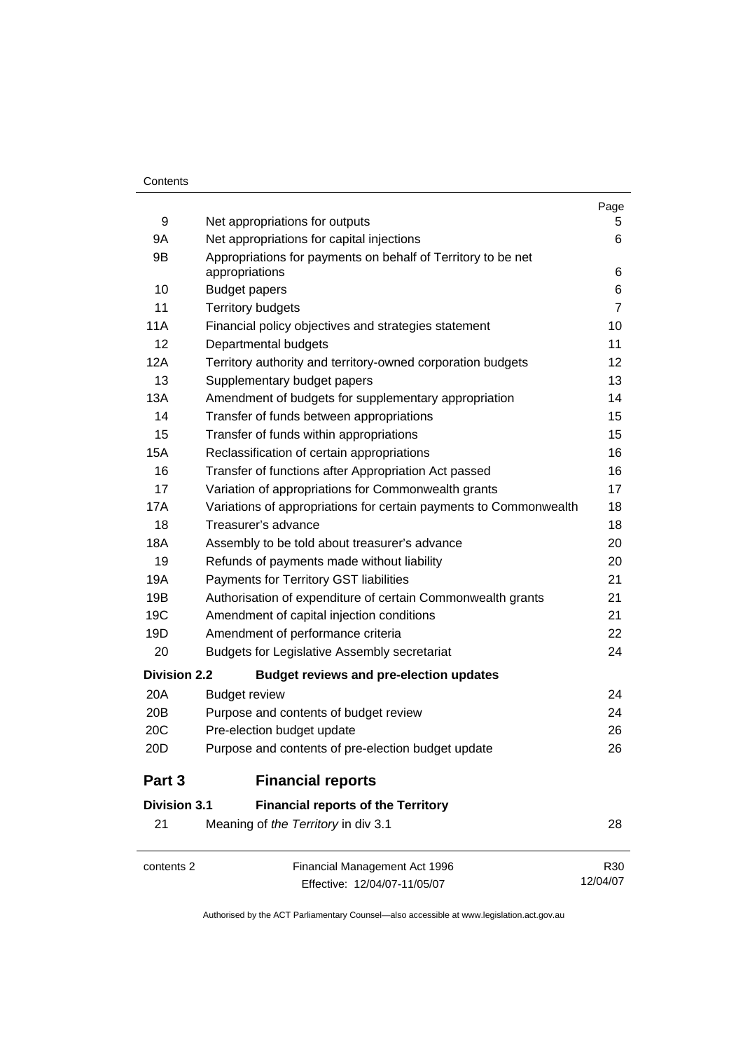| | | Page |
|---|---|---|
| 9 | Net appropriations for outputs | 5 |
| 9A | Net appropriations for capital injections | 6 |
| 9B | Appropriations for payments on behalf of Territory to be net appropriations | 6 |
| 10 | Budget papers | 6 |
| 11 | Territory budgets | 7 |
| 11A | Financial policy objectives and strategies statement | 10 |
| 12 | Departmental budgets | 11 |
| 12A | Territory authority and territory-owned corporation budgets | 12 |
| 13 | Supplementary budget papers | 13 |
| 13A | Amendment of budgets for supplementary appropriation | 14 |
| 14 | Transfer of funds between appropriations | 15 |
| 15 | Transfer of funds within appropriations | 15 |
| 15A | Reclassification of certain appropriations | 16 |
| 16 | Transfer of functions after Appropriation Act passed | 16 |
| 17 | Variation of appropriations for Commonwealth grants | 17 |
| 17A | Variations of appropriations for certain payments to Commonwealth | 18 |
| 18 | Treasurer's advance | 18 |
| 18A | Assembly to be told about treasurer's advance | 20 |
| 19 | Refunds of payments made without liability | 20 |
| 19A | Payments for Territory GST liabilities | 21 |
| 19B | Authorisation of expenditure of certain Commonwealth grants | 21 |
| 19C | Amendment of capital injection conditions | 21 |
| 19D | Amendment of performance criteria | 22 |
| 20 | Budgets for Legislative Assembly secretariat | 24 |
| **Division 2.2** | **Budget reviews and pre-election updates** | |
| 20A | Budget review | 24 |
| 20B | Purpose and contents of budget review | 24 |
| 20C | Pre-election budget update | 26 |
| 20D | Purpose and contents of pre-election budget update | 26 |
| **Part 3** | **Financial reports** | |
| **Division 3.1** | **Financial reports of the Territory** | |
| 21 | Meaning of *the Territory* in div 3.1 | 28 |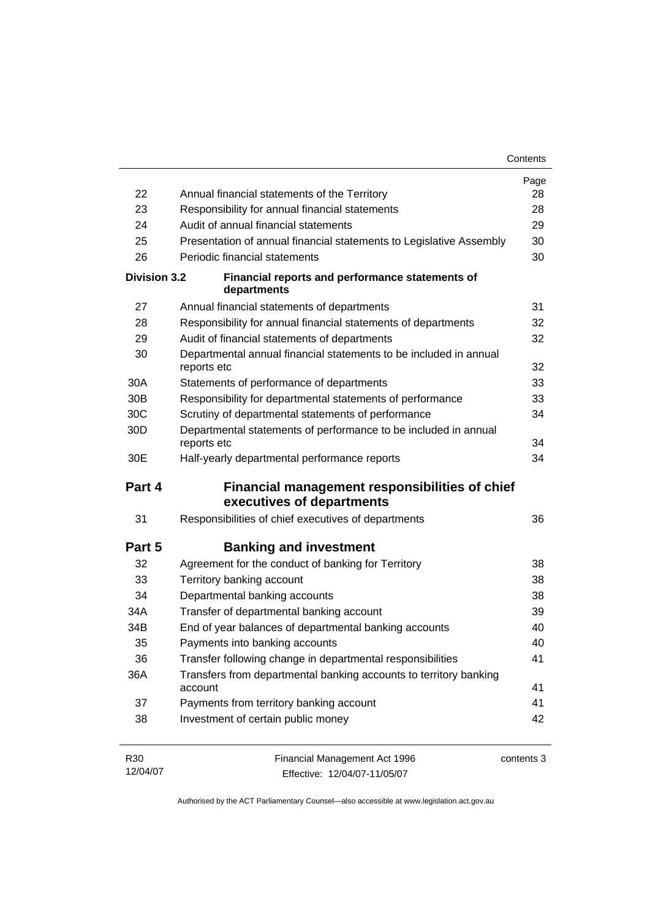| | | Page |
|---|---|---|
| 22 | Annual financial statements of the Territory | 28 |
| 23 | Responsibility for annual financial statements | 28 |
| 24 | Audit of annual financial statements | 29 |
| 25 | Presentation of annual financial statements to Legislative Assembly | 30 |
| 26 | Periodic financial statements | 30 |
| **Division 3.2** | **Financial reports and performance statements of departments** | |
| 27 | Annual financial statements of departments | 31 |
| 28 | Responsibility for annual financial statements of departments | 32 |
| 29 | Audit of financial statements of departments | 32 |
| 30 | Departmental annual financial statements to be included in annual reports etc | 32 |
| 30A | Statements of performance of departments | 33 |
| 30B | Responsibility for departmental statements of performance | 33 |
| 30C | Scrutiny of departmental statements of performance | 34 |
| 30D | Departmental statements of performance to be included in annual reports etc | 34 |
| 30E | Half-yearly departmental performance reports | 34 |

## Part 4 Financial management responsibilities of chief executives of departments

| | | |
|---|---|---|
| 31 | Responsibilities of chief executives of departments | 36 |

## Part 5 Banking and investment

| | | |
|---|---|---|
| 32 | Agreement for the conduct of banking for Territory | 38 |
| 33 | Territory banking account | 38 |
| 34 | Departmental banking accounts | 38 |
| 34A | Transfer of departmental banking account | 39 |
| 34B | End of year balances of departmental banking accounts | 40 |
| 35 | Payments into banking accounts | 40 |
| 36 | Transfer following change in departmental responsibilities | 41 |
| 36A | Transfers from departmental banking accounts to territory banking account | 41 |
| 37 | Payments from territory banking account | 41 |
| 38 | Investment of certain public money | 42 |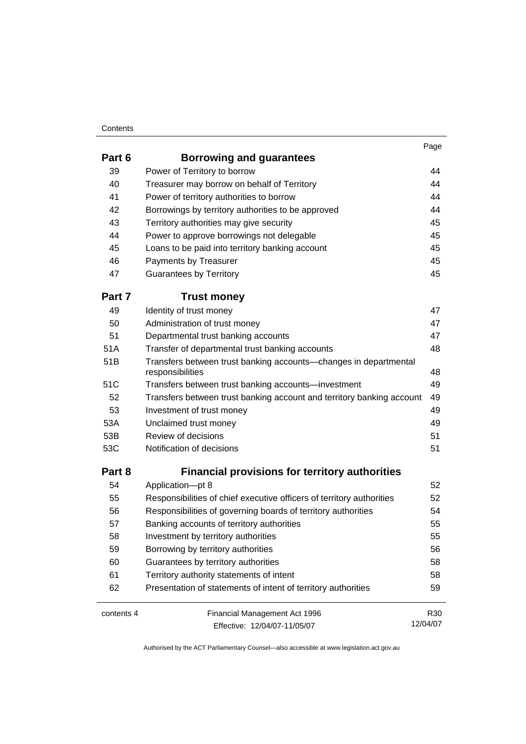| | | Page |
|---|---|---|
| **Part 6** | **Borrowing and guarantees** | |
| 39 | Power of Territory to borrow | 44 |
| 40 | Treasurer may borrow on behalf of Territory | 44 |
| 41 | Power of territory authorities to borrow | 44 |
| 42 | Borrowings by territory authorities to be approved | 44 |
| 43 | Territory authorities may give security | 45 |
| 44 | Power to approve borrowings not delegable | 45 |
| 45 | Loans to be paid into territory banking account | 45 |
| 46 | Payments by Treasurer | 45 |
| 47 | Guarantees by Territory | 45 |
| **Part 7** | **Trust money** | |
| 49 | Identity of trust money | 47 |
| 50 | Administration of trust money | 47 |
| 51 | Departmental trust banking accounts | 47 |
| 51A | Transfer of departmental trust banking accounts | 48 |
| 51B | Transfers between trust banking accounts—changes in departmental responsibilities | 48 |
| 51C | Transfers between trust banking accounts—investment | 49 |
| 52 | Transfers between trust banking account and territory banking account | 49 |
| 53 | Investment of trust money | 49 |
| 53A | Unclaimed trust money | 49 |
| 53B | Review of decisions | 51 |
| 53C | Notification of decisions | 51 |
| **Part 8** | **Financial provisions for territory authorities** | |
| 54 | Application—pt 8 | 52 |
| 55 | Responsibilities of chief executive officers of territory authorities | 52 |
| 56 | Responsibilities of governing boards of territory authorities | 54 |
| 57 | Banking accounts of territory authorities | 55 |
| 58 | Investment by territory authorities | 55 |
| 59 | Borrowing by territory authorities | 56 |
| 60 | Guarantees by territory authorities | 58 |
| 61 | Territory authority statements of intent | 58 |
| 62 | Presentation of statements of intent of territory authorities | 59 |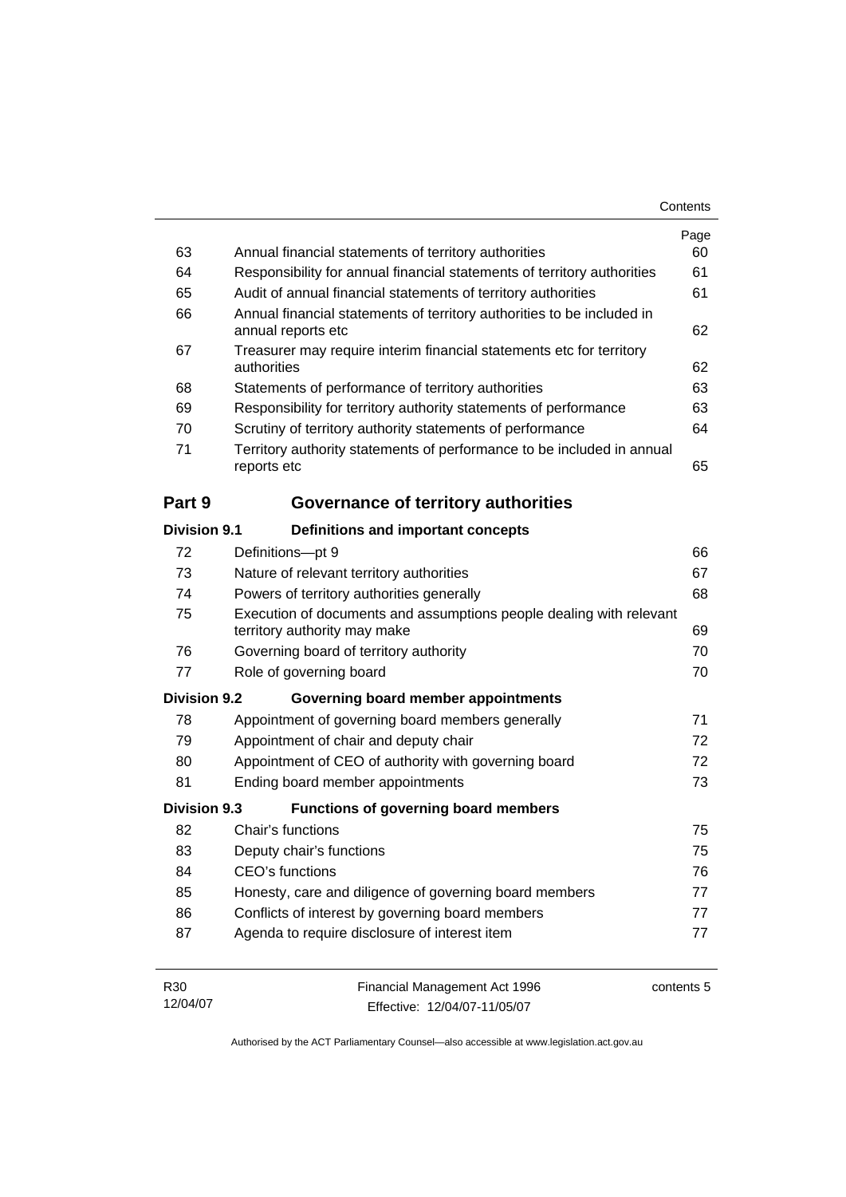| | | Page |
|---|---|---|
| 63 | Annual financial statements of territory authorities | 60 |
| 64 | Responsibility for annual financial statements of territory authorities | 61 |
| 65 | Audit of annual financial statements of territory authorities | 61 |
| 66 | Annual financial statements of territory authorities to be included in annual reports etc | 62 |
| 67 | Treasurer may require interim financial statements etc for territory authorities | 62 |
| 68 | Statements of performance of territory authorities | 63 |
| 69 | Responsibility for territory authority statements of performance | 63 |
| 70 | Scrutiny of territory authority statements of performance | 64 |
| 71 | Territory authority statements of performance to be included in annual reports etc | 65 |

## Part 9 Governance of territory authorities

### Division 9.1 Definitions and important concepts

| | | |
|---|---|---|
| 72 | Definitions—pt 9 | 66 |
| 73 | Nature of relevant territory authorities | 67 |
| 74 | Powers of territory authorities generally | 68 |
| 75 | Execution of documents and assumptions people dealing with relevant territory authority may make | 69 |
| 76 | Governing board of territory authority | 70 |
| 77 | Role of governing board | 70 |

### Division 9.2 Governing board member appointments

| | | |
|---|---|---|
| 78 | Appointment of governing board members generally | 71 |
| 79 | Appointment of chair and deputy chair | 72 |
| 80 | Appointment of CEO of authority with governing board | 72 |
| 81 | Ending board member appointments | 73 |

### Division 9.3 Functions of governing board members

| | | |
|---|---|---|
| 82 | Chair's functions | 75 |
| 83 | Deputy chair's functions | 75 |
| 84 | CEO's functions | 76 |
| 85 | Honesty, care and diligence of governing board members | 77 |
| 86 | Conflicts of interest by governing board members | 77 |
| 87 | Agenda to require disclosure of interest item | 77 |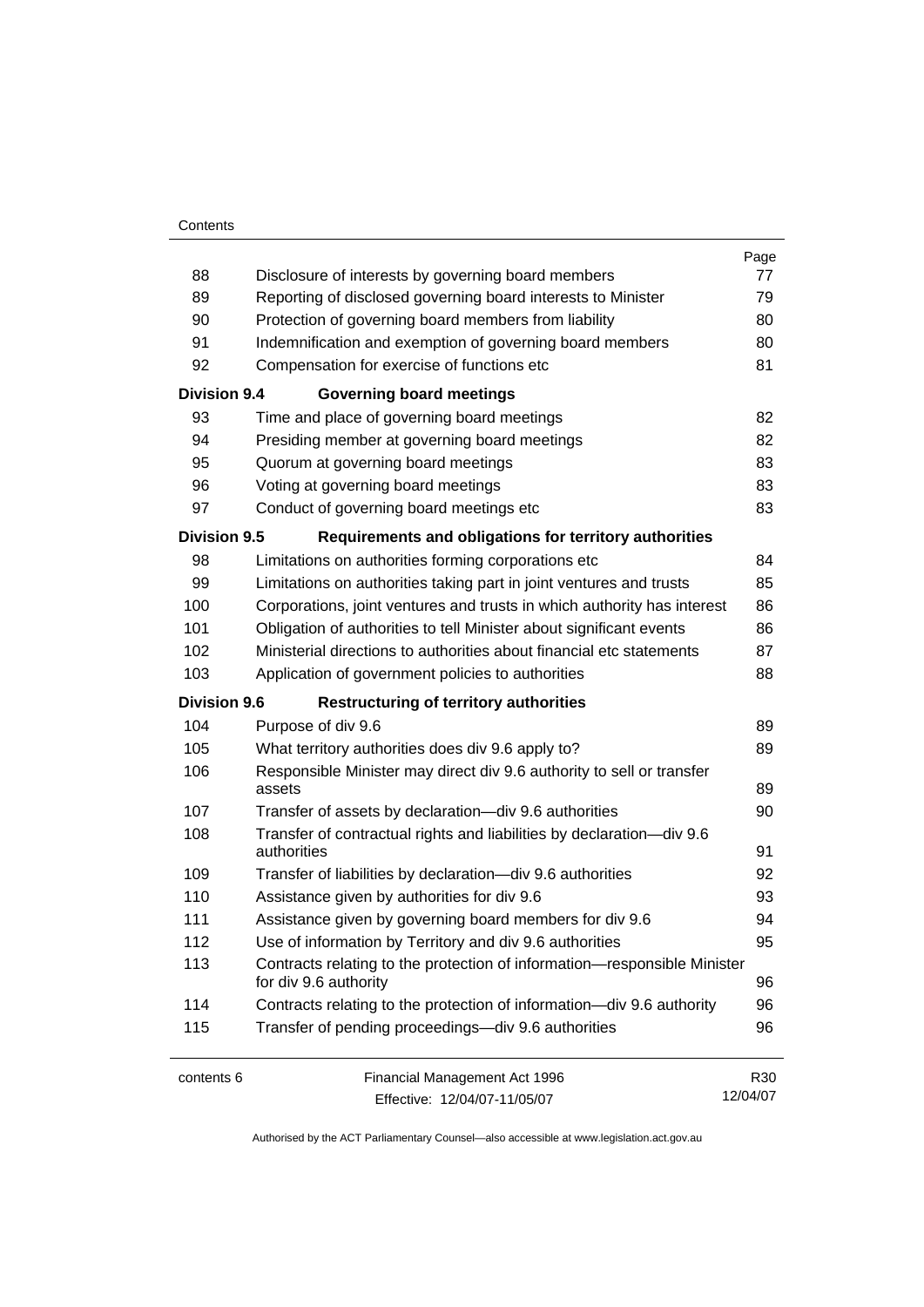| | | Page |
|---|---|---|
| 88 | Disclosure of interests by governing board members | 77 |
| 89 | Reporting of disclosed governing board interests to Minister | 79 |
| 90 | Protection of governing board members from liability | 80 |
| 91 | Indemnification and exemption of governing board members | 80 |
| 92 | Compensation for exercise of functions etc | 81 |
| **Division 9.4** | **Governing board meetings** | |
| 93 | Time and place of governing board meetings | 82 |
| 94 | Presiding member at governing board meetings | 82 |
| 95 | Quorum at governing board meetings | 83 |
| 96 | Voting at governing board meetings | 83 |
| 97 | Conduct of governing board meetings etc | 83 |
| **Division 9.5** | **Requirements and obligations for territory authorities** | |
| 98 | Limitations on authorities forming corporations etc | 84 |
| 99 | Limitations on authorities taking part in joint ventures and trusts | 85 |
| 100 | Corporations, joint ventures and trusts in which authority has interest | 86 |
| 101 | Obligation of authorities to tell Minister about significant events | 86 |
| 102 | Ministerial directions to authorities about financial etc statements | 87 |
| 103 | Application of government policies to authorities | 88 |
| **Division 9.6** | **Restructuring of territory authorities** | |
| 104 | Purpose of div 9.6 | 89 |
| 105 | What territory authorities does div 9.6 apply to? | 89 |
| 106 | Responsible Minister may direct div 9.6 authority to sell or transfer assets | 89 |
| 107 | Transfer of assets by declaration—div 9.6 authorities | 90 |
| 108 | Transfer of contractual rights and liabilities by declaration—div 9.6 authorities | 91 |
| 109 | Transfer of liabilities by declaration—div 9.6 authorities | 92 |
| 110 | Assistance given by authorities for div 9.6 | 93 |
| 111 | Assistance given by governing board members for div 9.6 | 94 |
| 112 | Use of information by Territory and div 9.6 authorities | 95 |
| 113 | Contracts relating to the protection of information—responsible Minister for div 9.6 authority | 96 |
| 114 | Contracts relating to the protection of information—div 9.6 authority | 96 |
| 115 | Transfer of pending proceedings—div 9.6 authorities | 96 |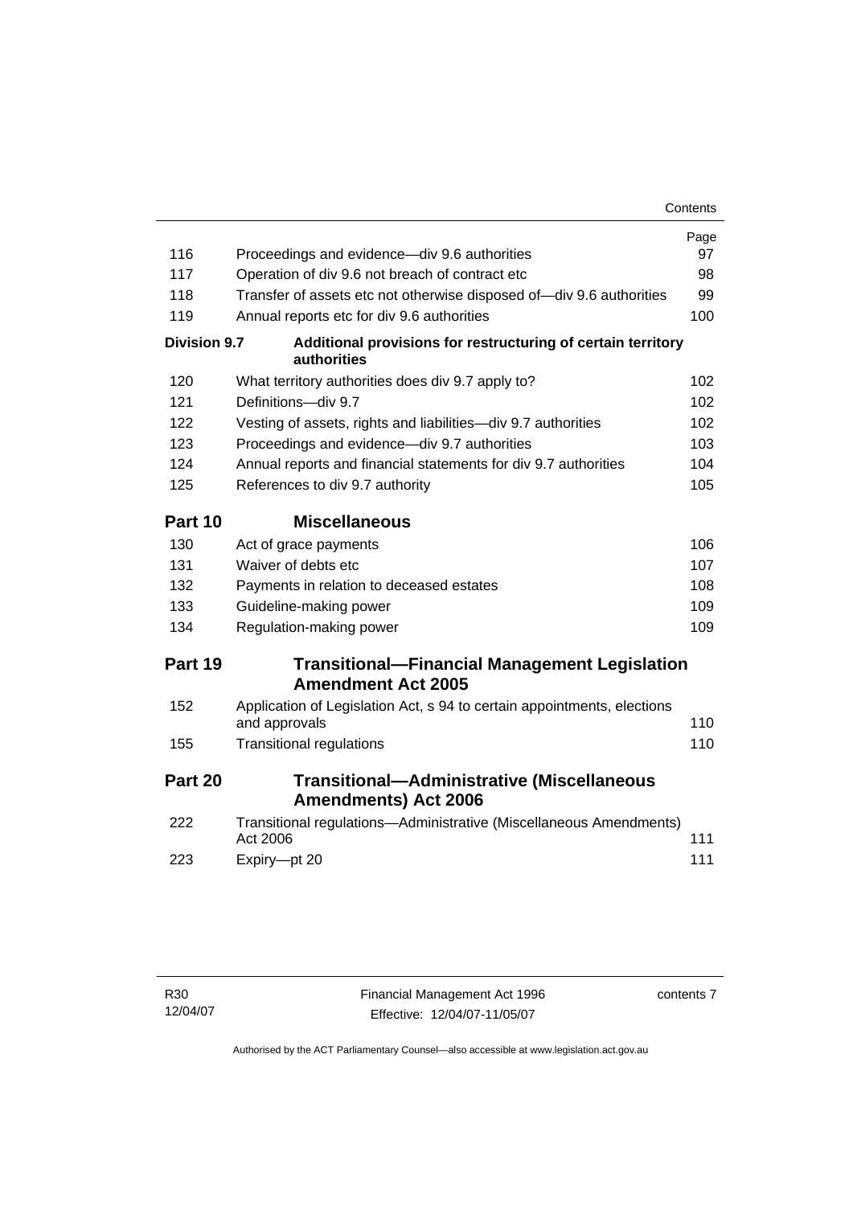| | | Page |
|---|---|---|
| 116 | Proceedings and evidence—div 9.6 authorities | 97 |
| 117 | Operation of div 9.6 not breach of contract etc | 98 |
| 118 | Transfer of assets etc not otherwise disposed of—div 9.6 authorities | 99 |
| 119 | Annual reports etc for div 9.6 authorities | 100 |
| **Division 9.7** | **Additional provisions for restructuring of certain territory authorities** | |
| 120 | What territory authorities does div 9.7 apply to? | 102 |
| 121 | Definitions—div 9.7 | 102 |
| 122 | Vesting of assets, rights and liabilities—div 9.7 authorities | 102 |
| 123 | Proceedings and evidence—div 9.7 authorities | 103 |
| 124 | Annual reports and financial statements for div 9.7 authorities | 104 |
| 125 | References to div 9.7 authority | 105 |
| **Part 10** | **Miscellaneous** | |
| 130 | Act of grace payments | 106 |
| 131 | Waiver of debts etc | 107 |
| 132 | Payments in relation to deceased estates | 108 |
| 133 | Guideline-making power | 109 |
| 134 | Regulation-making power | 109 |
| **Part 19** | **Transitional—Financial Management Legislation Amendment Act 2005** | |
| 152 | Application of Legislation Act, s 94 to certain appointments, elections and approvals | 110 |
| 155 | Transitional regulations | 110 |
| **Part 20** | **Transitional—Administrative (Miscellaneous Amendments) Act 2006** | |
| 222 | Transitional regulations—Administrative (Miscellaneous Amendments) Act 2006 | 111 |
| 223 | Expiry—pt 20 | 111 |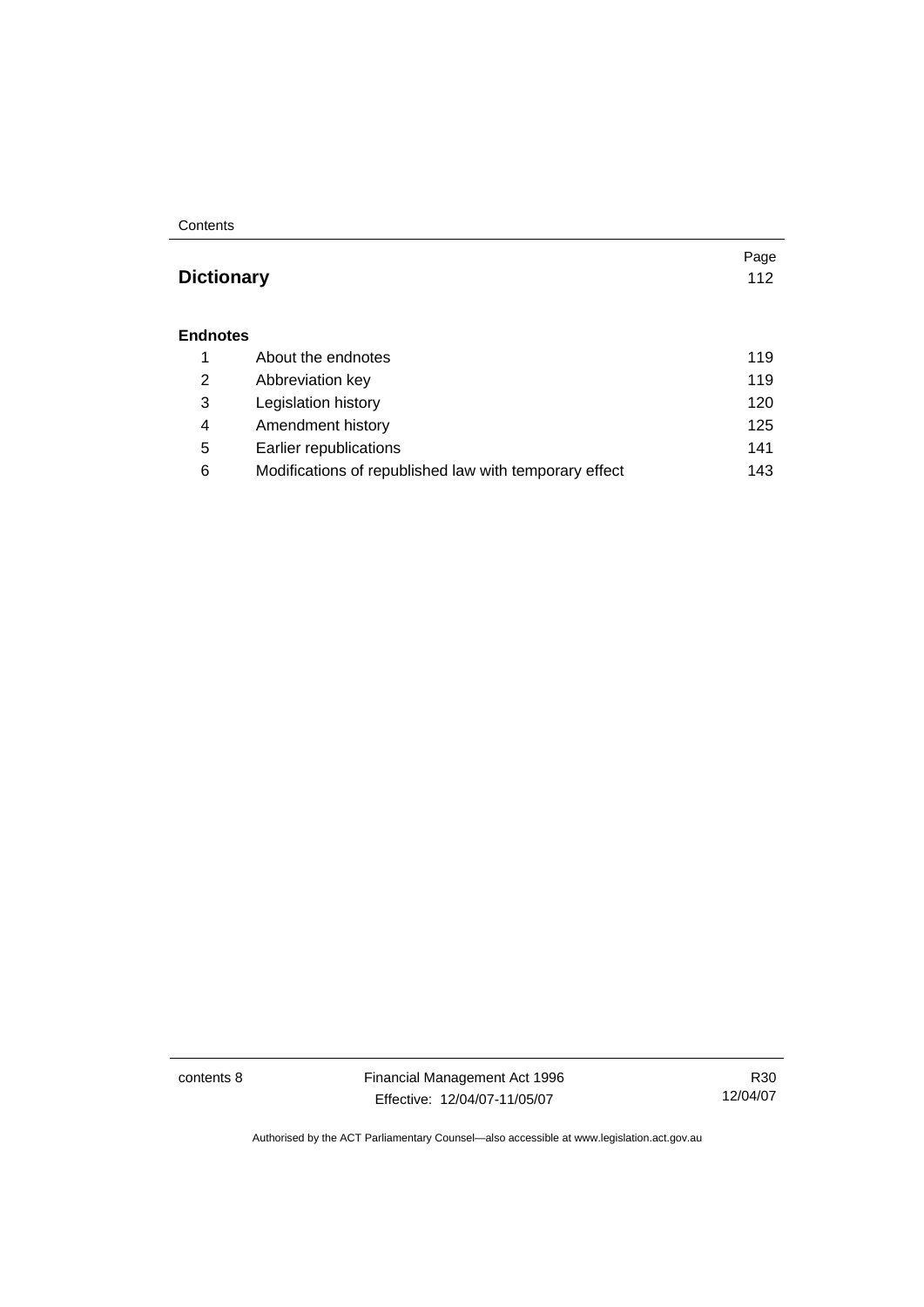| | | Page |
|---|---|---|
| **Dictionary** | | 112 |
| **Endnotes** | | |
| 1 | About the endnotes | 119 |
| 2 | Abbreviation key | 119 |
| 3 | Legislation history | 120 |
| 4 | Amendment history | 125 |
| 5 | Earlier republications | 141 |
| 6 | Modifications of republished law with temporary effect | 143 |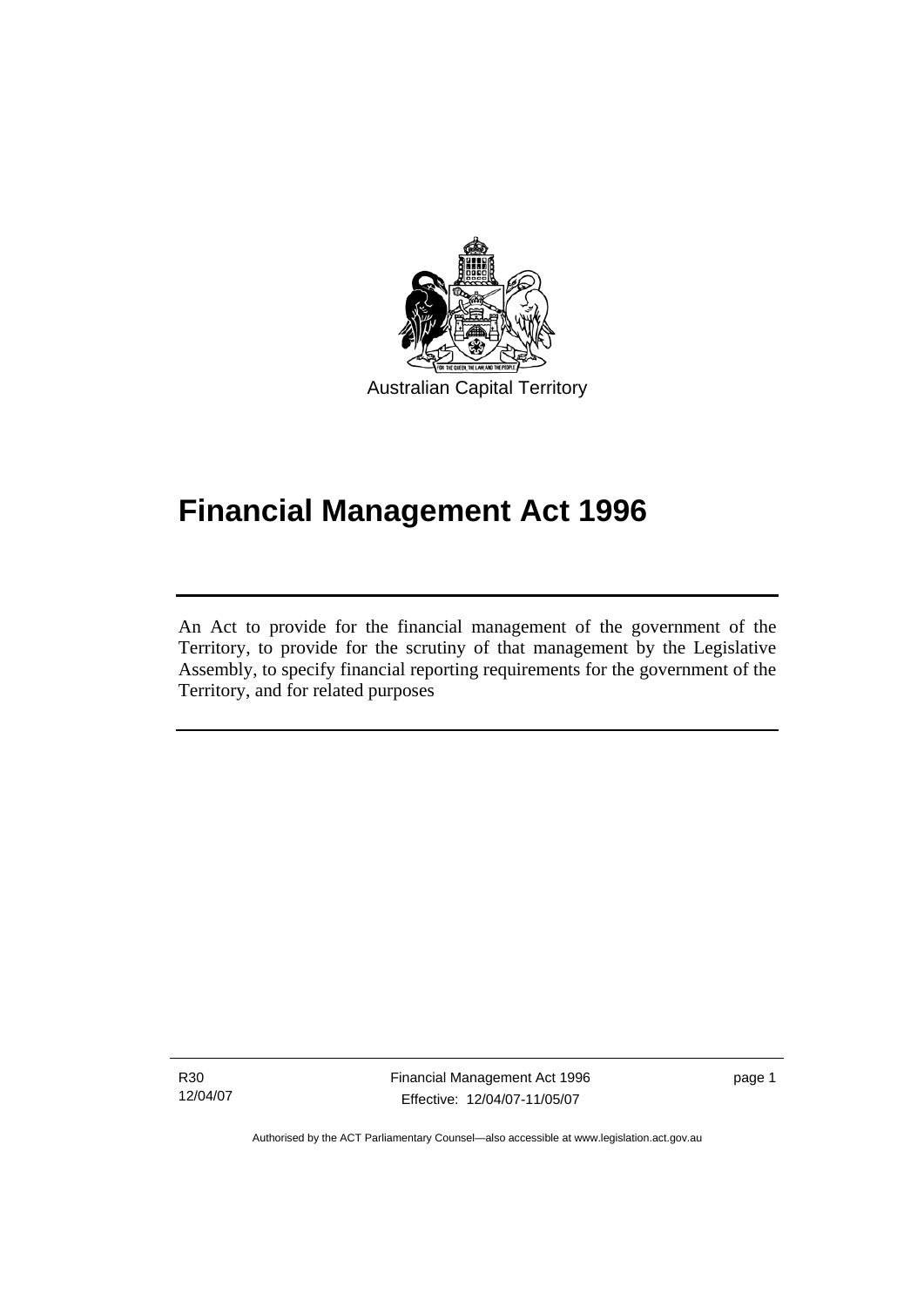Australian Capital Territory

# Financial Management Act 1996

An Act to provide for the financial management of the government of the Territory, to provide for the scrutiny of that management by the Legislative Assembly, to specify financial reporting requirements for the government of the Territory, and for related purposes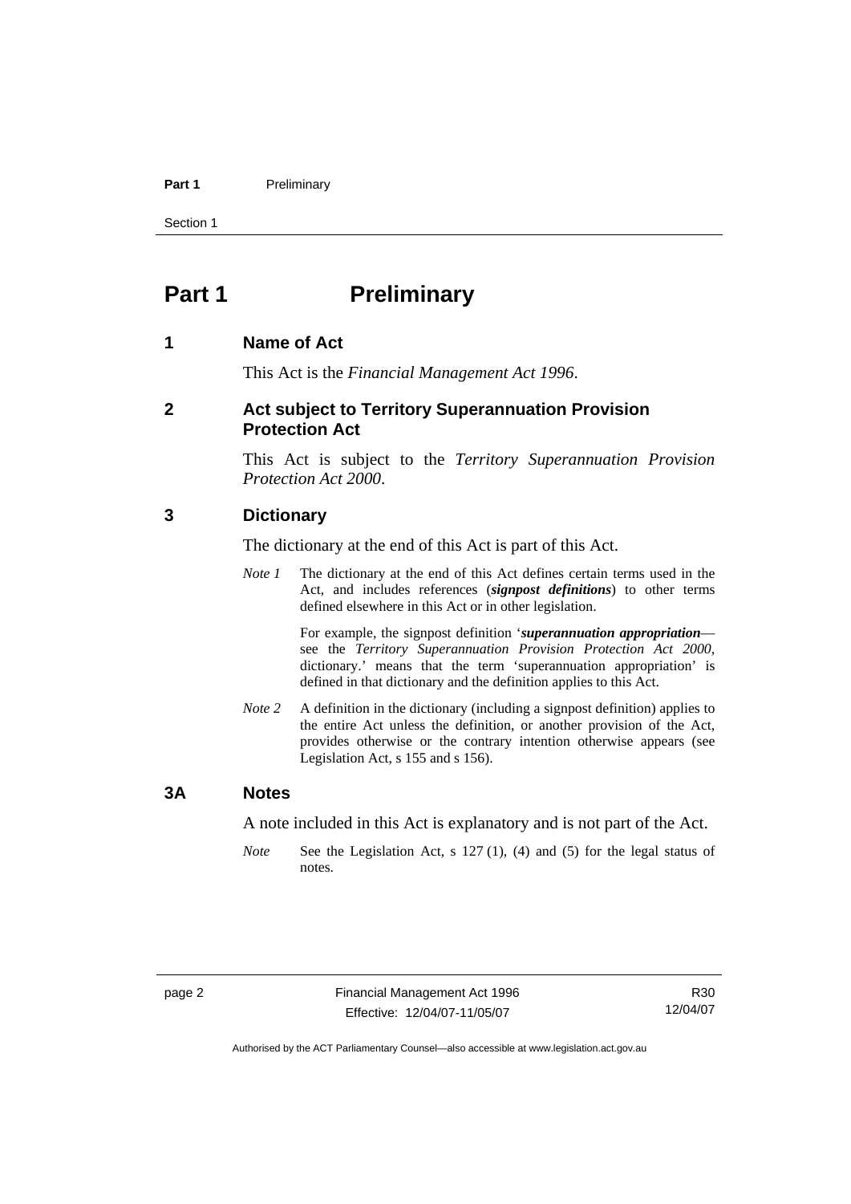# Part 1 Preliminary

## 1 Name of Act

This Act is the *Financial Management Act 1996*.

## 2 Act subject to Territory Superannuation Provision Protection Act

This Act is subject to the *Territory Superannuation Provision Protection Act 2000*.

## 3 Dictionary

The dictionary at the end of this Act is part of this Act.

*Note 1* The dictionary at the end of this Act defines certain terms used in the Act, and includes references (***signpost definitions***) to other terms defined elsewhere in this Act or in other legislation.

For example, the signpost definition '***superannuation appropriation***—see the *Territory Superannuation Provision Protection Act 2000*, dictionary.' means that the term 'superannuation appropriation' is defined in that dictionary and the definition applies to this Act.

*Note 2* A definition in the dictionary (including a signpost definition) applies to the entire Act unless the definition, or another provision of the Act, provides otherwise or the contrary intention otherwise appears (see Legislation Act, s 155 and s 156).

## 3A Notes

A note included in this Act is explanatory and is not part of the Act.

*Note* See the Legislation Act, s 127 (1), (4) and (5) for the legal status of notes.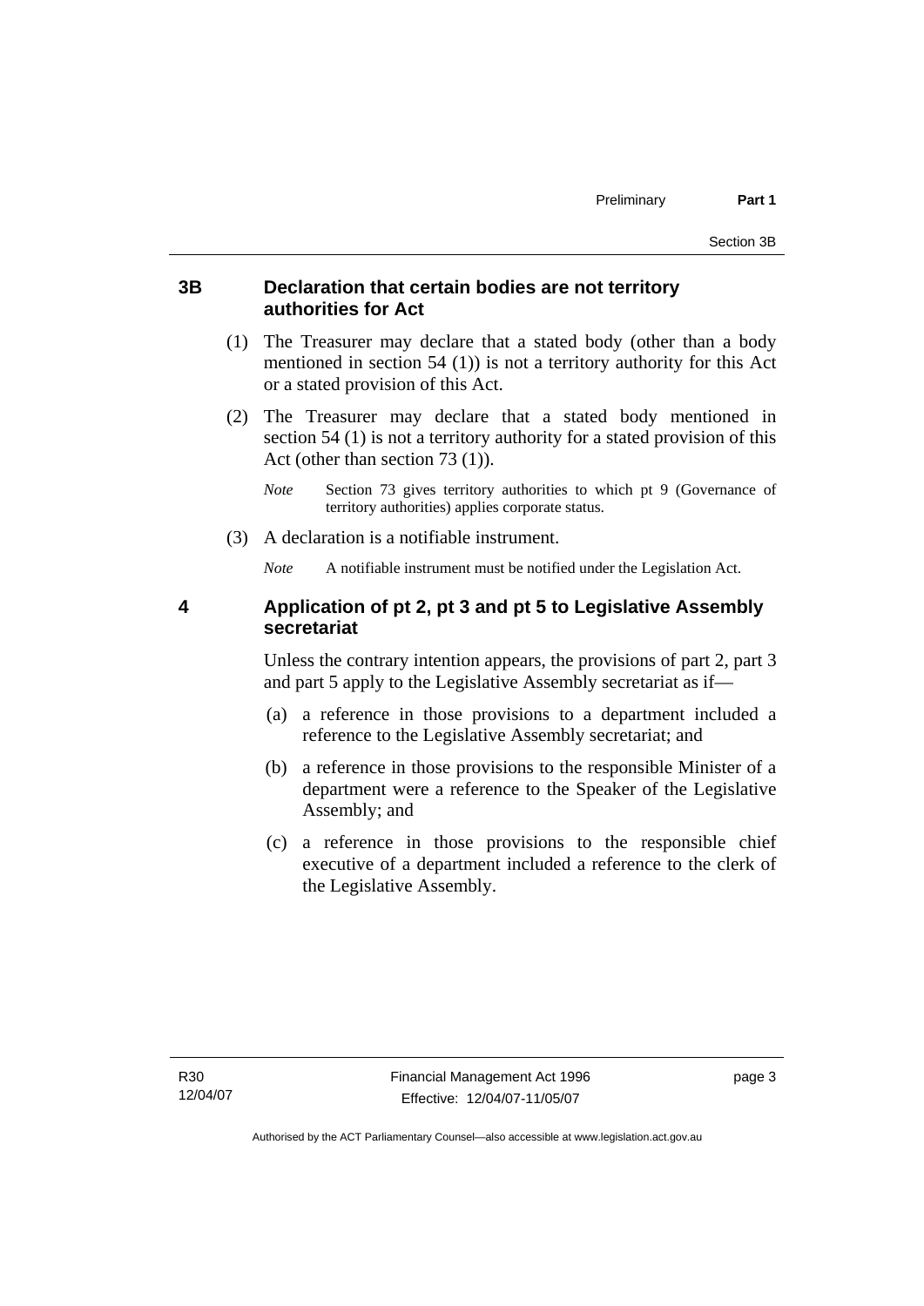## 3B Declaration that certain bodies are not territory authorities for Act

(1) The Treasurer may declare that a stated body (other than a body mentioned in section 54 (1)) is not a territory authority for this Act or a stated provision of this Act.

(2) The Treasurer may declare that a stated body mentioned in section 54 (1) is not a territory authority for a stated provision of this Act (other than section 73 (1)).

*Note* Section 73 gives territory authorities to which pt 9 (Governance of territory authorities) applies corporate status.

(3) A declaration is a notifiable instrument.

*Note* A notifiable instrument must be notified under the Legislation Act.

## 4 Application of pt 2, pt 3 and pt 5 to Legislative Assembly secretariat

Unless the contrary intention appears, the provisions of part 2, part 3 and part 5 apply to the Legislative Assembly secretariat as if—

(a) a reference in those provisions to a department included a reference to the Legislative Assembly secretariat; and

(b) a reference in those provisions to the responsible Minister of a department were a reference to the Speaker of the Legislative Assembly; and

(c) a reference in those provisions to the responsible chief executive of a department included a reference to the clerk of the Legislative Assembly.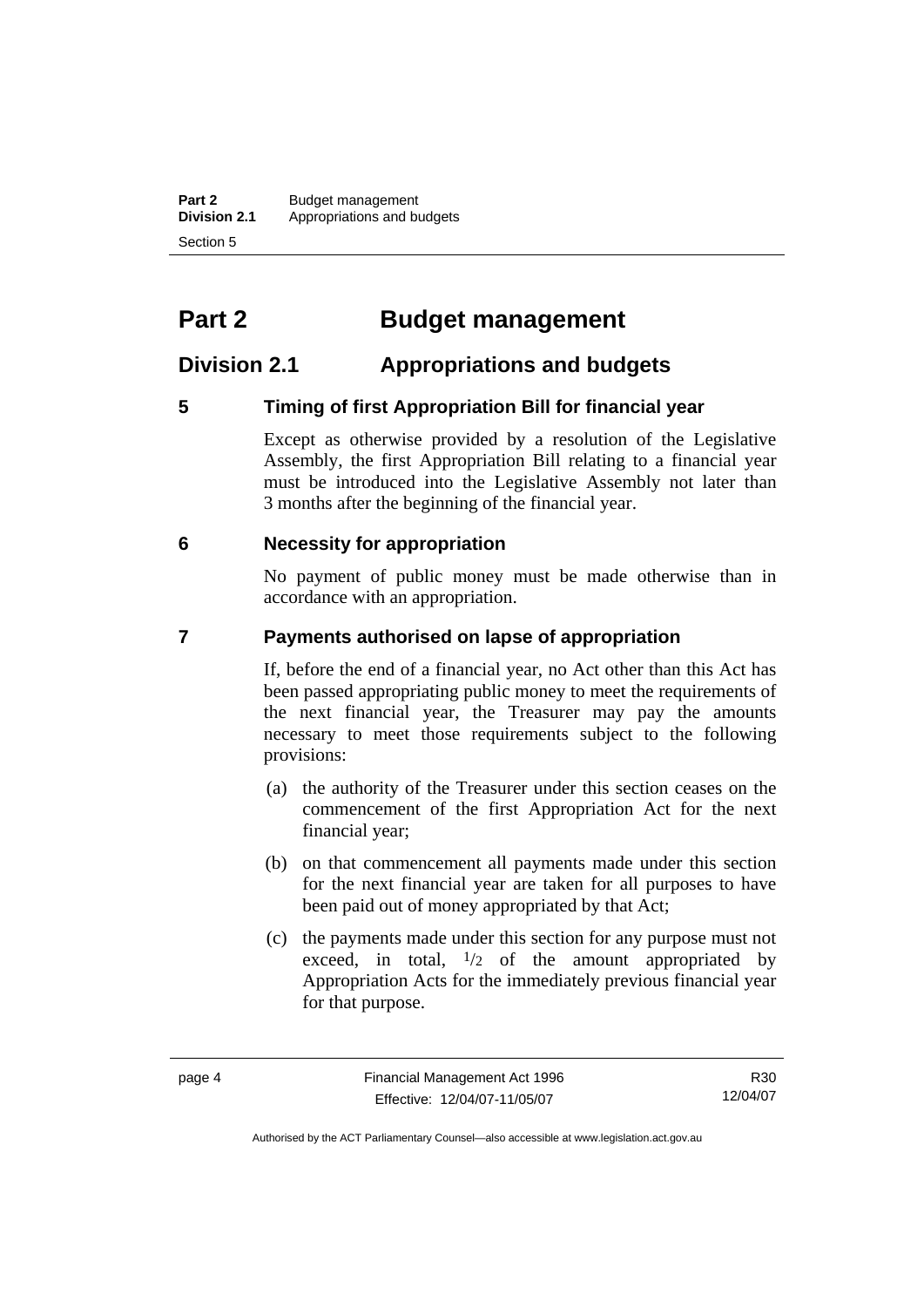# Part 2 Budget management

## Division 2.1 Appropriations and budgets

### 5 Timing of first Appropriation Bill for financial year

Except as otherwise provided by a resolution of the Legislative Assembly, the first Appropriation Bill relating to a financial year must be introduced into the Legislative Assembly not later than 3 months after the beginning of the financial year.

### 6 Necessity for appropriation

No payment of public money must be made otherwise than in accordance with an appropriation.

### 7 Payments authorised on lapse of appropriation

If, before the end of a financial year, no Act other than this Act has been passed appropriating public money to meet the requirements of the next financial year, the Treasurer may pay the amounts necessary to meet those requirements subject to the following provisions:

(a) the authority of the Treasurer under this section ceases on the commencement of the first Appropriation Act for the next financial year;

(b) on that commencement all payments made under this section for the next financial year are taken for all purposes to have been paid out of money appropriated by that Act;

(c) the payments made under this section for any purpose must not exceed, in total, $^{1}/_{2}$ of the amount appropriated by Appropriation Acts for the immediately previous financial year for that purpose.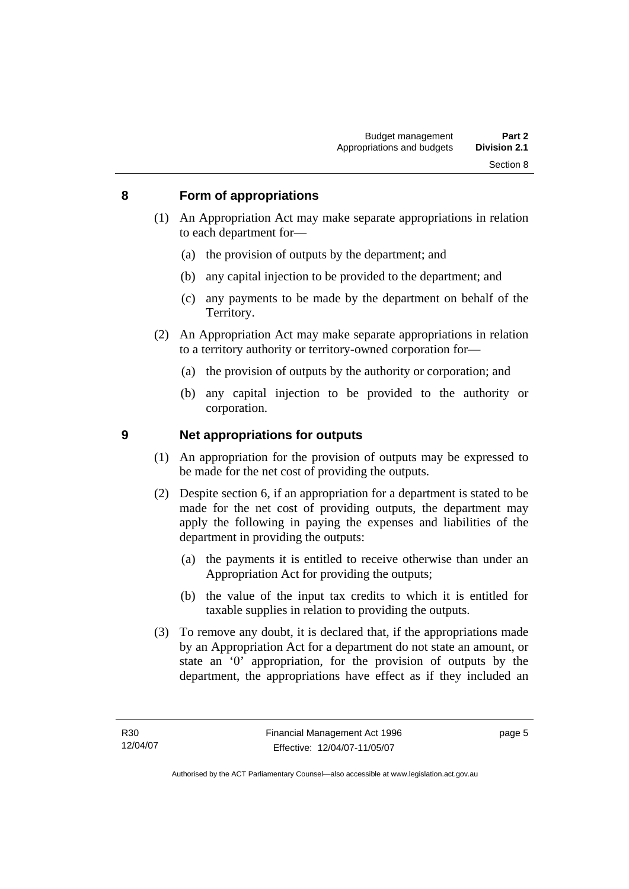## 8 Form of appropriations

(1) An Appropriation Act may make separate appropriations in relation to each department for—

(a) the provision of outputs by the department; and

(b) any capital injection to be provided to the department; and

(c) any payments to be made by the department on behalf of the Territory.

(2) An Appropriation Act may make separate appropriations in relation to a territory authority or territory-owned corporation for—

(a) the provision of outputs by the authority or corporation; and

(b) any capital injection to be provided to the authority or corporation.

## 9 Net appropriations for outputs

(1) An appropriation for the provision of outputs may be expressed to be made for the net cost of providing the outputs.

(2) Despite section 6, if an appropriation for a department is stated to be made for the net cost of providing outputs, the department may apply the following in paying the expenses and liabilities of the department in providing the outputs:

(a) the payments it is entitled to receive otherwise than under an Appropriation Act for providing the outputs;

(b) the value of the input tax credits to which it is entitled for taxable supplies in relation to providing the outputs.

(3) To remove any doubt, it is declared that, if the appropriations made by an Appropriation Act for a department do not state an amount, or state an '0' appropriation, for the provision of outputs by the department, the appropriations have effect as if they included an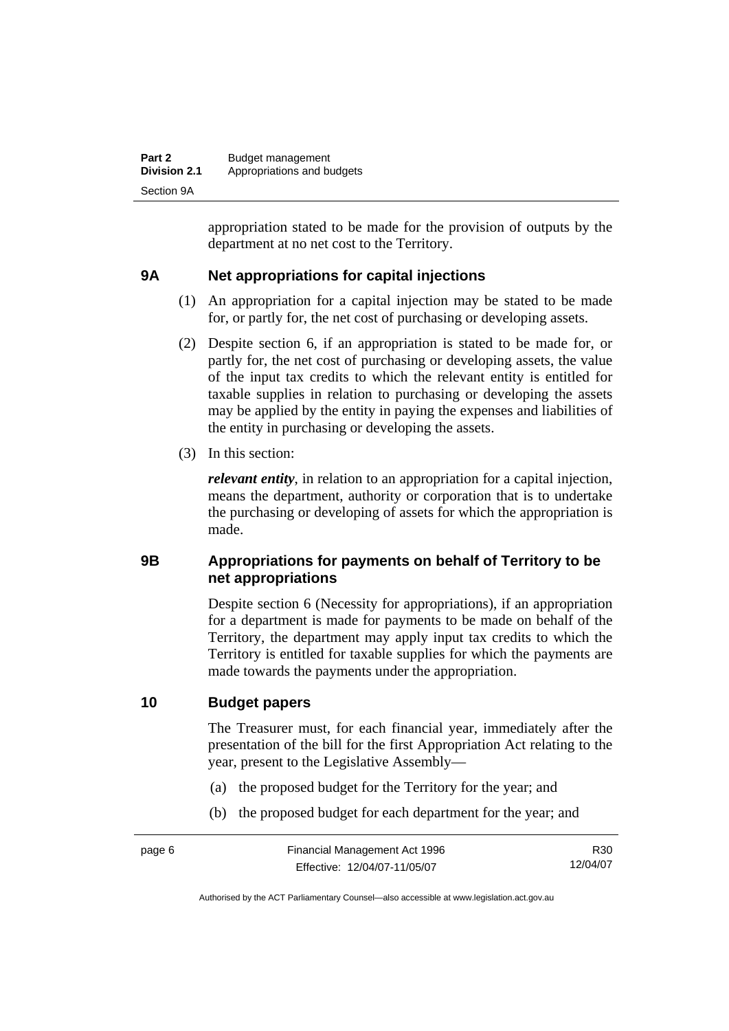appropriation stated to be made for the provision of outputs by the department at no net cost to the Territory.

## 9A Net appropriations for capital injections

(1) An appropriation for a capital injection may be stated to be made for, or partly for, the net cost of purchasing or developing assets.

(2) Despite section 6, if an appropriation is stated to be made for, or partly for, the net cost of purchasing or developing assets, the value of the input tax credits to which the relevant entity is entitled for taxable supplies in relation to purchasing or developing the assets may be applied by the entity in paying the expenses and liabilities of the entity in purchasing or developing the assets.

(3) In this section:

***relevant entity***, in relation to an appropriation for a capital injection, means the department, authority or corporation that is to undertake the purchasing or developing of assets for which the appropriation is made.

## 9B Appropriations for payments on behalf of Territory to be net appropriations

Despite section 6 (Necessity for appropriations), if an appropriation for a department is made for payments to be made on behalf of the Territory, the department may apply input tax credits to which the Territory is entitled for taxable supplies for which the payments are made towards the payments under the appropriation.

## 10 Budget papers

The Treasurer must, for each financial year, immediately after the presentation of the bill for the first Appropriation Act relating to the year, present to the Legislative Assembly—

(a) the proposed budget for the Territory for the year; and

(b) the proposed budget for each department for the year; and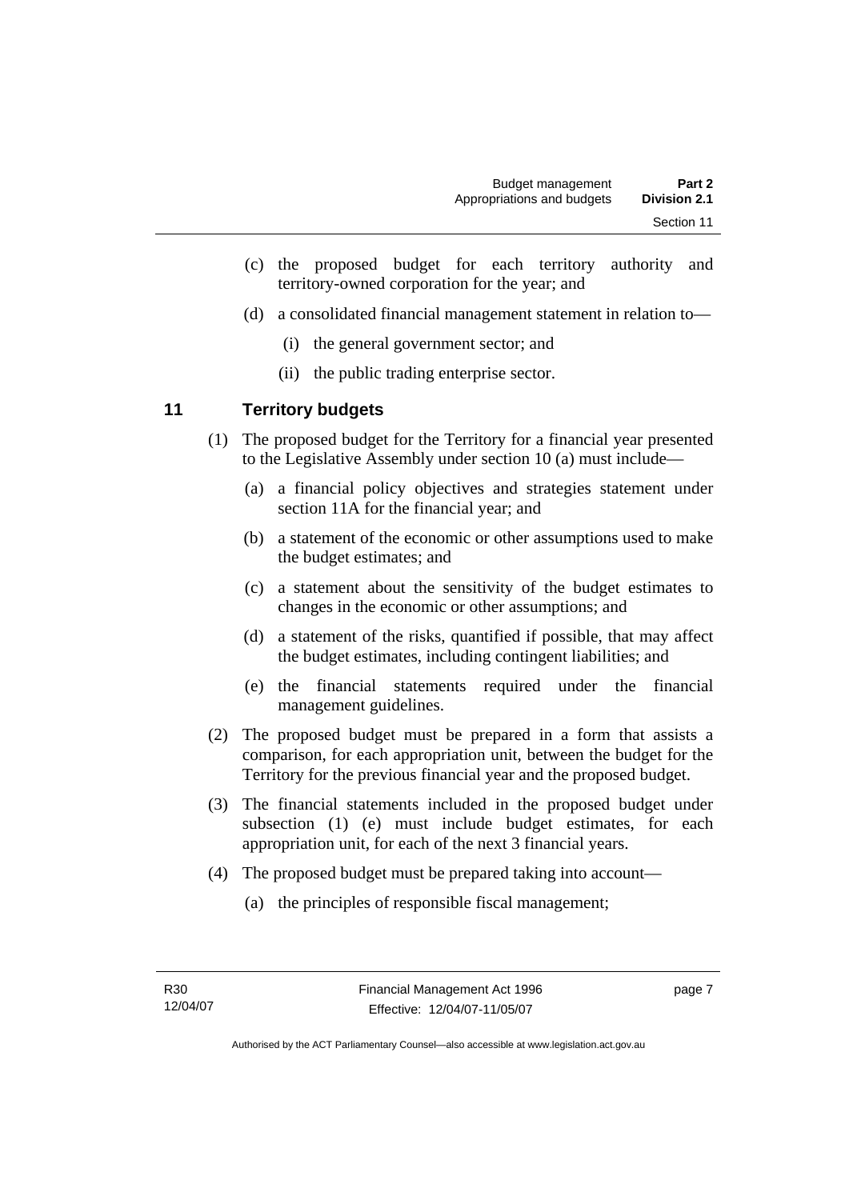(c) the proposed budget for each territory authority and territory-owned corporation for the year; and

(d) a consolidated financial management statement in relation to—

(i) the general government sector; and

(ii) the public trading enterprise sector.

## 11 Territory budgets

(1) The proposed budget for the Territory for a financial year presented to the Legislative Assembly under section 10 (a) must include—

(a) a financial policy objectives and strategies statement under section 11A for the financial year; and

(b) a statement of the economic or other assumptions used to make the budget estimates; and

(c) a statement about the sensitivity of the budget estimates to changes in the economic or other assumptions; and

(d) a statement of the risks, quantified if possible, that may affect the budget estimates, including contingent liabilities; and

(e) the financial statements required under the financial management guidelines.

(2) The proposed budget must be prepared in a form that assists a comparison, for each appropriation unit, between the budget for the Territory for the previous financial year and the proposed budget.

(3) The financial statements included in the proposed budget under subsection (1) (e) must include budget estimates, for each appropriation unit, for each of the next 3 financial years.

(4) The proposed budget must be prepared taking into account—

(a) the principles of responsible fiscal management;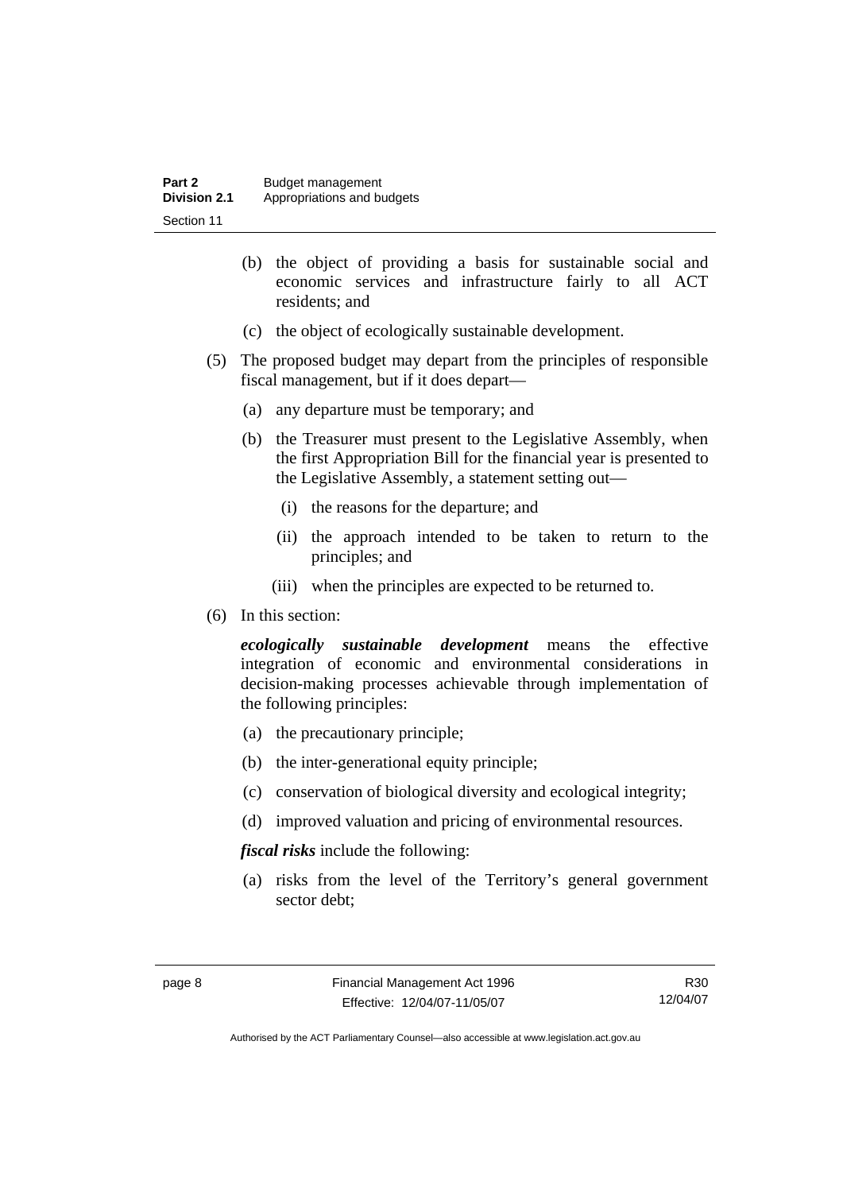(b) the object of providing a basis for sustainable social and economic services and infrastructure fairly to all ACT residents; and

(c) the object of ecologically sustainable development.

(5) The proposed budget may depart from the principles of responsible fiscal management, but if it does depart—

(a) any departure must be temporary; and

(b) the Treasurer must present to the Legislative Assembly, when the first Appropriation Bill for the financial year is presented to the Legislative Assembly, a statement setting out—

(i) the reasons for the departure; and

(ii) the approach intended to be taken to return to the principles; and

(iii) when the principles are expected to be returned to.

(6) In this section:

***ecologically sustainable development*** means the effective integration of economic and environmental considerations in decision-making processes achievable through implementation of the following principles:

(a) the precautionary principle;

(b) the inter-generational equity principle;

(c) conservation of biological diversity and ecological integrity;

(d) improved valuation and pricing of environmental resources.

***fiscal risks*** include the following:

(a) risks from the level of the Territory's general government sector debt;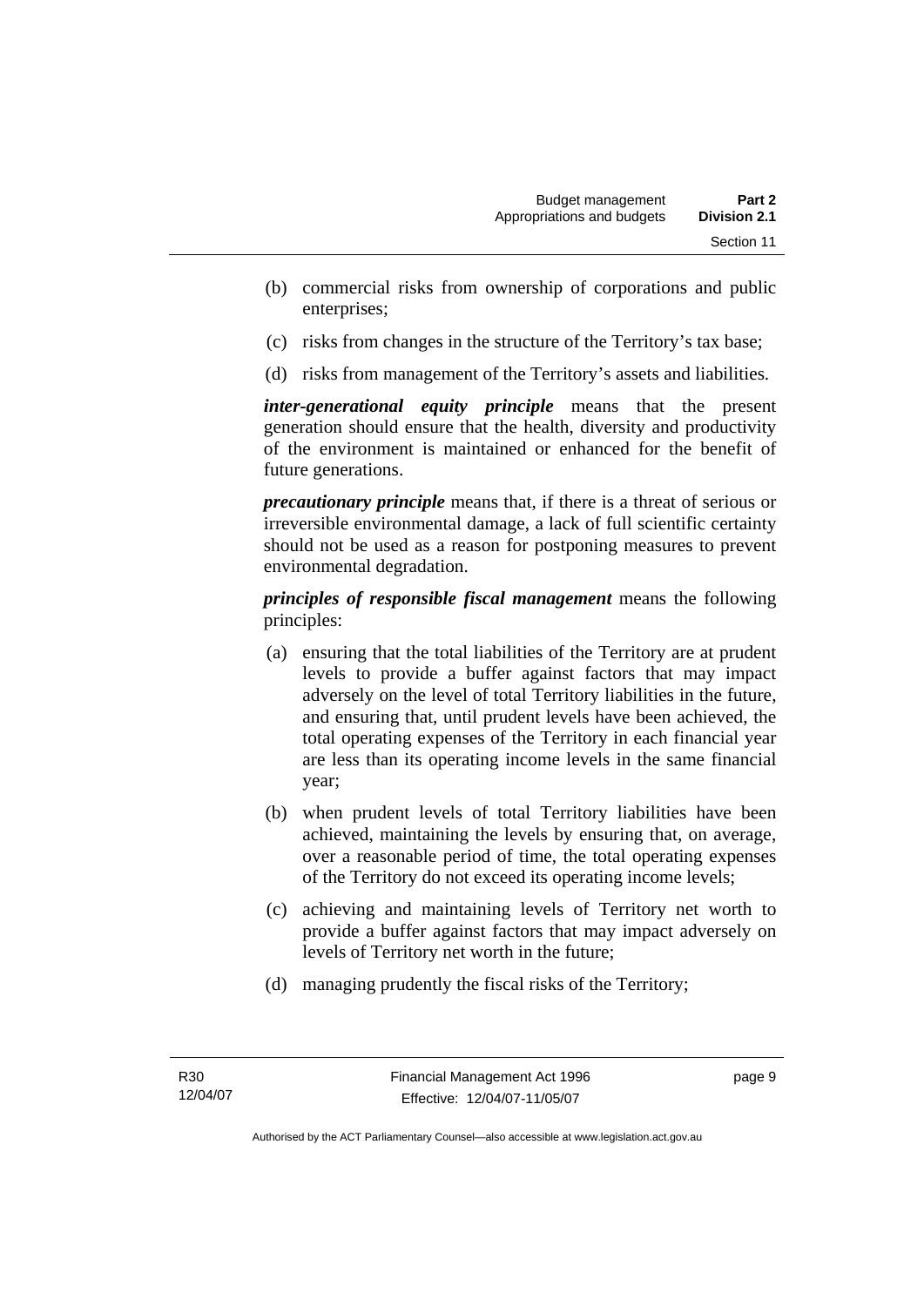- (b) commercial risks from ownership of corporations and public enterprises;
- (c) risks from changes in the structure of the Territory's tax base;
- (d) risks from management of the Territory's assets and liabilities.

***inter-generational equity principle*** means that the present generation should ensure that the health, diversity and productivity of the environment is maintained or enhanced for the benefit of future generations.

***precautionary principle*** means that, if there is a threat of serious or irreversible environmental damage, a lack of full scientific certainty should not be used as a reason for postponing measures to prevent environmental degradation.

***principles of responsible fiscal management*** means the following principles:

- (a) ensuring that the total liabilities of the Territory are at prudent levels to provide a buffer against factors that may impact adversely on the level of total Territory liabilities in the future, and ensuring that, until prudent levels have been achieved, the total operating expenses of the Territory in each financial year are less than its operating income levels in the same financial year;
- (b) when prudent levels of total Territory liabilities have been achieved, maintaining the levels by ensuring that, on average, over a reasonable period of time, the total operating expenses of the Territory do not exceed its operating income levels;
- (c) achieving and maintaining levels of Territory net worth to provide a buffer against factors that may impact adversely on levels of Territory net worth in the future;
- (d) managing prudently the fiscal risks of the Territory;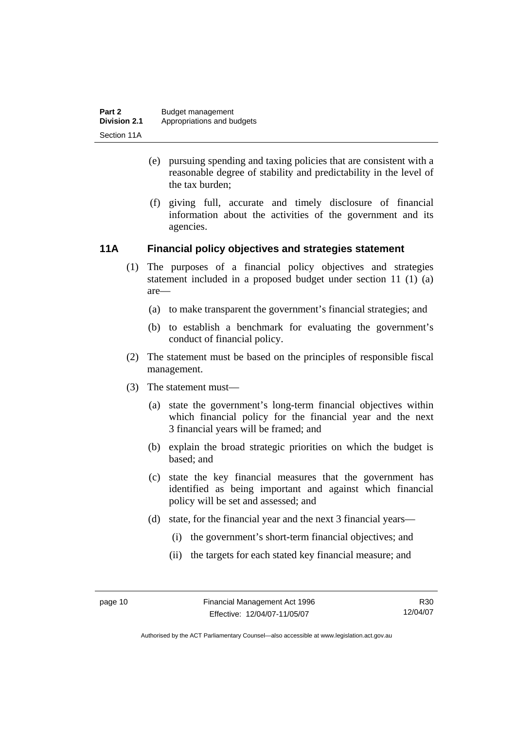(e) pursuing spending and taxing policies that are consistent with a reasonable degree of stability and predictability in the level of the tax burden;

(f) giving full, accurate and timely disclosure of financial information about the activities of the government and its agencies.

## 11A Financial policy objectives and strategies statement

(1) The purposes of a financial policy objectives and strategies statement included in a proposed budget under section 11 (1) (a) are—

(a) to make transparent the government's financial strategies; and

(b) to establish a benchmark for evaluating the government's conduct of financial policy.

(2) The statement must be based on the principles of responsible fiscal management.

(3) The statement must—

(a) state the government's long-term financial objectives within which financial policy for the financial year and the next 3 financial years will be framed; and

(b) explain the broad strategic priorities on which the budget is based; and

(c) state the key financial measures that the government has identified as being important and against which financial policy will be set and assessed; and

(d) state, for the financial year and the next 3 financial years—

(i) the government's short-term financial objectives; and

(ii) the targets for each stated key financial measure; and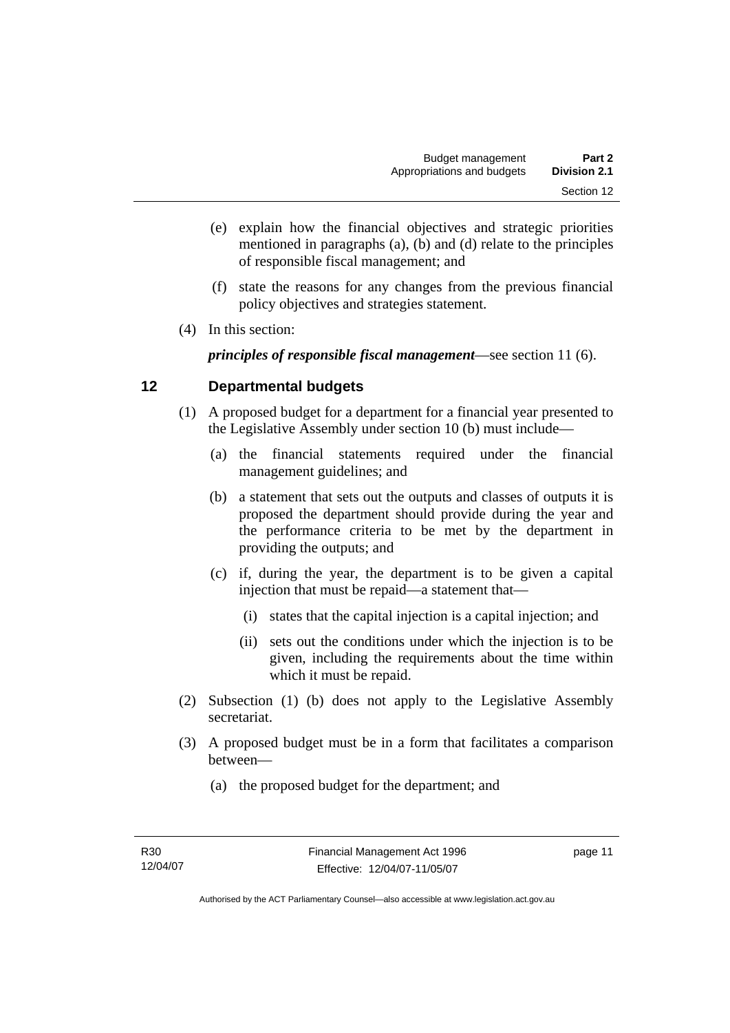(e) explain how the financial objectives and strategic priorities mentioned in paragraphs (a), (b) and (d) relate to the principles of responsible fiscal management; and

(f) state the reasons for any changes from the previous financial policy objectives and strategies statement.

(4) In this section:

***principles of responsible fiscal management***—see section 11 (6).

## 12 Departmental budgets

(1) A proposed budget for a department for a financial year presented to the Legislative Assembly under section 10 (b) must include—

(a) the financial statements required under the financial management guidelines; and

(b) a statement that sets out the outputs and classes of outputs it is proposed the department should provide during the year and the performance criteria to be met by the department in providing the outputs; and

(c) if, during the year, the department is to be given a capital injection that must be repaid—a statement that—

(i) states that the capital injection is a capital injection; and

(ii) sets out the conditions under which the injection is to be given, including the requirements about the time within which it must be repaid.

(2) Subsection (1) (b) does not apply to the Legislative Assembly secretariat.

(3) A proposed budget must be in a form that facilitates a comparison between—

(a) the proposed budget for the department; and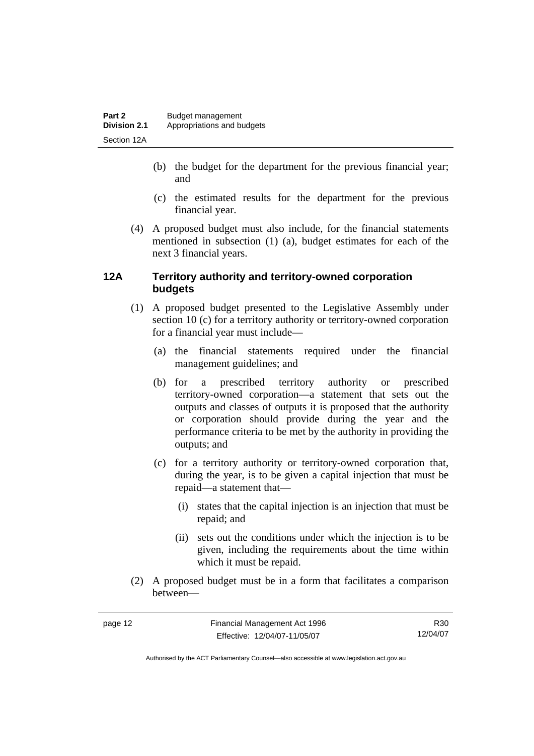(b) the budget for the department for the previous financial year; and

(c) the estimated results for the department for the previous financial year.

(4) A proposed budget must also include, for the financial statements mentioned in subsection (1) (a), budget estimates for each of the next 3 financial years.

### 12A Territory authority and territory-owned corporation budgets

(1) A proposed budget presented to the Legislative Assembly under section 10 (c) for a territory authority or territory-owned corporation for a financial year must include—

(a) the financial statements required under the financial management guidelines; and

(b) for a prescribed territory authority or prescribed territory-owned corporation—a statement that sets out the outputs and classes of outputs it is proposed that the authority or corporation should provide during the year and the performance criteria to be met by the authority in providing the outputs; and

(c) for a territory authority or territory-owned corporation that, during the year, is to be given a capital injection that must be repaid—a statement that—

(i) states that the capital injection is an injection that must be repaid; and

(ii) sets out the conditions under which the injection is to be given, including the requirements about the time within which it must be repaid.

(2) A proposed budget must be in a form that facilitates a comparison between—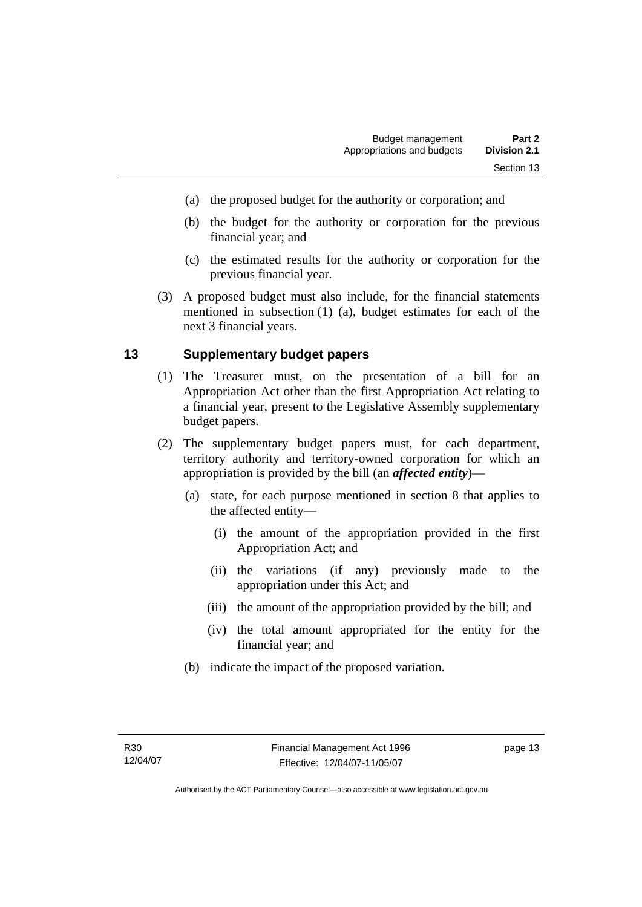- (a) the proposed budget for the authority or corporation; and
- (b) the budget for the authority or corporation for the previous financial year; and
- (c) the estimated results for the authority or corporation for the previous financial year.

(3) A proposed budget must also include, for the financial statements mentioned in subsection (1) (a), budget estimates for each of the next 3 financial years.

## 13 Supplementary budget papers

(1) The Treasurer must, on the presentation of a bill for an Appropriation Act other than the first Appropriation Act relating to a financial year, present to the Legislative Assembly supplementary budget papers.

(2) The supplementary budget papers must, for each department, territory authority and territory-owned corporation for which an appropriation is provided by the bill (an ***affected entity***)—

- (a) state, for each purpose mentioned in section 8 that applies to the affected entity—
  - (i) the amount of the appropriation provided in the first Appropriation Act; and
  - (ii) the variations (if any) previously made to the appropriation under this Act; and
  - (iii) the amount of the appropriation provided by the bill; and
  - (iv) the total amount appropriated for the entity for the financial year; and
- (b) indicate the impact of the proposed variation.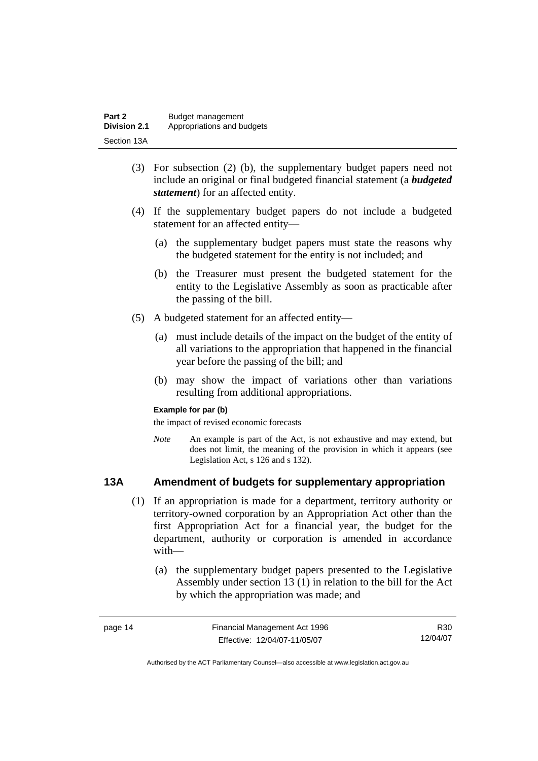(3) For subsection (2) (b), the supplementary budget papers need not include an original or final budgeted financial statement (a ***budgeted statement***) for an affected entity.

(4) If the supplementary budget papers do not include a budgeted statement for an affected entity—

(a) the supplementary budget papers must state the reasons why the budgeted statement for the entity is not included; and

(b) the Treasurer must present the budgeted statement for the entity to the Legislative Assembly as soon as practicable after the passing of the bill.

(5) A budgeted statement for an affected entity—

(a) must include details of the impact on the budget of the entity of all variations to the appropriation that happened in the financial year before the passing of the bill; and

(b) may show the impact of variations other than variations resulting from additional appropriations.

**Example for par (b)**

the impact of revised economic forecasts

*Note* An example is part of the Act, is not exhaustive and may extend, but does not limit, the meaning of the provision in which it appears (see Legislation Act, s 126 and s 132).

## 13A Amendment of budgets for supplementary appropriation

(1) If an appropriation is made for a department, territory authority or territory-owned corporation by an Appropriation Act other than the first Appropriation Act for a financial year, the budget for the department, authority or corporation is amended in accordance with—

(a) the supplementary budget papers presented to the Legislative Assembly under section 13 (1) in relation to the bill for the Act by which the appropriation was made; and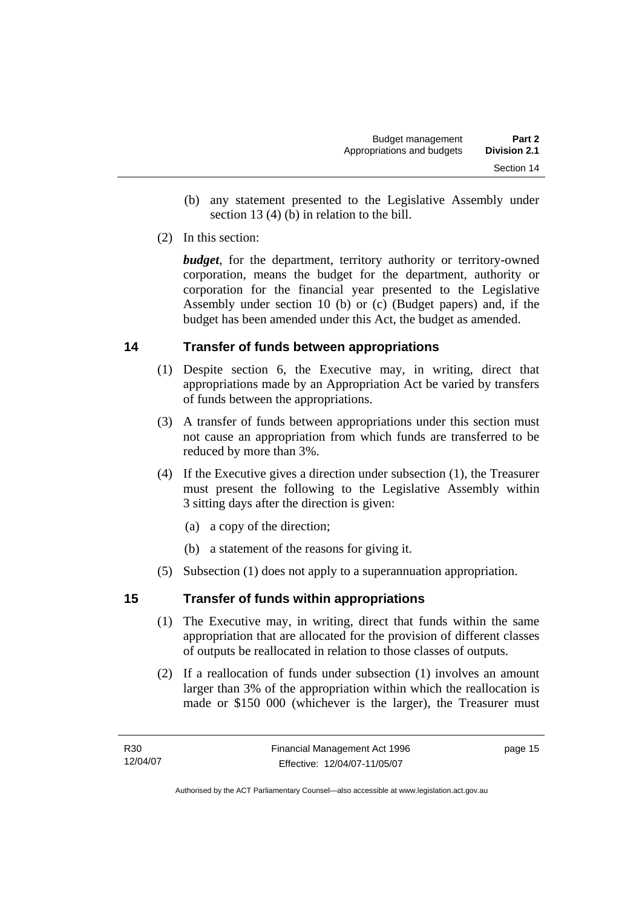(b) any statement presented to the Legislative Assembly under section 13 (4) (b) in relation to the bill.

(2) In this section:

***budget***, for the department, territory authority or territory-owned corporation, means the budget for the department, authority or corporation for the financial year presented to the Legislative Assembly under section 10 (b) or (c) (Budget papers) and, if the budget has been amended under this Act, the budget as amended.

## 14 Transfer of funds between appropriations

(1) Despite section 6, the Executive may, in writing, direct that appropriations made by an Appropriation Act be varied by transfers of funds between the appropriations.

(3) A transfer of funds between appropriations under this section must not cause an appropriation from which funds are transferred to be reduced by more than 3%.

(4) If the Executive gives a direction under subsection (1), the Treasurer must present the following to the Legislative Assembly within 3 sitting days after the direction is given:

(a) a copy of the direction;

(b) a statement of the reasons for giving it.

(5) Subsection (1) does not apply to a superannuation appropriation.

## 15 Transfer of funds within appropriations

(1) The Executive may, in writing, direct that funds within the same appropriation that are allocated for the provision of different classes of outputs be reallocated in relation to those classes of outputs.

(2) If a reallocation of funds under subsection (1) involves an amount larger than 3% of the appropriation within which the reallocation is made or $150 000 (whichever is the larger), the Treasurer must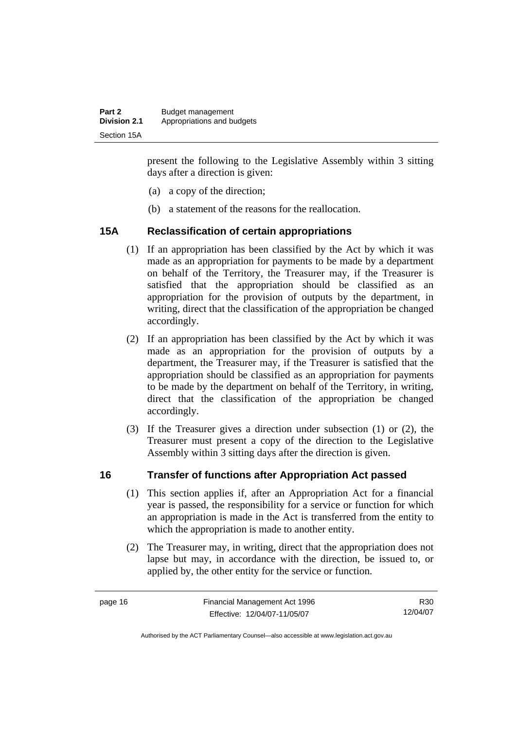present the following to the Legislative Assembly within 3 sitting days after a direction is given:

(a) a copy of the direction;

(b) a statement of the reasons for the reallocation.

### 15A Reclassification of certain appropriations

(1) If an appropriation has been classified by the Act by which it was made as an appropriation for payments to be made by a department on behalf of the Territory, the Treasurer may, if the Treasurer is satisfied that the appropriation should be classified as an appropriation for the provision of outputs by the department, in writing, direct that the classification of the appropriation be changed accordingly.

(2) If an appropriation has been classified by the Act by which it was made as an appropriation for the provision of outputs by a department, the Treasurer may, if the Treasurer is satisfied that the appropriation should be classified as an appropriation for payments to be made by the department on behalf of the Territory, in writing, direct that the classification of the appropriation be changed accordingly.

(3) If the Treasurer gives a direction under subsection (1) or (2), the Treasurer must present a copy of the direction to the Legislative Assembly within 3 sitting days after the direction is given.

### 16 Transfer of functions after Appropriation Act passed

(1) This section applies if, after an Appropriation Act for a financial year is passed, the responsibility for a service or function for which an appropriation is made in the Act is transferred from the entity to which the appropriation is made to another entity.

(2) The Treasurer may, in writing, direct that the appropriation does not lapse but may, in accordance with the direction, be issued to, or applied by, the other entity for the service or function.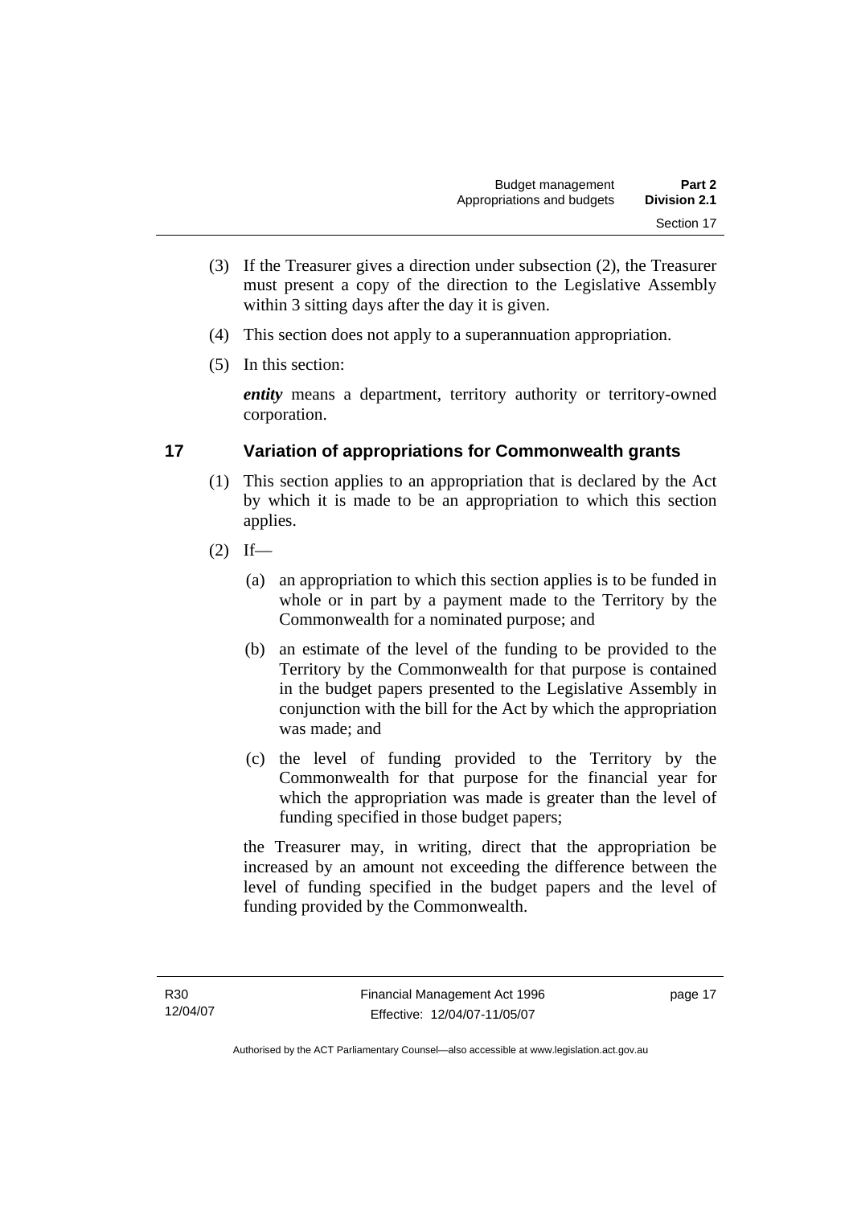(3) If the Treasurer gives a direction under subsection (2), the Treasurer must present a copy of the direction to the Legislative Assembly within 3 sitting days after the day it is given.

(4) This section does not apply to a superannuation appropriation.

(5) In this section:

***entity*** means a department, territory authority or territory-owned corporation.

## 17 Variation of appropriations for Commonwealth grants

(1) This section applies to an appropriation that is declared by the Act by which it is made to be an appropriation to which this section applies.

(2) If—

(a) an appropriation to which this section applies is to be funded in whole or in part by a payment made to the Territory by the Commonwealth for a nominated purpose; and

(b) an estimate of the level of the funding to be provided to the Territory by the Commonwealth for that purpose is contained in the budget papers presented to the Legislative Assembly in conjunction with the bill for the Act by which the appropriation was made; and

(c) the level of funding provided to the Territory by the Commonwealth for that purpose for the financial year for which the appropriation was made is greater than the level of funding specified in those budget papers;

the Treasurer may, in writing, direct that the appropriation be increased by an amount not exceeding the difference between the level of funding specified in the budget papers and the level of funding provided by the Commonwealth.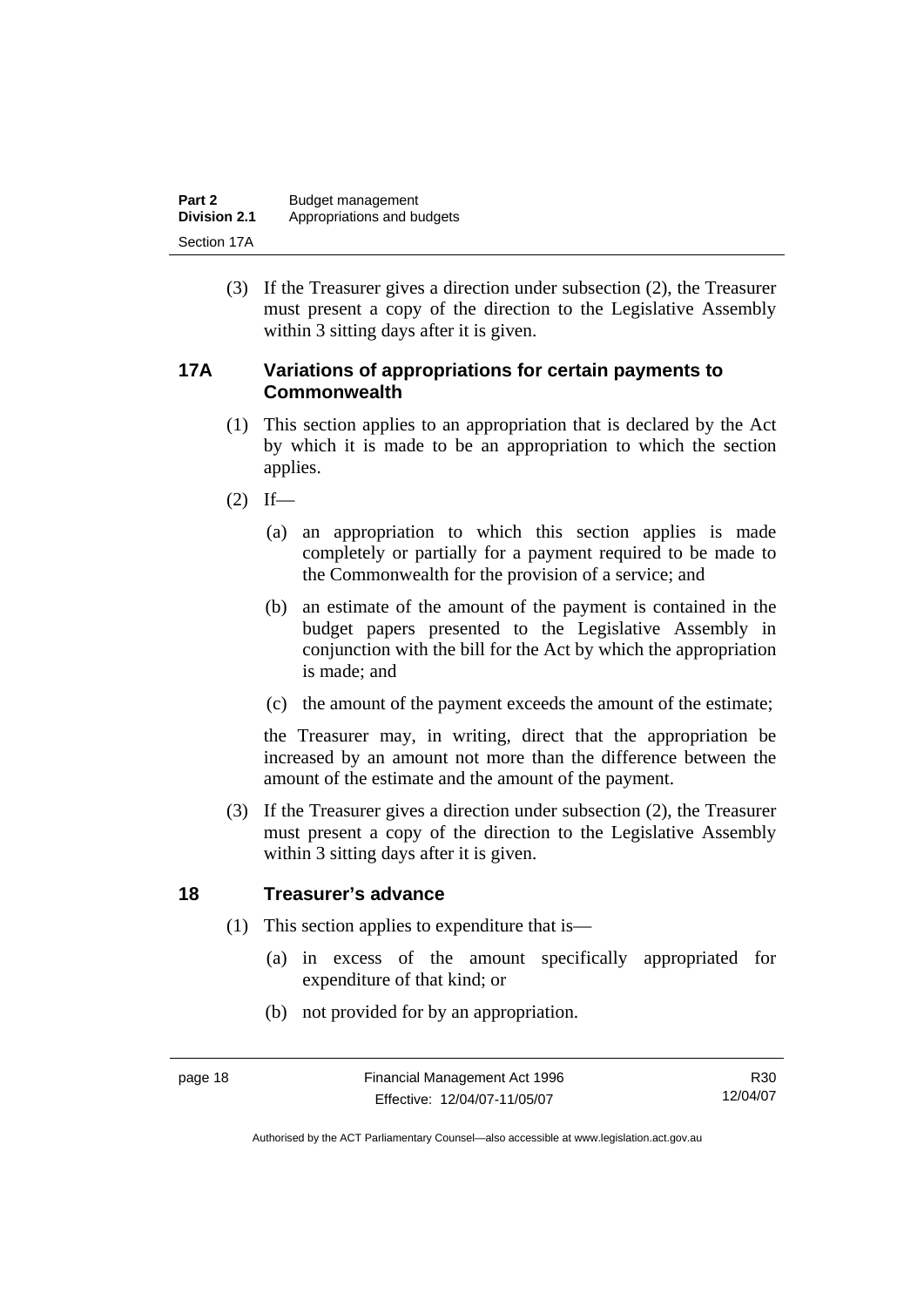(3) If the Treasurer gives a direction under subsection (2), the Treasurer must present a copy of the direction to the Legislative Assembly within 3 sitting days after it is given.

## 17A Variations of appropriations for certain payments to Commonwealth

(1) This section applies to an appropriation that is declared by the Act by which it is made to be an appropriation to which the section applies.

(2) If—

(a) an appropriation to which this section applies is made completely or partially for a payment required to be made to the Commonwealth for the provision of a service; and

(b) an estimate of the amount of the payment is contained in the budget papers presented to the Legislative Assembly in conjunction with the bill for the Act by which the appropriation is made; and

(c) the amount of the payment exceeds the amount of the estimate;

the Treasurer may, in writing, direct that the appropriation be increased by an amount not more than the difference between the amount of the estimate and the amount of the payment.

(3) If the Treasurer gives a direction under subsection (2), the Treasurer must present a copy of the direction to the Legislative Assembly within 3 sitting days after it is given.

## 18 Treasurer's advance

(1) This section applies to expenditure that is—

(a) in excess of the amount specifically appropriated for expenditure of that kind; or

(b) not provided for by an appropriation.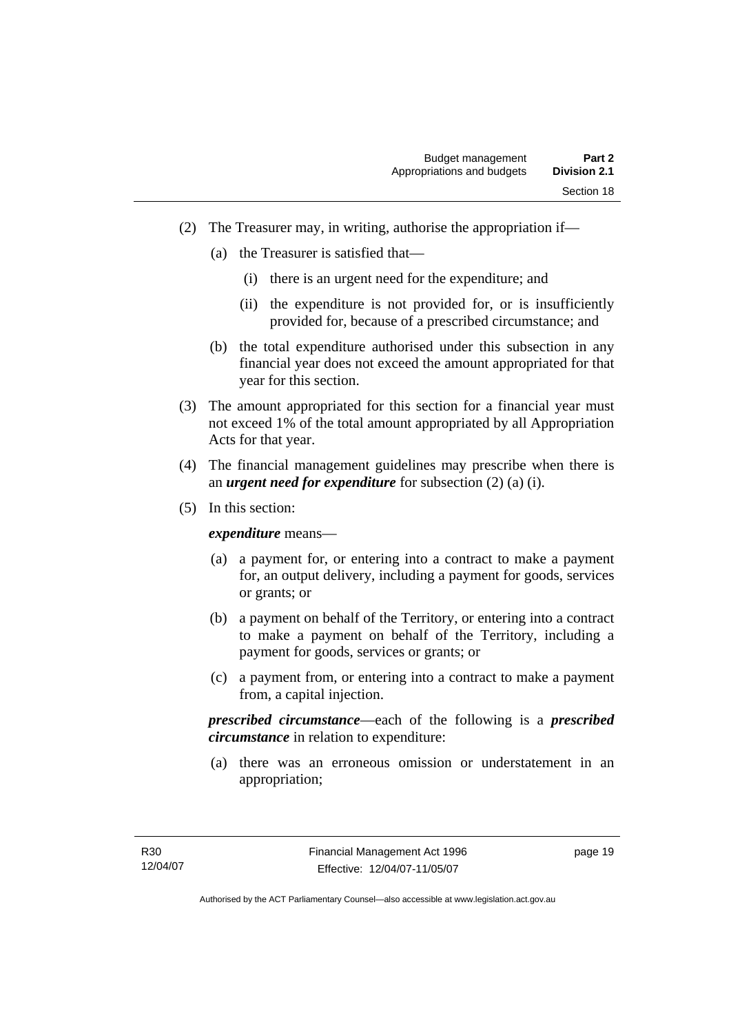(2) The Treasurer may, in writing, authorise the appropriation if—

(a) the Treasurer is satisfied that—

(i) there is an urgent need for the expenditure; and

(ii) the expenditure is not provided for, or is insufficiently provided for, because of a prescribed circumstance; and

(b) the total expenditure authorised under this subsection in any financial year does not exceed the amount appropriated for that year for this section.

(3) The amount appropriated for this section for a financial year must not exceed 1% of the total amount appropriated by all Appropriation Acts for that year.

(4) The financial management guidelines may prescribe when there is an ***urgent need for expenditure*** for subsection (2) (a) (i).

(5) In this section:

***expenditure*** means—

(a) a payment for, or entering into a contract to make a payment for, an output delivery, including a payment for goods, services or grants; or

(b) a payment on behalf of the Territory, or entering into a contract to make a payment on behalf of the Territory, including a payment for goods, services or grants; or

(c) a payment from, or entering into a contract to make a payment from, a capital injection.

***prescribed circumstance***—each of the following is a ***prescribed circumstance*** in relation to expenditure:

(a) there was an erroneous omission or understatement in an appropriation;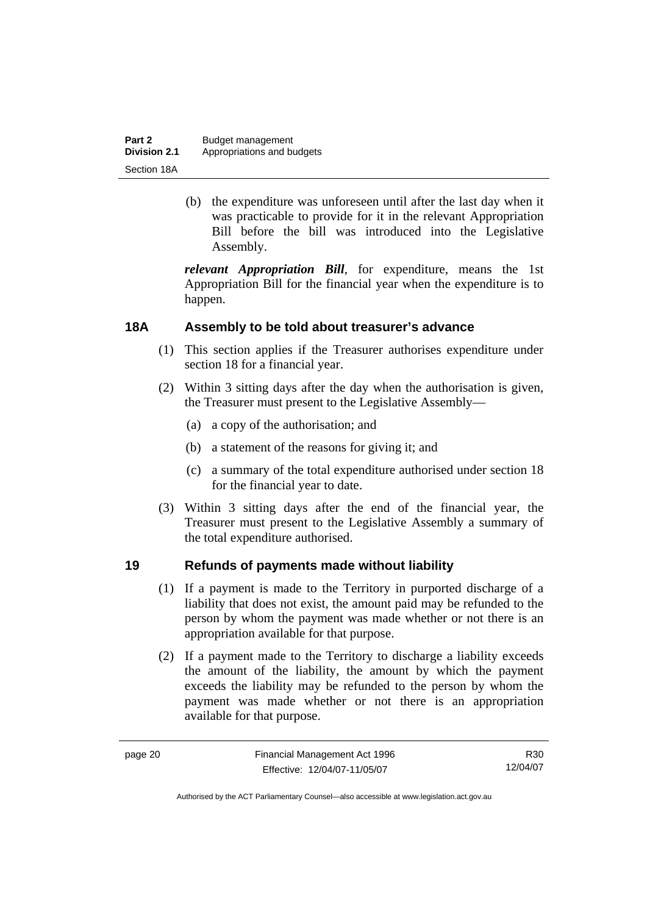(b) the expenditure was unforeseen until after the last day when it was practicable to provide for it in the relevant Appropriation Bill before the bill was introduced into the Legislative Assembly.

***relevant Appropriation Bill***, for expenditure, means the 1st Appropriation Bill for the financial year when the expenditure is to happen.

## 18A Assembly to be told about treasurer's advance

(1) This section applies if the Treasurer authorises expenditure under section 18 for a financial year.

(2) Within 3 sitting days after the day when the authorisation is given, the Treasurer must present to the Legislative Assembly—

(a) a copy of the authorisation; and

(b) a statement of the reasons for giving it; and

(c) a summary of the total expenditure authorised under section 18 for the financial year to date.

(3) Within 3 sitting days after the end of the financial year, the Treasurer must present to the Legislative Assembly a summary of the total expenditure authorised.

## 19 Refunds of payments made without liability

(1) If a payment is made to the Territory in purported discharge of a liability that does not exist, the amount paid may be refunded to the person by whom the payment was made whether or not there is an appropriation available for that purpose.

(2) If a payment made to the Territory to discharge a liability exceeds the amount of the liability, the amount by which the payment exceeds the liability may be refunded to the person by whom the payment was made whether or not there is an appropriation available for that purpose.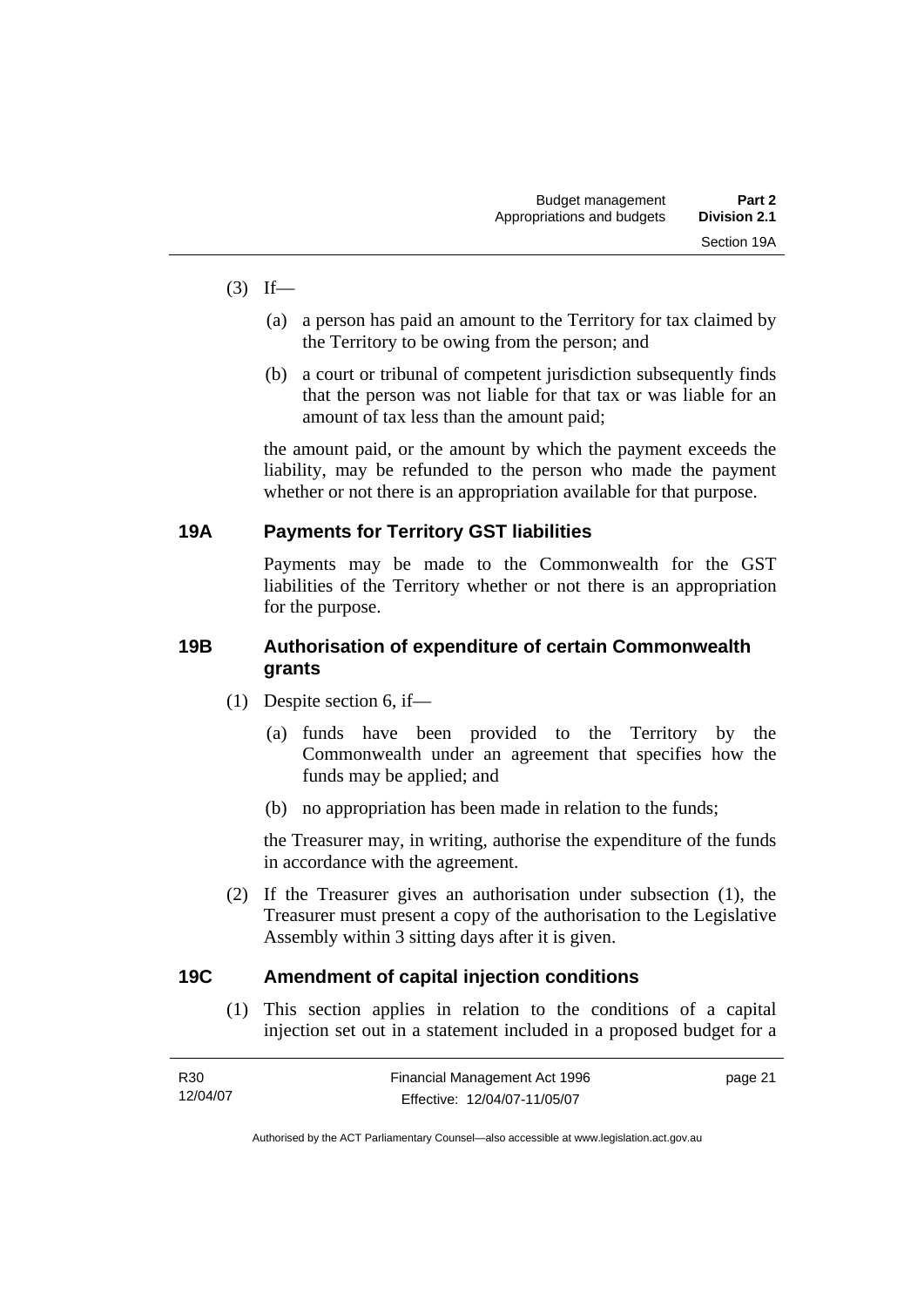(3) If—

(a) a person has paid an amount to the Territory for tax claimed by the Territory to be owing from the person; and

(b) a court or tribunal of competent jurisdiction subsequently finds that the person was not liable for that tax or was liable for an amount of tax less than the amount paid;

the amount paid, or the amount by which the payment exceeds the liability, may be refunded to the person who made the payment whether or not there is an appropriation available for that purpose.

### 19A Payments for Territory GST liabilities

Payments may be made to the Commonwealth for the GST liabilities of the Territory whether or not there is an appropriation for the purpose.

### 19B Authorisation of expenditure of certain Commonwealth grants

(1) Despite section 6, if—

(a) funds have been provided to the Territory by the Commonwealth under an agreement that specifies how the funds may be applied; and

(b) no appropriation has been made in relation to the funds;

the Treasurer may, in writing, authorise the expenditure of the funds in accordance with the agreement.

(2) If the Treasurer gives an authorisation under subsection (1), the Treasurer must present a copy of the authorisation to the Legislative Assembly within 3 sitting days after it is given.

### 19C Amendment of capital injection conditions

(1) This section applies in relation to the conditions of a capital injection set out in a statement included in a proposed budget for a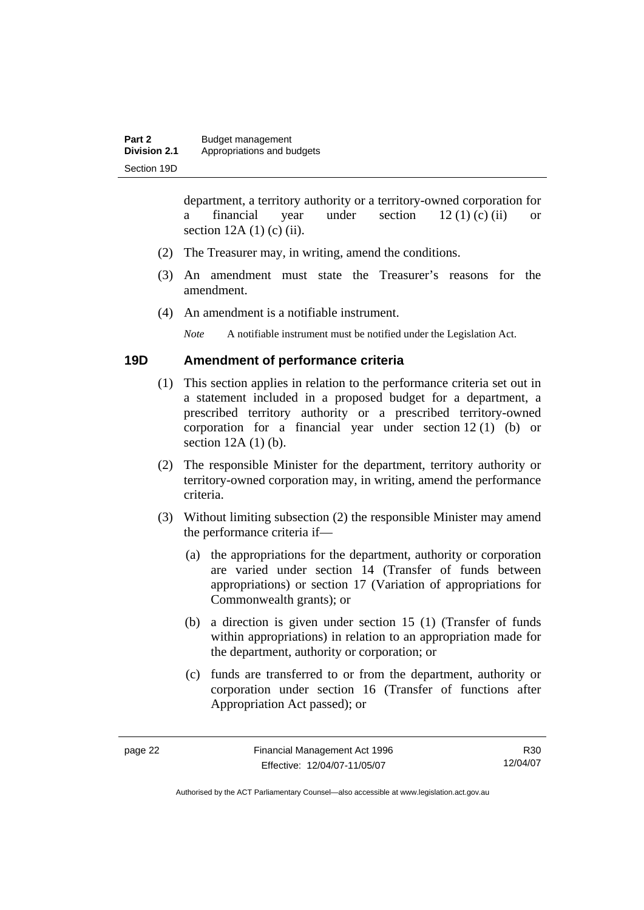department, a territory authority or a territory-owned corporation for a financial year under section 12 (1) (c) (ii) or section 12A (1) (c) (ii).

(2) The Treasurer may, in writing, amend the conditions.

(3) An amendment must state the Treasurer's reasons for the amendment.

(4) An amendment is a notifiable instrument.

*Note* A notifiable instrument must be notified under the Legislation Act.

## 19D Amendment of performance criteria

(1) This section applies in relation to the performance criteria set out in a statement included in a proposed budget for a department, a prescribed territory authority or a prescribed territory-owned corporation for a financial year under section 12 (1) (b) or section 12A (1) (b).

(2) The responsible Minister for the department, territory authority or territory-owned corporation may, in writing, amend the performance criteria.

(3) Without limiting subsection (2) the responsible Minister may amend the performance criteria if—

(a) the appropriations for the department, authority or corporation are varied under section 14 (Transfer of funds between appropriations) or section 17 (Variation of appropriations for Commonwealth grants); or

(b) a direction is given under section 15 (1) (Transfer of funds within appropriations) in relation to an appropriation made for the department, authority or corporation; or

(c) funds are transferred to or from the department, authority or corporation under section 16 (Transfer of functions after Appropriation Act passed); or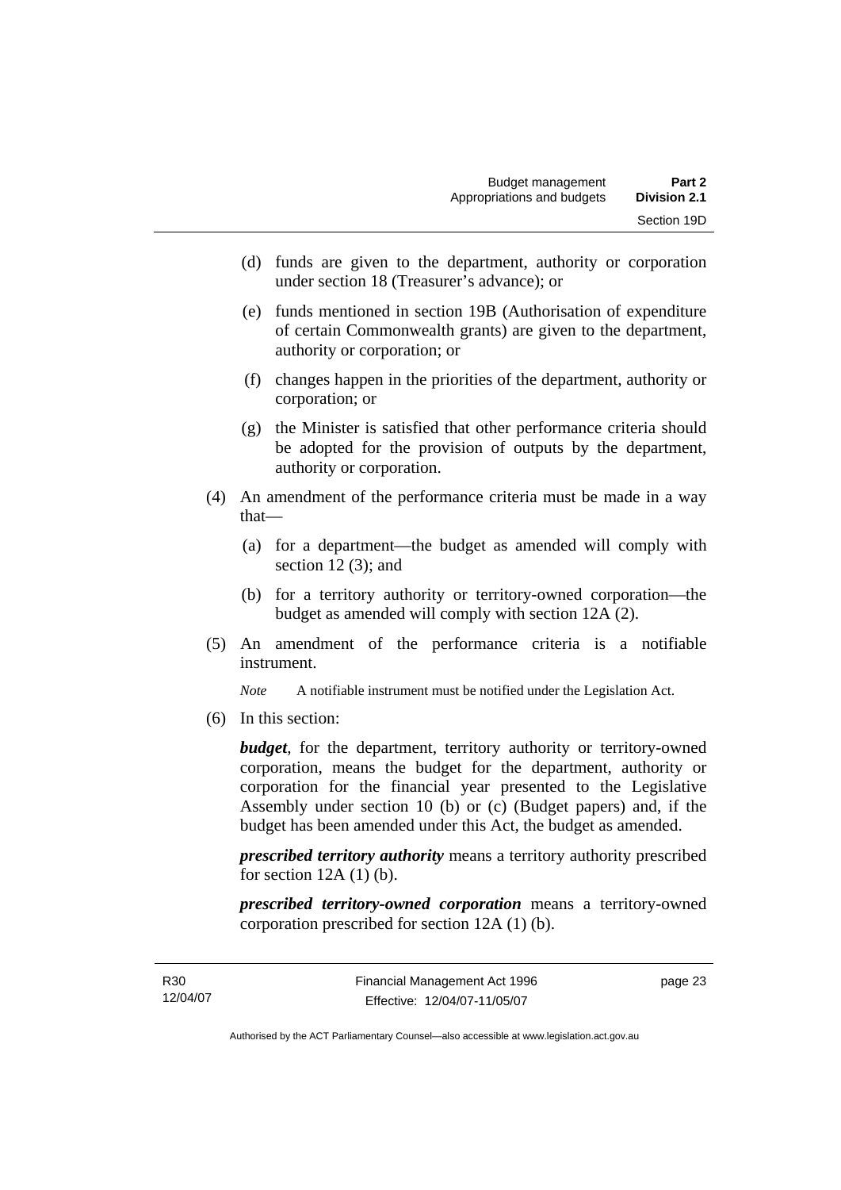(d) funds are given to the department, authority or corporation under section 18 (Treasurer's advance); or

(e) funds mentioned in section 19B (Authorisation of expenditure of certain Commonwealth grants) are given to the department, authority or corporation; or

(f) changes happen in the priorities of the department, authority or corporation; or

(g) the Minister is satisfied that other performance criteria should be adopted for the provision of outputs by the department, authority or corporation.

(4) An amendment of the performance criteria must be made in a way that—

(a) for a department—the budget as amended will comply with section 12 (3); and

(b) for a territory authority or territory-owned corporation—the budget as amended will comply with section 12A (2).

(5) An amendment of the performance criteria is a notifiable instrument.

*Note* A notifiable instrument must be notified under the Legislation Act.

(6) In this section:

***budget***, for the department, territory authority or territory-owned corporation, means the budget for the department, authority or corporation for the financial year presented to the Legislative Assembly under section 10 (b) or (c) (Budget papers) and, if the budget has been amended under this Act, the budget as amended.

***prescribed territory authority*** means a territory authority prescribed for section 12A (1) (b).

***prescribed territory-owned corporation*** means a territory-owned corporation prescribed for section 12A (1) (b).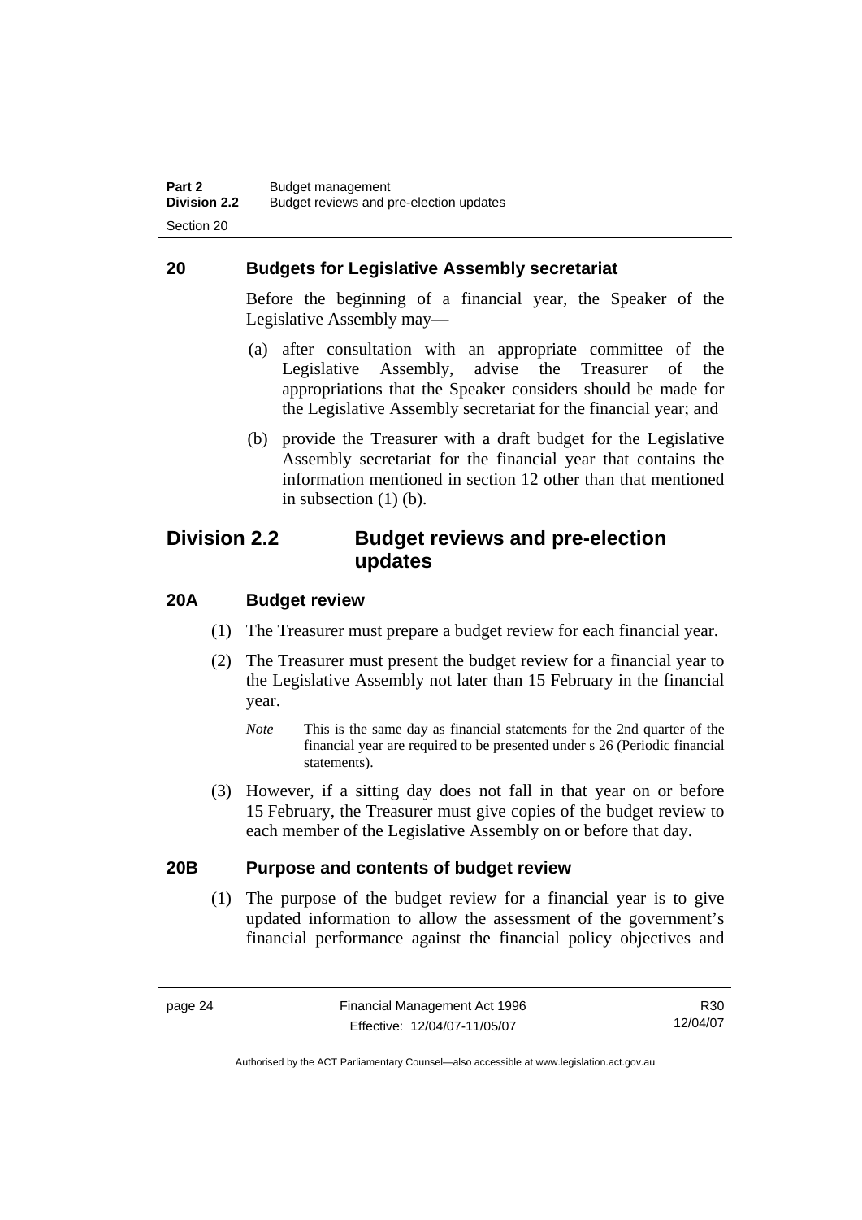## 20 Budgets for Legislative Assembly secretariat

Before the beginning of a financial year, the Speaker of the Legislative Assembly may—

(a) after consultation with an appropriate committee of the Legislative Assembly, advise the Treasurer of the appropriations that the Speaker considers should be made for the Legislative Assembly secretariat for the financial year; and

(b) provide the Treasurer with a draft budget for the Legislative Assembly secretariat for the financial year that contains the information mentioned in section 12 other than that mentioned in subsection (1) (b).

# Division 2.2 Budget reviews and pre-election updates

## 20A Budget review

(1) The Treasurer must prepare a budget review for each financial year.

(2) The Treasurer must present the budget review for a financial year to the Legislative Assembly not later than 15 February in the financial year.

*Note* This is the same day as financial statements for the 2nd quarter of the financial year are required to be presented under s 26 (Periodic financial statements).

(3) However, if a sitting day does not fall in that year on or before 15 February, the Treasurer must give copies of the budget review to each member of the Legislative Assembly on or before that day.

## 20B Purpose and contents of budget review

(1) The purpose of the budget review for a financial year is to give updated information to allow the assessment of the government's financial performance against the financial policy objectives and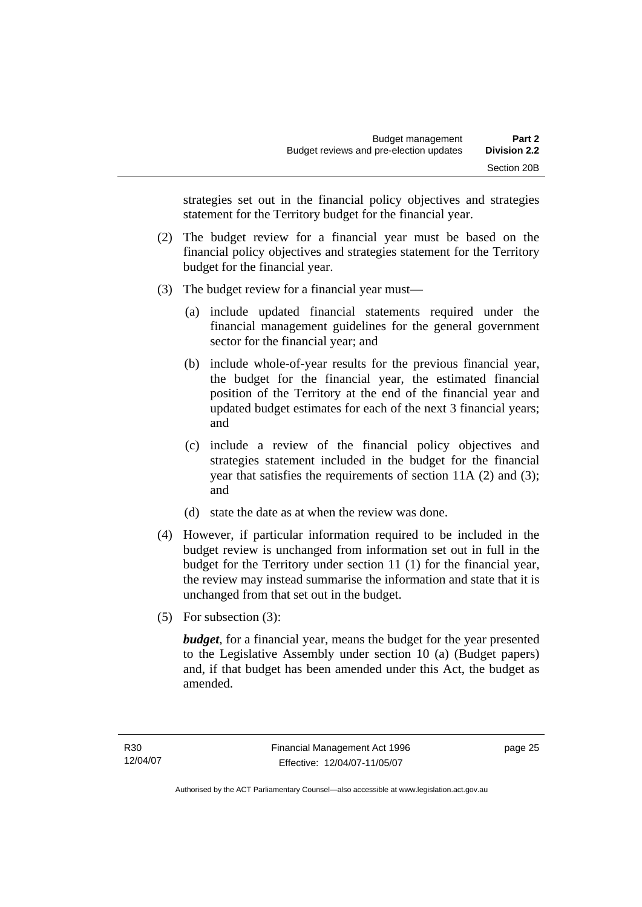strategies set out in the financial policy objectives and strategies statement for the Territory budget for the financial year.

(2) The budget review for a financial year must be based on the financial policy objectives and strategies statement for the Territory budget for the financial year.

(3) The budget review for a financial year must—

(a) include updated financial statements required under the financial management guidelines for the general government sector for the financial year; and

(b) include whole-of-year results for the previous financial year, the budget for the financial year, the estimated financial position of the Territory at the end of the financial year and updated budget estimates for each of the next 3 financial years; and

(c) include a review of the financial policy objectives and strategies statement included in the budget for the financial year that satisfies the requirements of section 11A (2) and (3); and

(d) state the date as at when the review was done.

(4) However, if particular information required to be included in the budget review is unchanged from information set out in full in the budget for the Territory under section 11 (1) for the financial year, the review may instead summarise the information and state that it is unchanged from that set out in the budget.

(5) For subsection (3):

***budget***, for a financial year, means the budget for the year presented to the Legislative Assembly under section 10 (a) (Budget papers) and, if that budget has been amended under this Act, the budget as amended.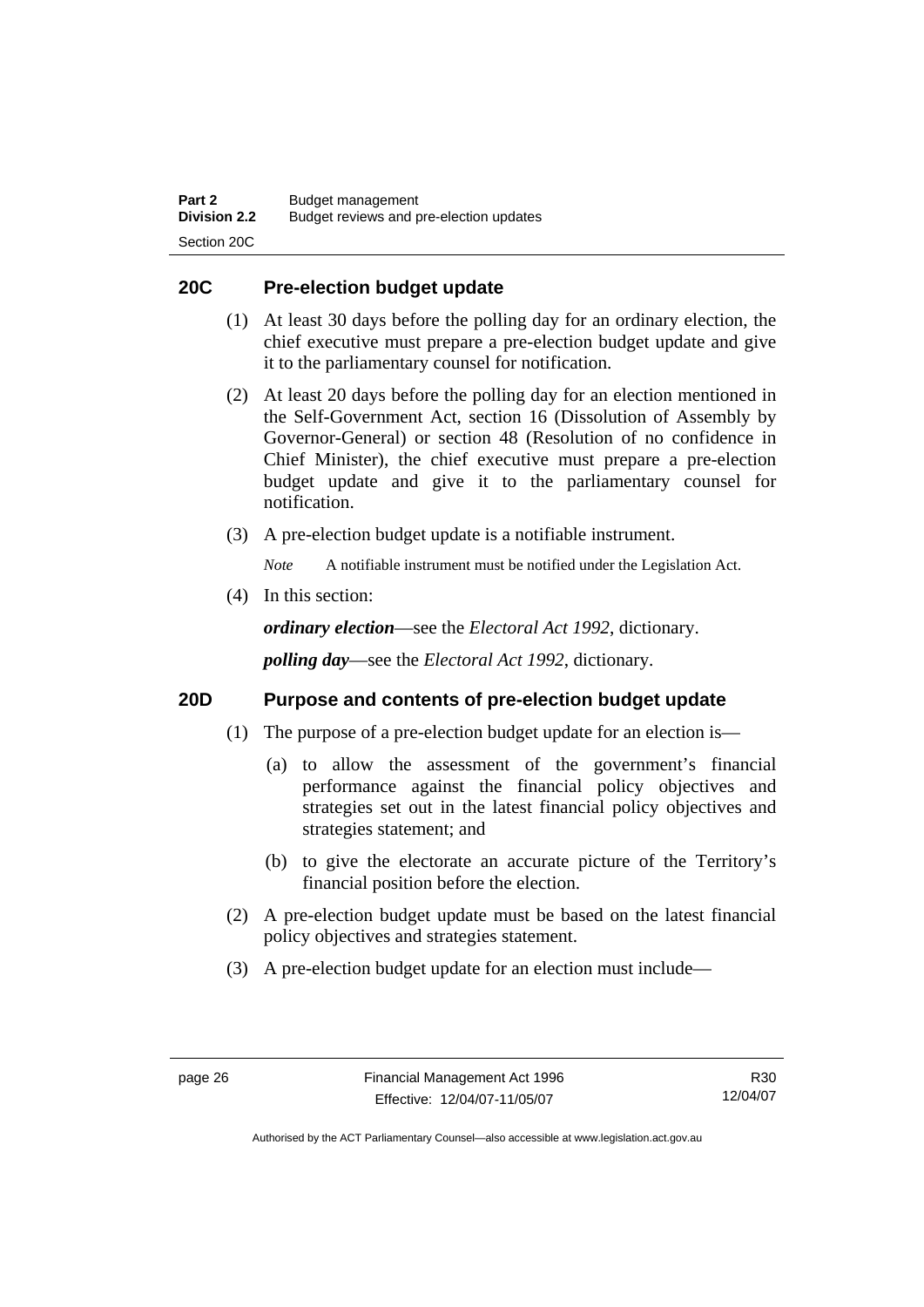## 20C Pre-election budget update

(1) At least 30 days before the polling day for an ordinary election, the chief executive must prepare a pre-election budget update and give it to the parliamentary counsel for notification.

(2) At least 20 days before the polling day for an election mentioned in the Self-Government Act, section 16 (Dissolution of Assembly by Governor-General) or section 48 (Resolution of no confidence in Chief Minister), the chief executive must prepare a pre-election budget update and give it to the parliamentary counsel for notification.

(3) A pre-election budget update is a notifiable instrument.

*Note* A notifiable instrument must be notified under the Legislation Act.

(4) In this section:

***ordinary election***—see the *Electoral Act 1992*, dictionary.

***polling day***—see the *Electoral Act 1992*, dictionary.

## 20D Purpose and contents of pre-election budget update

(1) The purpose of a pre-election budget update for an election is—

(a) to allow the assessment of the government's financial performance against the financial policy objectives and strategies set out in the latest financial policy objectives and strategies statement; and

(b) to give the electorate an accurate picture of the Territory's financial position before the election.

(2) A pre-election budget update must be based on the latest financial policy objectives and strategies statement.

(3) A pre-election budget update for an election must include—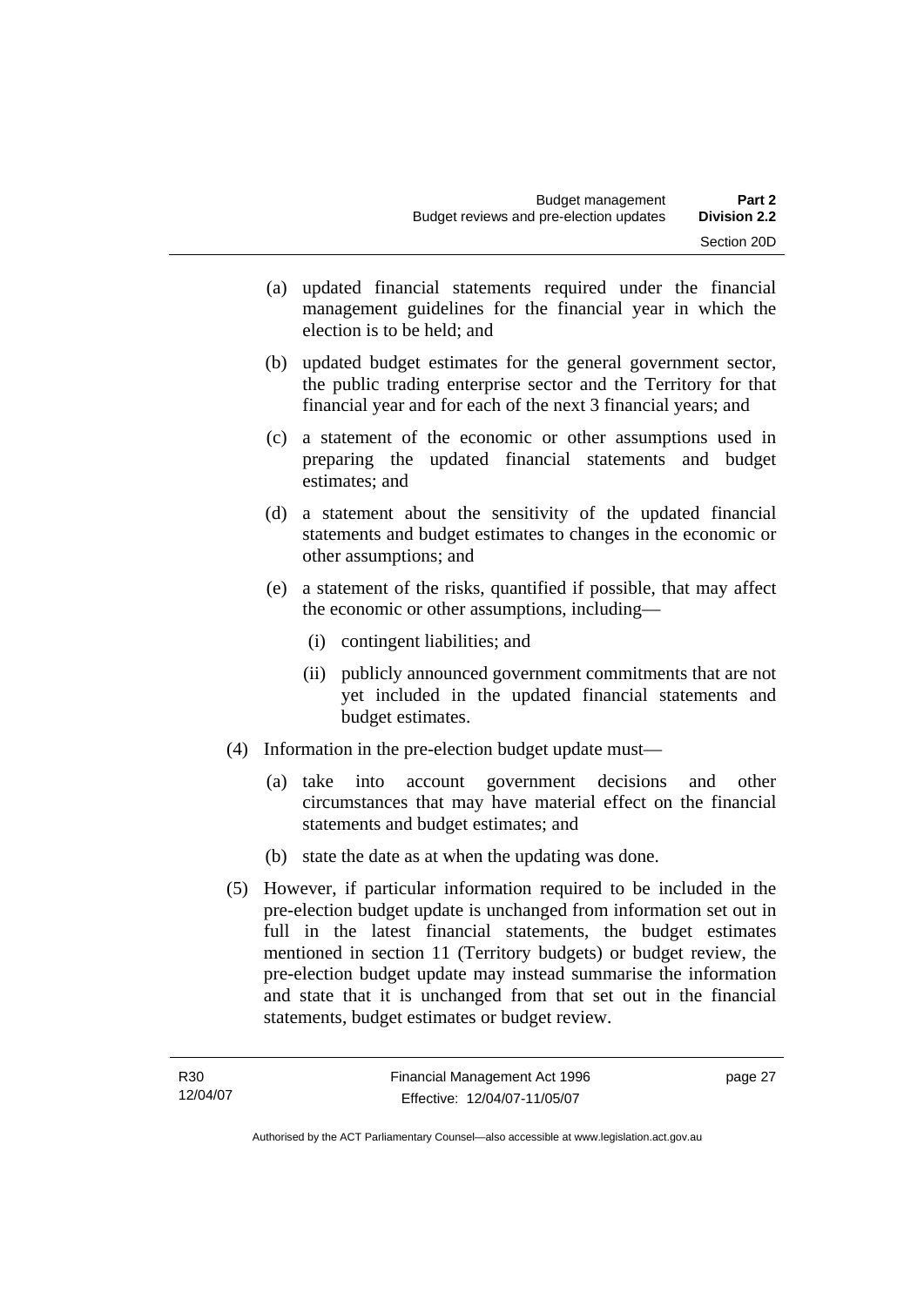(a) updated financial statements required under the financial management guidelines for the financial year in which the election is to be held; and

(b) updated budget estimates for the general government sector, the public trading enterprise sector and the Territory for that financial year and for each of the next 3 financial years; and

(c) a statement of the economic or other assumptions used in preparing the updated financial statements and budget estimates; and

(d) a statement about the sensitivity of the updated financial statements and budget estimates to changes in the economic or other assumptions; and

(e) a statement of the risks, quantified if possible, that may affect the economic or other assumptions, including—

(i) contingent liabilities; and

(ii) publicly announced government commitments that are not yet included in the updated financial statements and budget estimates.

(4) Information in the pre-election budget update must—

(a) take into account government decisions and other circumstances that may have material effect on the financial statements and budget estimates; and

(b) state the date as at when the updating was done.

(5) However, if particular information required to be included in the pre-election budget update is unchanged from information set out in full in the latest financial statements, the budget estimates mentioned in section 11 (Territory budgets) or budget review, the pre-election budget update may instead summarise the information and state that it is unchanged from that set out in the financial statements, budget estimates or budget review.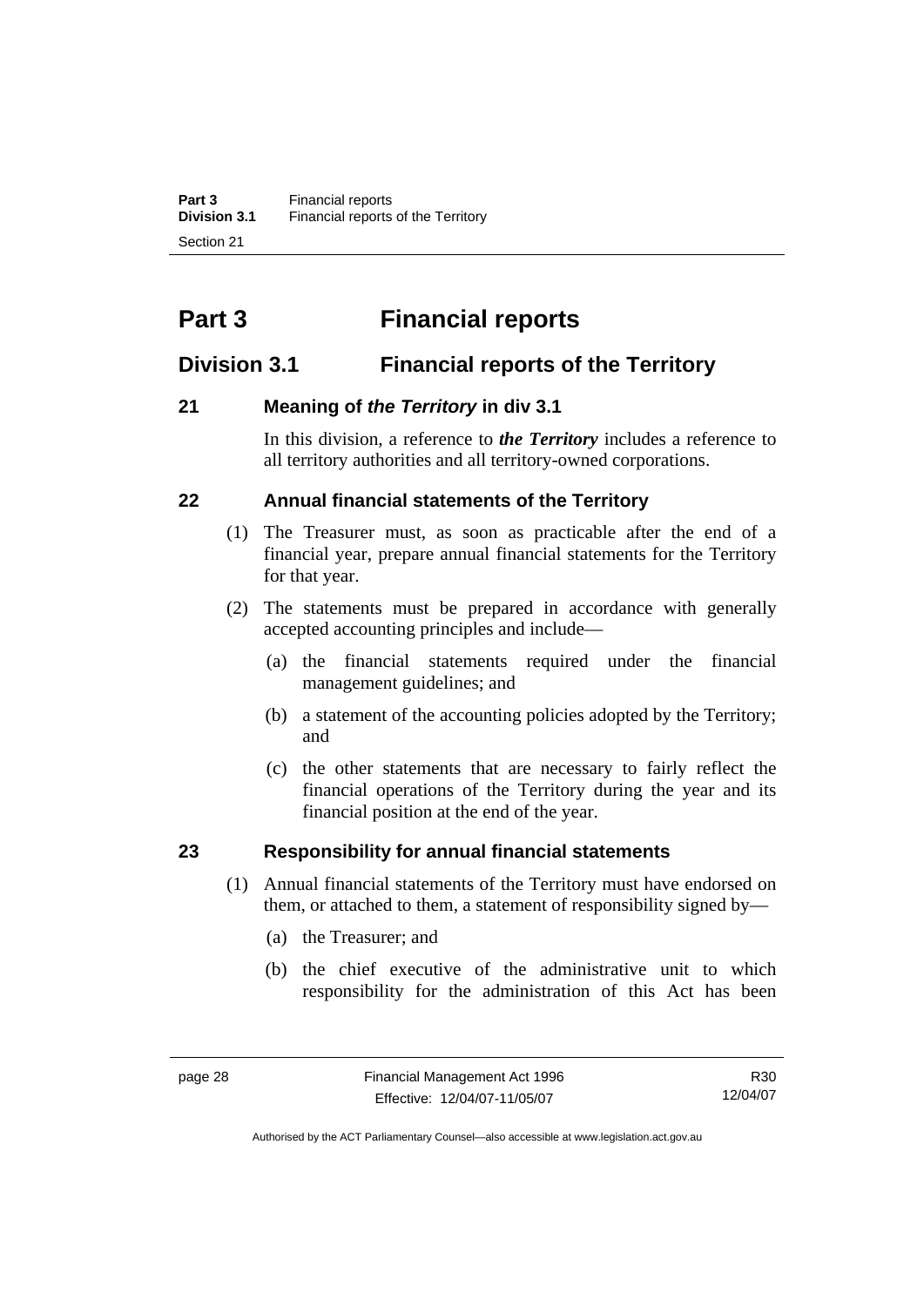# Part 3 Financial reports

## Division 3.1 Financial reports of the Territory

### 21 Meaning of *the Territory* in div 3.1

In this division, a reference to ***the Territory*** includes a reference to all territory authorities and all territory-owned corporations.

### 22 Annual financial statements of the Territory

(1) The Treasurer must, as soon as practicable after the end of a financial year, prepare annual financial statements for the Territory for that year.

(2) The statements must be prepared in accordance with generally accepted accounting principles and include—

(a) the financial statements required under the financial management guidelines; and

(b) a statement of the accounting policies adopted by the Territory; and

(c) the other statements that are necessary to fairly reflect the financial operations of the Territory during the year and its financial position at the end of the year.

### 23 Responsibility for annual financial statements

(1) Annual financial statements of the Territory must have endorsed on them, or attached to them, a statement of responsibility signed by—

(a) the Treasurer; and

(b) the chief executive of the administrative unit to which responsibility for the administration of this Act has been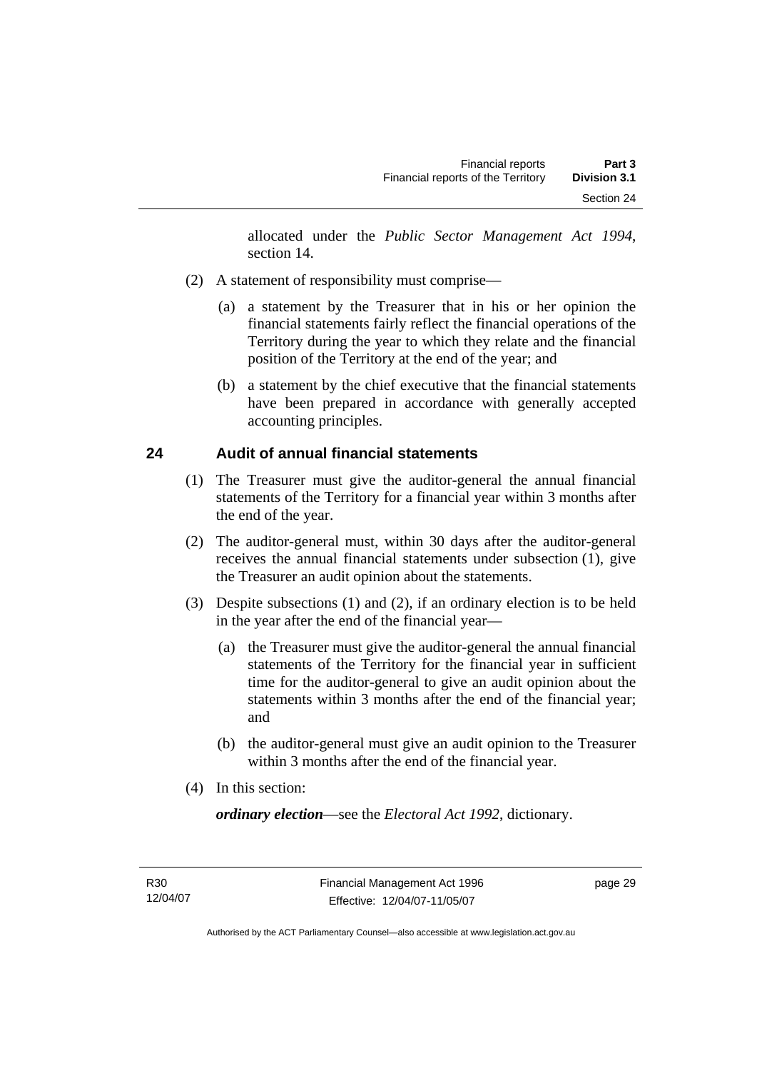allocated under the *Public Sector Management Act 1994*, section 14.

(2) A statement of responsibility must comprise—

(a) a statement by the Treasurer that in his or her opinion the financial statements fairly reflect the financial operations of the Territory during the year to which they relate and the financial position of the Territory at the end of the year; and

(b) a statement by the chief executive that the financial statements have been prepared in accordance with generally accepted accounting principles.

## 24 Audit of annual financial statements

(1) The Treasurer must give the auditor-general the annual financial statements of the Territory for a financial year within 3 months after the end of the year.

(2) The auditor-general must, within 30 days after the auditor-general receives the annual financial statements under subsection (1), give the Treasurer an audit opinion about the statements.

(3) Despite subsections (1) and (2), if an ordinary election is to be held in the year after the end of the financial year—

(a) the Treasurer must give the auditor-general the annual financial statements of the Territory for the financial year in sufficient time for the auditor-general to give an audit opinion about the statements within 3 months after the end of the financial year; and

(b) the auditor-general must give an audit opinion to the Treasurer within 3 months after the end of the financial year.

(4) In this section:

***ordinary election***—see the *Electoral Act 1992*, dictionary.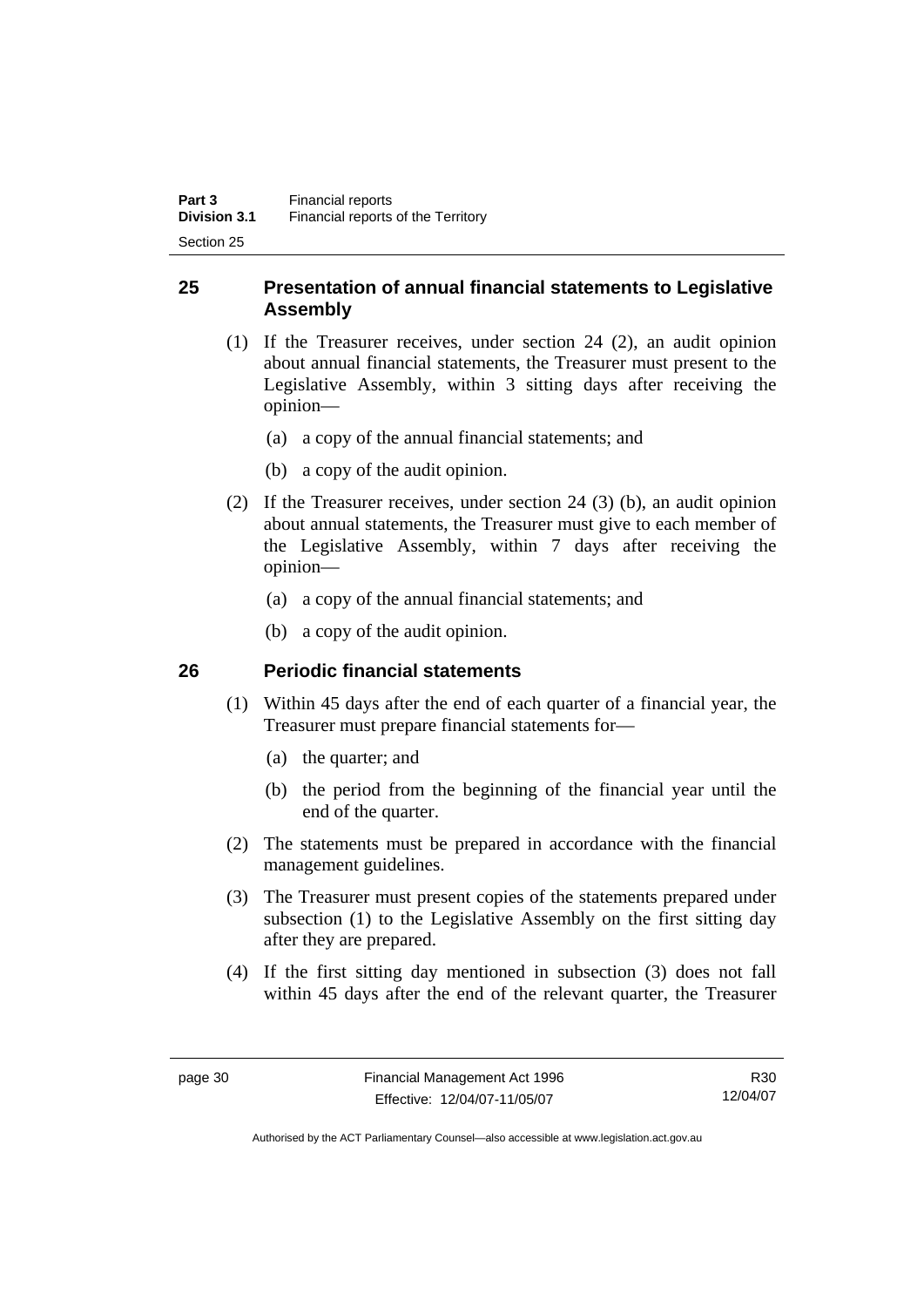## 25 Presentation of annual financial statements to Legislative Assembly

(1) If the Treasurer receives, under section 24 (2), an audit opinion about annual financial statements, the Treasurer must present to the Legislative Assembly, within 3 sitting days after receiving the opinion—

(a) a copy of the annual financial statements; and

(b) a copy of the audit opinion.

(2) If the Treasurer receives, under section 24 (3) (b), an audit opinion about annual statements, the Treasurer must give to each member of the Legislative Assembly, within 7 days after receiving the opinion—

(a) a copy of the annual financial statements; and

(b) a copy of the audit opinion.

## 26 Periodic financial statements

(1) Within 45 days after the end of each quarter of a financial year, the Treasurer must prepare financial statements for—

(a) the quarter; and

(b) the period from the beginning of the financial year until the end of the quarter.

(2) The statements must be prepared in accordance with the financial management guidelines.

(3) The Treasurer must present copies of the statements prepared under subsection (1) to the Legislative Assembly on the first sitting day after they are prepared.

(4) If the first sitting day mentioned in subsection (3) does not fall within 45 days after the end of the relevant quarter, the Treasurer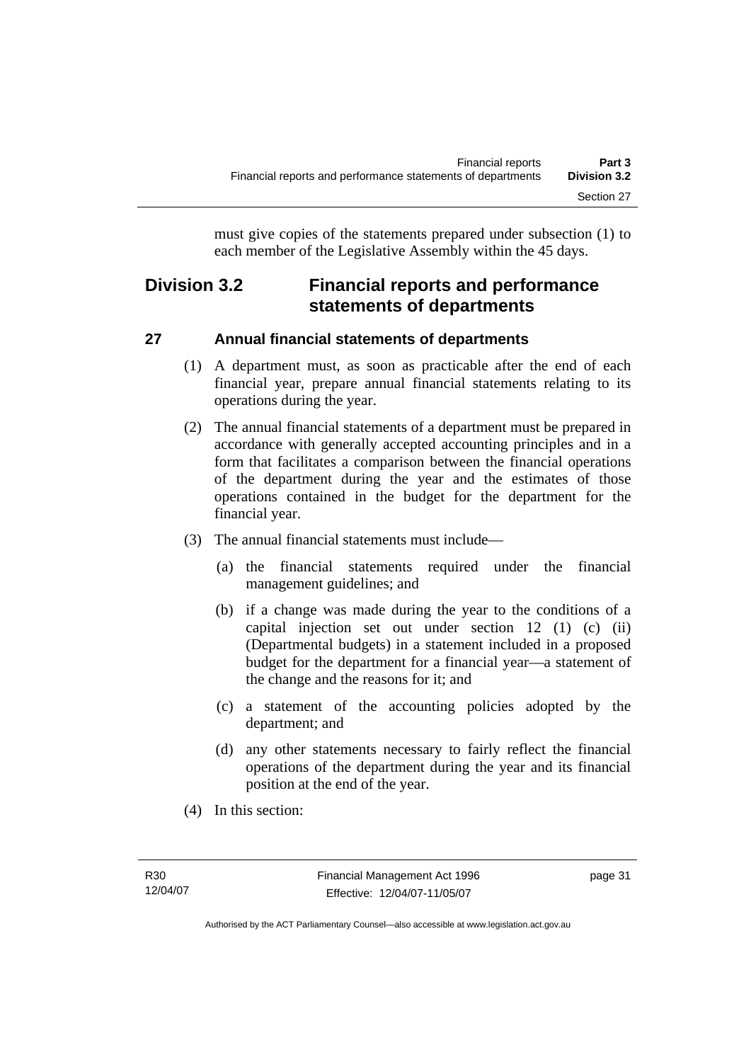must give copies of the statements prepared under subsection (1) to each member of the Legislative Assembly within the 45 days.

## Division 3.2 Financial reports and performance statements of departments

### 27 Annual financial statements of departments

(1) A department must, as soon as practicable after the end of each financial year, prepare annual financial statements relating to its operations during the year.

(2) The annual financial statements of a department must be prepared in accordance with generally accepted accounting principles and in a form that facilitates a comparison between the financial operations of the department during the year and the estimates of those operations contained in the budget for the department for the financial year.

(3) The annual financial statements must include—

(a) the financial statements required under the financial management guidelines; and

(b) if a change was made during the year to the conditions of a capital injection set out under section 12 (1) (c) (ii) (Departmental budgets) in a statement included in a proposed budget for the department for a financial year—a statement of the change and the reasons for it; and

(c) a statement of the accounting policies adopted by the department; and

(d) any other statements necessary to fairly reflect the financial operations of the department during the year and its financial position at the end of the year.

(4) In this section: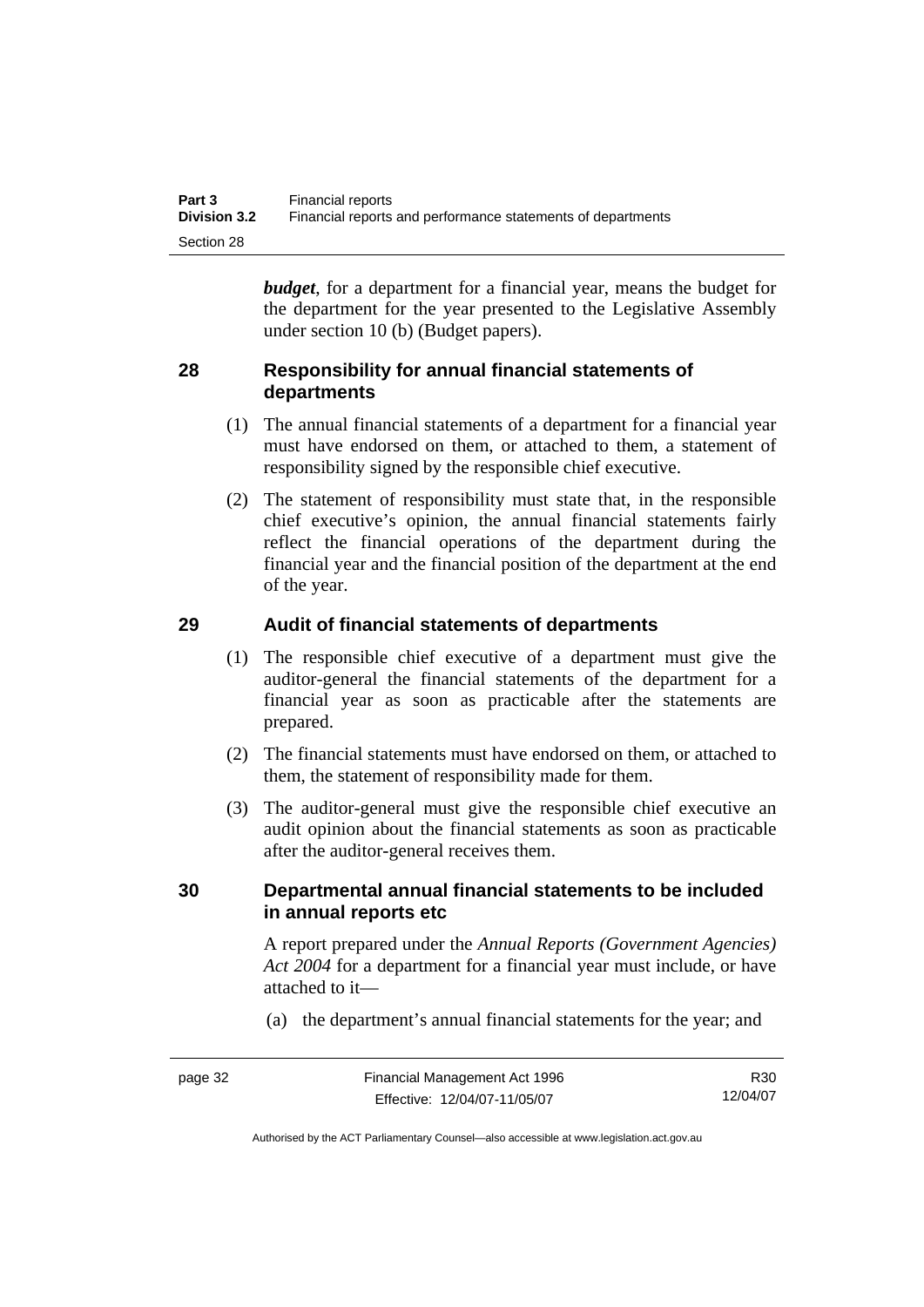***budget***, for a department for a financial year, means the budget for the department for the year presented to the Legislative Assembly under section 10 (b) (Budget papers).

## 28 Responsibility for annual financial statements of departments

(1) The annual financial statements of a department for a financial year must have endorsed on them, or attached to them, a statement of responsibility signed by the responsible chief executive.

(2) The statement of responsibility must state that, in the responsible chief executive's opinion, the annual financial statements fairly reflect the financial operations of the department during the financial year and the financial position of the department at the end of the year.

## 29 Audit of financial statements of departments

(1) The responsible chief executive of a department must give the auditor-general the financial statements of the department for a financial year as soon as practicable after the statements are prepared.

(2) The financial statements must have endorsed on them, or attached to them, the statement of responsibility made for them.

(3) The auditor-general must give the responsible chief executive an audit opinion about the financial statements as soon as practicable after the auditor-general receives them.

## 30 Departmental annual financial statements to be included in annual reports etc

A report prepared under the *Annual Reports (Government Agencies) Act 2004* for a department for a financial year must include, or have attached to it—

(a) the department's annual financial statements for the year; and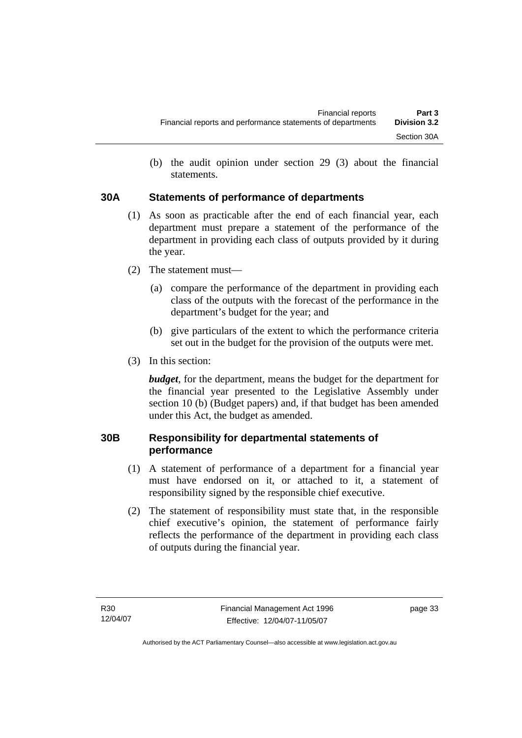(b) the audit opinion under section 29 (3) about the financial statements.

### 30A Statements of performance of departments

(1) As soon as practicable after the end of each financial year, each department must prepare a statement of the performance of the department in providing each class of outputs provided by it during the year.

(2) The statement must—

(a) compare the performance of the department in providing each class of the outputs with the forecast of the performance in the department's budget for the year; and

(b) give particulars of the extent to which the performance criteria set out in the budget for the provision of the outputs were met.

(3) In this section:

***budget***, for the department, means the budget for the department for the financial year presented to the Legislative Assembly under section 10 (b) (Budget papers) and, if that budget has been amended under this Act, the budget as amended.

### 30B Responsibility for departmental statements of performance

(1) A statement of performance of a department for a financial year must have endorsed on it, or attached to it, a statement of responsibility signed by the responsible chief executive.

(2) The statement of responsibility must state that, in the responsible chief executive's opinion, the statement of performance fairly reflects the performance of the department in providing each class of outputs during the financial year.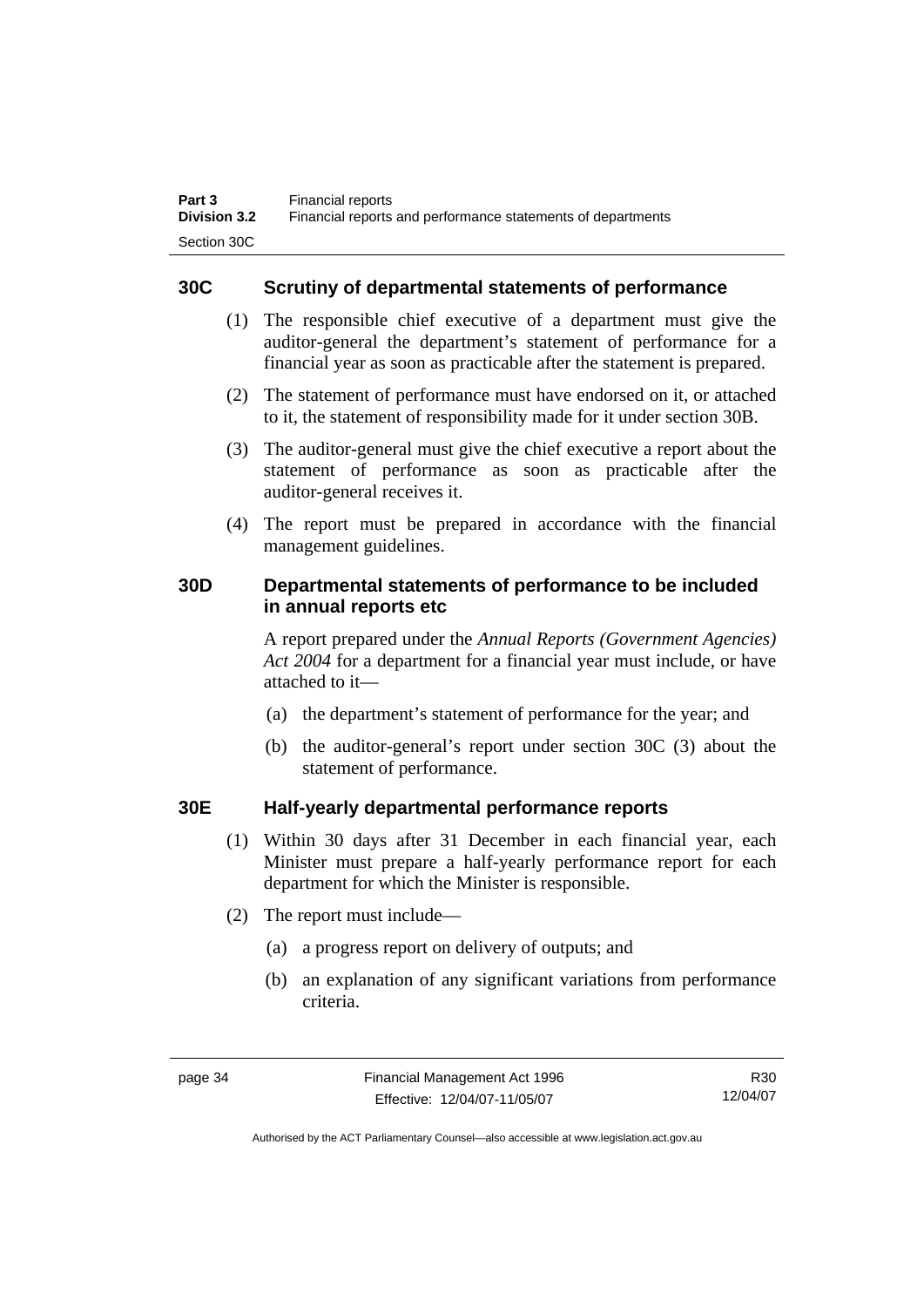## 30C Scrutiny of departmental statements of performance

(1) The responsible chief executive of a department must give the auditor-general the department's statement of performance for a financial year as soon as practicable after the statement is prepared.

(2) The statement of performance must have endorsed on it, or attached to it, the statement of responsibility made for it under section 30B.

(3) The auditor-general must give the chief executive a report about the statement of performance as soon as practicable after the auditor-general receives it.

(4) The report must be prepared in accordance with the financial management guidelines.

## 30D Departmental statements of performance to be included in annual reports etc

A report prepared under the *Annual Reports (Government Agencies) Act 2004* for a department for a financial year must include, or have attached to it—

(a) the department's statement of performance for the year; and

(b) the auditor-general's report under section 30C (3) about the statement of performance.

## 30E Half-yearly departmental performance reports

(1) Within 30 days after 31 December in each financial year, each Minister must prepare a half-yearly performance report for each department for which the Minister is responsible.

(2) The report must include—

(a) a progress report on delivery of outputs; and

(b) an explanation of any significant variations from performance criteria.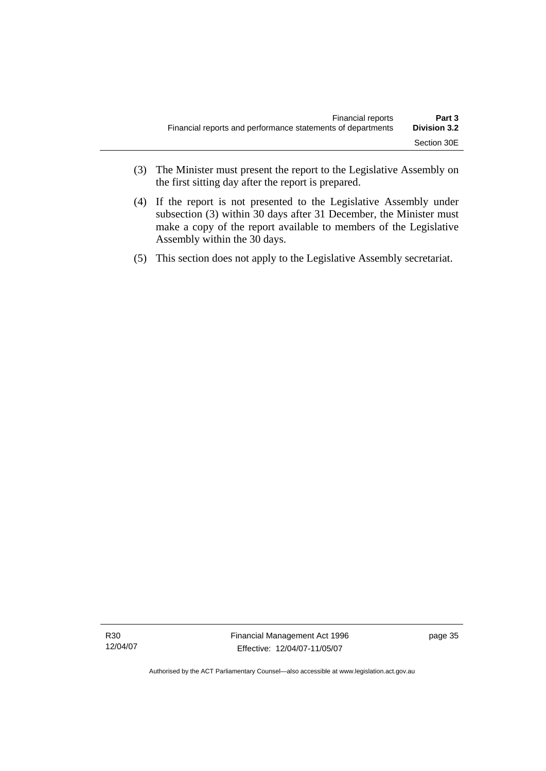(3) The Minister must present the report to the Legislative Assembly on the first sitting day after the report is prepared.

(4) If the report is not presented to the Legislative Assembly under subsection (3) within 30 days after 31 December, the Minister must make a copy of the report available to members of the Legislative Assembly within the 30 days.

(5) This section does not apply to the Legislative Assembly secretariat.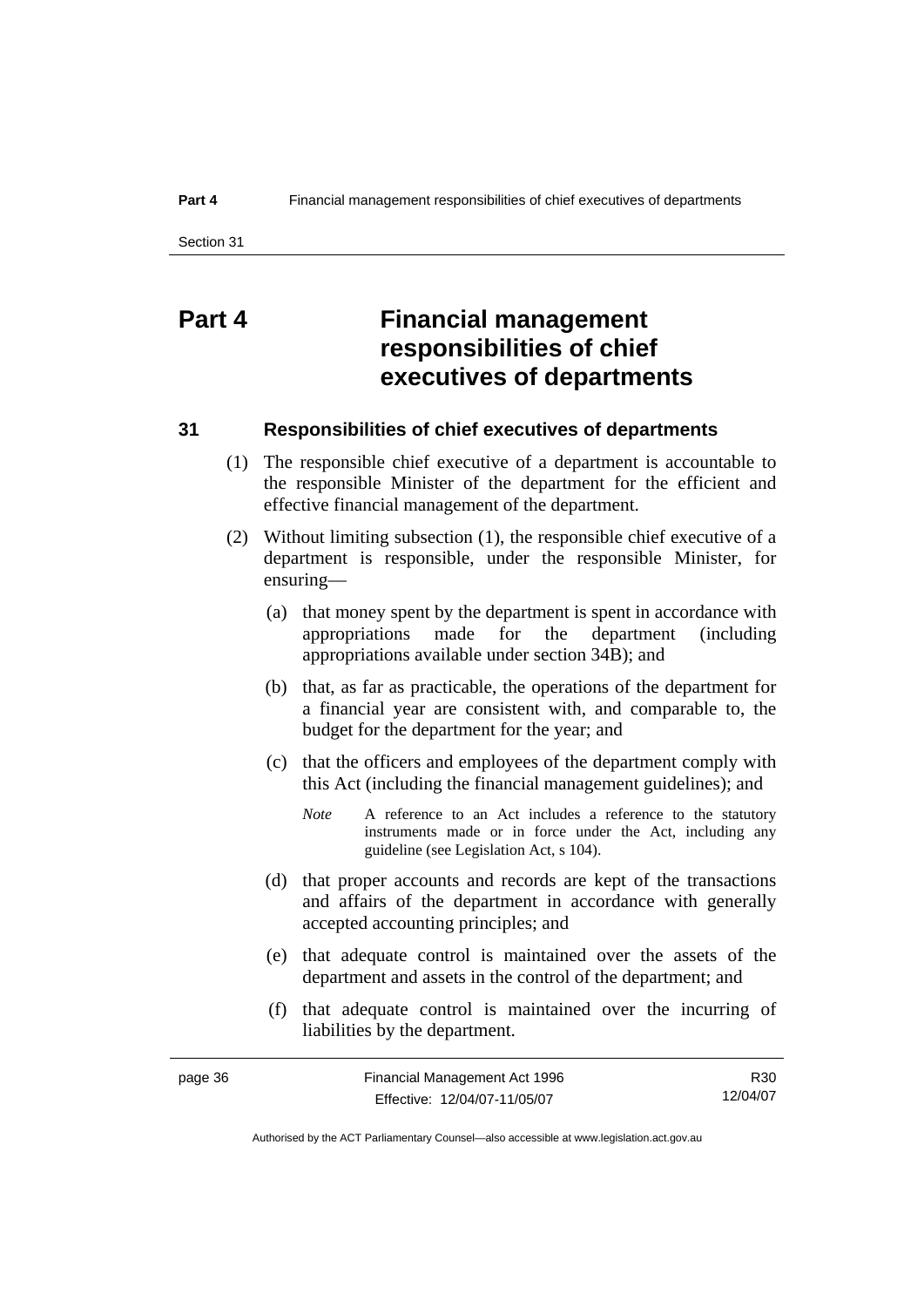# Part 4 Financial management responsibilities of chief executives of departments

## 31 Responsibilities of chief executives of departments

(1) The responsible chief executive of a department is accountable to the responsible Minister of the department for the efficient and effective financial management of the department.

(2) Without limiting subsection (1), the responsible chief executive of a department is responsible, under the responsible Minister, for ensuring—

(a) that money spent by the department is spent in accordance with appropriations made for the department (including appropriations available under section 34B); and

(b) that, as far as practicable, the operations of the department for a financial year are consistent with, and comparable to, the budget for the department for the year; and

(c) that the officers and employees of the department comply with this Act (including the financial management guidelines); and

*Note* A reference to an Act includes a reference to the statutory instruments made or in force under the Act, including any guideline (see Legislation Act, s 104).

(d) that proper accounts and records are kept of the transactions and affairs of the department in accordance with generally accepted accounting principles; and

(e) that adequate control is maintained over the assets of the department and assets in the control of the department; and

(f) that adequate control is maintained over the incurring of liabilities by the department.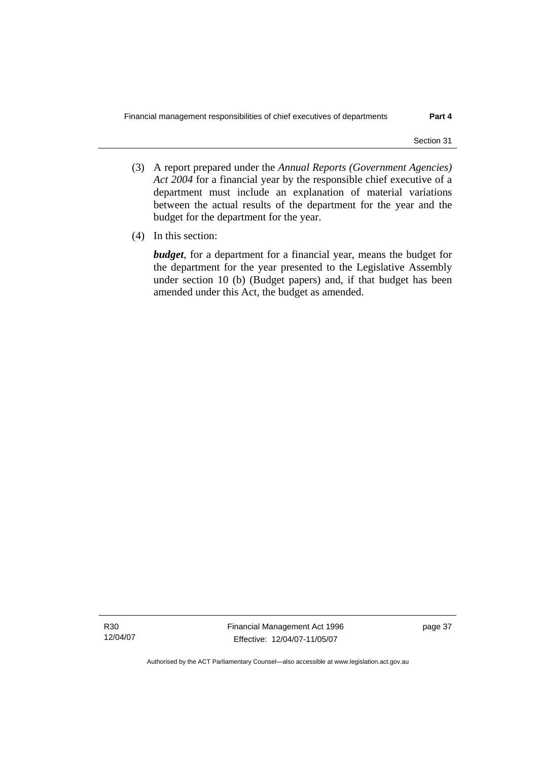(3) A report prepared under the *Annual Reports (Government Agencies) Act 2004* for a financial year by the responsible chief executive of a department must include an explanation of material variations between the actual results of the department for the year and the budget for the department for the year.

(4) In this section:

***budget***, for a department for a financial year, means the budget for the department for the year presented to the Legislative Assembly under section 10 (b) (Budget papers) and, if that budget has been amended under this Act, the budget as amended.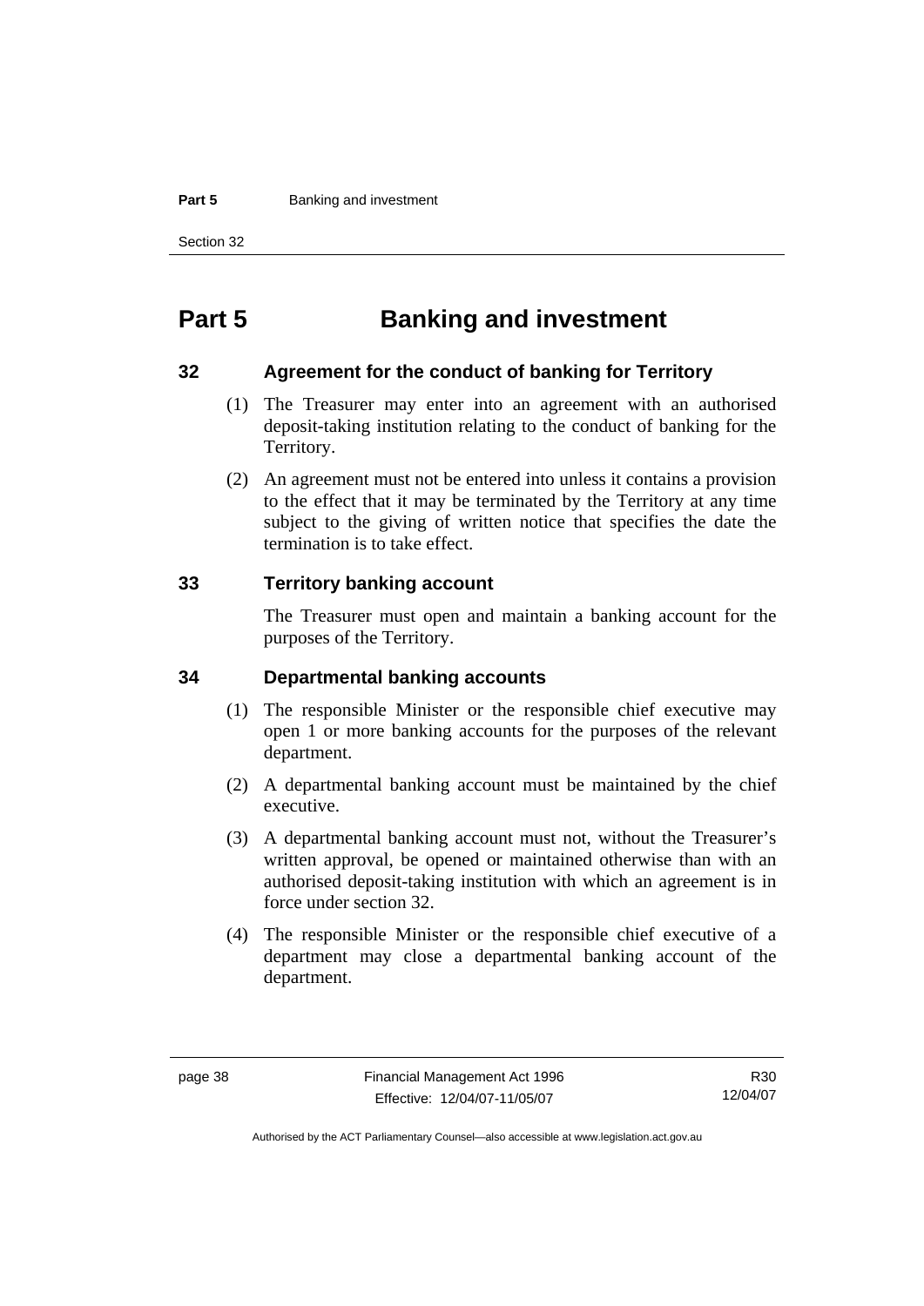# Part 5 Banking and investment

### 32 Agreement for the conduct of banking for Territory

(1) The Treasurer may enter into an agreement with an authorised deposit-taking institution relating to the conduct of banking for the Territory.

(2) An agreement must not be entered into unless it contains a provision to the effect that it may be terminated by the Territory at any time subject to the giving of written notice that specifies the date the termination is to take effect.

### 33 Territory banking account

The Treasurer must open and maintain a banking account for the purposes of the Territory.

### 34 Departmental banking accounts

(1) The responsible Minister or the responsible chief executive may open 1 or more banking accounts for the purposes of the relevant department.

(2) A departmental banking account must be maintained by the chief executive.

(3) A departmental banking account must not, without the Treasurer's written approval, be opened or maintained otherwise than with an authorised deposit-taking institution with which an agreement is in force under section 32.

(4) The responsible Minister or the responsible chief executive of a department may close a departmental banking account of the department.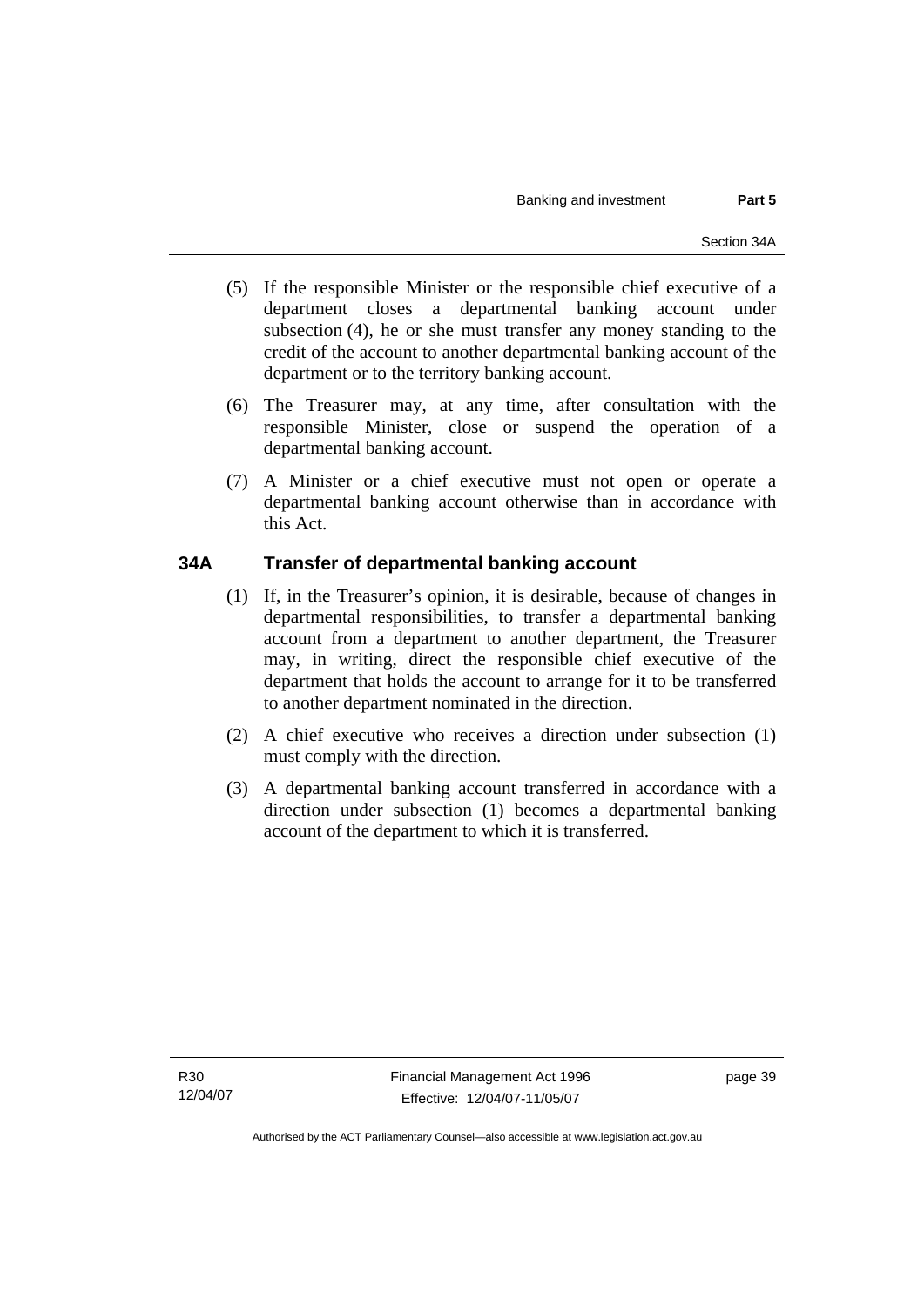(5) If the responsible Minister or the responsible chief executive of a department closes a departmental banking account under subsection (4), he or she must transfer any money standing to the credit of the account to another departmental banking account of the department or to the territory banking account.

(6) The Treasurer may, at any time, after consultation with the responsible Minister, close or suspend the operation of a departmental banking account.

(7) A Minister or a chief executive must not open or operate a departmental banking account otherwise than in accordance with this Act.

### 34A Transfer of departmental banking account

(1) If, in the Treasurer's opinion, it is desirable, because of changes in departmental responsibilities, to transfer a departmental banking account from a department to another department, the Treasurer may, in writing, direct the responsible chief executive of the department that holds the account to arrange for it to be transferred to another department nominated in the direction.

(2) A chief executive who receives a direction under subsection (1) must comply with the direction.

(3) A departmental banking account transferred in accordance with a direction under subsection (1) becomes a departmental banking account of the department to which it is transferred.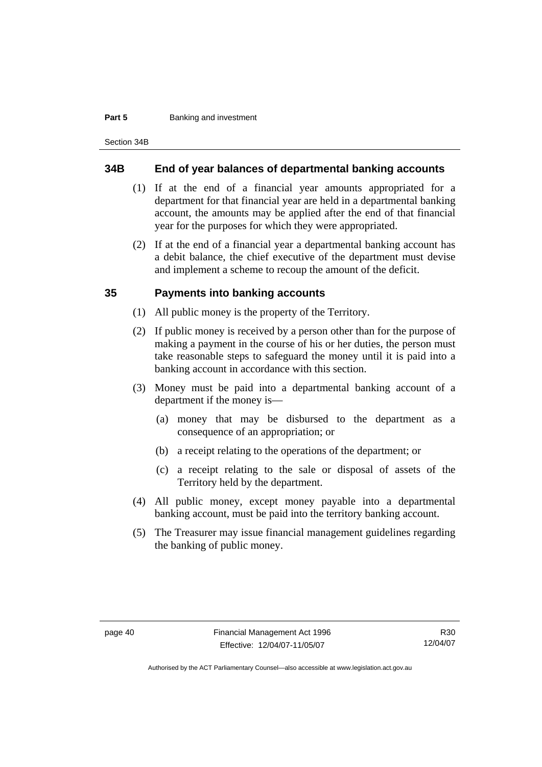## 34B End of year balances of departmental banking accounts

(1) If at the end of a financial year amounts appropriated for a department for that financial year are held in a departmental banking account, the amounts may be applied after the end of that financial year for the purposes for which they were appropriated.

(2) If at the end of a financial year a departmental banking account has a debit balance, the chief executive of the department must devise and implement a scheme to recoup the amount of the deficit.

## 35 Payments into banking accounts

(1) All public money is the property of the Territory.

(2) If public money is received by a person other than for the purpose of making a payment in the course of his or her duties, the person must take reasonable steps to safeguard the money until it is paid into a banking account in accordance with this section.

(3) Money must be paid into a departmental banking account of a department if the money is—

(a) money that may be disbursed to the department as a consequence of an appropriation; or

(b) a receipt relating to the operations of the department; or

(c) a receipt relating to the sale or disposal of assets of the Territory held by the department.

(4) All public money, except money payable into a departmental banking account, must be paid into the territory banking account.

(5) The Treasurer may issue financial management guidelines regarding the banking of public money.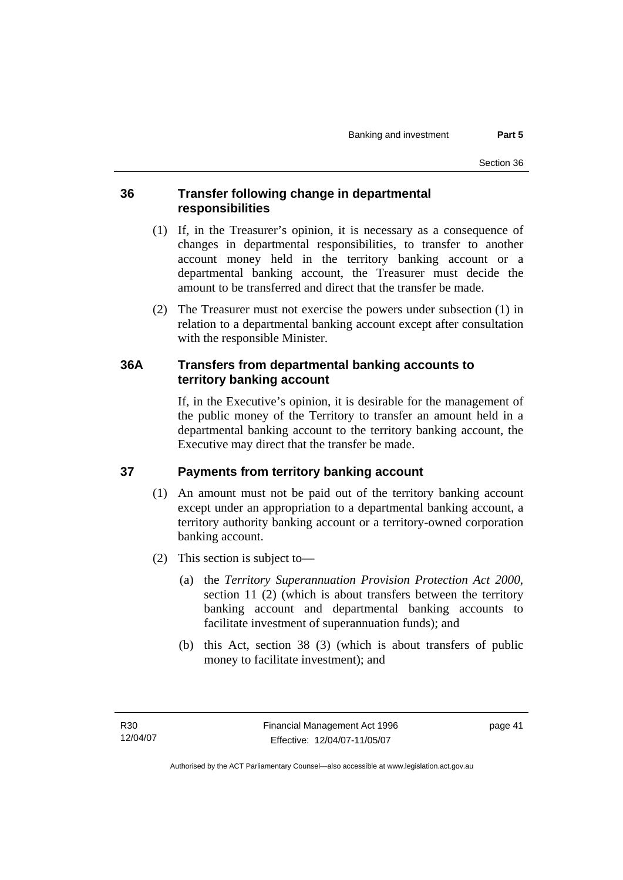## 36 Transfer following change in departmental responsibilities

(1) If, in the Treasurer's opinion, it is necessary as a consequence of changes in departmental responsibilities, to transfer to another account money held in the territory banking account or a departmental banking account, the Treasurer must decide the amount to be transferred and direct that the transfer be made.

(2) The Treasurer must not exercise the powers under subsection (1) in relation to a departmental banking account except after consultation with the responsible Minister.

## 36A Transfers from departmental banking accounts to territory banking account

If, in the Executive's opinion, it is desirable for the management of the public money of the Territory to transfer an amount held in a departmental banking account to the territory banking account, the Executive may direct that the transfer be made.

## 37 Payments from territory banking account

(1) An amount must not be paid out of the territory banking account except under an appropriation to a departmental banking account, a territory authority banking account or a territory-owned corporation banking account.

(2) This section is subject to—

(a) the *Territory Superannuation Provision Protection Act 2000*, section 11 (2) (which is about transfers between the territory banking account and departmental banking accounts to facilitate investment of superannuation funds); and

(b) this Act, section 38 (3) (which is about transfers of public money to facilitate investment); and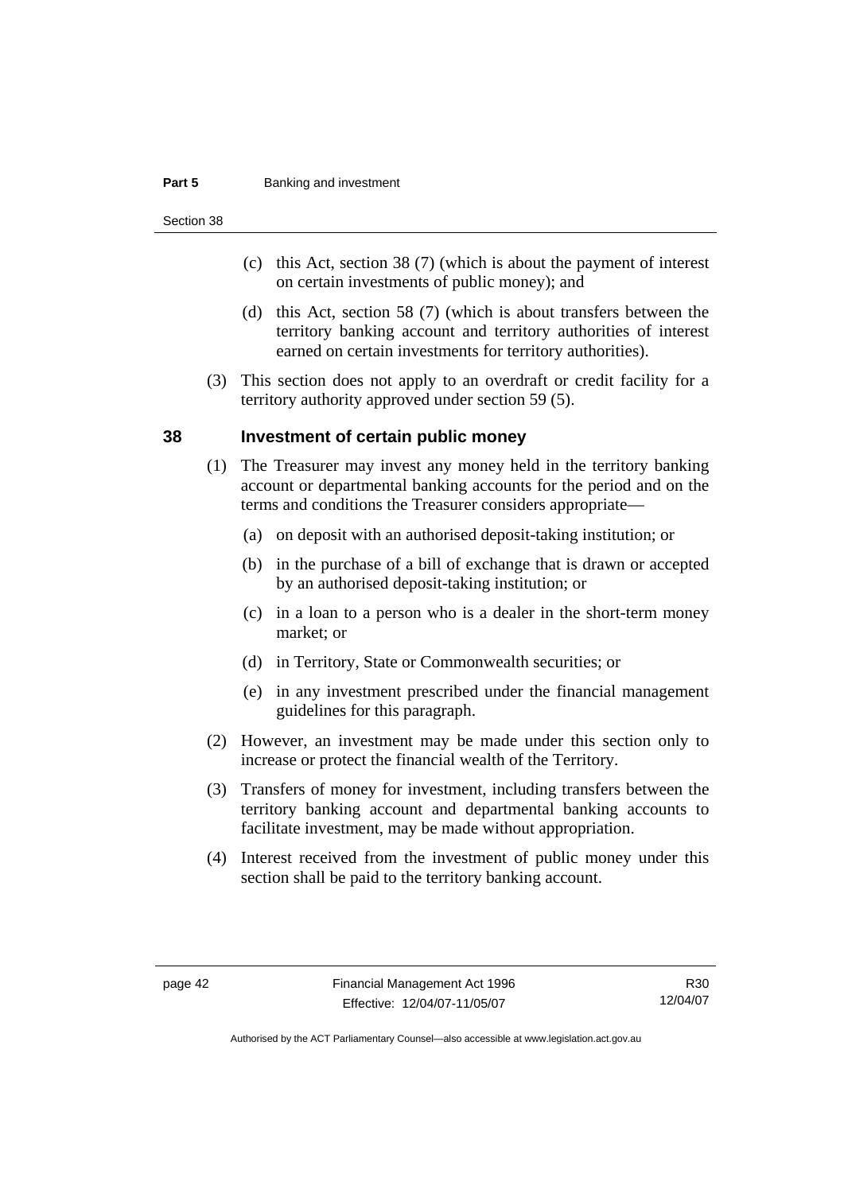(c) this Act, section 38 (7) (which is about the payment of interest on certain investments of public money); and

(d) this Act, section 58 (7) (which is about transfers between the territory banking account and territory authorities of interest earned on certain investments for territory authorities).

(3) This section does not apply to an overdraft or credit facility for a territory authority approved under section 59 (5).

## 38 Investment of certain public money

(1) The Treasurer may invest any money held in the territory banking account or departmental banking accounts for the period and on the terms and conditions the Treasurer considers appropriate—

(a) on deposit with an authorised deposit-taking institution; or

(b) in the purchase of a bill of exchange that is drawn or accepted by an authorised deposit-taking institution; or

(c) in a loan to a person who is a dealer in the short-term money market; or

(d) in Territory, State or Commonwealth securities; or

(e) in any investment prescribed under the financial management guidelines for this paragraph.

(2) However, an investment may be made under this section only to increase or protect the financial wealth of the Territory.

(3) Transfers of money for investment, including transfers between the territory banking account and departmental banking accounts to facilitate investment, may be made without appropriation.

(4) Interest received from the investment of public money under this section shall be paid to the territory banking account.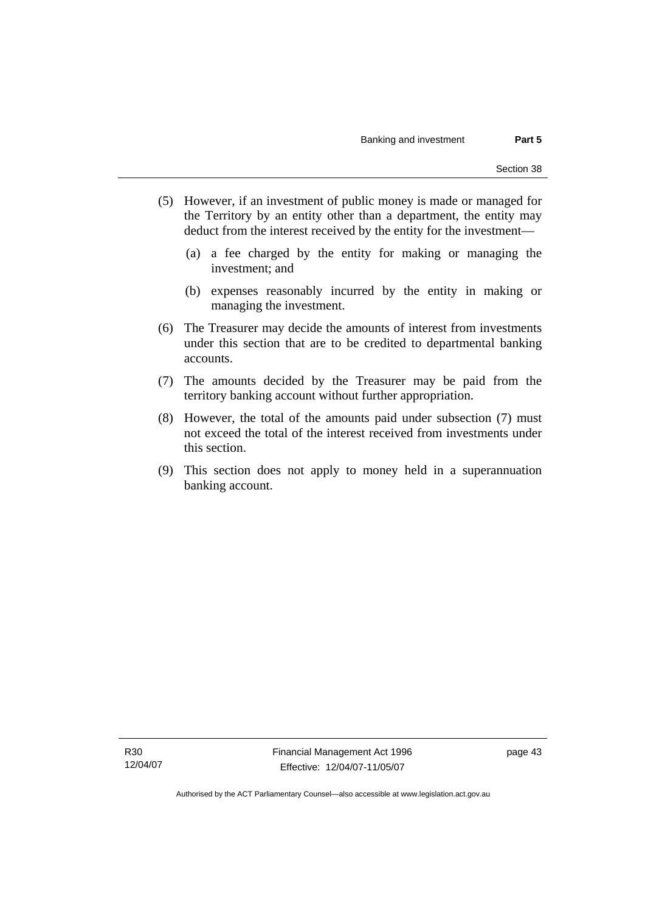(5) However, if an investment of public money is made or managed for the Territory by an entity other than a department, the entity may deduct from the interest received by the entity for the investment—

(a) a fee charged by the entity for making or managing the investment; and

(b) expenses reasonably incurred by the entity in making or managing the investment.

(6) The Treasurer may decide the amounts of interest from investments under this section that are to be credited to departmental banking accounts.

(7) The amounts decided by the Treasurer may be paid from the territory banking account without further appropriation.

(8) However, the total of the amounts paid under subsection (7) must not exceed the total of the interest received from investments under this section.

(9) This section does not apply to money held in a superannuation banking account.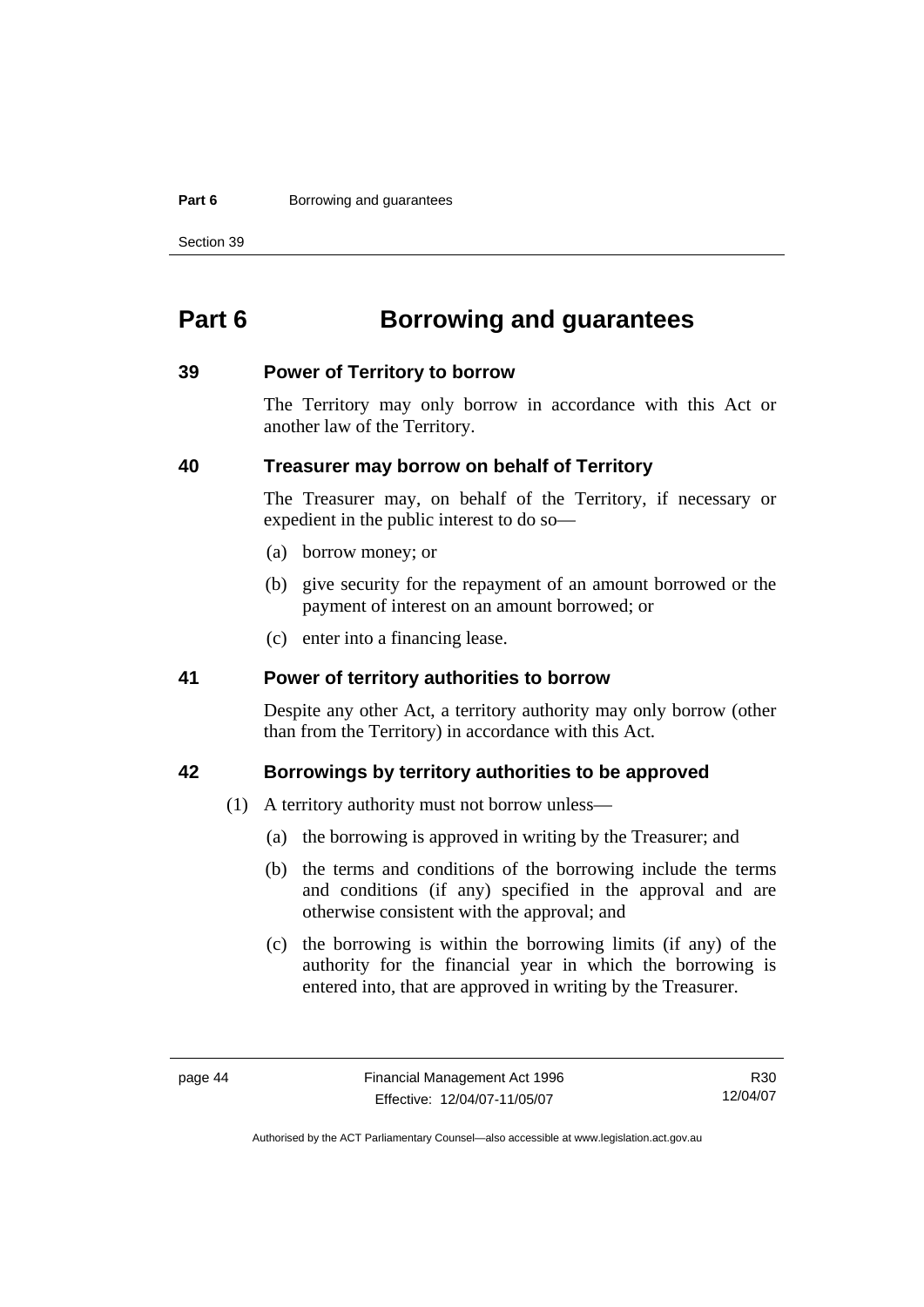# Part 6 Borrowing and guarantees

## 39 Power of Territory to borrow

The Territory may only borrow in accordance with this Act or another law of the Territory.

## 40 Treasurer may borrow on behalf of Territory

The Treasurer may, on behalf of the Territory, if necessary or expedient in the public interest to do so—

(a) borrow money; or

(b) give security for the repayment of an amount borrowed or the payment of interest on an amount borrowed; or

(c) enter into a financing lease.

## 41 Power of territory authorities to borrow

Despite any other Act, a territory authority may only borrow (other than from the Territory) in accordance with this Act.

## 42 Borrowings by territory authorities to be approved

(1) A territory authority must not borrow unless—

(a) the borrowing is approved in writing by the Treasurer; and

(b) the terms and conditions of the borrowing include the terms and conditions (if any) specified in the approval and are otherwise consistent with the approval; and

(c) the borrowing is within the borrowing limits (if any) of the authority for the financial year in which the borrowing is entered into, that are approved in writing by the Treasurer.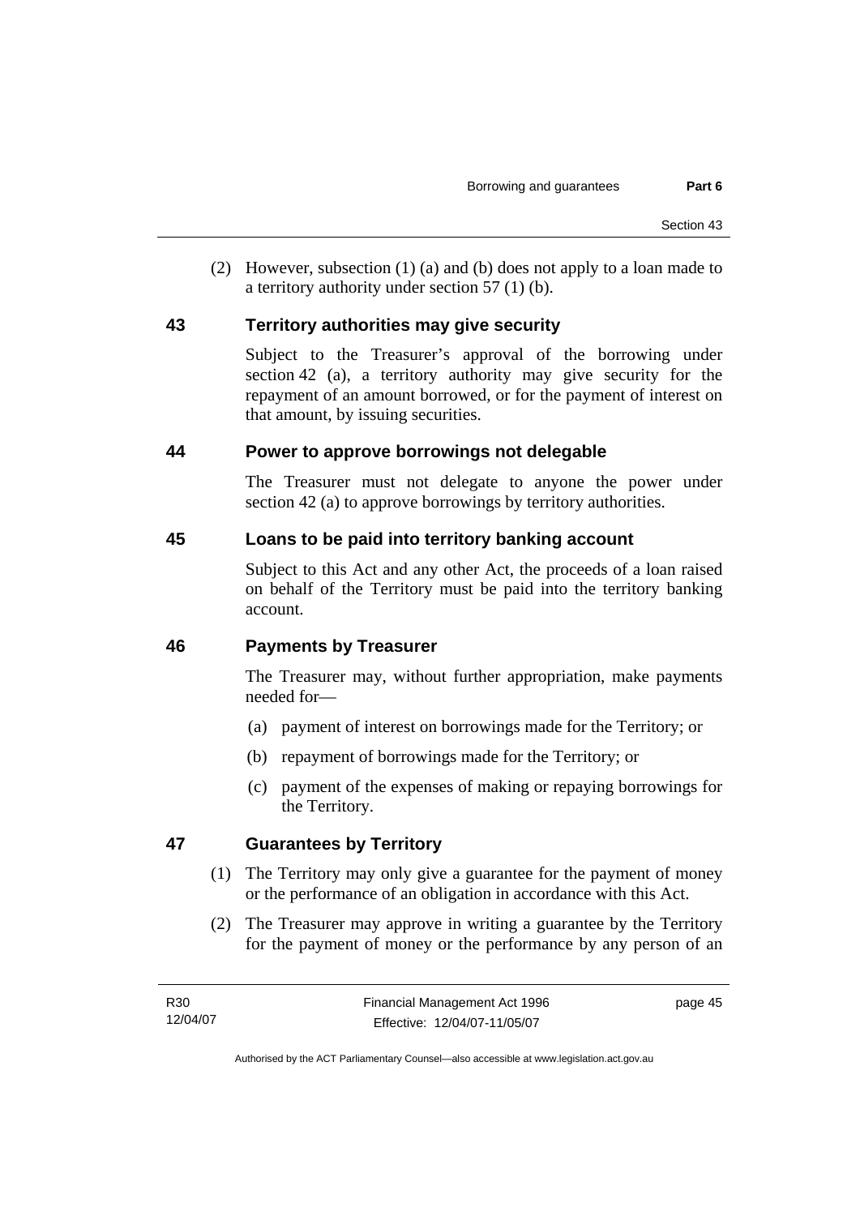(2) However, subsection (1) (a) and (b) does not apply to a loan made to a territory authority under section 57 (1) (b).

## 43 Territory authorities may give security

Subject to the Treasurer's approval of the borrowing under section 42 (a), a territory authority may give security for the repayment of an amount borrowed, or for the payment of interest on that amount, by issuing securities.

## 44 Power to approve borrowings not delegable

The Treasurer must not delegate to anyone the power under section 42 (a) to approve borrowings by territory authorities.

## 45 Loans to be paid into territory banking account

Subject to this Act and any other Act, the proceeds of a loan raised on behalf of the Territory must be paid into the territory banking account.

## 46 Payments by Treasurer

The Treasurer may, without further appropriation, make payments needed for—

(a) payment of interest on borrowings made for the Territory; or

(b) repayment of borrowings made for the Territory; or

(c) payment of the expenses of making or repaying borrowings for the Territory.

## 47 Guarantees by Territory

(1) The Territory may only give a guarantee for the payment of money or the performance of an obligation in accordance with this Act.

(2) The Treasurer may approve in writing a guarantee by the Territory for the payment of money or the performance by any person of an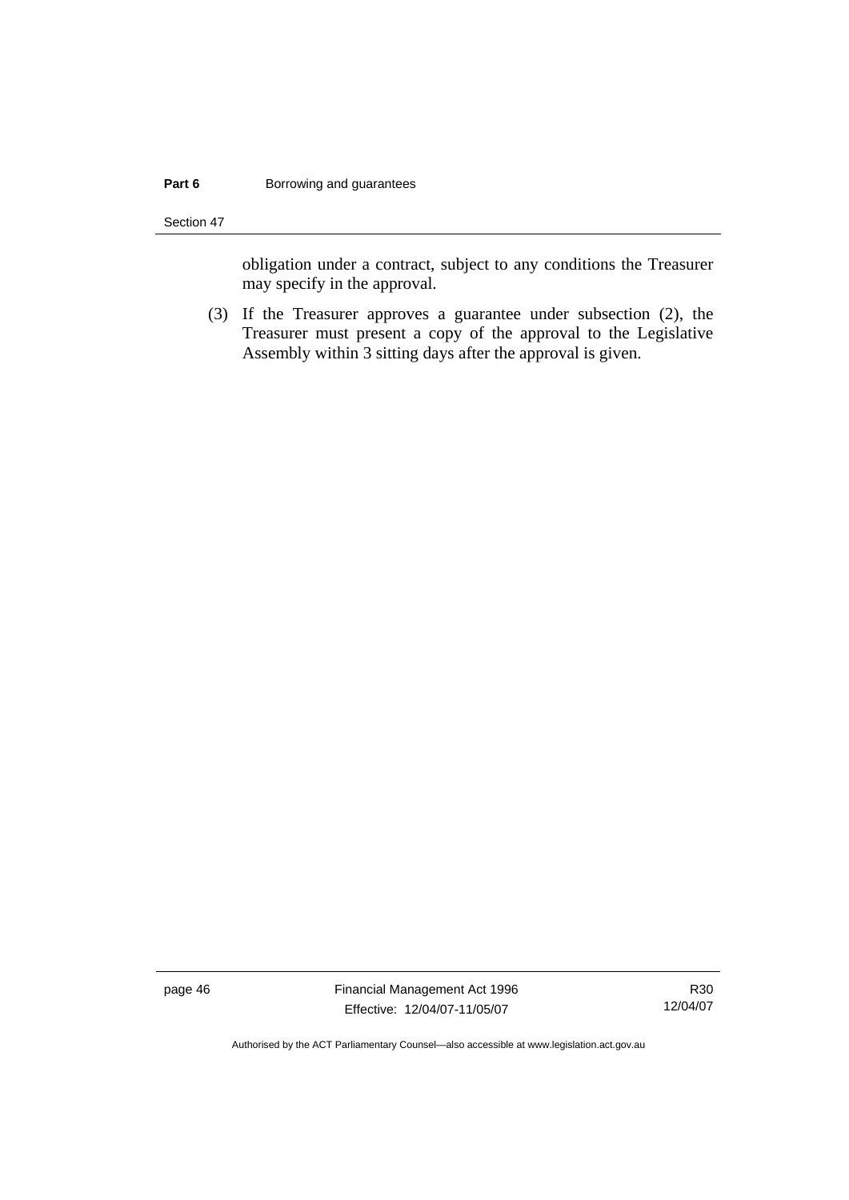obligation under a contract, subject to any conditions the Treasurer may specify in the approval.

(3) If the Treasurer approves a guarantee under subsection (2), the Treasurer must present a copy of the approval to the Legislative Assembly within 3 sitting days after the approval is given.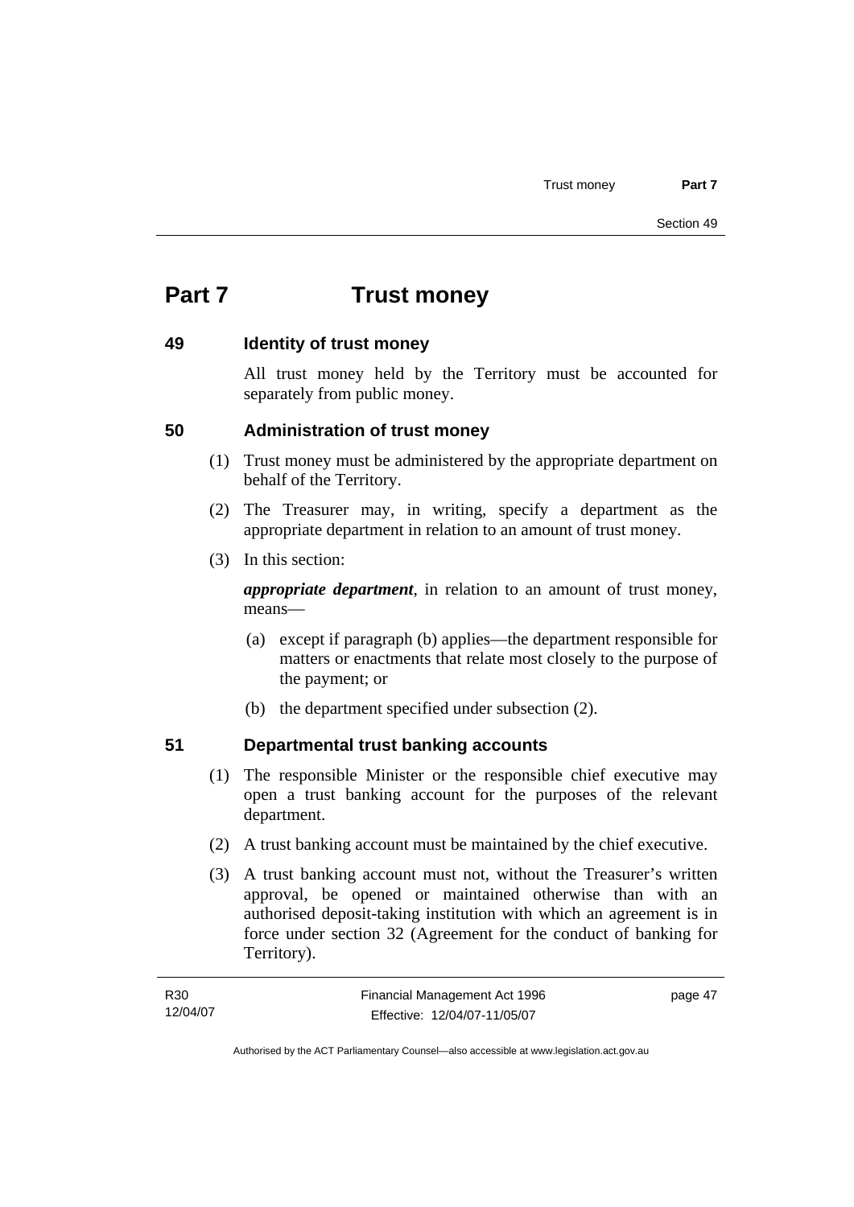# Part 7 Trust money

## 49 Identity of trust money

All trust money held by the Territory must be accounted for separately from public money.

## 50 Administration of trust money

(1) Trust money must be administered by the appropriate department on behalf of the Territory.

(2) The Treasurer may, in writing, specify a department as the appropriate department in relation to an amount of trust money.

(3) In this section:

***appropriate department***, in relation to an amount of trust money, means—

(a) except if paragraph (b) applies—the department responsible for matters or enactments that relate most closely to the purpose of the payment; or

(b) the department specified under subsection (2).

## 51 Departmental trust banking accounts

(1) The responsible Minister or the responsible chief executive may open a trust banking account for the purposes of the relevant department.

(2) A trust banking account must be maintained by the chief executive.

(3) A trust banking account must not, without the Treasurer's written approval, be opened or maintained otherwise than with an authorised deposit-taking institution with which an agreement is in force under section 32 (Agreement for the conduct of banking for Territory).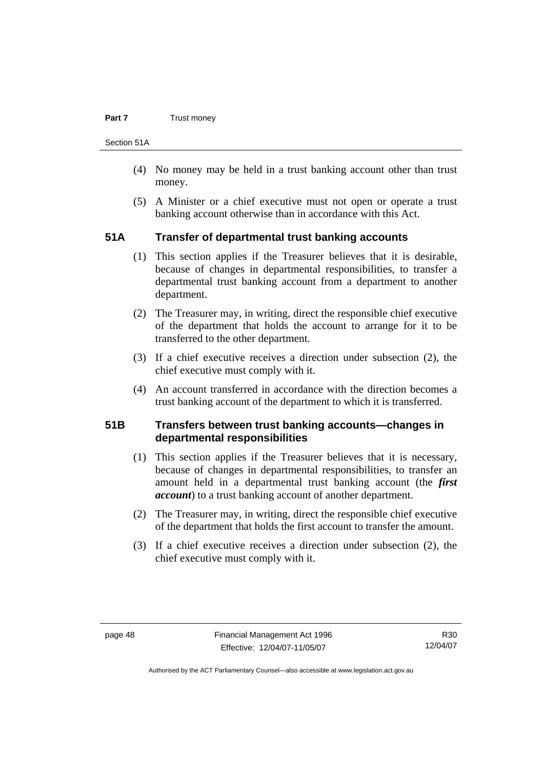(4) No money may be held in a trust banking account other than trust money.

(5) A Minister or a chief executive must not open or operate a trust banking account otherwise than in accordance with this Act.

### 51A Transfer of departmental trust banking accounts

(1) This section applies if the Treasurer believes that it is desirable, because of changes in departmental responsibilities, to transfer a departmental trust banking account from a department to another department.

(2) The Treasurer may, in writing, direct the responsible chief executive of the department that holds the account to arrange for it to be transferred to the other department.

(3) If a chief executive receives a direction under subsection (2), the chief executive must comply with it.

(4) An account transferred in accordance with the direction becomes a trust banking account of the department to which it is transferred.

### 51B Transfers between trust banking accounts—changes in departmental responsibilities

(1) This section applies if the Treasurer believes that it is necessary, because of changes in departmental responsibilities, to transfer an amount held in a departmental trust banking account (the ***first account***) to a trust banking account of another department.

(2) The Treasurer may, in writing, direct the responsible chief executive of the department that holds the first account to transfer the amount.

(3) If a chief executive receives a direction under subsection (2), the chief executive must comply with it.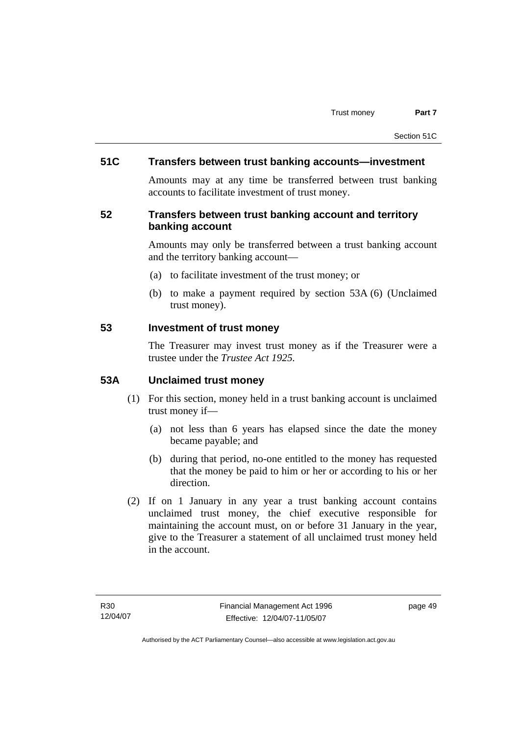## 51C Transfers between trust banking accounts—investment

Amounts may at any time be transferred between trust banking accounts to facilitate investment of trust money.

## 52 Transfers between trust banking account and territory banking account

Amounts may only be transferred between a trust banking account and the territory banking account—

(a) to facilitate investment of the trust money; or

(b) to make a payment required by section 53A (6) (Unclaimed trust money).

## 53 Investment of trust money

The Treasurer may invest trust money as if the Treasurer were a trustee under the *Trustee Act 1925*.

## 53A Unclaimed trust money

(1) For this section, money held in a trust banking account is unclaimed trust money if—

(a) not less than 6 years has elapsed since the date the money became payable; and

(b) during that period, no-one entitled to the money has requested that the money be paid to him or her or according to his or her direction.

(2) If on 1 January in any year a trust banking account contains unclaimed trust money, the chief executive responsible for maintaining the account must, on or before 31 January in the year, give to the Treasurer a statement of all unclaimed trust money held in the account.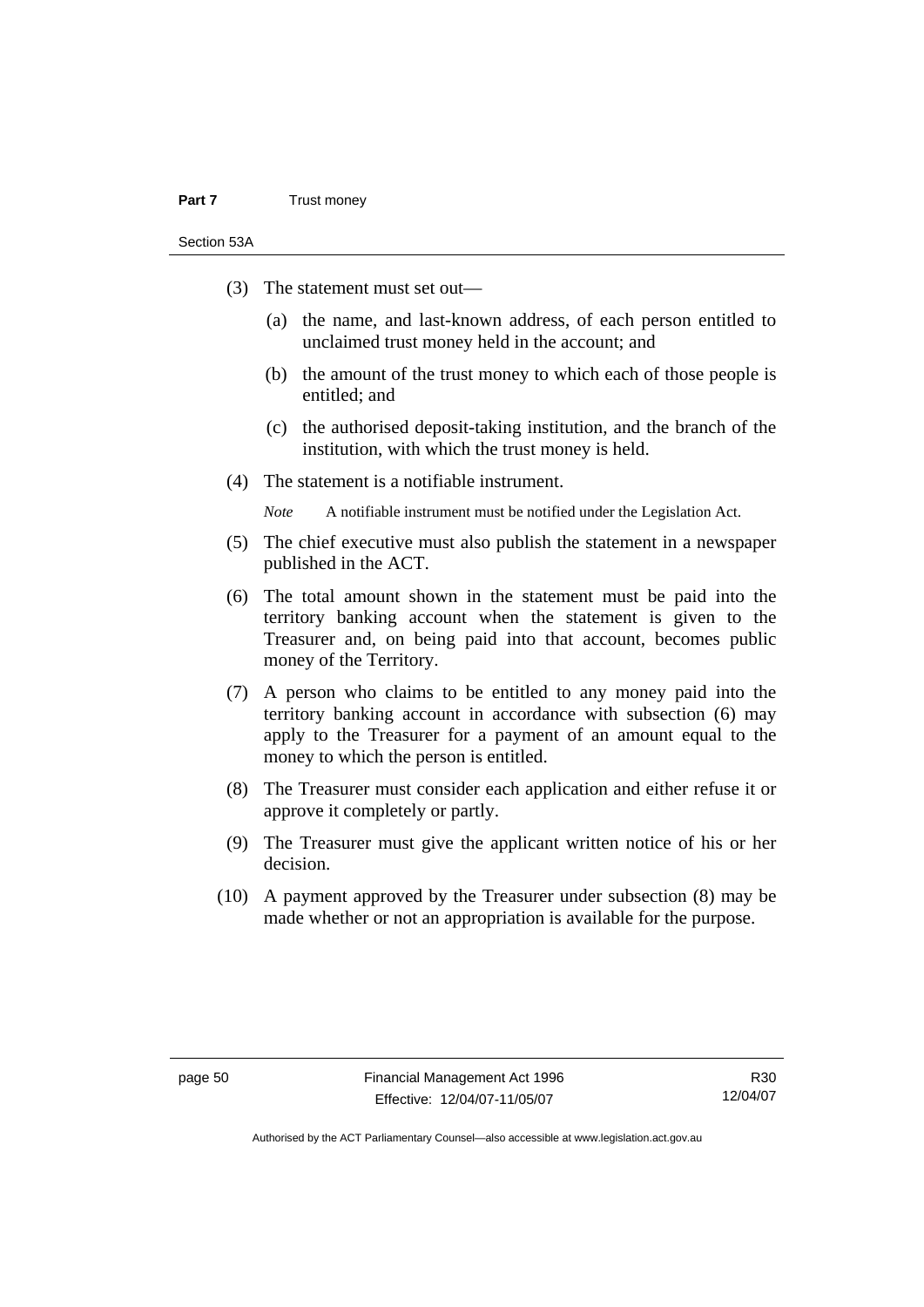(3) The statement must set out—

(a) the name, and last-known address, of each person entitled to unclaimed trust money held in the account; and

(b) the amount of the trust money to which each of those people is entitled; and

(c) the authorised deposit-taking institution, and the branch of the institution, with which the trust money is held.

(4) The statement is a notifiable instrument.

*Note* A notifiable instrument must be notified under the Legislation Act.

(5) The chief executive must also publish the statement in a newspaper published in the ACT.

(6) The total amount shown in the statement must be paid into the territory banking account when the statement is given to the Treasurer and, on being paid into that account, becomes public money of the Territory.

(7) A person who claims to be entitled to any money paid into the territory banking account in accordance with subsection (6) may apply to the Treasurer for a payment of an amount equal to the money to which the person is entitled.

(8) The Treasurer must consider each application and either refuse it or approve it completely or partly.

(9) The Treasurer must give the applicant written notice of his or her decision.

(10) A payment approved by the Treasurer under subsection (8) may be made whether or not an appropriation is available for the purpose.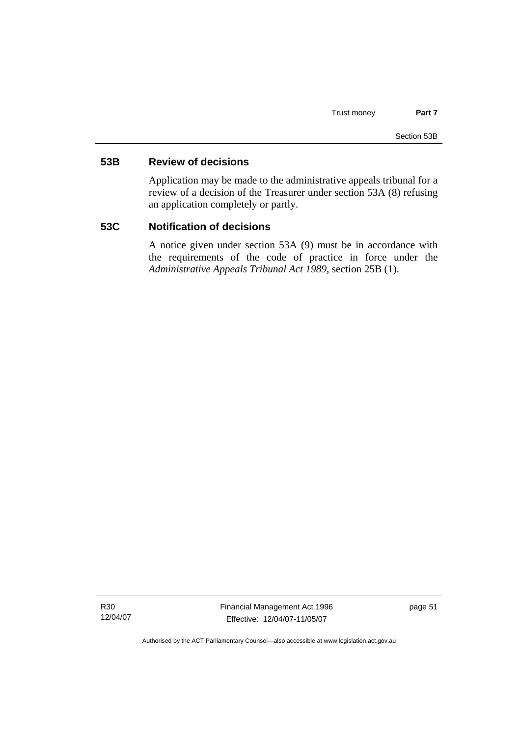## 53B Review of decisions

Application may be made to the administrative appeals tribunal for a review of a decision of the Treasurer under section 53A (8) refusing an application completely or partly.

## 53C Notification of decisions

A notice given under section 53A (9) must be in accordance with the requirements of the code of practice in force under the *Administrative Appeals Tribunal Act 1989*, section 25B (1).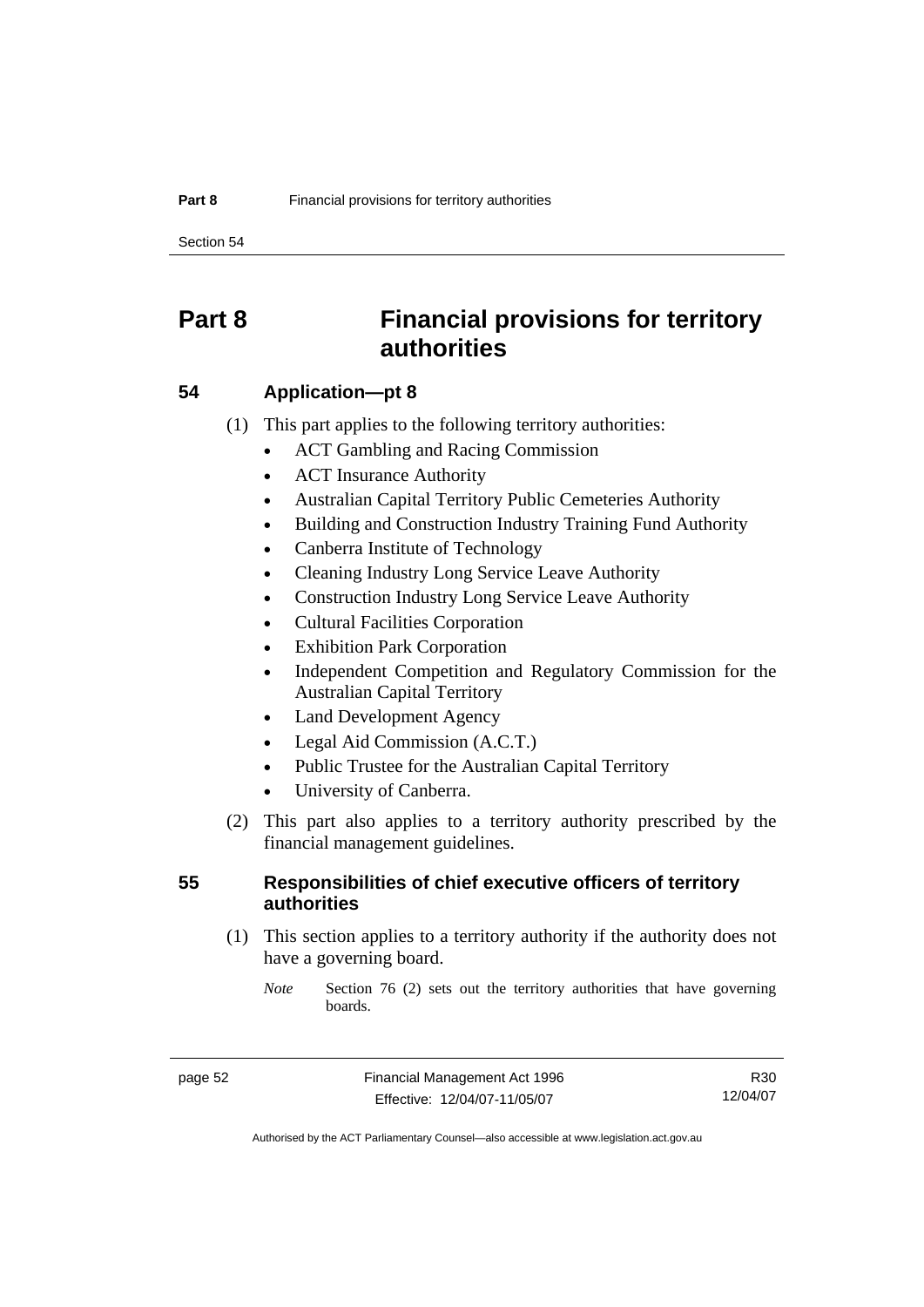# Part 8 Financial provisions for territory authorities

## 54 Application—pt 8

(1) This part applies to the following territory authorities:

- ACT Gambling and Racing Commission
- ACT Insurance Authority
- Australian Capital Territory Public Cemeteries Authority
- Building and Construction Industry Training Fund Authority
- Canberra Institute of Technology
- Cleaning Industry Long Service Leave Authority
- Construction Industry Long Service Leave Authority
- Cultural Facilities Corporation
- Exhibition Park Corporation
- Independent Competition and Regulatory Commission for the Australian Capital Territory
- Land Development Agency
- Legal Aid Commission (A.C.T.)
- Public Trustee for the Australian Capital Territory
- University of Canberra.

(2) This part also applies to a territory authority prescribed by the financial management guidelines.

## 55 Responsibilities of chief executive officers of territory authorities

(1) This section applies to a territory authority if the authority does not have a governing board.

*Note* Section 76 (2) sets out the territory authorities that have governing boards.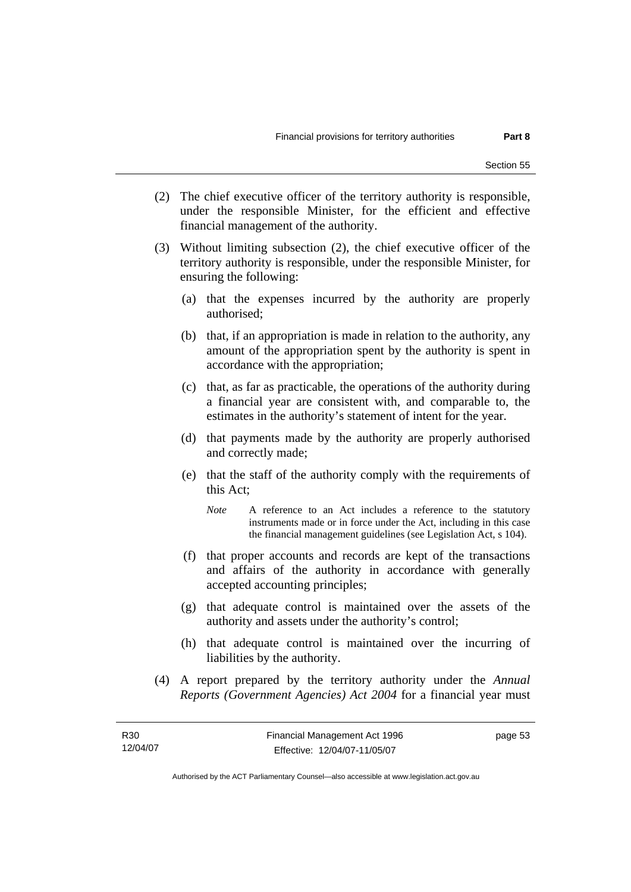(2) The chief executive officer of the territory authority is responsible, under the responsible Minister, for the efficient and effective financial management of the authority.

(3) Without limiting subsection (2), the chief executive officer of the territory authority is responsible, under the responsible Minister, for ensuring the following:

(a) that the expenses incurred by the authority are properly authorised;

(b) that, if an appropriation is made in relation to the authority, any amount of the appropriation spent by the authority is spent in accordance with the appropriation;

(c) that, as far as practicable, the operations of the authority during a financial year are consistent with, and comparable to, the estimates in the authority's statement of intent for the year.

(d) that payments made by the authority are properly authorised and correctly made;

(e) that the staff of the authority comply with the requirements of this Act;

*Note* A reference to an Act includes a reference to the statutory instruments made or in force under the Act, including in this case the financial management guidelines (see Legislation Act, s 104).

(f) that proper accounts and records are kept of the transactions and affairs of the authority in accordance with generally accepted accounting principles;

(g) that adequate control is maintained over the assets of the authority and assets under the authority's control;

(h) that adequate control is maintained over the incurring of liabilities by the authority.

(4) A report prepared by the territory authority under the *Annual Reports (Government Agencies) Act 2004* for a financial year must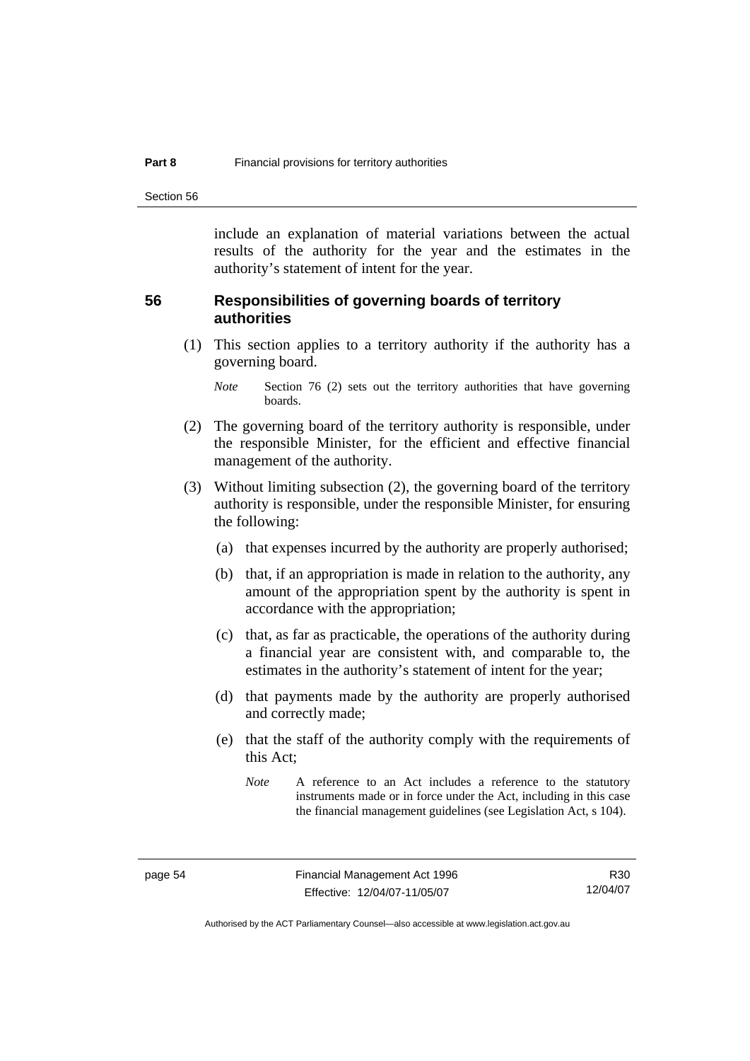include an explanation of material variations between the actual results of the authority for the year and the estimates in the authority's statement of intent for the year.

## 56 Responsibilities of governing boards of territory authorities

(1) This section applies to a territory authority if the authority has a governing board.

*Note* Section 76 (2) sets out the territory authorities that have governing boards.

(2) The governing board of the territory authority is responsible, under the responsible Minister, for the efficient and effective financial management of the authority.

(3) Without limiting subsection (2), the governing board of the territory authority is responsible, under the responsible Minister, for ensuring the following:

(a) that expenses incurred by the authority are properly authorised;

(b) that, if an appropriation is made in relation to the authority, any amount of the appropriation spent by the authority is spent in accordance with the appropriation;

(c) that, as far as practicable, the operations of the authority during a financial year are consistent with, and comparable to, the estimates in the authority's statement of intent for the year;

(d) that payments made by the authority are properly authorised and correctly made;

(e) that the staff of the authority comply with the requirements of this Act;

*Note* A reference to an Act includes a reference to the statutory instruments made or in force under the Act, including in this case the financial management guidelines (see Legislation Act, s 104).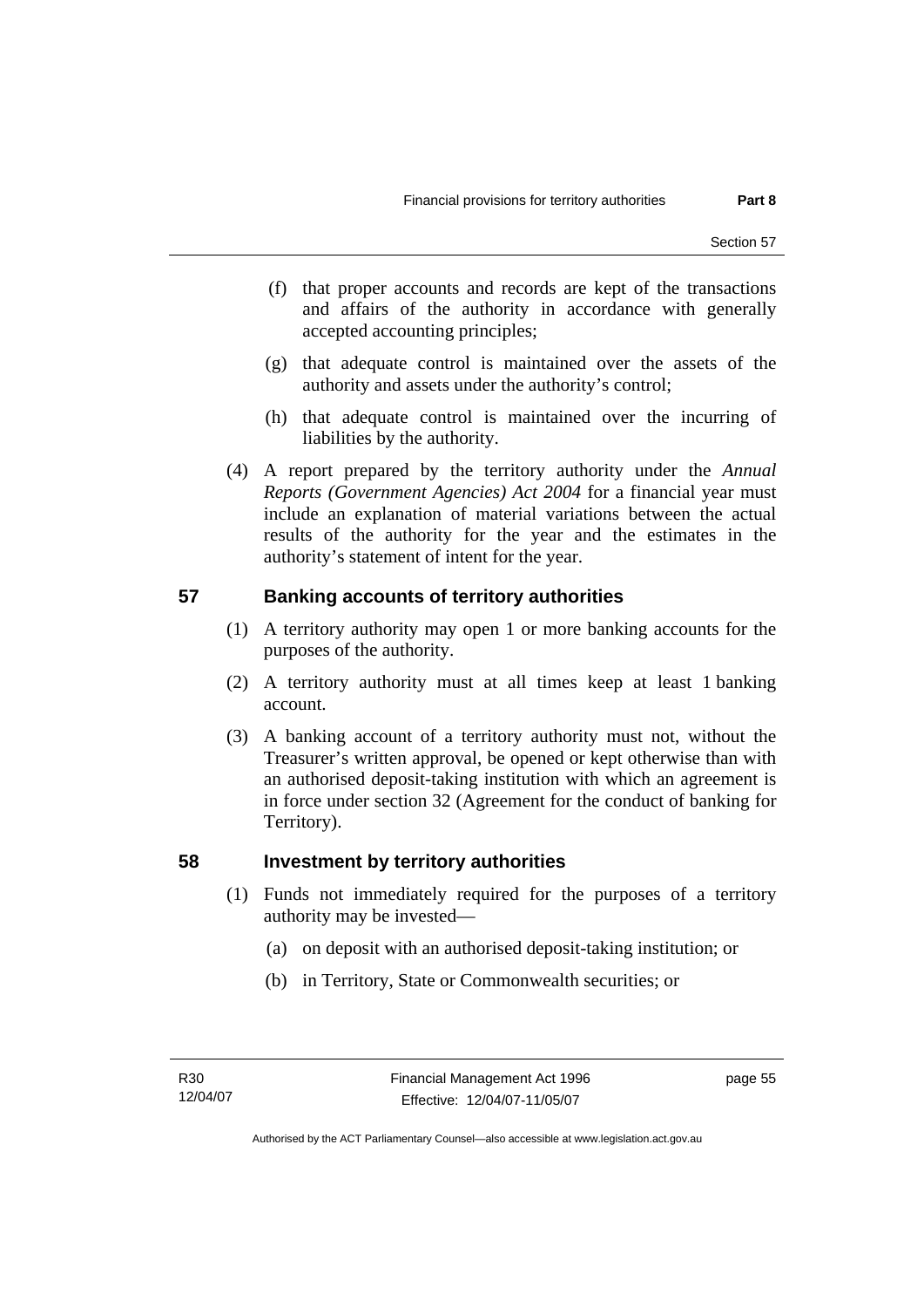(f) that proper accounts and records are kept of the transactions and affairs of the authority in accordance with generally accepted accounting principles;

(g) that adequate control is maintained over the assets of the authority and assets under the authority's control;

(h) that adequate control is maintained over the incurring of liabilities by the authority.

(4) A report prepared by the territory authority under the *Annual Reports (Government Agencies) Act 2004* for a financial year must include an explanation of material variations between the actual results of the authority for the year and the estimates in the authority's statement of intent for the year.

## 57 Banking accounts of territory authorities

(1) A territory authority may open 1 or more banking accounts for the purposes of the authority.

(2) A territory authority must at all times keep at least 1 banking account.

(3) A banking account of a territory authority must not, without the Treasurer's written approval, be opened or kept otherwise than with an authorised deposit-taking institution with which an agreement is in force under section 32 (Agreement for the conduct of banking for Territory).

## 58 Investment by territory authorities

(1) Funds not immediately required for the purposes of a territory authority may be invested—

(a) on deposit with an authorised deposit-taking institution; or

(b) in Territory, State or Commonwealth securities; or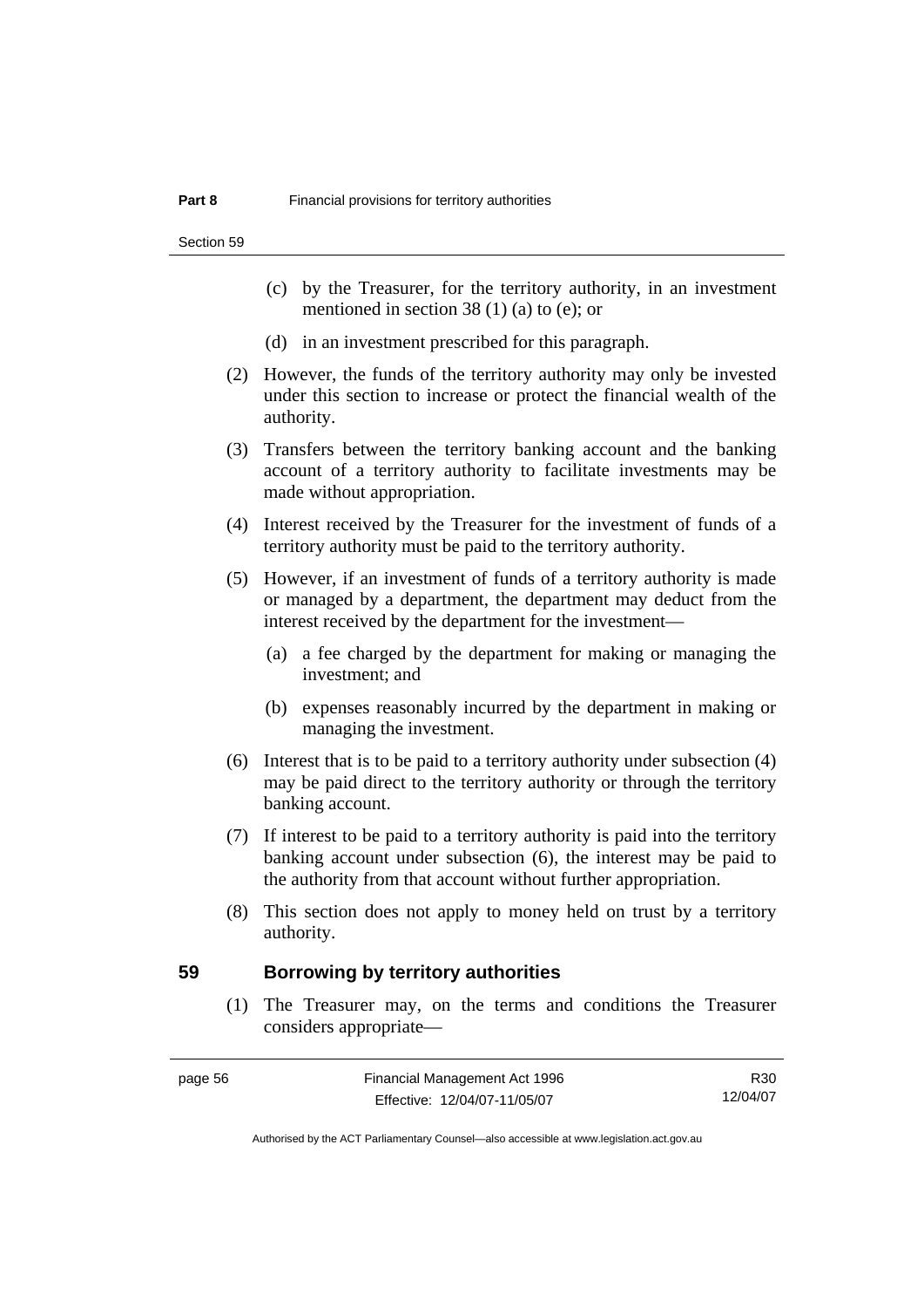(c) by the Treasurer, for the territory authority, in an investment mentioned in section 38 (1) (a) to (e); or

(d) in an investment prescribed for this paragraph.

(2) However, the funds of the territory authority may only be invested under this section to increase or protect the financial wealth of the authority.

(3) Transfers between the territory banking account and the banking account of a territory authority to facilitate investments may be made without appropriation.

(4) Interest received by the Treasurer for the investment of funds of a territory authority must be paid to the territory authority.

(5) However, if an investment of funds of a territory authority is made or managed by a department, the department may deduct from the interest received by the department for the investment—

(a) a fee charged by the department for making or managing the investment; and

(b) expenses reasonably incurred by the department in making or managing the investment.

(6) Interest that is to be paid to a territory authority under subsection (4) may be paid direct to the territory authority or through the territory banking account.

(7) If interest to be paid to a territory authority is paid into the territory banking account under subsection (6), the interest may be paid to the authority from that account without further appropriation.

(8) This section does not apply to money held on trust by a territory authority.

## 59 Borrowing by territory authorities

(1) The Treasurer may, on the terms and conditions the Treasurer considers appropriate—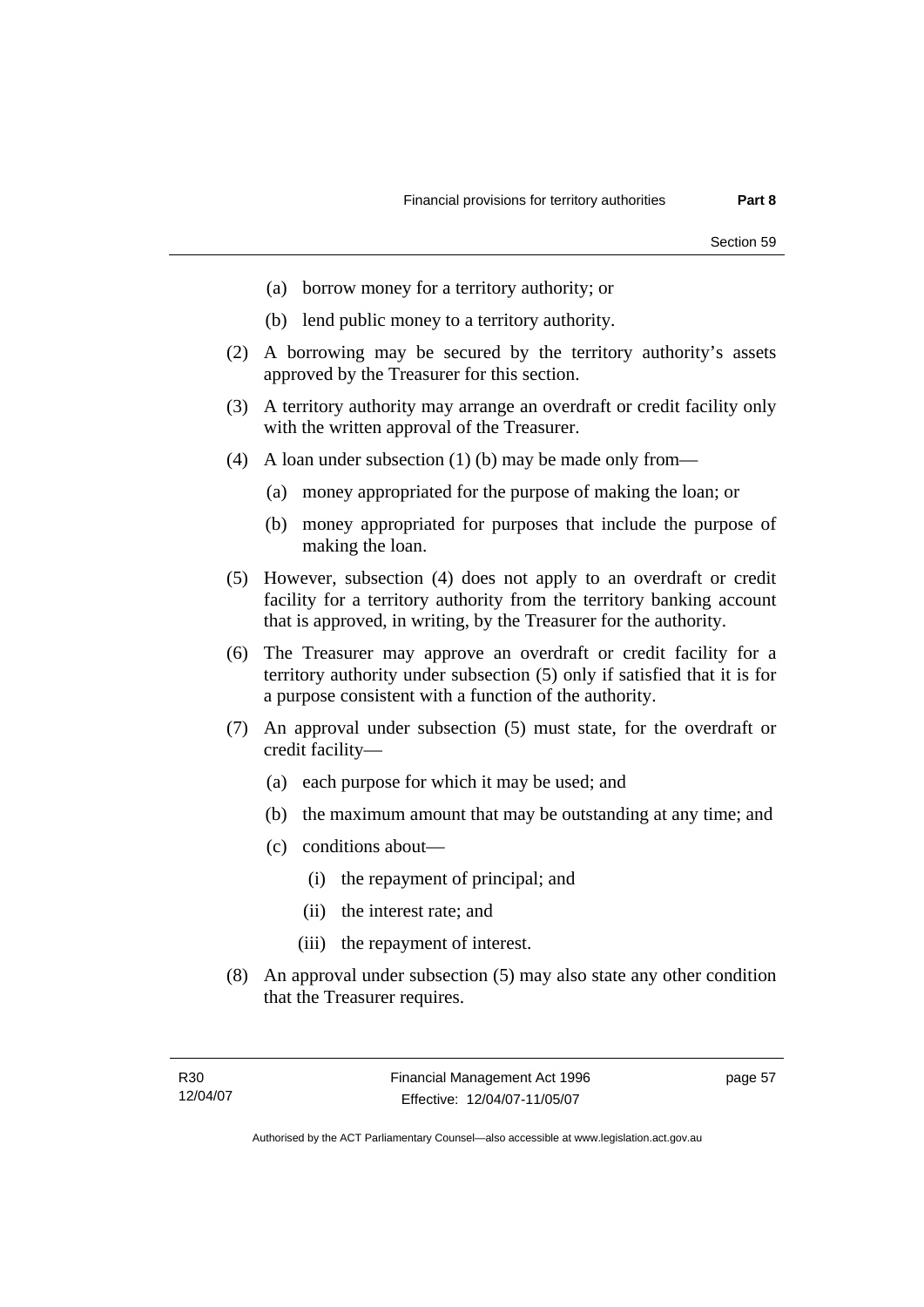(a) borrow money for a territory authority; or

(b) lend public money to a territory authority.

(2) A borrowing may be secured by the territory authority's assets approved by the Treasurer for this section.

(3) A territory authority may arrange an overdraft or credit facility only with the written approval of the Treasurer.

(4) A loan under subsection (1) (b) may be made only from—

(a) money appropriated for the purpose of making the loan; or

(b) money appropriated for purposes that include the purpose of making the loan.

(5) However, subsection (4) does not apply to an overdraft or credit facility for a territory authority from the territory banking account that is approved, in writing, by the Treasurer for the authority.

(6) The Treasurer may approve an overdraft or credit facility for a territory authority under subsection (5) only if satisfied that it is for a purpose consistent with a function of the authority.

(7) An approval under subsection (5) must state, for the overdraft or credit facility—

(a) each purpose for which it may be used; and

(b) the maximum amount that may be outstanding at any time; and

(c) conditions about—

(i) the repayment of principal; and

(ii) the interest rate; and

(iii) the repayment of interest.

(8) An approval under subsection (5) may also state any other condition that the Treasurer requires.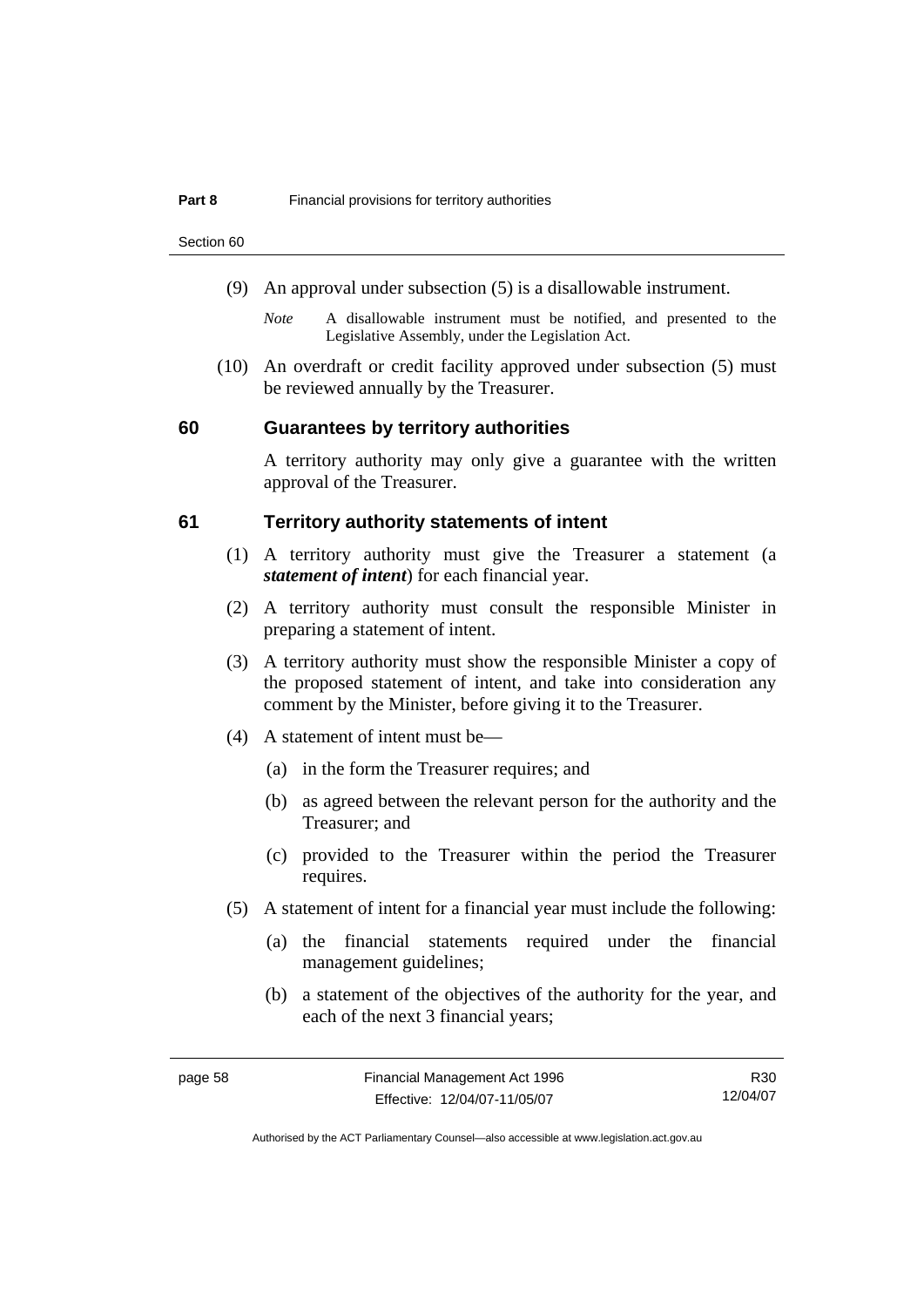(9) An approval under subsection (5) is a disallowable instrument.

*Note* A disallowable instrument must be notified, and presented to the Legislative Assembly, under the Legislation Act.

(10) An overdraft or credit facility approved under subsection (5) must be reviewed annually by the Treasurer.

## 60 Guarantees by territory authorities

A territory authority may only give a guarantee with the written approval of the Treasurer.

## 61 Territory authority statements of intent

(1) A territory authority must give the Treasurer a statement (a ***statement of intent***) for each financial year.

(2) A territory authority must consult the responsible Minister in preparing a statement of intent.

(3) A territory authority must show the responsible Minister a copy of the proposed statement of intent, and take into consideration any comment by the Minister, before giving it to the Treasurer.

(4) A statement of intent must be—

(a) in the form the Treasurer requires; and

(b) as agreed between the relevant person for the authority and the Treasurer; and

(c) provided to the Treasurer within the period the Treasurer requires.

(5) A statement of intent for a financial year must include the following:

(a) the financial statements required under the financial management guidelines;

(b) a statement of the objectives of the authority for the year, and each of the next 3 financial years;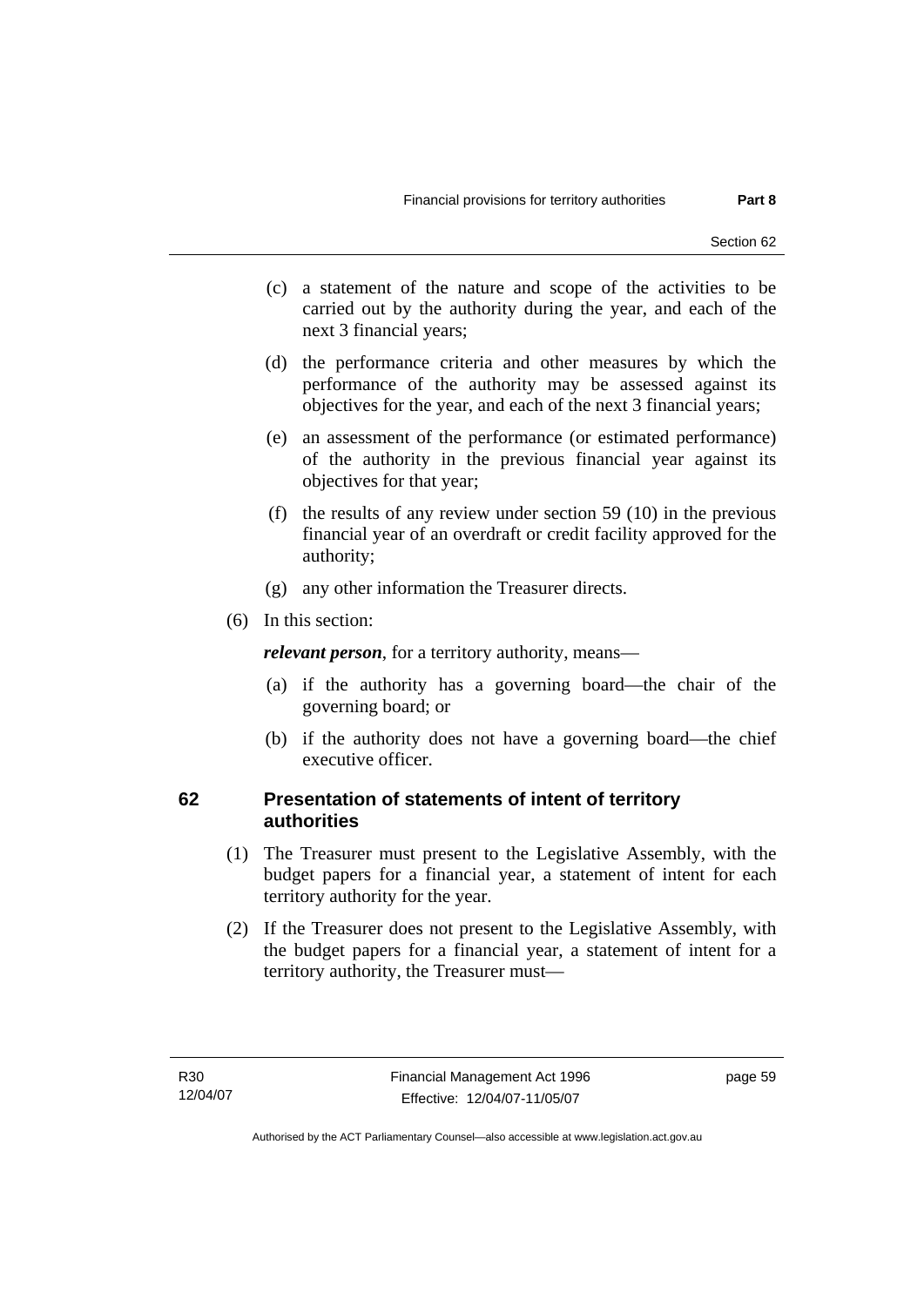(c) a statement of the nature and scope of the activities to be carried out by the authority during the year, and each of the next 3 financial years;

(d) the performance criteria and other measures by which the performance of the authority may be assessed against its objectives for the year, and each of the next 3 financial years;

(e) an assessment of the performance (or estimated performance) of the authority in the previous financial year against its objectives for that year;

(f) the results of any review under section 59 (10) in the previous financial year of an overdraft or credit facility approved for the authority;

(g) any other information the Treasurer directs.

(6) In this section:

***relevant person***, for a territory authority, means—

(a) if the authority has a governing board—the chair of the governing board; or

(b) if the authority does not have a governing board—the chief executive officer.

## 62 Presentation of statements of intent of territory authorities

(1) The Treasurer must present to the Legislative Assembly, with the budget papers for a financial year, a statement of intent for each territory authority for the year.

(2) If the Treasurer does not present to the Legislative Assembly, with the budget papers for a financial year, a statement of intent for a territory authority, the Treasurer must—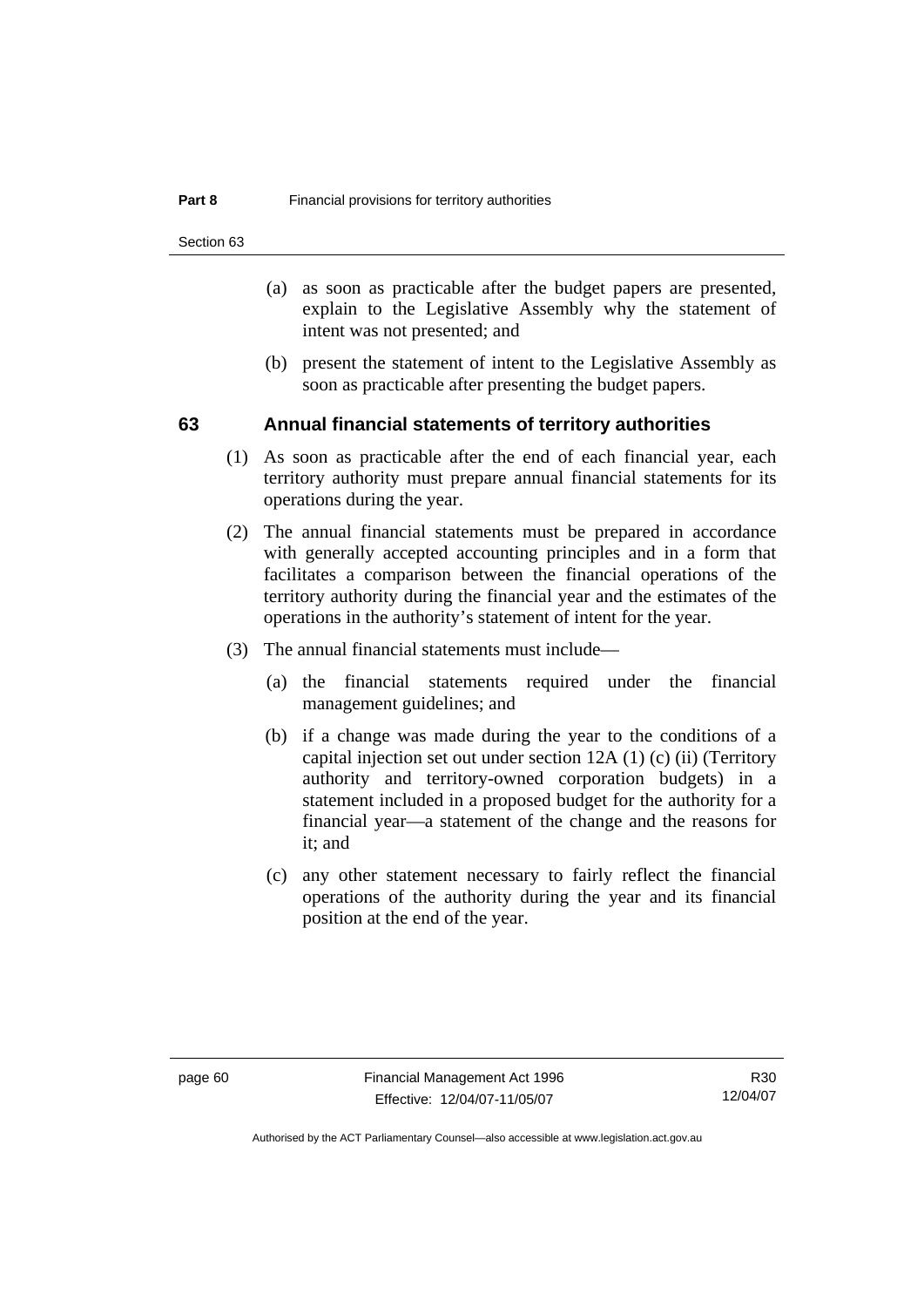(a) as soon as practicable after the budget papers are presented, explain to the Legislative Assembly why the statement of intent was not presented; and

(b) present the statement of intent to the Legislative Assembly as soon as practicable after presenting the budget papers.

## 63 Annual financial statements of territory authorities

(1) As soon as practicable after the end of each financial year, each territory authority must prepare annual financial statements for its operations during the year.

(2) The annual financial statements must be prepared in accordance with generally accepted accounting principles and in a form that facilitates a comparison between the financial operations of the territory authority during the financial year and the estimates of the operations in the authority's statement of intent for the year.

(3) The annual financial statements must include—

(a) the financial statements required under the financial management guidelines; and

(b) if a change was made during the year to the conditions of a capital injection set out under section 12A (1) (c) (ii) (Territory authority and territory-owned corporation budgets) in a statement included in a proposed budget for the authority for a financial year—a statement of the change and the reasons for it; and

(c) any other statement necessary to fairly reflect the financial operations of the authority during the year and its financial position at the end of the year.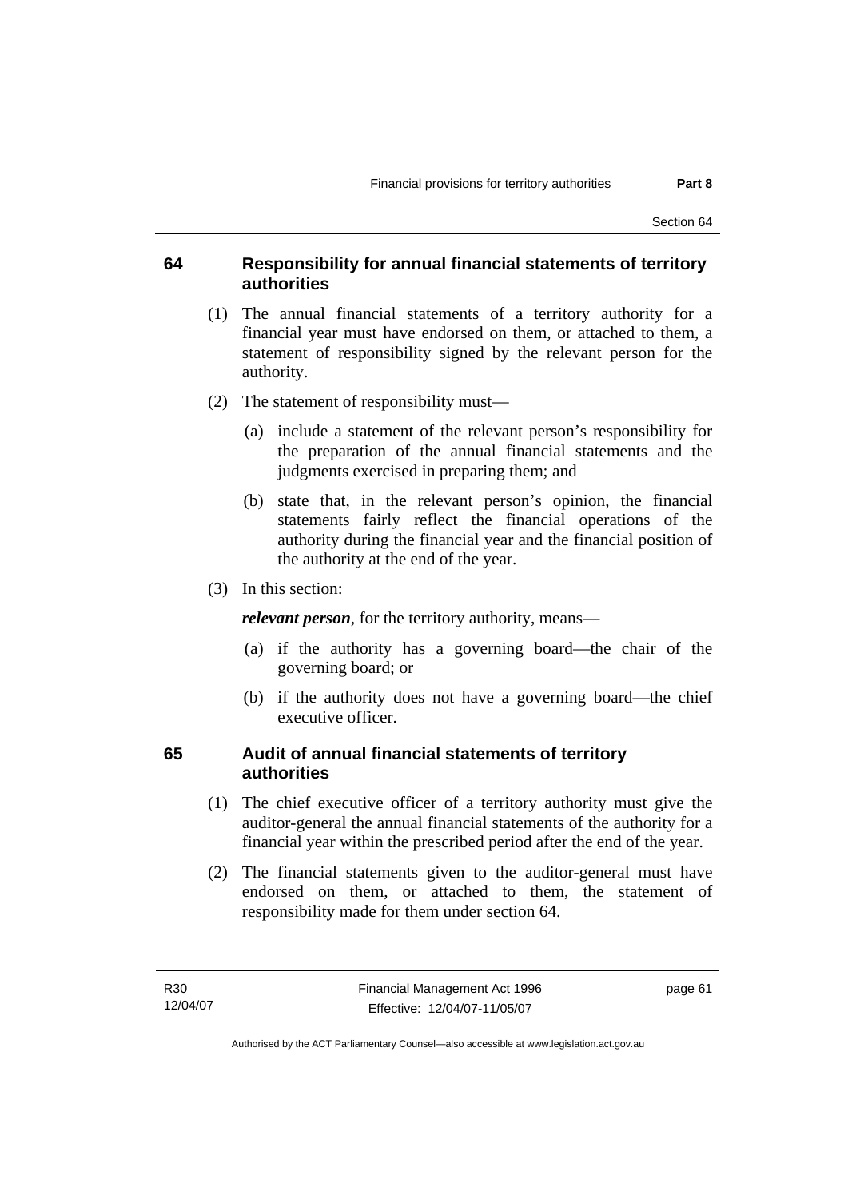## 64 Responsibility for annual financial statements of territory authorities

(1) The annual financial statements of a territory authority for a financial year must have endorsed on them, or attached to them, a statement of responsibility signed by the relevant person for the authority.

(2) The statement of responsibility must—

(a) include a statement of the relevant person's responsibility for the preparation of the annual financial statements and the judgments exercised in preparing them; and

(b) state that, in the relevant person's opinion, the financial statements fairly reflect the financial operations of the authority during the financial year and the financial position of the authority at the end of the year.

(3) In this section:

***relevant person***, for the territory authority, means—

(a) if the authority has a governing board—the chair of the governing board; or

(b) if the authority does not have a governing board—the chief executive officer.

## 65 Audit of annual financial statements of territory authorities

(1) The chief executive officer of a territory authority must give the auditor-general the annual financial statements of the authority for a financial year within the prescribed period after the end of the year.

(2) The financial statements given to the auditor-general must have endorsed on them, or attached to them, the statement of responsibility made for them under section 64.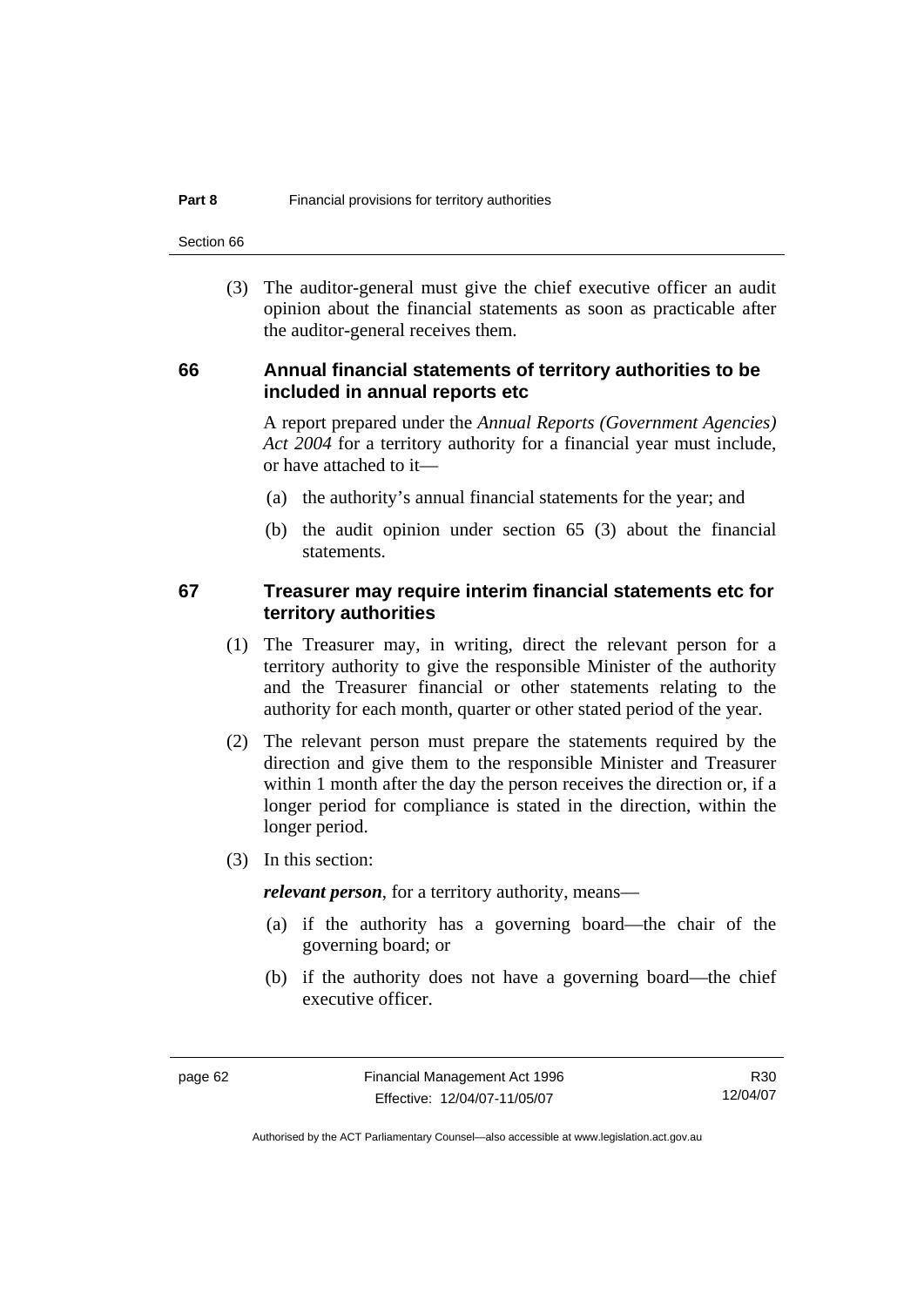(3) The auditor-general must give the chief executive officer an audit opinion about the financial statements as soon as practicable after the auditor-general receives them.

### 66 Annual financial statements of territory authorities to be included in annual reports etc

A report prepared under the *Annual Reports (Government Agencies) Act 2004* for a territory authority for a financial year must include, or have attached to it—

(a) the authority's annual financial statements for the year; and

(b) the audit opinion under section 65 (3) about the financial statements.

### 67 Treasurer may require interim financial statements etc for territory authorities

(1) The Treasurer may, in writing, direct the relevant person for a territory authority to give the responsible Minister of the authority and the Treasurer financial or other statements relating to the authority for each month, quarter or other stated period of the year.

(2) The relevant person must prepare the statements required by the direction and give them to the responsible Minister and Treasurer within 1 month after the day the person receives the direction or, if a longer period for compliance is stated in the direction, within the longer period.

(3) In this section:

***relevant person***, for a territory authority, means—

(a) if the authority has a governing board—the chair of the governing board; or

(b) if the authority does not have a governing board—the chief executive officer.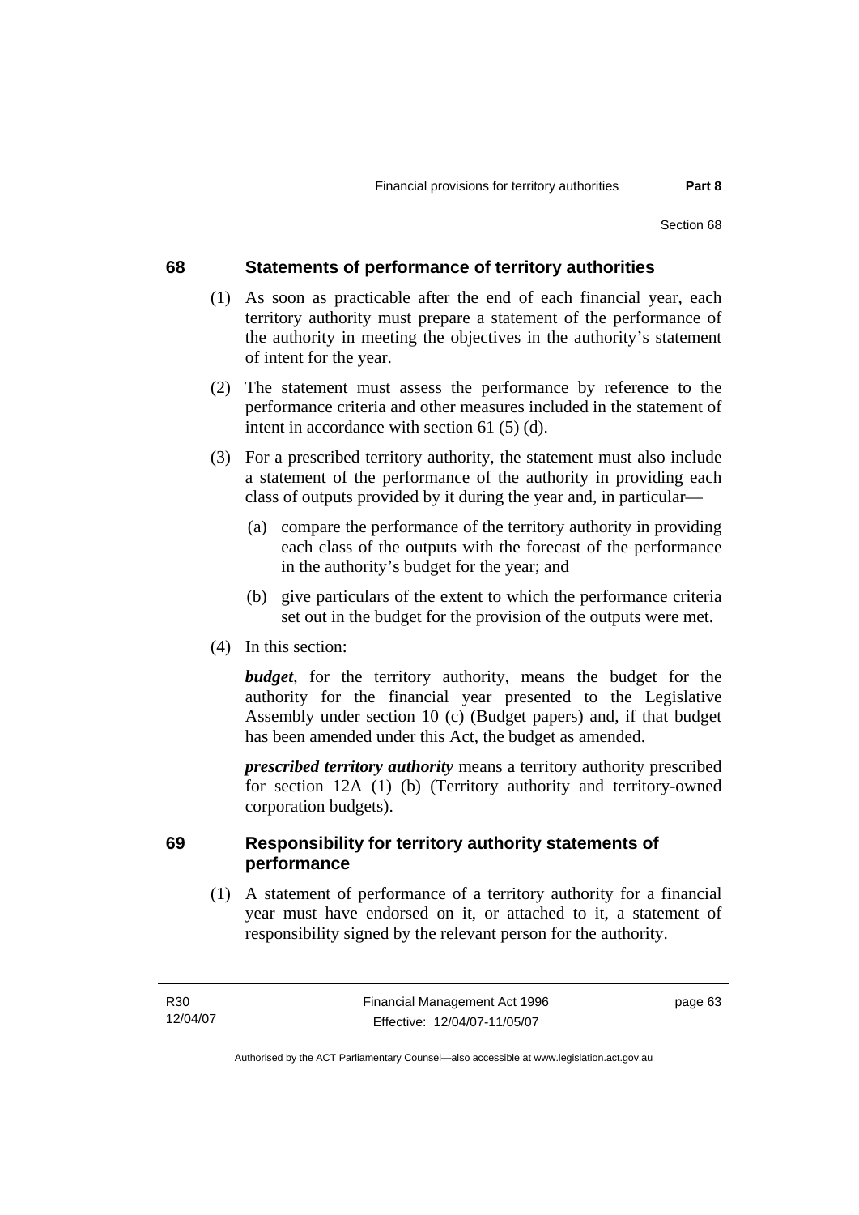## 68 Statements of performance of territory authorities

(1) As soon as practicable after the end of each financial year, each territory authority must prepare a statement of the performance of the authority in meeting the objectives in the authority's statement of intent for the year.

(2) The statement must assess the performance by reference to the performance criteria and other measures included in the statement of intent in accordance with section 61 (5) (d).

(3) For a prescribed territory authority, the statement must also include a statement of the performance of the authority in providing each class of outputs provided by it during the year and, in particular—

(a) compare the performance of the territory authority in providing each class of the outputs with the forecast of the performance in the authority's budget for the year; and

(b) give particulars of the extent to which the performance criteria set out in the budget for the provision of the outputs were met.

(4) In this section:

***budget***, for the territory authority, means the budget for the authority for the financial year presented to the Legislative Assembly under section 10 (c) (Budget papers) and, if that budget has been amended under this Act, the budget as amended.

***prescribed territory authority*** means a territory authority prescribed for section 12A (1) (b) (Territory authority and territory-owned corporation budgets).

## 69 Responsibility for territory authority statements of performance

(1) A statement of performance of a territory authority for a financial year must have endorsed on it, or attached to it, a statement of responsibility signed by the relevant person for the authority.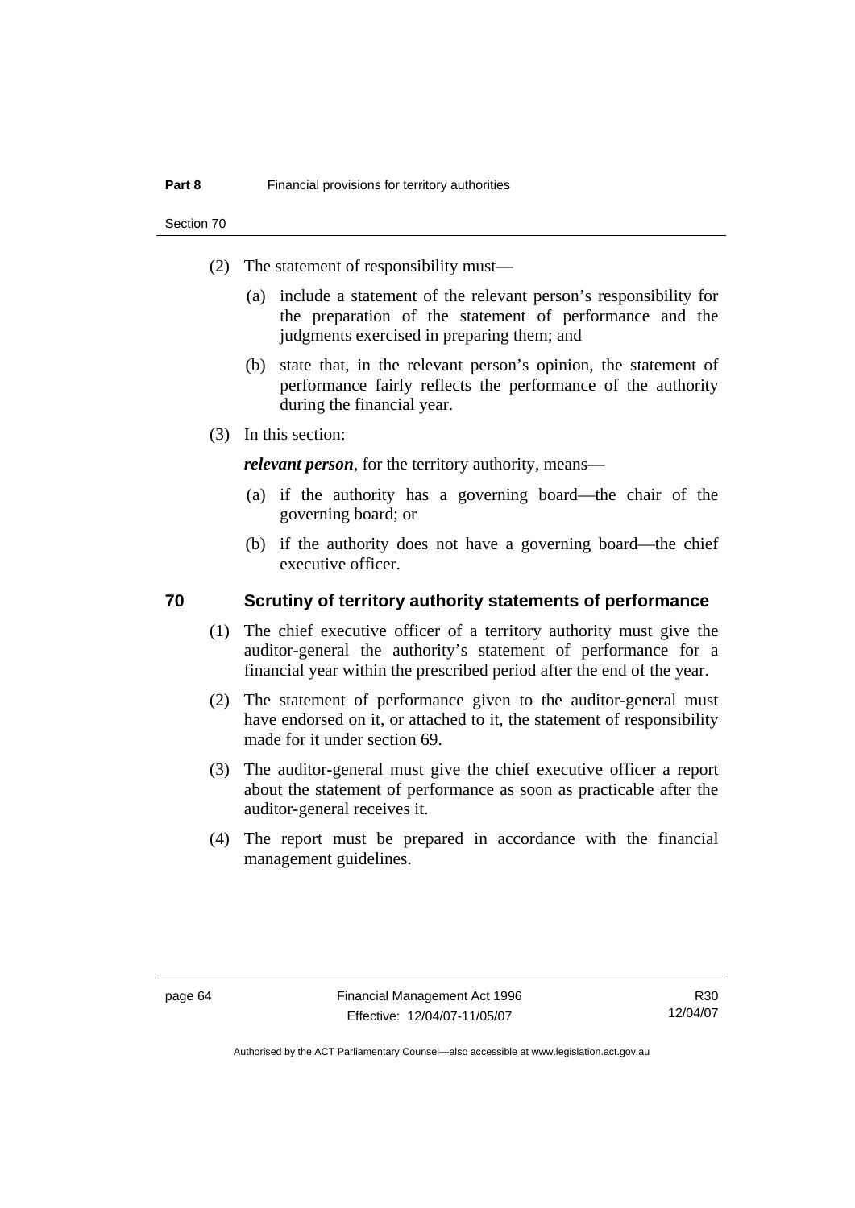(2) The statement of responsibility must—

(a) include a statement of the relevant person's responsibility for the preparation of the statement of performance and the judgments exercised in preparing them; and

(b) state that, in the relevant person's opinion, the statement of performance fairly reflects the performance of the authority during the financial year.

(3) In this section:

***relevant person***, for the territory authority, means—

(a) if the authority has a governing board—the chair of the governing board; or

(b) if the authority does not have a governing board—the chief executive officer.

## 70 Scrutiny of territory authority statements of performance

(1) The chief executive officer of a territory authority must give the auditor-general the authority's statement of performance for a financial year within the prescribed period after the end of the year.

(2) The statement of performance given to the auditor-general must have endorsed on it, or attached to it, the statement of responsibility made for it under section 69.

(3) The auditor-general must give the chief executive officer a report about the statement of performance as soon as practicable after the auditor-general receives it.

(4) The report must be prepared in accordance with the financial management guidelines.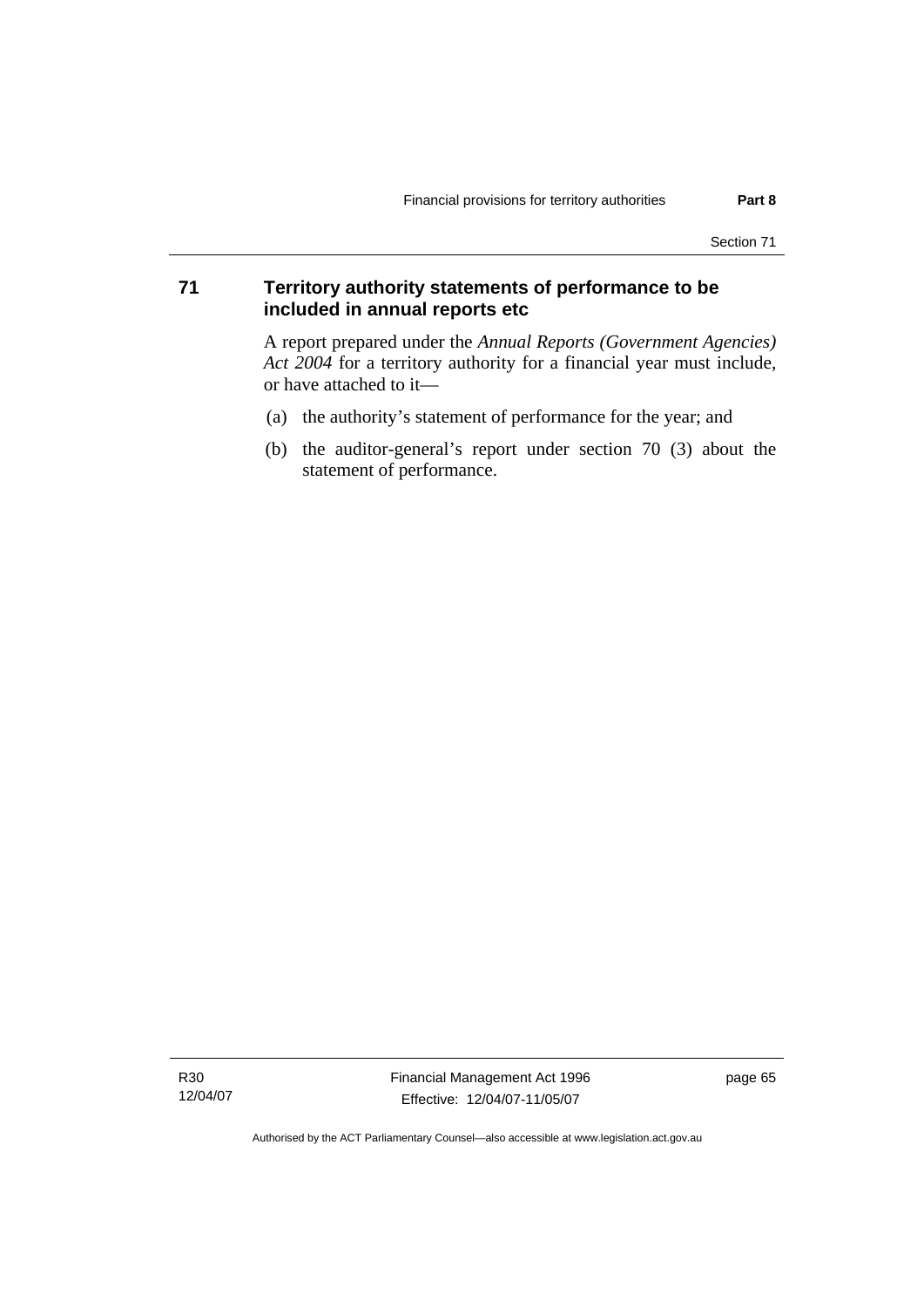## 71 Territory authority statements of performance to be included in annual reports etc

A report prepared under the *Annual Reports (Government Agencies) Act 2004* for a territory authority for a financial year must include, or have attached to it—

(a) the authority's statement of performance for the year; and

(b) the auditor-general's report under section 70 (3) about the statement of performance.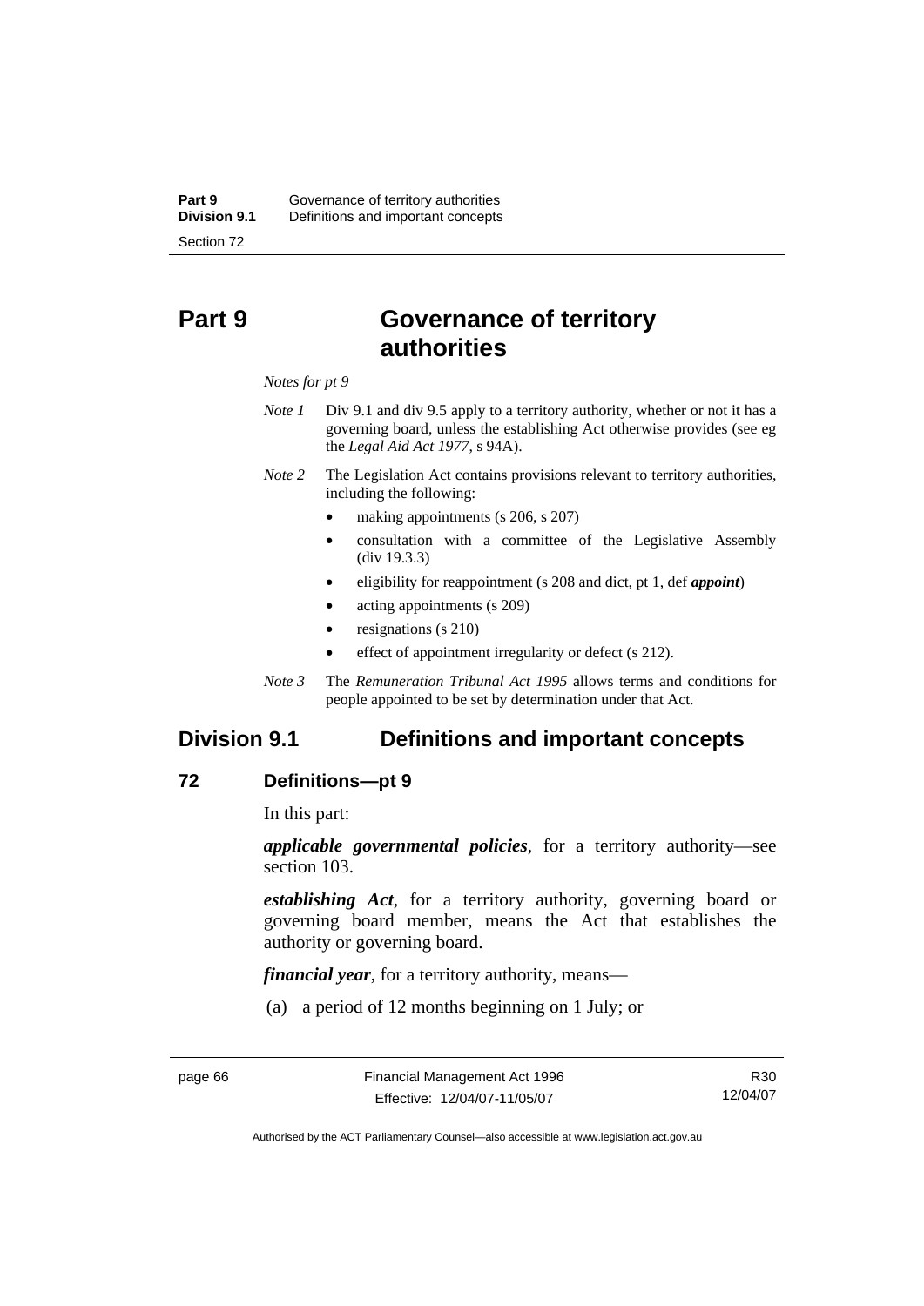# Part 9 Governance of territory authorities

*Notes for pt 9*

*Note 1* Div 9.1 and div 9.5 apply to a territory authority, whether or not it has a governing board, unless the establishing Act otherwise provides (see eg the *Legal Aid Act 1977*, s 94A).

*Note 2* The Legislation Act contains provisions relevant to territory authorities, including the following:

- making appointments (s 206, s 207)
- consultation with a committee of the Legislative Assembly (div 19.3.3)
- eligibility for reappointment (s 208 and dict, pt 1, def ***appoint***)
- acting appointments (s 209)
- resignations (s 210)
- effect of appointment irregularity or defect (s 212).

*Note 3* The *Remuneration Tribunal Act 1995* allows terms and conditions for people appointed to be set by determination under that Act.

## Division 9.1 Definitions and important concepts

### 72 Definitions—pt 9

In this part:

***applicable governmental policies***, for a territory authority—see section 103.

***establishing Act***, for a territory authority, governing board or governing board member, means the Act that establishes the authority or governing board.

***financial year***, for a territory authority, means—

(a) a period of 12 months beginning on 1 July; or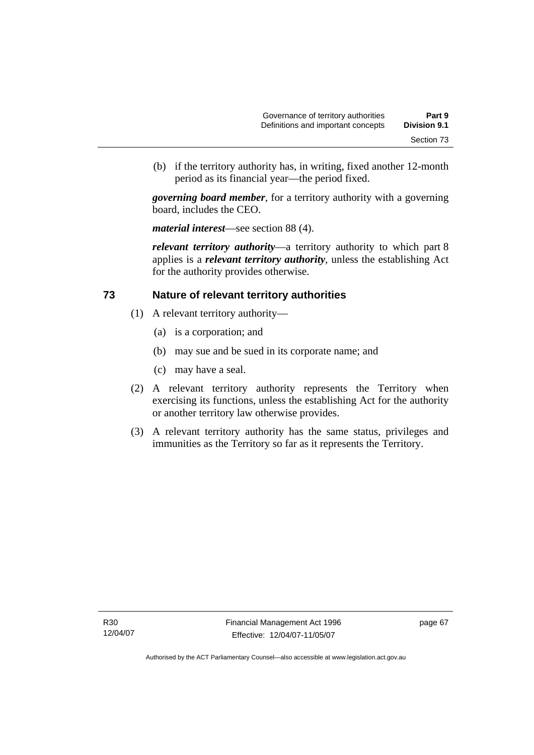(b) if the territory authority has, in writing, fixed another 12-month period as its financial year—the period fixed.

***governing board member***, for a territory authority with a governing board, includes the CEO.

***material interest***—see section 88 (4).

***relevant territory authority***—a territory authority to which part 8 applies is a ***relevant territory authority***, unless the establishing Act for the authority provides otherwise.

## 73 Nature of relevant territory authorities

(1) A relevant territory authority—

(a) is a corporation; and

(b) may sue and be sued in its corporate name; and

(c) may have a seal.

(2) A relevant territory authority represents the Territory when exercising its functions, unless the establishing Act for the authority or another territory law otherwise provides.

(3) A relevant territory authority has the same status, privileges and immunities as the Territory so far as it represents the Territory.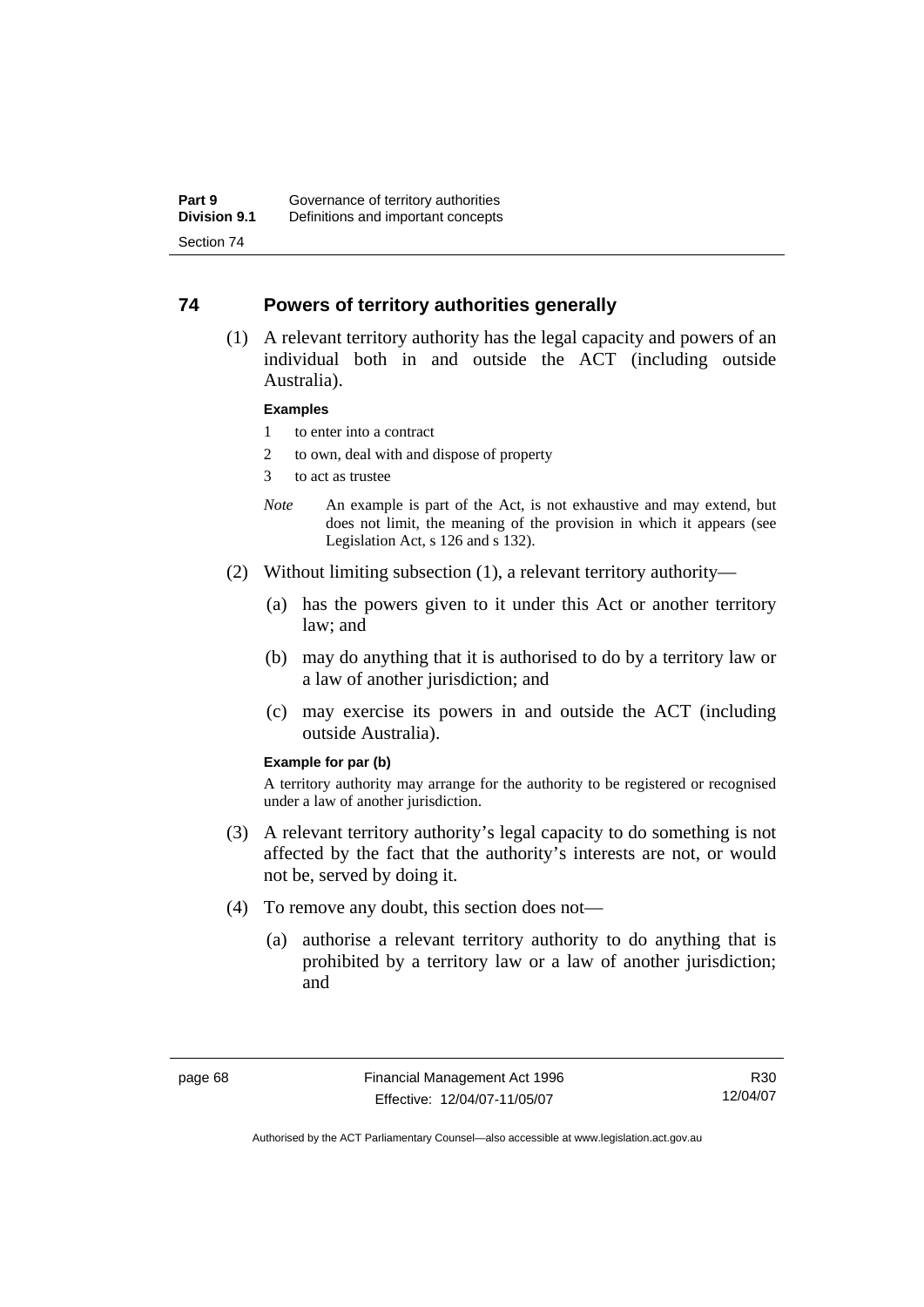## 74 Powers of territory authorities generally

(1) A relevant territory authority has the legal capacity and powers of an individual both in and outside the ACT (including outside Australia).

**Examples**

1 to enter into a contract

2 to own, deal with and dispose of property

3 to act as trustee

*Note* An example is part of the Act, is not exhaustive and may extend, but does not limit, the meaning of the provision in which it appears (see Legislation Act, s 126 and s 132).

(2) Without limiting subsection (1), a relevant territory authority—

(a) has the powers given to it under this Act or another territory law; and

(b) may do anything that it is authorised to do by a territory law or a law of another jurisdiction; and

(c) may exercise its powers in and outside the ACT (including outside Australia).

**Example for par (b)**

A territory authority may arrange for the authority to be registered or recognised under a law of another jurisdiction.

(3) A relevant territory authority's legal capacity to do something is not affected by the fact that the authority's interests are not, or would not be, served by doing it.

(4) To remove any doubt, this section does not—

(a) authorise a relevant territory authority to do anything that is prohibited by a territory law or a law of another jurisdiction; and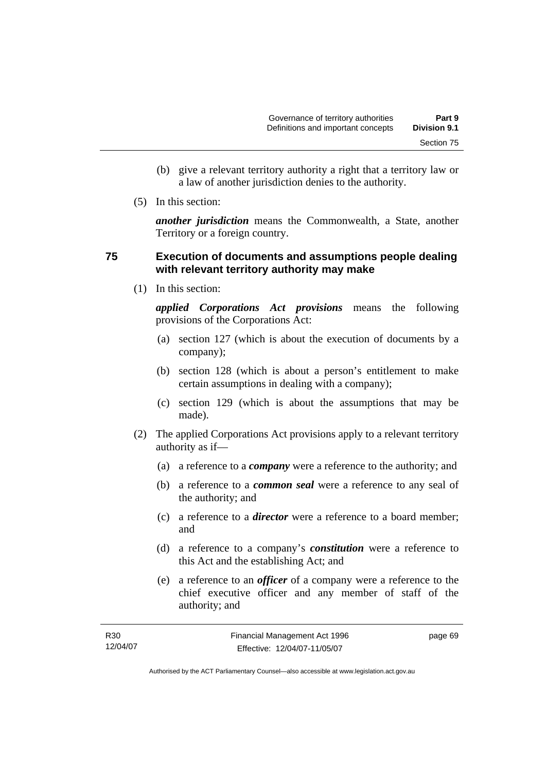(b) give a relevant territory authority a right that a territory law or a law of another jurisdiction denies to the authority.

(5) In this section:

***another jurisdiction*** means the Commonwealth, a State, another Territory or a foreign country.

## 75 Execution of documents and assumptions people dealing with relevant territory authority may make

(1) In this section:

***applied Corporations Act provisions*** means the following provisions of the Corporations Act:

(a) section 127 (which is about the execution of documents by a company);

(b) section 128 (which is about a person's entitlement to make certain assumptions in dealing with a company);

(c) section 129 (which is about the assumptions that may be made).

(2) The applied Corporations Act provisions apply to a relevant territory authority as if—

(a) a reference to a ***company*** were a reference to the authority; and

(b) a reference to a ***common seal*** were a reference to any seal of the authority; and

(c) a reference to a ***director*** were a reference to a board member; and

(d) a reference to a company's ***constitution*** were a reference to this Act and the establishing Act; and

(e) a reference to an ***officer*** of a company were a reference to the chief executive officer and any member of staff of the authority; and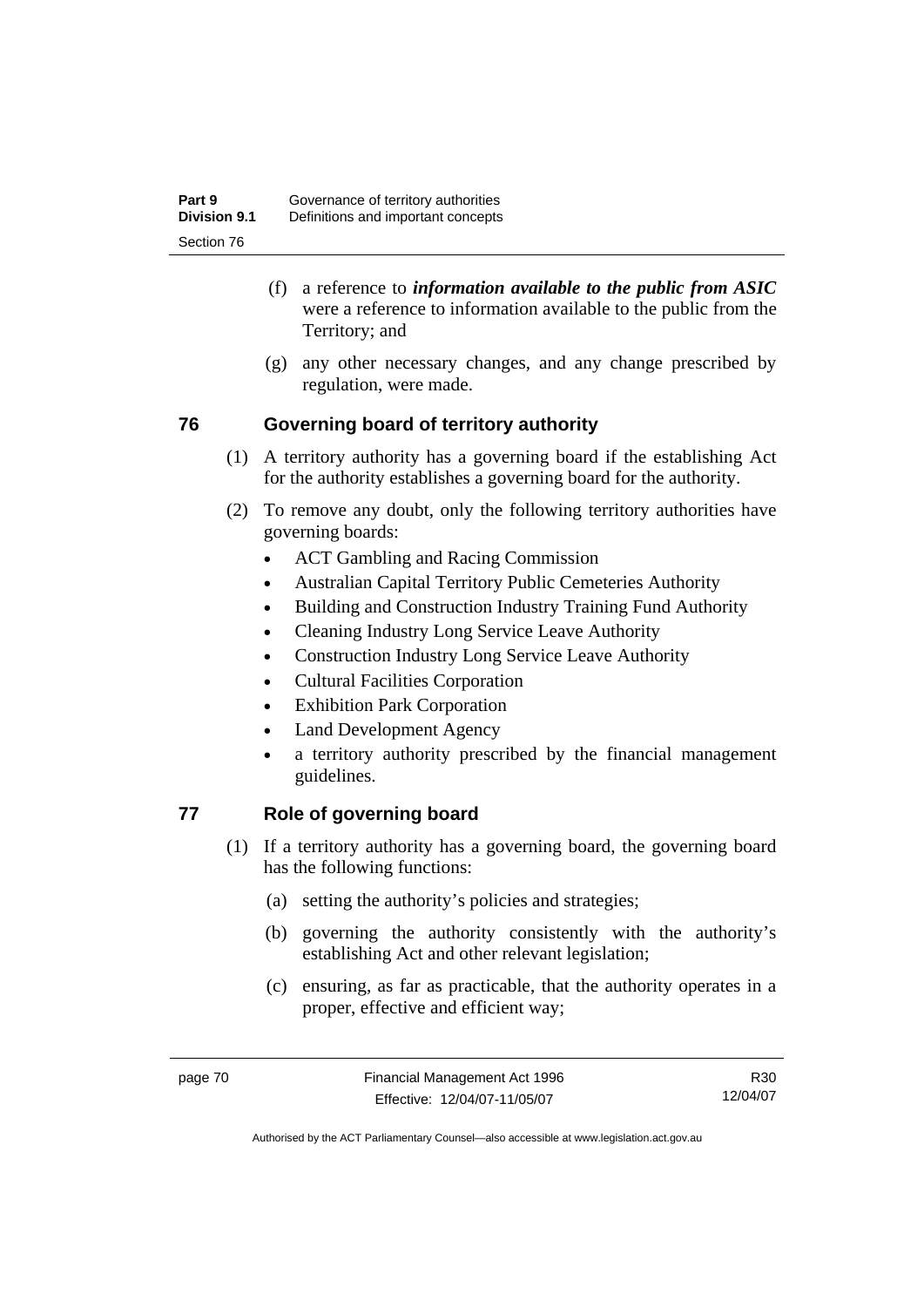(f) a reference to ***information available to the public from ASIC*** were a reference to information available to the public from the Territory; and

(g) any other necessary changes, and any change prescribed by regulation, were made.

## 76 Governing board of territory authority

(1) A territory authority has a governing board if the establishing Act for the authority establishes a governing board for the authority.

(2) To remove any doubt, only the following territory authorities have governing boards:

- ACT Gambling and Racing Commission
- Australian Capital Territory Public Cemeteries Authority
- Building and Construction Industry Training Fund Authority
- Cleaning Industry Long Service Leave Authority
- Construction Industry Long Service Leave Authority
- Cultural Facilities Corporation
- Exhibition Park Corporation
- Land Development Agency
- a territory authority prescribed by the financial management guidelines.

## 77 Role of governing board

(1) If a territory authority has a governing board, the governing board has the following functions:

(a) setting the authority's policies and strategies;

(b) governing the authority consistently with the authority's establishing Act and other relevant legislation;

(c) ensuring, as far as practicable, that the authority operates in a proper, effective and efficient way;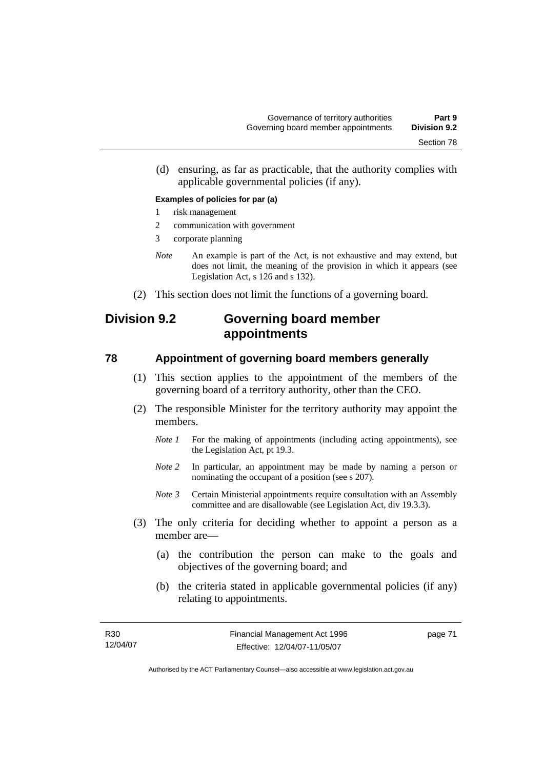(d) ensuring, as far as practicable, that the authority complies with applicable governmental policies (if any).

**Examples of policies for par (a)**

1 risk management

2 communication with government

3 corporate planning

*Note* An example is part of the Act, is not exhaustive and may extend, but does not limit, the meaning of the provision in which it appears (see Legislation Act, s 126 and s 132).

(2) This section does not limit the functions of a governing board.

## Division 9.2 Governing board member appointments

### 78 Appointment of governing board members generally

(1) This section applies to the appointment of the members of the governing board of a territory authority, other than the CEO.

(2) The responsible Minister for the territory authority may appoint the members.

*Note 1* For the making of appointments (including acting appointments), see the Legislation Act, pt 19.3.

*Note 2* In particular, an appointment may be made by naming a person or nominating the occupant of a position (see s 207).

*Note 3* Certain Ministerial appointments require consultation with an Assembly committee and are disallowable (see Legislation Act, div 19.3.3).

(3) The only criteria for deciding whether to appoint a person as a member are—

(a) the contribution the person can make to the goals and objectives of the governing board; and

(b) the criteria stated in applicable governmental policies (if any) relating to appointments.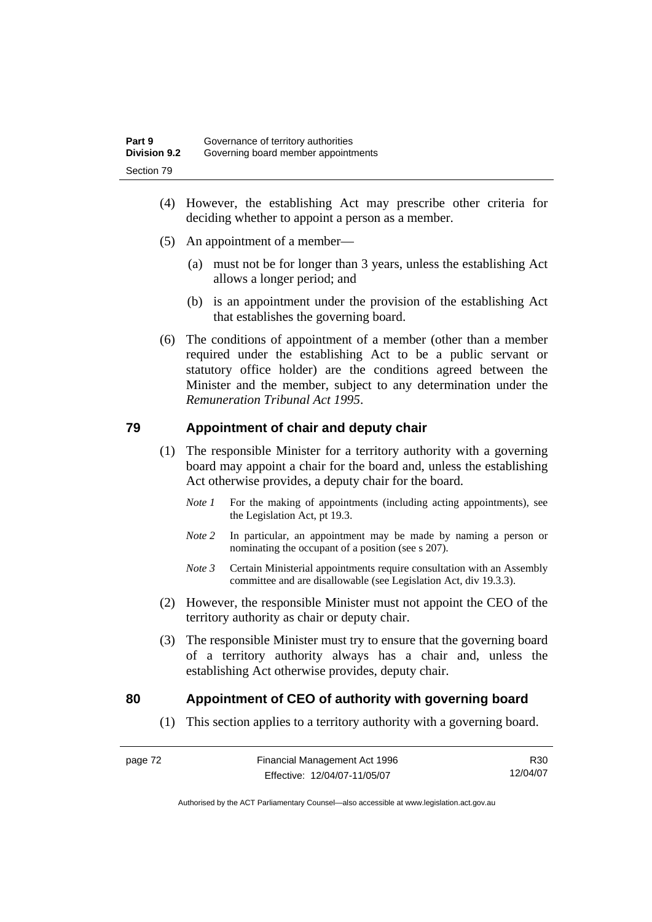(4) However, the establishing Act may prescribe other criteria for deciding whether to appoint a person as a member.

(5) An appointment of a member—

(a) must not be for longer than 3 years, unless the establishing Act allows a longer period; and

(b) is an appointment under the provision of the establishing Act that establishes the governing board.

(6) The conditions of appointment of a member (other than a member required under the establishing Act to be a public servant or statutory office holder) are the conditions agreed between the Minister and the member, subject to any determination under the *Remuneration Tribunal Act 1995*.

## 79 Appointment of chair and deputy chair

(1) The responsible Minister for a territory authority with a governing board may appoint a chair for the board and, unless the establishing Act otherwise provides, a deputy chair for the board.

*Note 1* For the making of appointments (including acting appointments), see the Legislation Act, pt 19.3.

*Note 2* In particular, an appointment may be made by naming a person or nominating the occupant of a position (see s 207).

*Note 3* Certain Ministerial appointments require consultation with an Assembly committee and are disallowable (see Legislation Act, div 19.3.3).

(2) However, the responsible Minister must not appoint the CEO of the territory authority as chair or deputy chair.

(3) The responsible Minister must try to ensure that the governing board of a territory authority always has a chair and, unless the establishing Act otherwise provides, deputy chair.

## 80 Appointment of CEO of authority with governing board

(1) This section applies to a territory authority with a governing board.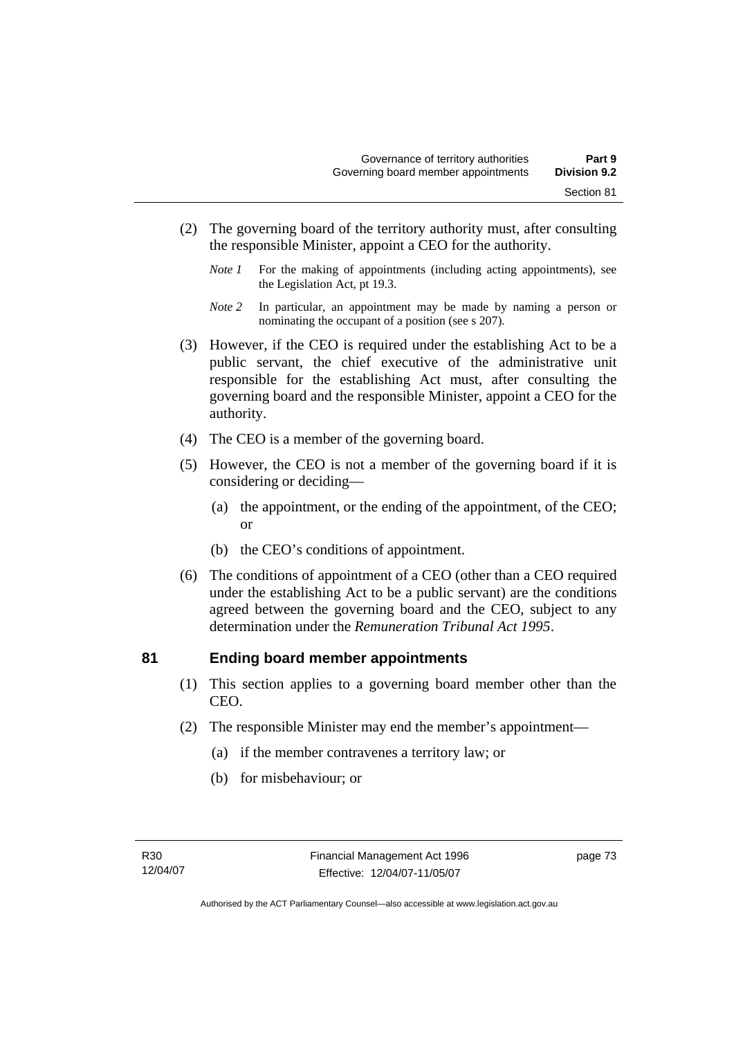(2) The governing board of the territory authority must, after consulting the responsible Minister, appoint a CEO for the authority.

*Note 1* For the making of appointments (including acting appointments), see the Legislation Act, pt 19.3.

*Note 2* In particular, an appointment may be made by naming a person or nominating the occupant of a position (see s 207).

(3) However, if the CEO is required under the establishing Act to be a public servant, the chief executive of the administrative unit responsible for the establishing Act must, after consulting the governing board and the responsible Minister, appoint a CEO for the authority.

(4) The CEO is a member of the governing board.

(5) However, the CEO is not a member of the governing board if it is considering or deciding—

(a) the appointment, or the ending of the appointment, of the CEO; or

(b) the CEO's conditions of appointment.

(6) The conditions of appointment of a CEO (other than a CEO required under the establishing Act to be a public servant) are the conditions agreed between the governing board and the CEO, subject to any determination under the *Remuneration Tribunal Act 1995*.

## 81 Ending board member appointments

(1) This section applies to a governing board member other than the CEO.

(2) The responsible Minister may end the member's appointment—

(a) if the member contravenes a territory law; or

(b) for misbehaviour; or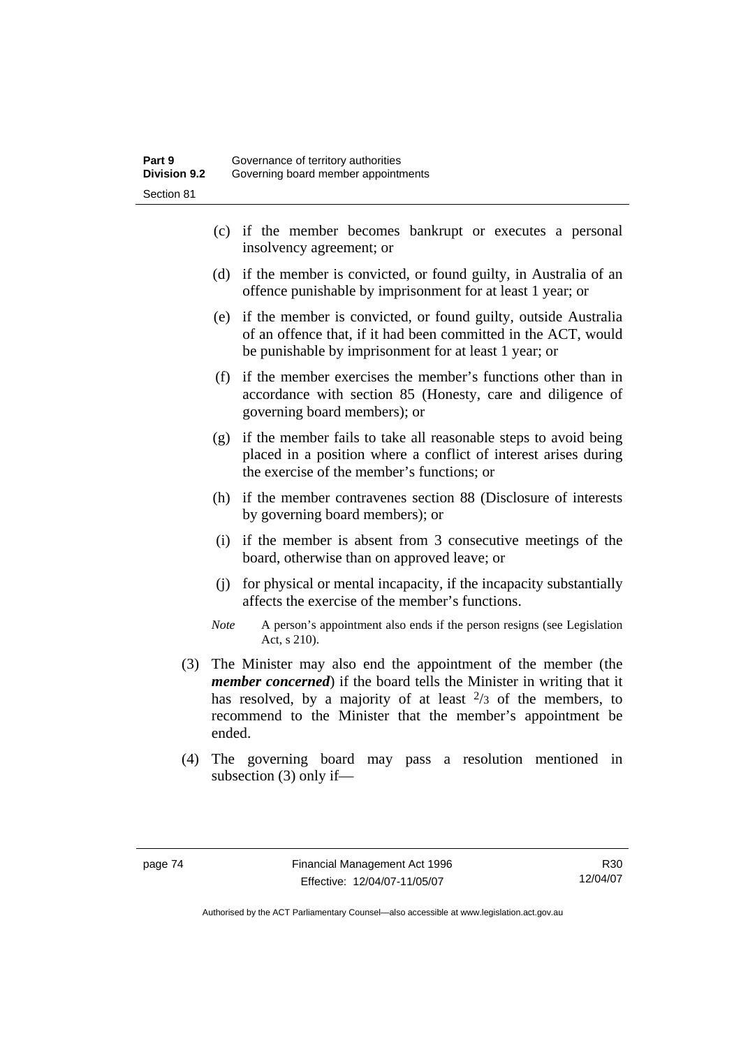(c) if the member becomes bankrupt or executes a personal insolvency agreement; or

(d) if the member is convicted, or found guilty, in Australia of an offence punishable by imprisonment for at least 1 year; or

(e) if the member is convicted, or found guilty, outside Australia of an offence that, if it had been committed in the ACT, would be punishable by imprisonment for at least 1 year; or

(f) if the member exercises the member's functions other than in accordance with section 85 (Honesty, care and diligence of governing board members); or

(g) if the member fails to take all reasonable steps to avoid being placed in a position where a conflict of interest arises during the exercise of the member's functions; or

(h) if the member contravenes section 88 (Disclosure of interests by governing board members); or

(i) if the member is absent from 3 consecutive meetings of the board, otherwise than on approved leave; or

(j) for physical or mental incapacity, if the incapacity substantially affects the exercise of the member's functions.

*Note* A person's appointment also ends if the person resigns (see Legislation Act, s 210).

(3) The Minister may also end the appointment of the member (the ***member concerned***) if the board tells the Minister in writing that it has resolved, by a majority of at least $^{2}/_{3}$ of the members, to recommend to the Minister that the member's appointment be ended.

(4) The governing board may pass a resolution mentioned in subsection (3) only if—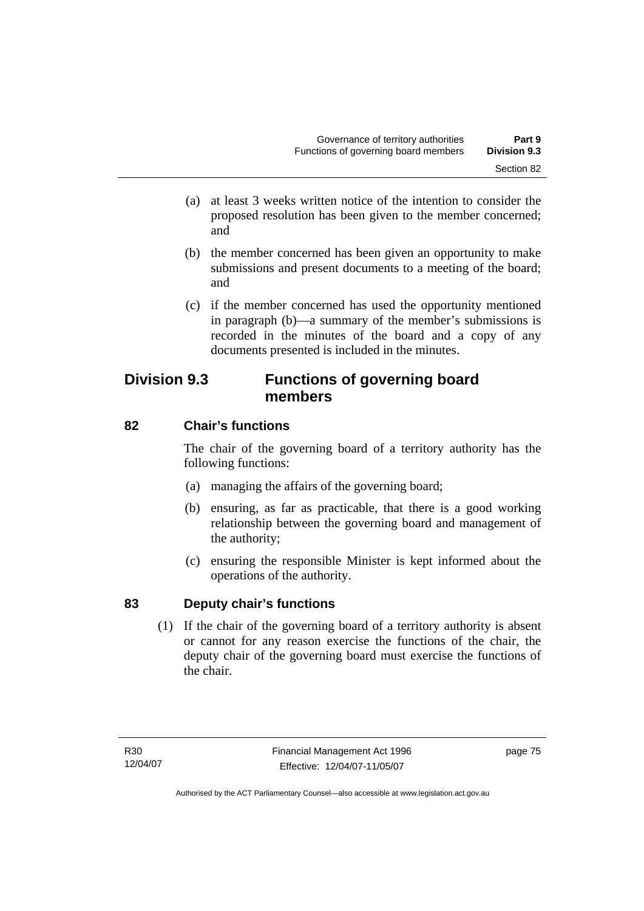(a) at least 3 weeks written notice of the intention to consider the proposed resolution has been given to the member concerned; and

(b) the member concerned has been given an opportunity to make submissions and present documents to a meeting of the board; and

(c) if the member concerned has used the opportunity mentioned in paragraph (b)—a summary of the member's submissions is recorded in the minutes of the board and a copy of any documents presented is included in the minutes.

## Division 9.3 Functions of governing board members

### 82 Chair's functions

The chair of the governing board of a territory authority has the following functions:

(a) managing the affairs of the governing board;

(b) ensuring, as far as practicable, that there is a good working relationship between the governing board and management of the authority;

(c) ensuring the responsible Minister is kept informed about the operations of the authority.

### 83 Deputy chair's functions

(1) If the chair of the governing board of a territory authority is absent or cannot for any reason exercise the functions of the chair, the deputy chair of the governing board must exercise the functions of the chair.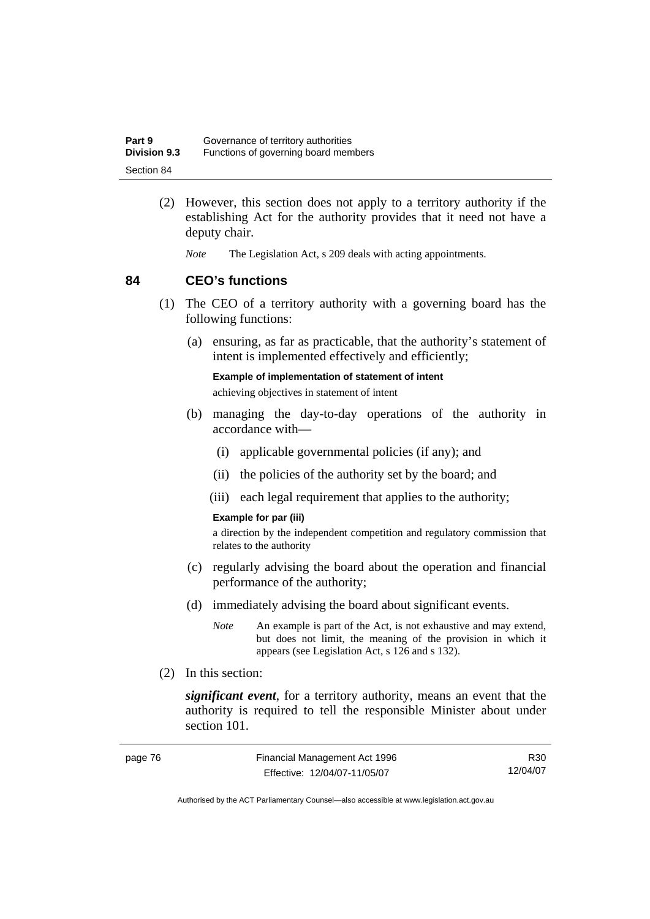(2) However, this section does not apply to a territory authority if the establishing Act for the authority provides that it need not have a deputy chair.

*Note* The Legislation Act, s 209 deals with acting appointments.

## 84 CEO's functions

(1) The CEO of a territory authority with a governing board has the following functions:

(a) ensuring, as far as practicable, that the authority's statement of intent is implemented effectively and efficiently;

**Example of implementation of statement of intent**

achieving objectives in statement of intent

(b) managing the day-to-day operations of the authority in accordance with—

(i) applicable governmental policies (if any); and

(ii) the policies of the authority set by the board; and

(iii) each legal requirement that applies to the authority;

**Example for par (iii)**

a direction by the independent competition and regulatory commission that relates to the authority

(c) regularly advising the board about the operation and financial performance of the authority;

(d) immediately advising the board about significant events.

*Note* An example is part of the Act, is not exhaustive and may extend, but does not limit, the meaning of the provision in which it appears (see Legislation Act, s 126 and s 132).

(2) In this section:

***significant event***, for a territory authority, means an event that the authority is required to tell the responsible Minister about under section 101.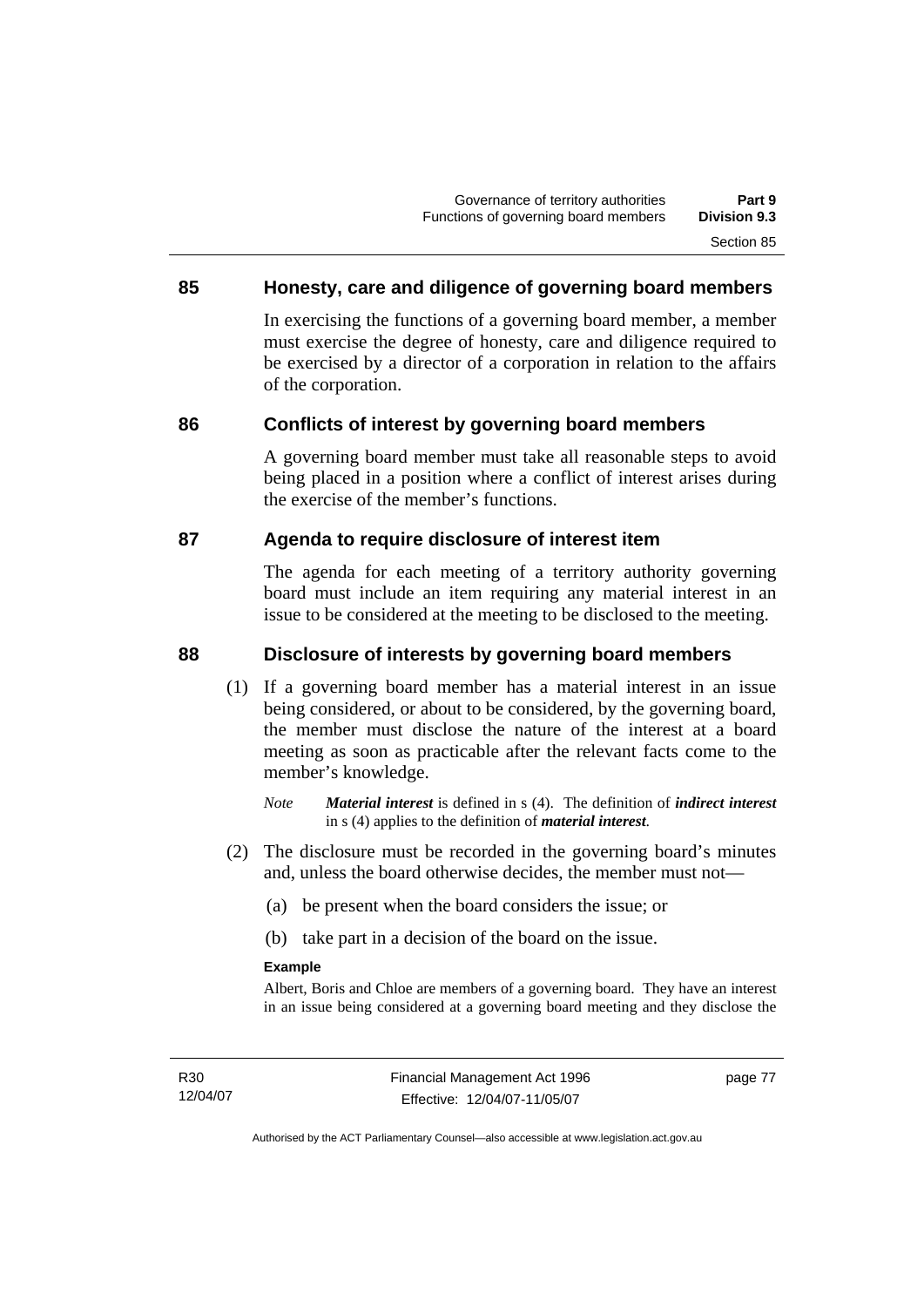## 85 Honesty, care and diligence of governing board members

In exercising the functions of a governing board member, a member must exercise the degree of honesty, care and diligence required to be exercised by a director of a corporation in relation to the affairs of the corporation.

## 86 Conflicts of interest by governing board members

A governing board member must take all reasonable steps to avoid being placed in a position where a conflict of interest arises during the exercise of the member's functions.

## 87 Agenda to require disclosure of interest item

The agenda for each meeting of a territory authority governing board must include an item requiring any material interest in an issue to be considered at the meeting to be disclosed to the meeting.

## 88 Disclosure of interests by governing board members

(1) If a governing board member has a material interest in an issue being considered, or about to be considered, by the governing board, the member must disclose the nature of the interest at a board meeting as soon as practicable after the relevant facts come to the member's knowledge.

*Note* ***Material interest*** is defined in s (4). The definition of ***indirect interest*** in s (4) applies to the definition of ***material interest***.

(2) The disclosure must be recorded in the governing board's minutes and, unless the board otherwise decides, the member must not—

(a) be present when the board considers the issue; or

(b) take part in a decision of the board on the issue.

**Example**

Albert, Boris and Chloe are members of a governing board. They have an interest in an issue being considered at a governing board meeting and they disclose the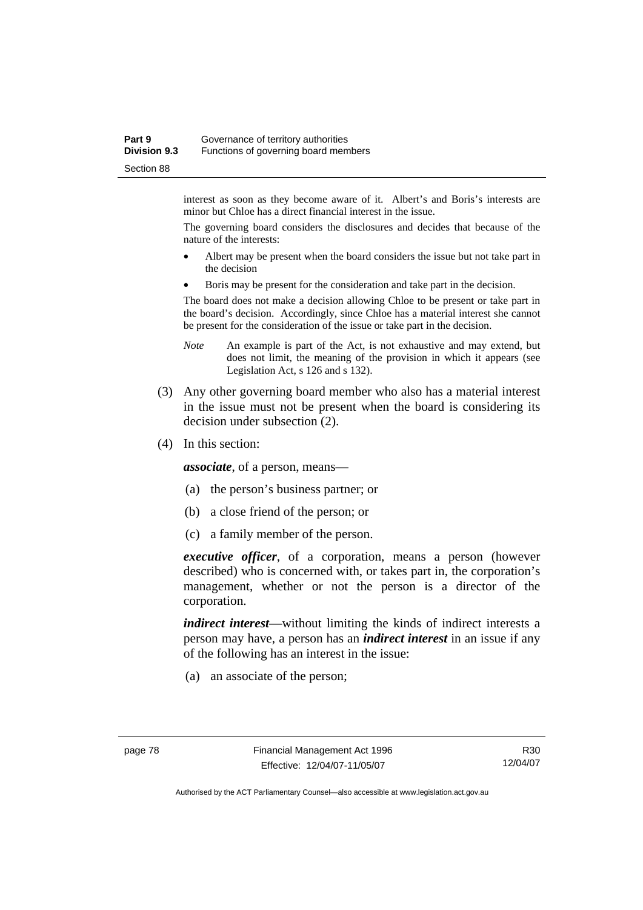interest as soon as they become aware of it. Albert's and Boris's interests are minor but Chloe has a direct financial interest in the issue.

The governing board considers the disclosures and decides that because of the nature of the interests:

- Albert may be present when the board considers the issue but not take part in the decision
- Boris may be present for the consideration and take part in the decision.

The board does not make a decision allowing Chloe to be present or take part in the board's decision. Accordingly, since Chloe has a material interest she cannot be present for the consideration of the issue or take part in the decision.

*Note* An example is part of the Act, is not exhaustive and may extend, but does not limit, the meaning of the provision in which it appears (see Legislation Act, s 126 and s 132).

(3) Any other governing board member who also has a material interest in the issue must not be present when the board is considering its decision under subsection (2).

(4) In this section:

***associate***, of a person, means—

(a) the person's business partner; or

(b) a close friend of the person; or

(c) a family member of the person.

***executive officer***, of a corporation, means a person (however described) who is concerned with, or takes part in, the corporation's management, whether or not the person is a director of the corporation.

***indirect interest***—without limiting the kinds of indirect interests a person may have, a person has an ***indirect interest*** in an issue if any of the following has an interest in the issue:

(a) an associate of the person;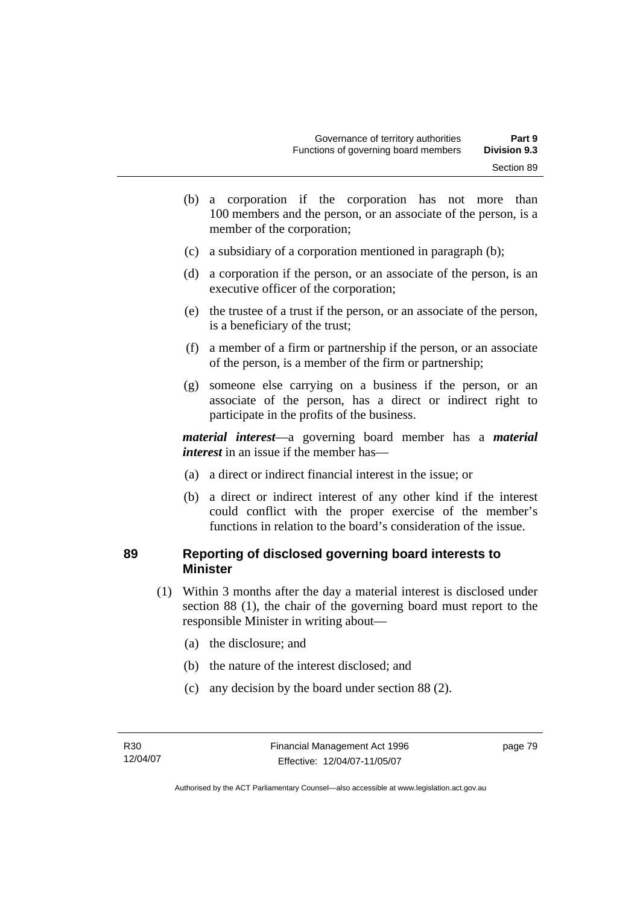(b) a corporation if the corporation has not more than 100 members and the person, or an associate of the person, is a member of the corporation;

(c) a subsidiary of a corporation mentioned in paragraph (b);

(d) a corporation if the person, or an associate of the person, is an executive officer of the corporation;

(e) the trustee of a trust if the person, or an associate of the person, is a beneficiary of the trust;

(f) a member of a firm or partnership if the person, or an associate of the person, is a member of the firm or partnership;

(g) someone else carrying on a business if the person, or an associate of the person, has a direct or indirect right to participate in the profits of the business.

***material interest***—a governing board member has a ***material interest*** in an issue if the member has—

(a) a direct or indirect financial interest in the issue; or

(b) a direct or indirect interest of any other kind if the interest could conflict with the proper exercise of the member's functions in relation to the board's consideration of the issue.

### 89 Reporting of disclosed governing board interests to Minister

(1) Within 3 months after the day a material interest is disclosed under section 88 (1), the chair of the governing board must report to the responsible Minister in writing about—

(a) the disclosure; and

(b) the nature of the interest disclosed; and

(c) any decision by the board under section 88 (2).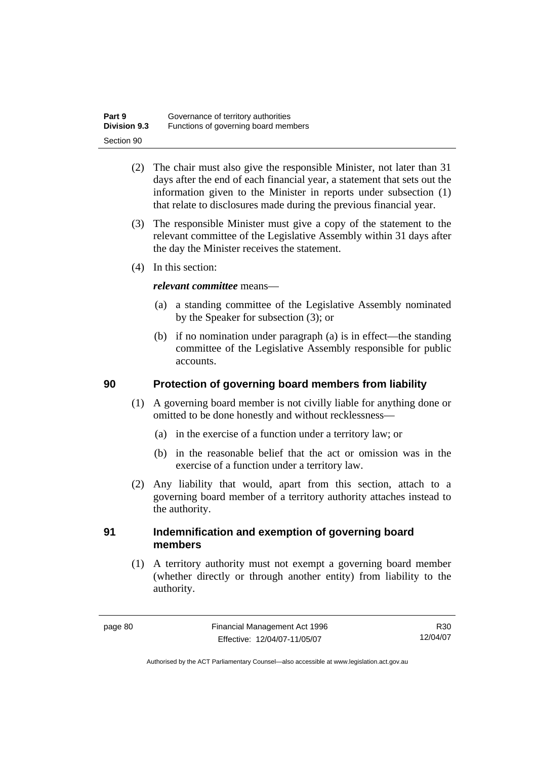(2) The chair must also give the responsible Minister, not later than 31 days after the end of each financial year, a statement that sets out the information given to the Minister in reports under subsection (1) that relate to disclosures made during the previous financial year.

(3) The responsible Minister must give a copy of the statement to the relevant committee of the Legislative Assembly within 31 days after the day the Minister receives the statement.

(4) In this section:

***relevant committee*** means—

(a) a standing committee of the Legislative Assembly nominated by the Speaker for subsection (3); or

(b) if no nomination under paragraph (a) is in effect—the standing committee of the Legislative Assembly responsible for public accounts.

## 90 Protection of governing board members from liability

(1) A governing board member is not civilly liable for anything done or omitted to be done honestly and without recklessness—

(a) in the exercise of a function under a territory law; or

(b) in the reasonable belief that the act or omission was in the exercise of a function under a territory law.

(2) Any liability that would, apart from this section, attach to a governing board member of a territory authority attaches instead to the authority.

## 91 Indemnification and exemption of governing board members

(1) A territory authority must not exempt a governing board member (whether directly or through another entity) from liability to the authority.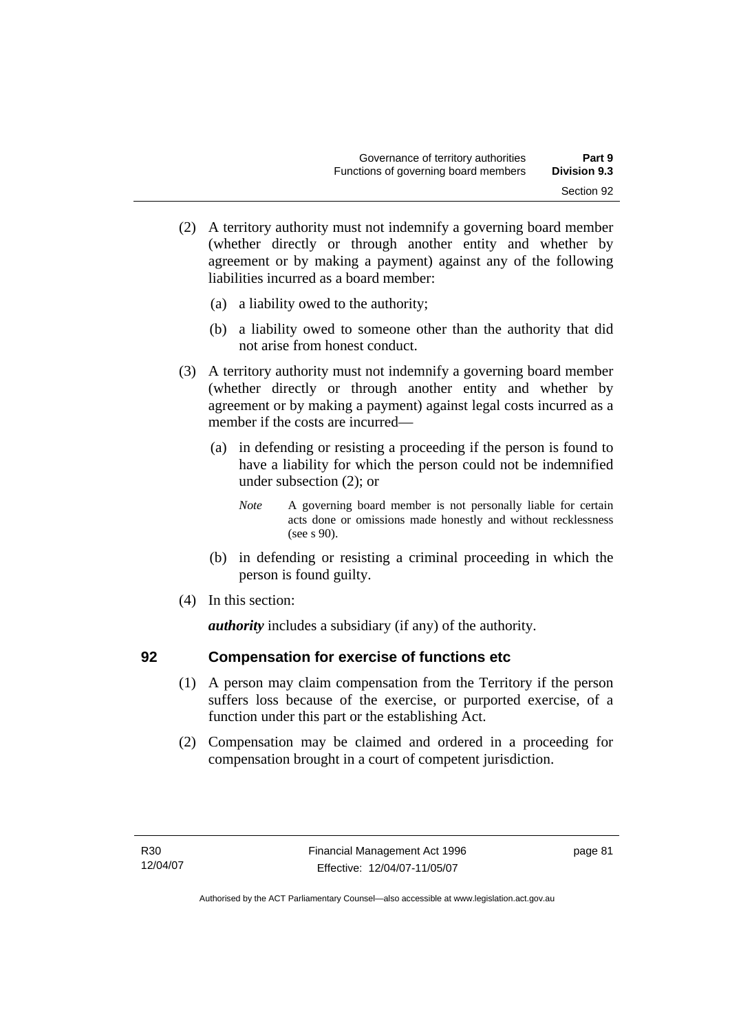(2) A territory authority must not indemnify a governing board member (whether directly or through another entity and whether by agreement or by making a payment) against any of the following liabilities incurred as a board member:

  (a) a liability owed to the authority;

  (b) a liability owed to someone other than the authority that did not arise from honest conduct.

(3) A territory authority must not indemnify a governing board member (whether directly or through another entity and whether by agreement or by making a payment) against legal costs incurred as a member if the costs are incurred—

  (a) in defending or resisting a proceeding if the person is found to have a liability for which the person could not be indemnified under subsection (2); or

  *Note* A governing board member is not personally liable for certain acts done or omissions made honestly and without recklessness (see s 90).

  (b) in defending or resisting a criminal proceeding in which the person is found guilty.

(4) In this section:

***authority*** includes a subsidiary (if any) of the authority.

### 92 Compensation for exercise of functions etc

(1) A person may claim compensation from the Territory if the person suffers loss because of the exercise, or purported exercise, of a function under this part or the establishing Act.

(2) Compensation may be claimed and ordered in a proceeding for compensation brought in a court of competent jurisdiction.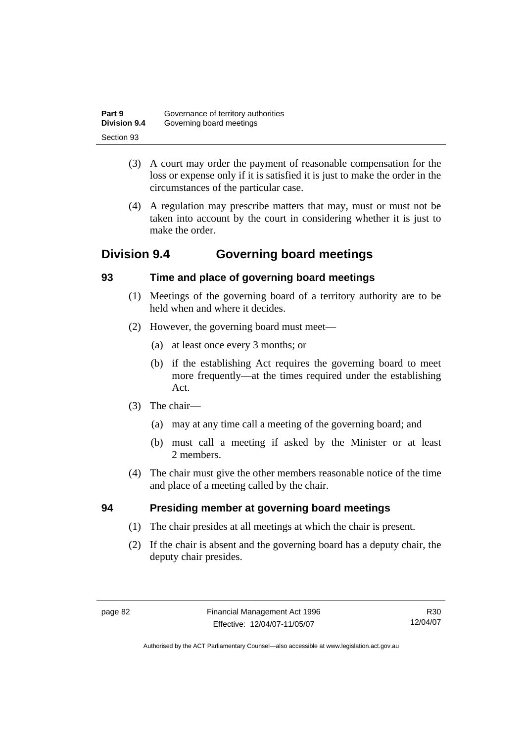(3) A court may order the payment of reasonable compensation for the loss or expense only if it is satisfied it is just to make the order in the circumstances of the particular case.

(4) A regulation may prescribe matters that may, must or must not be taken into account by the court in considering whether it is just to make the order.

## Division 9.4 Governing board meetings

### 93 Time and place of governing board meetings

(1) Meetings of the governing board of a territory authority are to be held when and where it decides.

(2) However, the governing board must meet—

(a) at least once every 3 months; or

(b) if the establishing Act requires the governing board to meet more frequently—at the times required under the establishing Act.

(3) The chair—

(a) may at any time call a meeting of the governing board; and

(b) must call a meeting if asked by the Minister or at least 2 members.

(4) The chair must give the other members reasonable notice of the time and place of a meeting called by the chair.

### 94 Presiding member at governing board meetings

(1) The chair presides at all meetings at which the chair is present.

(2) If the chair is absent and the governing board has a deputy chair, the deputy chair presides.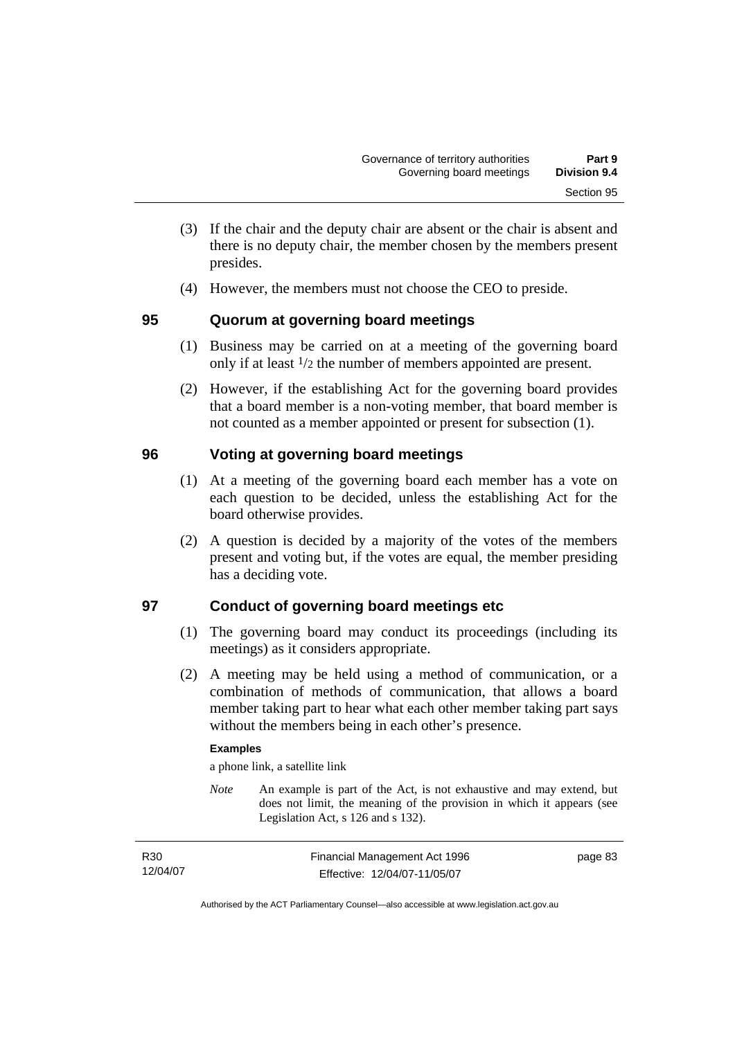(3) If the chair and the deputy chair are absent or the chair is absent and there is no deputy chair, the member chosen by the members present presides.

(4) However, the members must not choose the CEO to preside.

## 95 Quorum at governing board meetings

(1) Business may be carried on at a meeting of the governing board only if at least $1/2$ the number of members appointed are present.

(2) However, if the establishing Act for the governing board provides that a board member is a non-voting member, that board member is not counted as a member appointed or present for subsection (1).

## 96 Voting at governing board meetings

(1) At a meeting of the governing board each member has a vote on each question to be decided, unless the establishing Act for the board otherwise provides.

(2) A question is decided by a majority of the votes of the members present and voting but, if the votes are equal, the member presiding has a deciding vote.

## 97 Conduct of governing board meetings etc

(1) The governing board may conduct its proceedings (including its meetings) as it considers appropriate.

(2) A meeting may be held using a method of communication, or a combination of methods of communication, that allows a board member taking part to hear what each other member taking part says without the members being in each other's presence.

**Examples**

a phone link, a satellite link

*Note* An example is part of the Act, is not exhaustive and may extend, but does not limit, the meaning of the provision in which it appears (see Legislation Act, s 126 and s 132).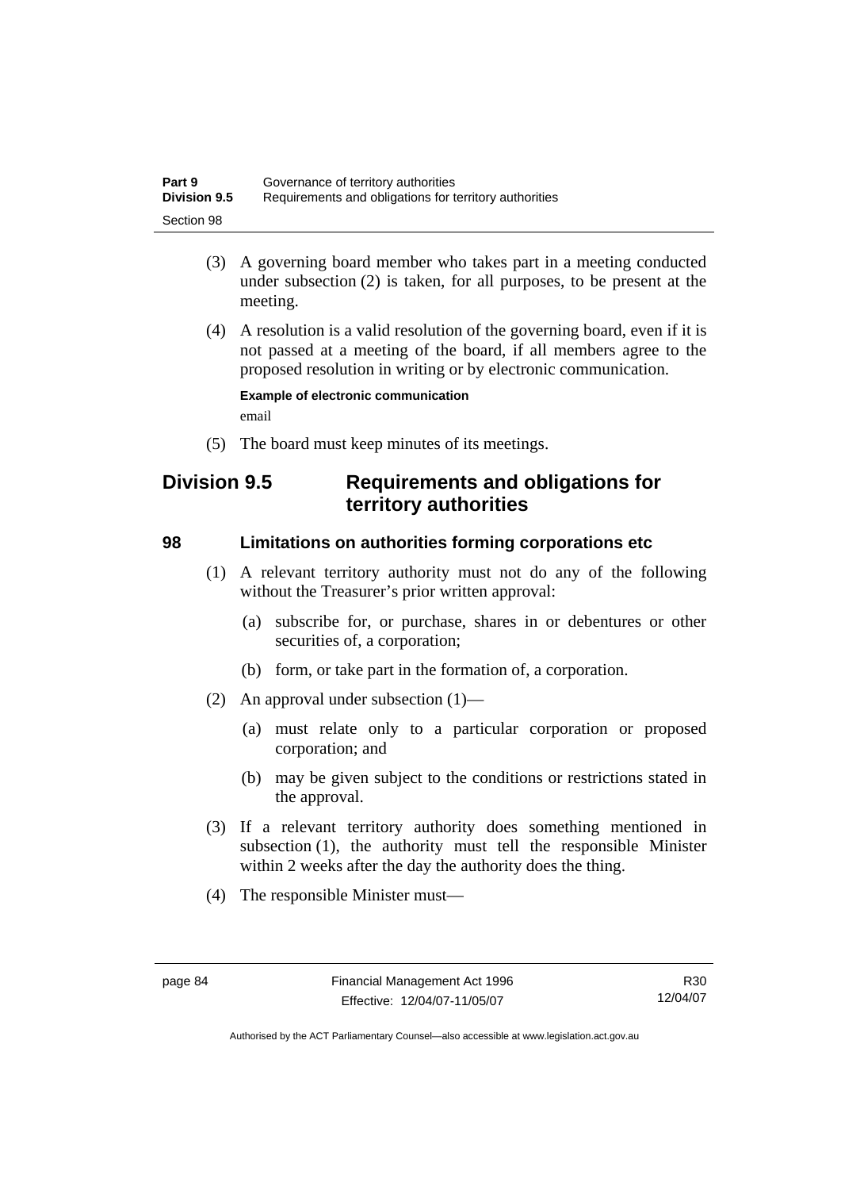(3) A governing board member who takes part in a meeting conducted under subsection (2) is taken, for all purposes, to be present at the meeting.

(4) A resolution is a valid resolution of the governing board, even if it is not passed at a meeting of the board, if all members agree to the proposed resolution in writing or by electronic communication.

**Example of electronic communication**

email

(5) The board must keep minutes of its meetings.

## Division 9.5 Requirements and obligations for territory authorities

### 98 Limitations on authorities forming corporations etc

(1) A relevant territory authority must not do any of the following without the Treasurer's prior written approval:

(a) subscribe for, or purchase, shares in or debentures or other securities of, a corporation;

(b) form, or take part in the formation of, a corporation.

(2) An approval under subsection (1)—

(a) must relate only to a particular corporation or proposed corporation; and

(b) may be given subject to the conditions or restrictions stated in the approval.

(3) If a relevant territory authority does something mentioned in subsection (1), the authority must tell the responsible Minister within 2 weeks after the day the authority does the thing.

(4) The responsible Minister must—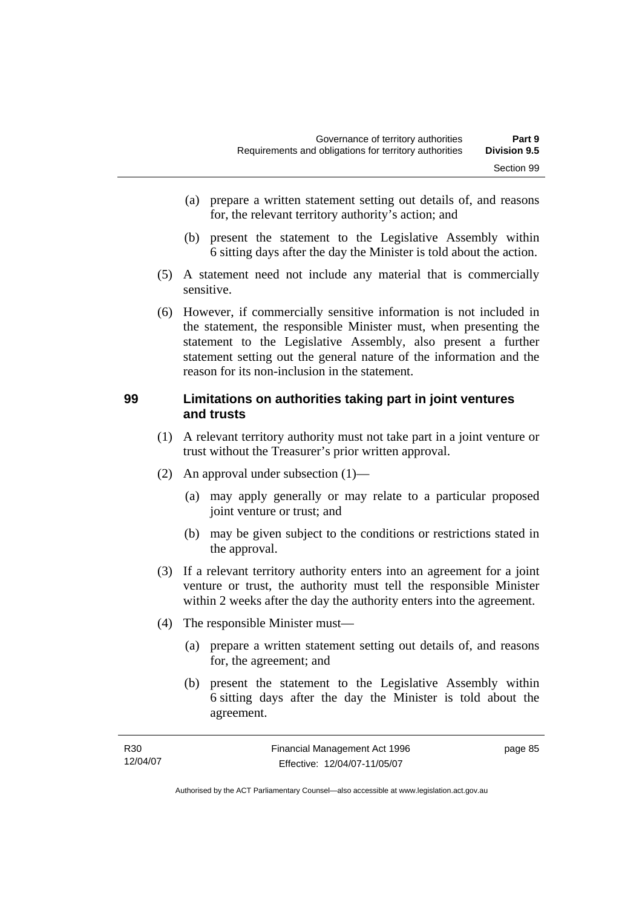(a) prepare a written statement setting out details of, and reasons for, the relevant territory authority's action; and

(b) present the statement to the Legislative Assembly within 6 sitting days after the day the Minister is told about the action.

(5) A statement need not include any material that is commercially sensitive.

(6) However, if commercially sensitive information is not included in the statement, the responsible Minister must, when presenting the statement to the Legislative Assembly, also present a further statement setting out the general nature of the information and the reason for its non-inclusion in the statement.

## 99 Limitations on authorities taking part in joint ventures and trusts

(1) A relevant territory authority must not take part in a joint venture or trust without the Treasurer's prior written approval.

(2) An approval under subsection (1)—

(a) may apply generally or may relate to a particular proposed joint venture or trust; and

(b) may be given subject to the conditions or restrictions stated in the approval.

(3) If a relevant territory authority enters into an agreement for a joint venture or trust, the authority must tell the responsible Minister within 2 weeks after the day the authority enters into the agreement.

(4) The responsible Minister must—

(a) prepare a written statement setting out details of, and reasons for, the agreement; and

(b) present the statement to the Legislative Assembly within 6 sitting days after the day the Minister is told about the agreement.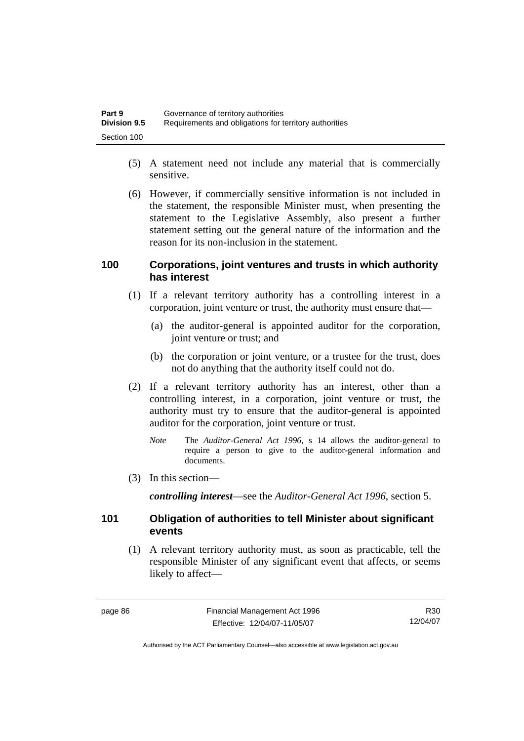(5) A statement need not include any material that is commercially sensitive.

(6) However, if commercially sensitive information is not included in the statement, the responsible Minister must, when presenting the statement to the Legislative Assembly, also present a further statement setting out the general nature of the information and the reason for its non-inclusion in the statement.

### 100 Corporations, joint ventures and trusts in which authority has interest

(1) If a relevant territory authority has a controlling interest in a corporation, joint venture or trust, the authority must ensure that—

(a) the auditor-general is appointed auditor for the corporation, joint venture or trust; and

(b) the corporation or joint venture, or a trustee for the trust, does not do anything that the authority itself could not do.

(2) If a relevant territory authority has an interest, other than a controlling interest, in a corporation, joint venture or trust, the authority must try to ensure that the auditor-general is appointed auditor for the corporation, joint venture or trust.

*Note* The *Auditor-General Act 1996*, s 14 allows the auditor-general to require a person to give to the auditor-general information and documents.

(3) In this section—

***controlling interest***—see the *Auditor-General Act 1996*, section 5.

### 101 Obligation of authorities to tell Minister about significant events

(1) A relevant territory authority must, as soon as practicable, tell the responsible Minister of any significant event that affects, or seems likely to affect—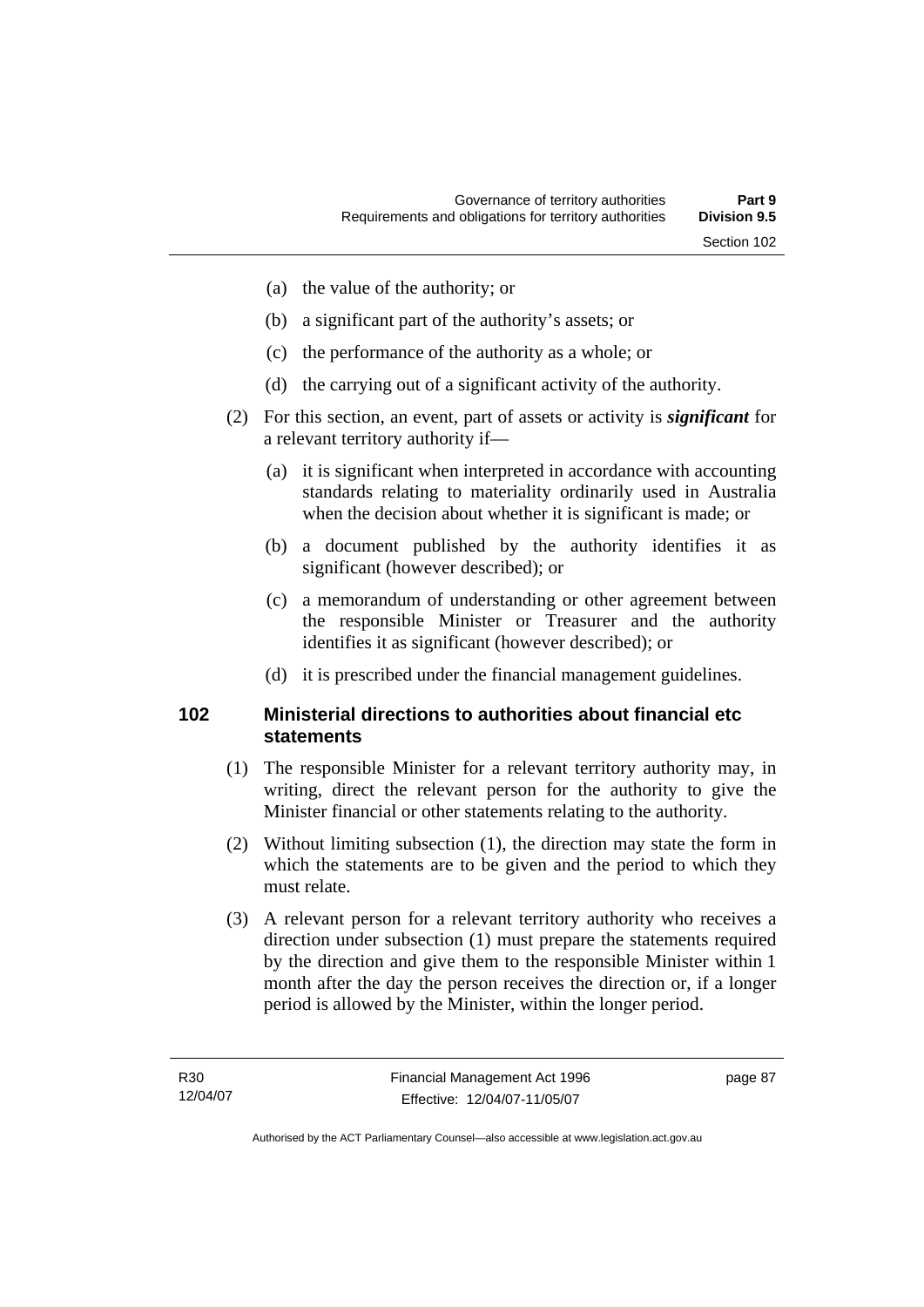(a) the value of the authority; or

(b) a significant part of the authority's assets; or

(c) the performance of the authority as a whole; or

(d) the carrying out of a significant activity of the authority.

(2) For this section, an event, part of assets or activity is ***significant*** for a relevant territory authority if—

(a) it is significant when interpreted in accordance with accounting standards relating to materiality ordinarily used in Australia when the decision about whether it is significant is made; or

(b) a document published by the authority identifies it as significant (however described); or

(c) a memorandum of understanding or other agreement between the responsible Minister or Treasurer and the authority identifies it as significant (however described); or

(d) it is prescribed under the financial management guidelines.

## 102 Ministerial directions to authorities about financial etc statements

(1) The responsible Minister for a relevant territory authority may, in writing, direct the relevant person for the authority to give the Minister financial or other statements relating to the authority.

(2) Without limiting subsection (1), the direction may state the form in which the statements are to be given and the period to which they must relate.

(3) A relevant person for a relevant territory authority who receives a direction under subsection (1) must prepare the statements required by the direction and give them to the responsible Minister within 1 month after the day the person receives the direction or, if a longer period is allowed by the Minister, within the longer period.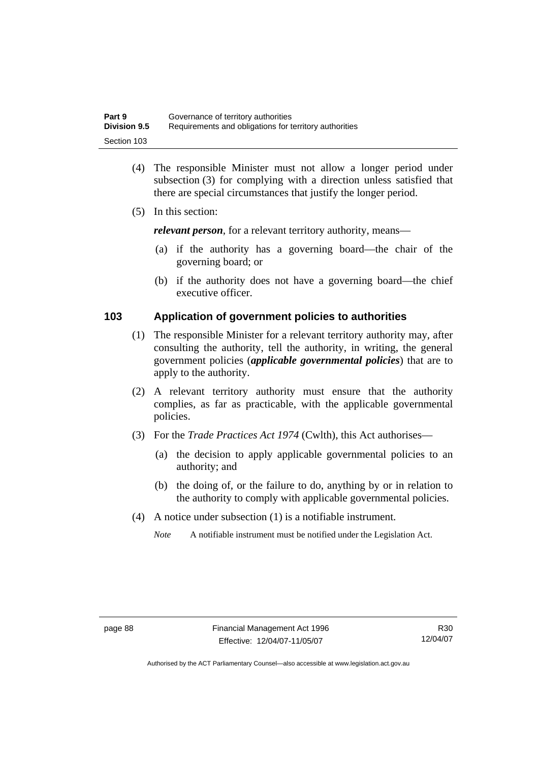(4) The responsible Minister must not allow a longer period under subsection (3) for complying with a direction unless satisfied that there are special circumstances that justify the longer period.

(5) In this section:

***relevant person***, for a relevant territory authority, means—

(a) if the authority has a governing board—the chair of the governing board; or

(b) if the authority does not have a governing board—the chief executive officer.

## 103 Application of government policies to authorities

(1) The responsible Minister for a relevant territory authority may, after consulting the authority, tell the authority, in writing, the general government policies (***applicable governmental policies***) that are to apply to the authority.

(2) A relevant territory authority must ensure that the authority complies, as far as practicable, with the applicable governmental policies.

(3) For the *Trade Practices Act 1974* (Cwlth), this Act authorises—

(a) the decision to apply applicable governmental policies to an authority; and

(b) the doing of, or the failure to do, anything by or in relation to the authority to comply with applicable governmental policies.

(4) A notice under subsection (1) is a notifiable instrument.

*Note* A notifiable instrument must be notified under the Legislation Act.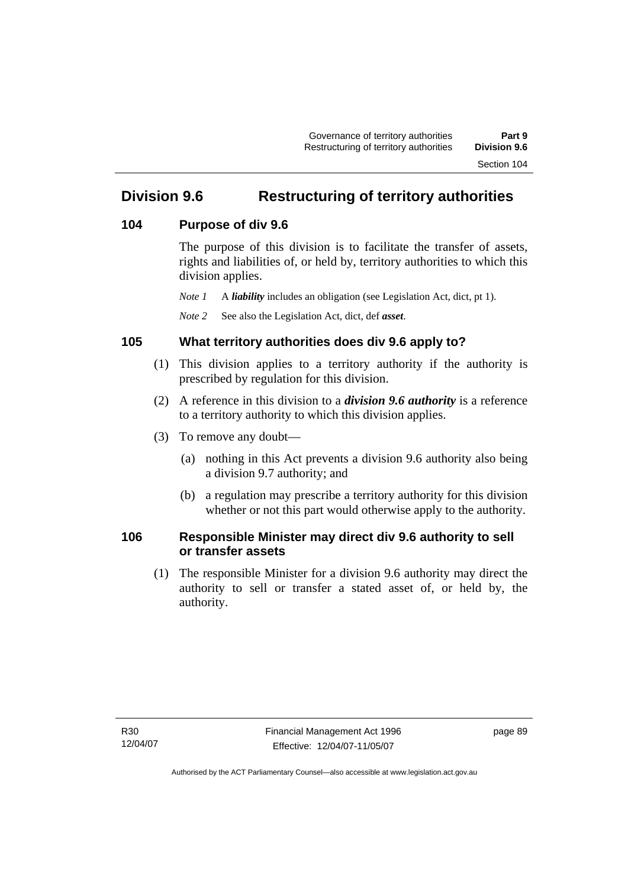## Division 9.6 Restructuring of territory authorities

### 104 Purpose of div 9.6

The purpose of this division is to facilitate the transfer of assets, rights and liabilities of, or held by, territory authorities to which this division applies.

*Note 1* A ***liability*** includes an obligation (see Legislation Act, dict, pt 1).

*Note 2* See also the Legislation Act, dict, def ***asset***.

### 105 What territory authorities does div 9.6 apply to?

(1) This division applies to a territory authority if the authority is prescribed by regulation for this division.

(2) A reference in this division to a ***division 9.6 authority*** is a reference to a territory authority to which this division applies.

(3) To remove any doubt—

(a) nothing in this Act prevents a division 9.6 authority also being a division 9.7 authority; and

(b) a regulation may prescribe a territory authority for this division whether or not this part would otherwise apply to the authority.

### 106 Responsible Minister may direct div 9.6 authority to sell or transfer assets

(1) The responsible Minister for a division 9.6 authority may direct the authority to sell or transfer a stated asset of, or held by, the authority.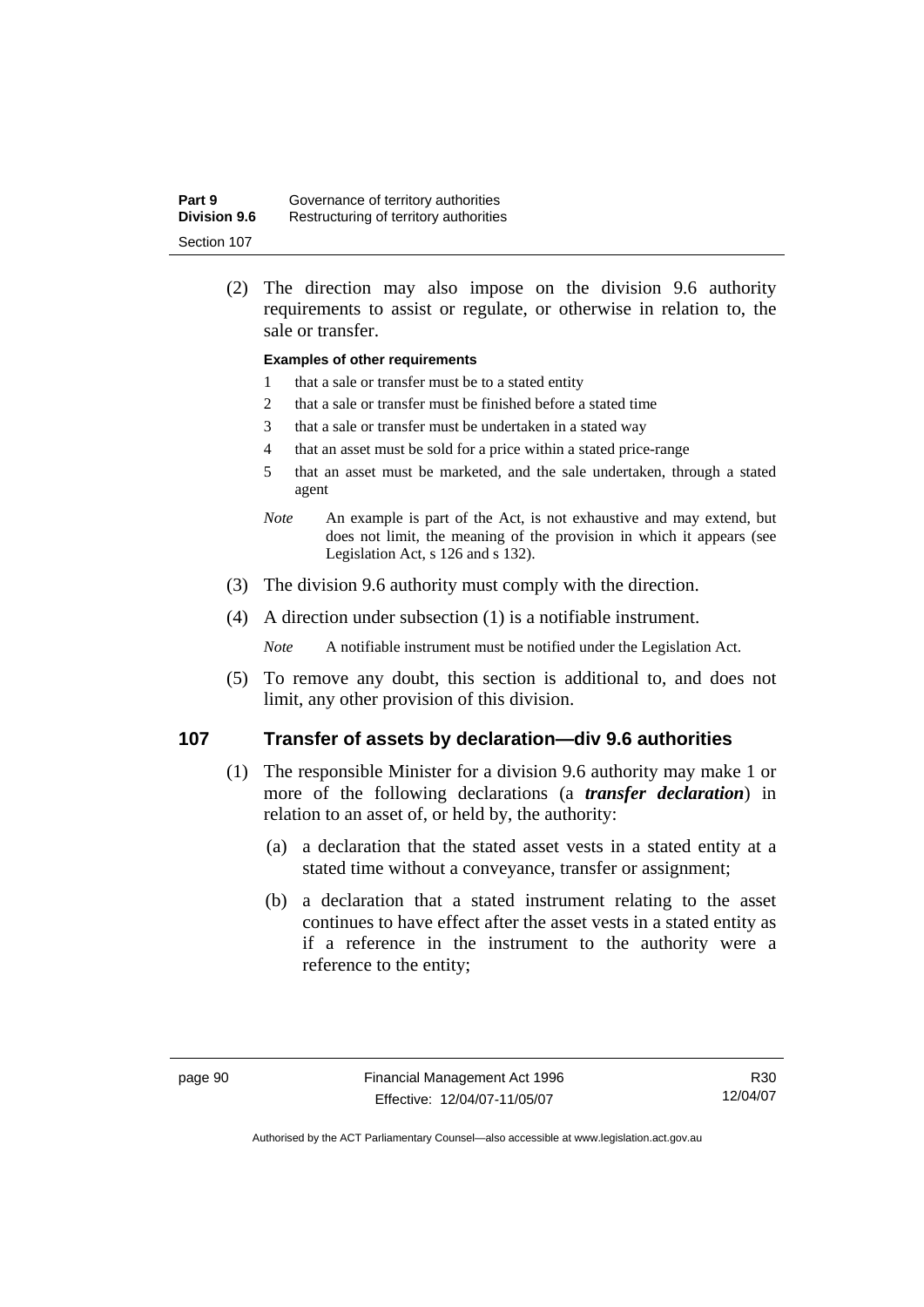(2) The direction may also impose on the division 9.6 authority requirements to assist or regulate, or otherwise in relation to, the sale or transfer.

**Examples of other requirements**

1 that a sale or transfer must be to a stated entity

2 that a sale or transfer must be finished before a stated time

3 that a sale or transfer must be undertaken in a stated way

4 that an asset must be sold for a price within a stated price-range

5 that an asset must be marketed, and the sale undertaken, through a stated agent

*Note* An example is part of the Act, is not exhaustive and may extend, but does not limit, the meaning of the provision in which it appears (see Legislation Act, s 126 and s 132).

(3) The division 9.6 authority must comply with the direction.

(4) A direction under subsection (1) is a notifiable instrument.

*Note* A notifiable instrument must be notified under the Legislation Act.

(5) To remove any doubt, this section is additional to, and does not limit, any other provision of this division.

## 107 Transfer of assets by declaration—div 9.6 authorities

(1) The responsible Minister for a division 9.6 authority may make 1 or more of the following declarations (a ***transfer declaration***) in relation to an asset of, or held by, the authority:

(a) a declaration that the stated asset vests in a stated entity at a stated time without a conveyance, transfer or assignment;

(b) a declaration that a stated instrument relating to the asset continues to have effect after the asset vests in a stated entity as if a reference in the instrument to the authority were a reference to the entity;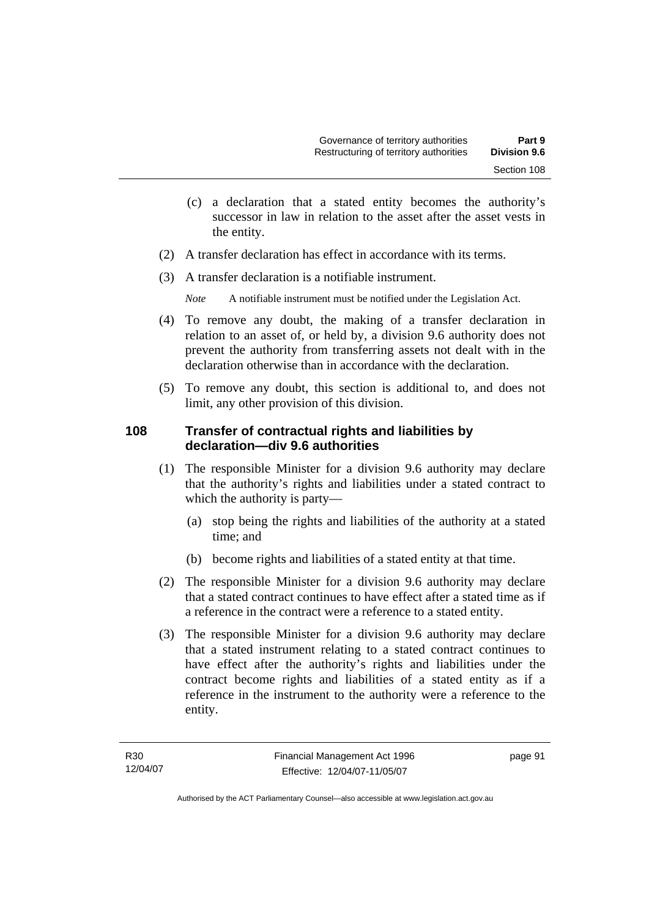(c) a declaration that a stated entity becomes the authority's successor in law in relation to the asset after the asset vests in the entity.

(2) A transfer declaration has effect in accordance with its terms.

(3) A transfer declaration is a notifiable instrument.

*Note* A notifiable instrument must be notified under the Legislation Act.

(4) To remove any doubt, the making of a transfer declaration in relation to an asset of, or held by, a division 9.6 authority does not prevent the authority from transferring assets not dealt with in the declaration otherwise than in accordance with the declaration.

(5) To remove any doubt, this section is additional to, and does not limit, any other provision of this division.

### 108 Transfer of contractual rights and liabilities by declaration—div 9.6 authorities

(1) The responsible Minister for a division 9.6 authority may declare that the authority's rights and liabilities under a stated contract to which the authority is party—

(a) stop being the rights and liabilities of the authority at a stated time; and

(b) become rights and liabilities of a stated entity at that time.

(2) The responsible Minister for a division 9.6 authority may declare that a stated contract continues to have effect after a stated time as if a reference in the contract were a reference to a stated entity.

(3) The responsible Minister for a division 9.6 authority may declare that a stated instrument relating to a stated contract continues to have effect after the authority's rights and liabilities under the contract become rights and liabilities of a stated entity as if a reference in the instrument to the authority were a reference to the entity.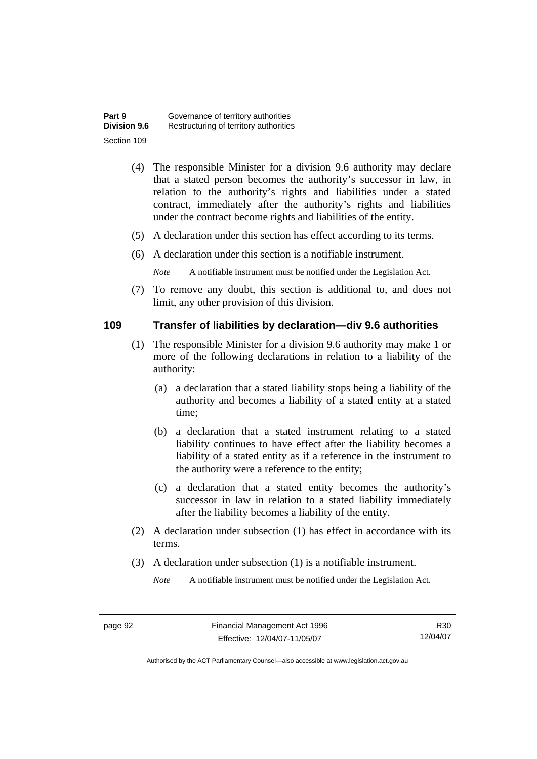(4) The responsible Minister for a division 9.6 authority may declare that a stated person becomes the authority's successor in law, in relation to the authority's rights and liabilities under a stated contract, immediately after the authority's rights and liabilities under the contract become rights and liabilities of the entity.

(5) A declaration under this section has effect according to its terms.

(6) A declaration under this section is a notifiable instrument.

*Note* A notifiable instrument must be notified under the Legislation Act.

(7) To remove any doubt, this section is additional to, and does not limit, any other provision of this division.

## 109 Transfer of liabilities by declaration—div 9.6 authorities

(1) The responsible Minister for a division 9.6 authority may make 1 or more of the following declarations in relation to a liability of the authority:

(a) a declaration that a stated liability stops being a liability of the authority and becomes a liability of a stated entity at a stated time;

(b) a declaration that a stated instrument relating to a stated liability continues to have effect after the liability becomes a liability of a stated entity as if a reference in the instrument to the authority were a reference to the entity;

(c) a declaration that a stated entity becomes the authority's successor in law in relation to a stated liability immediately after the liability becomes a liability of the entity.

(2) A declaration under subsection (1) has effect in accordance with its terms.

(3) A declaration under subsection (1) is a notifiable instrument.

*Note* A notifiable instrument must be notified under the Legislation Act.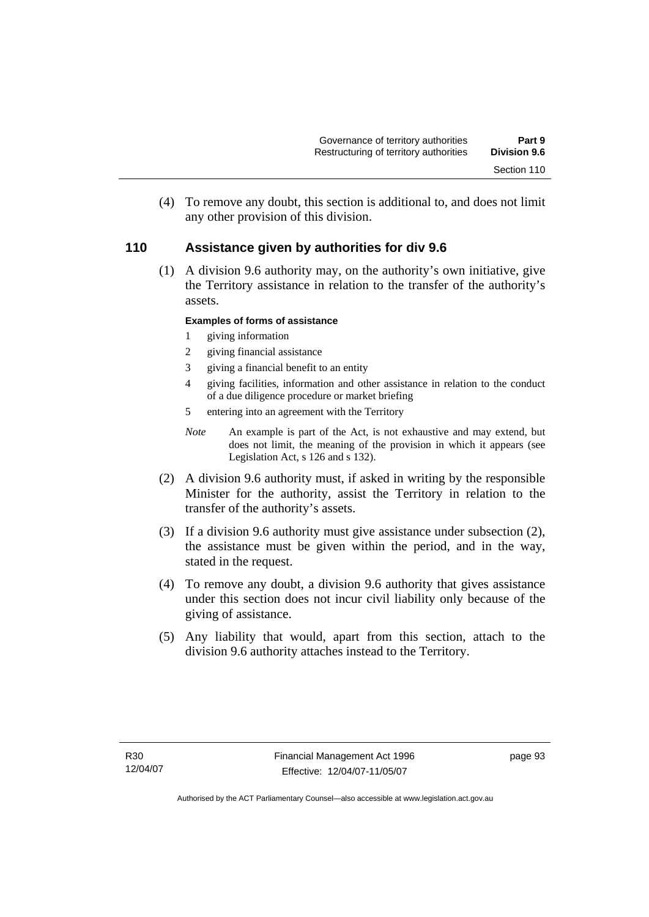(4) To remove any doubt, this section is additional to, and does not limit any other provision of this division.

## 110 Assistance given by authorities for div 9.6

(1) A division 9.6 authority may, on the authority's own initiative, give the Territory assistance in relation to the transfer of the authority's assets.

**Examples of forms of assistance**

1 giving information
2 giving financial assistance
3 giving a financial benefit to an entity
4 giving facilities, information and other assistance in relation to the conduct of a due diligence procedure or market briefing
5 entering into an agreement with the Territory

*Note* An example is part of the Act, is not exhaustive and may extend, but does not limit, the meaning of the provision in which it appears (see Legislation Act, s 126 and s 132).

(2) A division 9.6 authority must, if asked in writing by the responsible Minister for the authority, assist the Territory in relation to the transfer of the authority's assets.

(3) If a division 9.6 authority must give assistance under subsection (2), the assistance must be given within the period, and in the way, stated in the request.

(4) To remove any doubt, a division 9.6 authority that gives assistance under this section does not incur civil liability only because of the giving of assistance.

(5) Any liability that would, apart from this section, attach to the division 9.6 authority attaches instead to the Territory.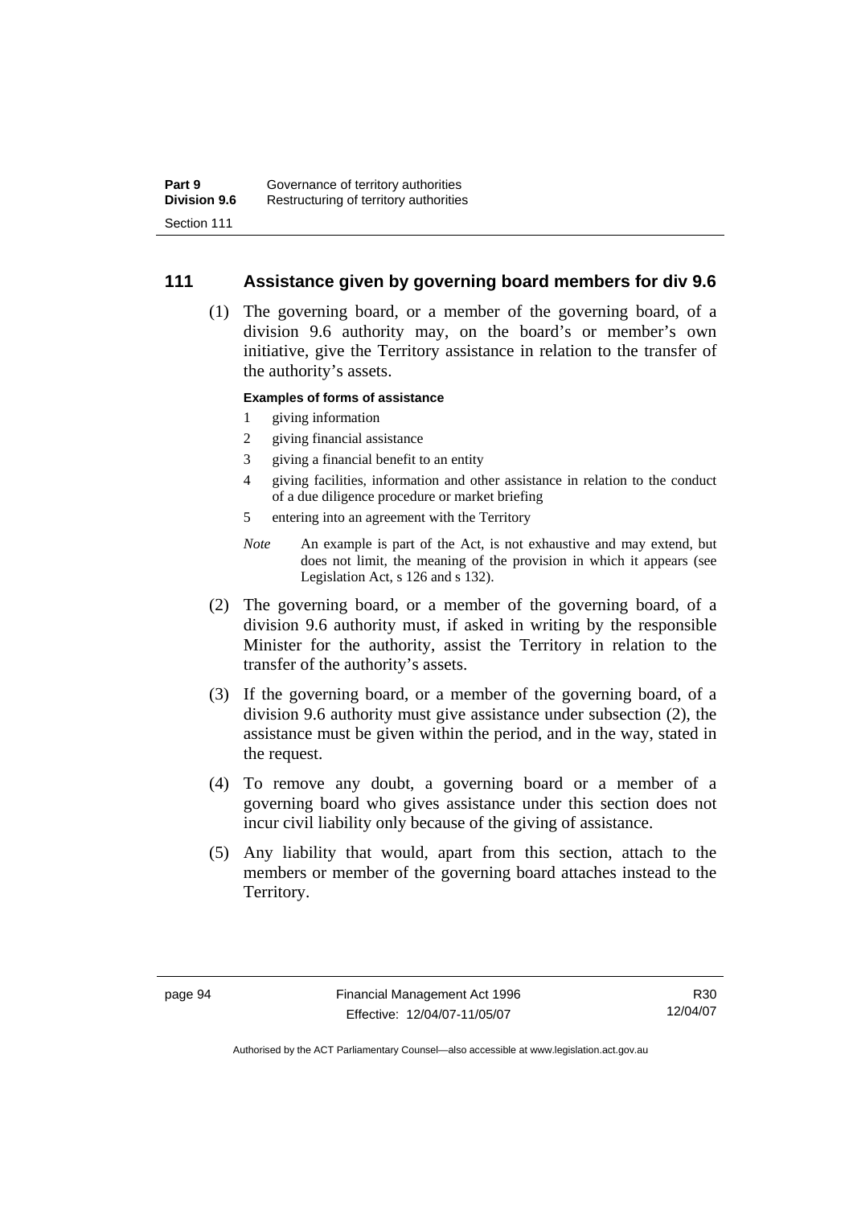## 111 Assistance given by governing board members for div 9.6

(1) The governing board, or a member of the governing board, of a division 9.6 authority may, on the board's or member's own initiative, give the Territory assistance in relation to the transfer of the authority's assets.

**Examples of forms of assistance**

1 giving information

2 giving financial assistance

3 giving a financial benefit to an entity

4 giving facilities, information and other assistance in relation to the conduct of a due diligence procedure or market briefing

5 entering into an agreement with the Territory

*Note* An example is part of the Act, is not exhaustive and may extend, but does not limit, the meaning of the provision in which it appears (see Legislation Act, s 126 and s 132).

(2) The governing board, or a member of the governing board, of a division 9.6 authority must, if asked in writing by the responsible Minister for the authority, assist the Territory in relation to the transfer of the authority's assets.

(3) If the governing board, or a member of the governing board, of a division 9.6 authority must give assistance under subsection (2), the assistance must be given within the period, and in the way, stated in the request.

(4) To remove any doubt, a governing board or a member of a governing board who gives assistance under this section does not incur civil liability only because of the giving of assistance.

(5) Any liability that would, apart from this section, attach to the members or member of the governing board attaches instead to the Territory.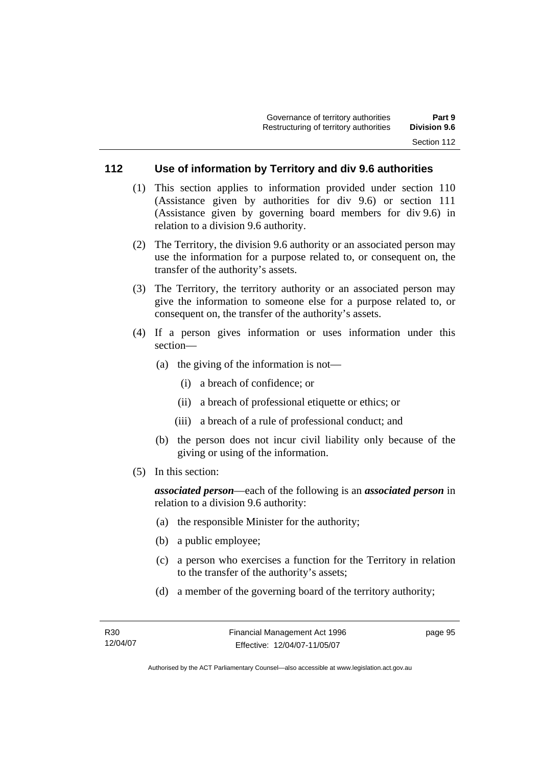## 112 Use of information by Territory and div 9.6 authorities

(1) This section applies to information provided under section 110 (Assistance given by authorities for div 9.6) or section 111 (Assistance given by governing board members for div 9.6) in relation to a division 9.6 authority.

(2) The Territory, the division 9.6 authority or an associated person may use the information for a purpose related to, or consequent on, the transfer of the authority's assets.

(3) The Territory, the territory authority or an associated person may give the information to someone else for a purpose related to, or consequent on, the transfer of the authority's assets.

(4) If a person gives information or uses information under this section—

- (a) the giving of the information is not—
  - (i) a breach of confidence; or
  - (ii) a breach of professional etiquette or ethics; or
  - (iii) a breach of a rule of professional conduct; and
- (b) the person does not incur civil liability only because of the giving or using of the information.

(5) In this section:

***associated person***—each of the following is an ***associated person*** in relation to a division 9.6 authority:

- (a) the responsible Minister for the authority;
- (b) a public employee;
- (c) a person who exercises a function for the Territory in relation to the transfer of the authority's assets;
- (d) a member of the governing board of the territory authority;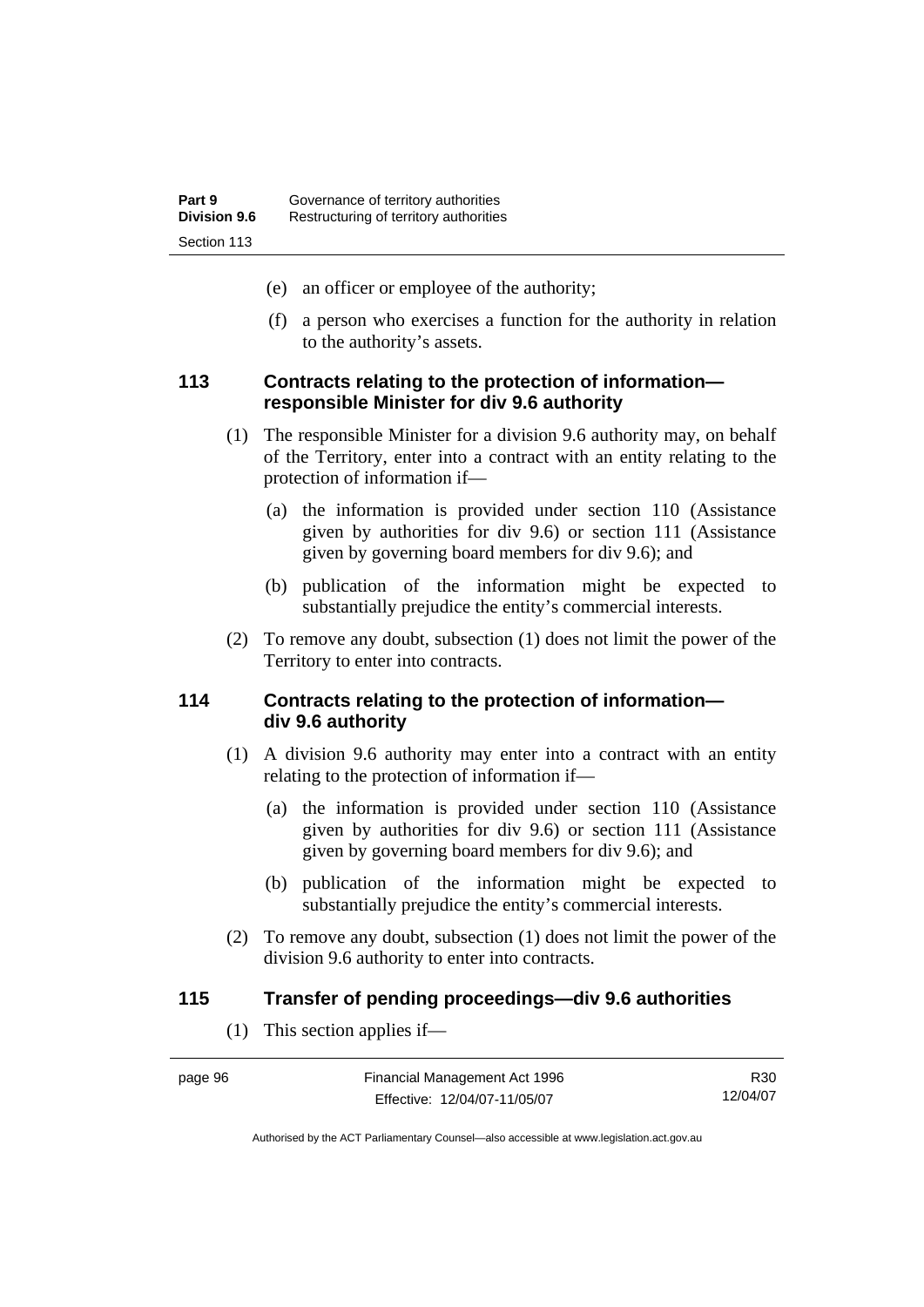(e) an officer or employee of the authority;

(f) a person who exercises a function for the authority in relation to the authority's assets.

### 113 Contracts relating to the protection of information—responsible Minister for div 9.6 authority

(1) The responsible Minister for a division 9.6 authority may, on behalf of the Territory, enter into a contract with an entity relating to the protection of information if—

(a) the information is provided under section 110 (Assistance given by authorities for div 9.6) or section 111 (Assistance given by governing board members for div 9.6); and

(b) publication of the information might be expected to substantially prejudice the entity's commercial interests.

(2) To remove any doubt, subsection (1) does not limit the power of the Territory to enter into contracts.

### 114 Contracts relating to the protection of information—div 9.6 authority

(1) A division 9.6 authority may enter into a contract with an entity relating to the protection of information if—

(a) the information is provided under section 110 (Assistance given by authorities for div 9.6) or section 111 (Assistance given by governing board members for div 9.6); and

(b) publication of the information might be expected to substantially prejudice the entity's commercial interests.

(2) To remove any doubt, subsection (1) does not limit the power of the division 9.6 authority to enter into contracts.

### 115 Transfer of pending proceedings—div 9.6 authorities

(1) This section applies if—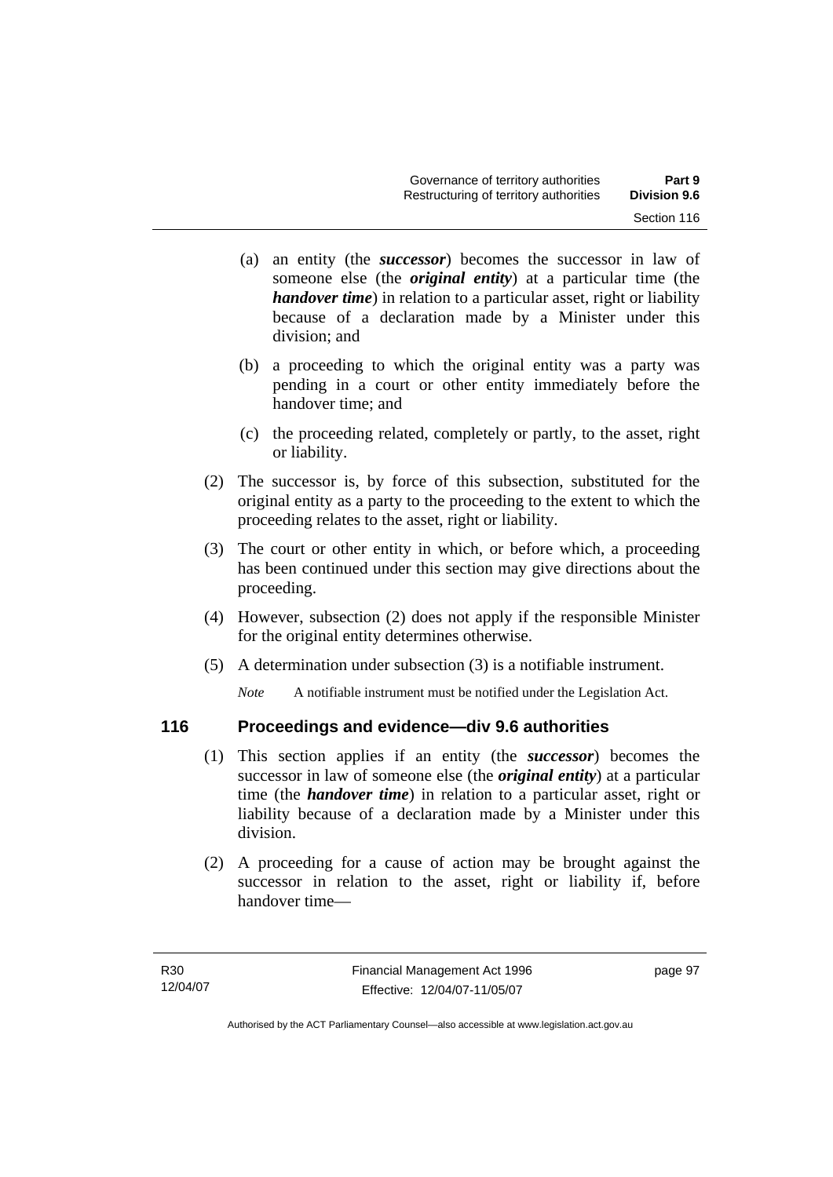(a) an entity (the ***successor***) becomes the successor in law of someone else (the ***original entity***) at a particular time (the ***handover time***) in relation to a particular asset, right or liability because of a declaration made by a Minister under this division; and

(b) a proceeding to which the original entity was a party was pending in a court or other entity immediately before the handover time; and

(c) the proceeding related, completely or partly, to the asset, right or liability.

(2) The successor is, by force of this subsection, substituted for the original entity as a party to the proceeding to the extent to which the proceeding relates to the asset, right or liability.

(3) The court or other entity in which, or before which, a proceeding has been continued under this section may give directions about the proceeding.

(4) However, subsection (2) does not apply if the responsible Minister for the original entity determines otherwise.

(5) A determination under subsection (3) is a notifiable instrument.

*Note* A notifiable instrument must be notified under the Legislation Act.

## 116 Proceedings and evidence—div 9.6 authorities

(1) This section applies if an entity (the ***successor***) becomes the successor in law of someone else (the ***original entity***) at a particular time (the ***handover time***) in relation to a particular asset, right or liability because of a declaration made by a Minister under this division.

(2) A proceeding for a cause of action may be brought against the successor in relation to the asset, right or liability if, before handover time—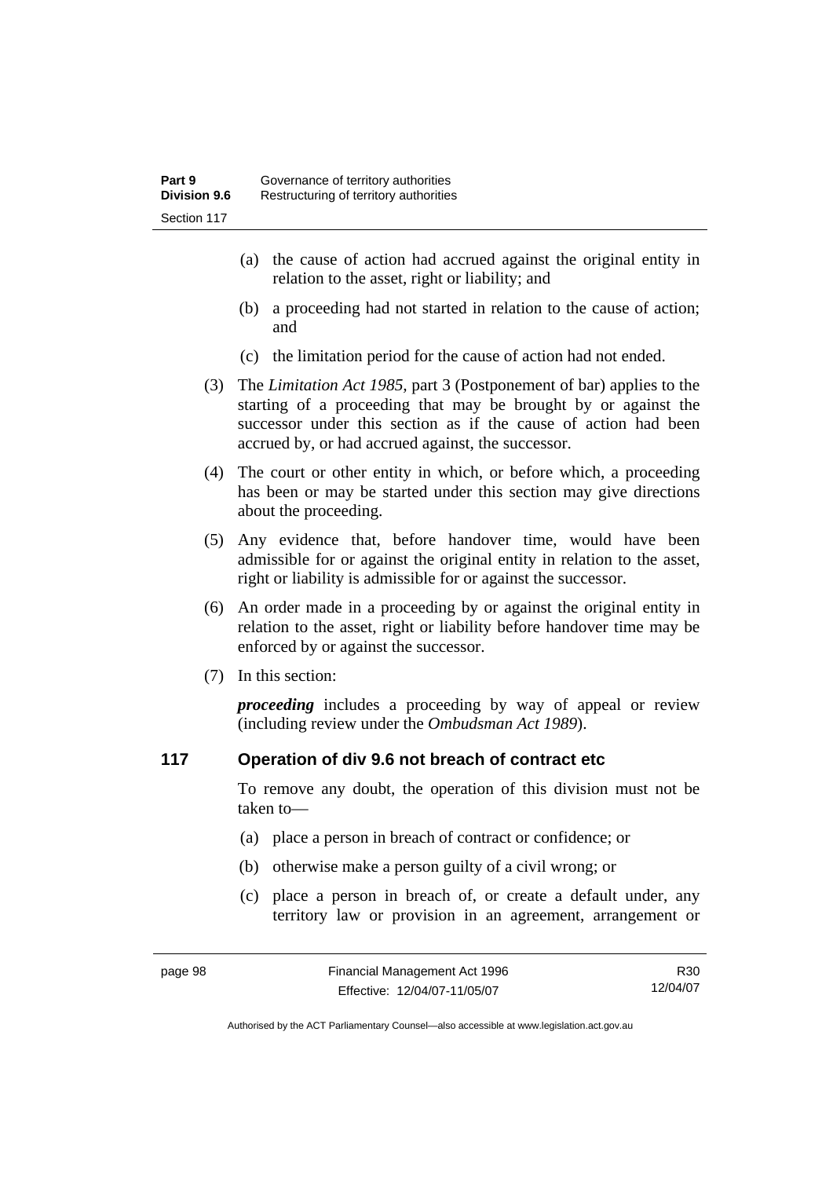(a) the cause of action had accrued against the original entity in relation to the asset, right or liability; and

(b) a proceeding had not started in relation to the cause of action; and

(c) the limitation period for the cause of action had not ended.

(3) The *Limitation Act 1985*, part 3 (Postponement of bar) applies to the starting of a proceeding that may be brought by or against the successor under this section as if the cause of action had been accrued by, or had accrued against, the successor.

(4) The court or other entity in which, or before which, a proceeding has been or may be started under this section may give directions about the proceeding.

(5) Any evidence that, before handover time, would have been admissible for or against the original entity in relation to the asset, right or liability is admissible for or against the successor.

(6) An order made in a proceeding by or against the original entity in relation to the asset, right or liability before handover time may be enforced by or against the successor.

(7) In this section:

***proceeding*** includes a proceeding by way of appeal or review (including review under the *Ombudsman Act 1989*).

### 117 Operation of div 9.6 not breach of contract etc

To remove any doubt, the operation of this division must not be taken to—

(a) place a person in breach of contract or confidence; or

(b) otherwise make a person guilty of a civil wrong; or

(c) place a person in breach of, or create a default under, any territory law or provision in an agreement, arrangement or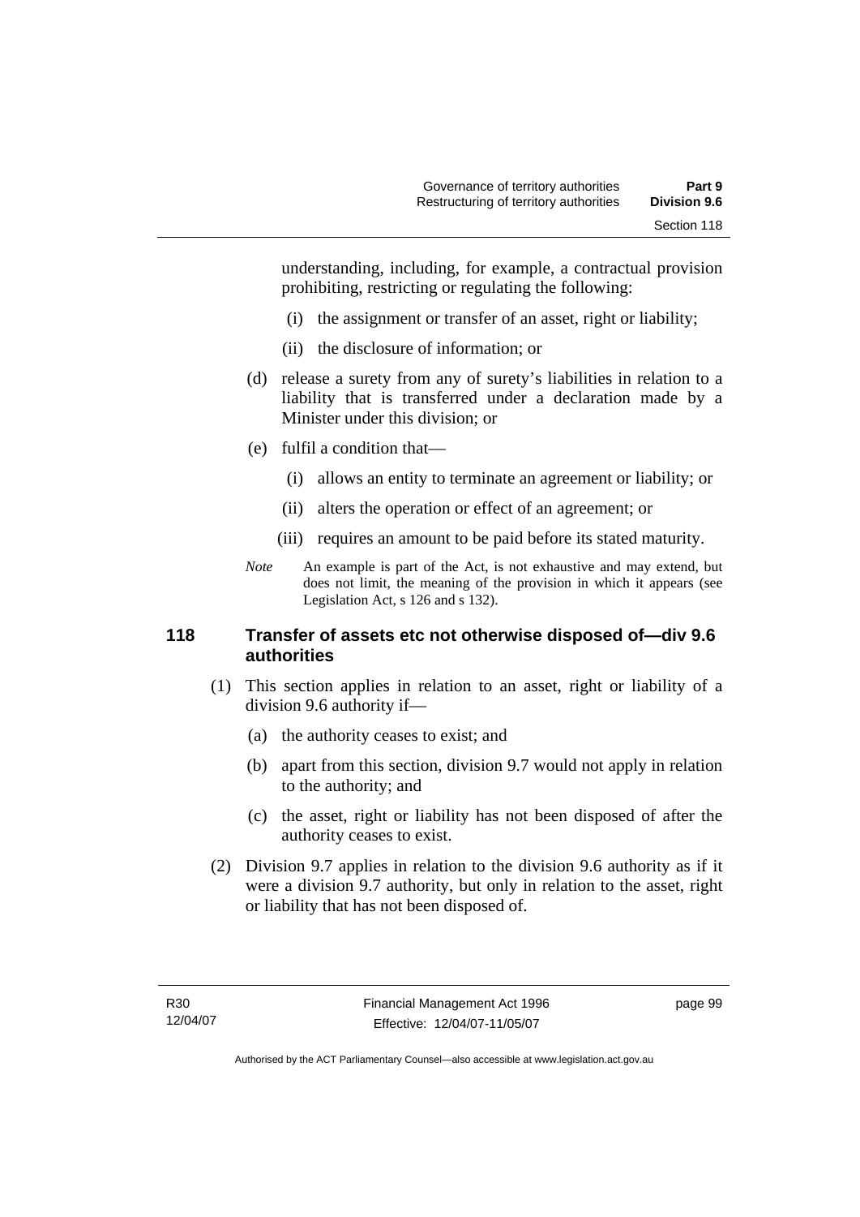understanding, including, for example, a contractual provision prohibiting, restricting or regulating the following:

(i) the assignment or transfer of an asset, right or liability;

(ii) the disclosure of information; or

(d) release a surety from any of surety's liabilities in relation to a liability that is transferred under a declaration made by a Minister under this division; or

(e) fulfil a condition that—

(i) allows an entity to terminate an agreement or liability; or

(ii) alters the operation or effect of an agreement; or

(iii) requires an amount to be paid before its stated maturity.

*Note* An example is part of the Act, is not exhaustive and may extend, but does not limit, the meaning of the provision in which it appears (see Legislation Act, s 126 and s 132).

## 118 Transfer of assets etc not otherwise disposed of—div 9.6 authorities

(1) This section applies in relation to an asset, right or liability of a division 9.6 authority if—

(a) the authority ceases to exist; and

(b) apart from this section, division 9.7 would not apply in relation to the authority; and

(c) the asset, right or liability has not been disposed of after the authority ceases to exist.

(2) Division 9.7 applies in relation to the division 9.6 authority as if it were a division 9.7 authority, but only in relation to the asset, right or liability that has not been disposed of.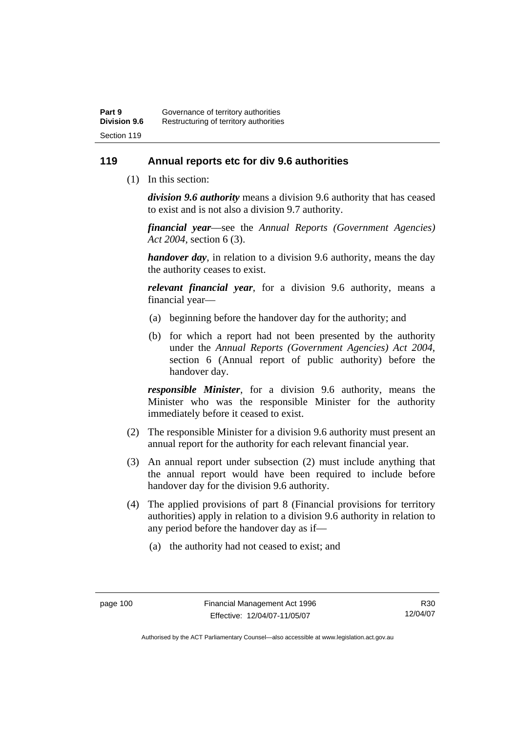## 119 Annual reports etc for div 9.6 authorities

(1) In this section:

***division 9.6 authority*** means a division 9.6 authority that has ceased to exist and is not also a division 9.7 authority.

***financial year***—see the *Annual Reports (Government Agencies) Act 2004*, section 6 (3).

***handover day***, in relation to a division 9.6 authority, means the day the authority ceases to exist.

***relevant financial year***, for a division 9.6 authority, means a financial year—

(a) beginning before the handover day for the authority; and

(b) for which a report had not been presented by the authority under the *Annual Reports (Government Agencies) Act 2004*, section 6 (Annual report of public authority) before the handover day.

***responsible Minister***, for a division 9.6 authority, means the Minister who was the responsible Minister for the authority immediately before it ceased to exist.

(2) The responsible Minister for a division 9.6 authority must present an annual report for the authority for each relevant financial year.

(3) An annual report under subsection (2) must include anything that the annual report would have been required to include before handover day for the division 9.6 authority.

(4) The applied provisions of part 8 (Financial provisions for territory authorities) apply in relation to a division 9.6 authority in relation to any period before the handover day as if—

(a) the authority had not ceased to exist; and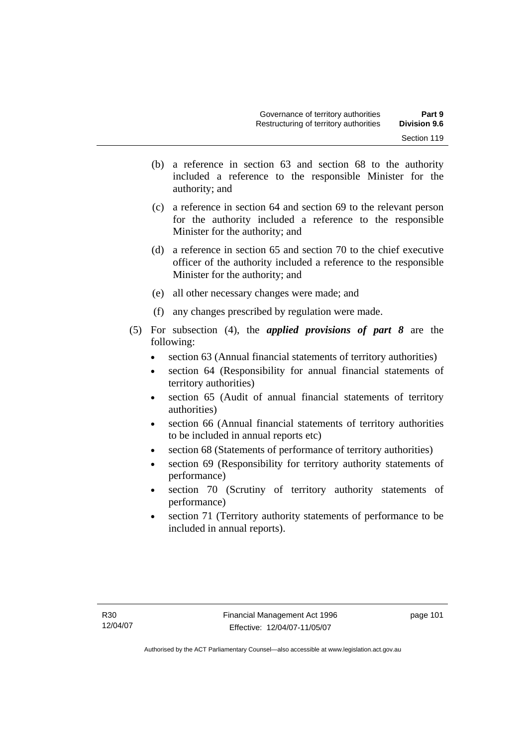(b) a reference in section 63 and section 68 to the authority included a reference to the responsible Minister for the authority; and

(c) a reference in section 64 and section 69 to the relevant person for the authority included a reference to the responsible Minister for the authority; and

(d) a reference in section 65 and section 70 to the chief executive officer of the authority included a reference to the responsible Minister for the authority; and

(e) all other necessary changes were made; and

(f) any changes prescribed by regulation were made.

(5) For subsection (4), the ***applied provisions of part 8*** are the following:

- section 63 (Annual financial statements of territory authorities)
- section 64 (Responsibility for annual financial statements of territory authorities)
- section 65 (Audit of annual financial statements of territory authorities)
- section 66 (Annual financial statements of territory authorities to be included in annual reports etc)
- section 68 (Statements of performance of territory authorities)
- section 69 (Responsibility for territory authority statements of performance)
- section 70 (Scrutiny of territory authority statements of performance)
- section 71 (Territory authority statements of performance to be included in annual reports).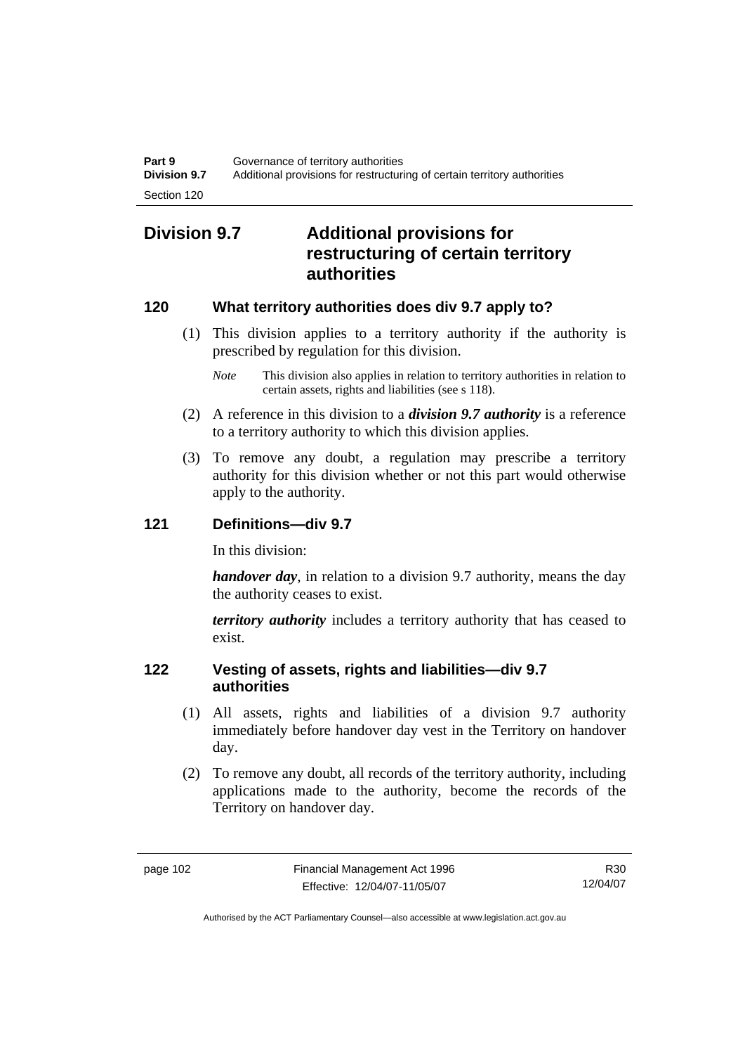## Division 9.7 Additional provisions for restructuring of certain territory authorities

### 120 What territory authorities does div 9.7 apply to?

(1) This division applies to a territory authority if the authority is prescribed by regulation for this division.

*Note* This division also applies in relation to territory authorities in relation to certain assets, rights and liabilities (see s 118).

(2) A reference in this division to a ***division 9.7 authority*** is a reference to a territory authority to which this division applies.

(3) To remove any doubt, a regulation may prescribe a territory authority for this division whether or not this part would otherwise apply to the authority.

### 121 Definitions—div 9.7

In this division:

***handover day***, in relation to a division 9.7 authority, means the day the authority ceases to exist.

***territory authority*** includes a territory authority that has ceased to exist.

### 122 Vesting of assets, rights and liabilities—div 9.7 authorities

(1) All assets, rights and liabilities of a division 9.7 authority immediately before handover day vest in the Territory on handover day.

(2) To remove any doubt, all records of the territory authority, including applications made to the authority, become the records of the Territory on handover day.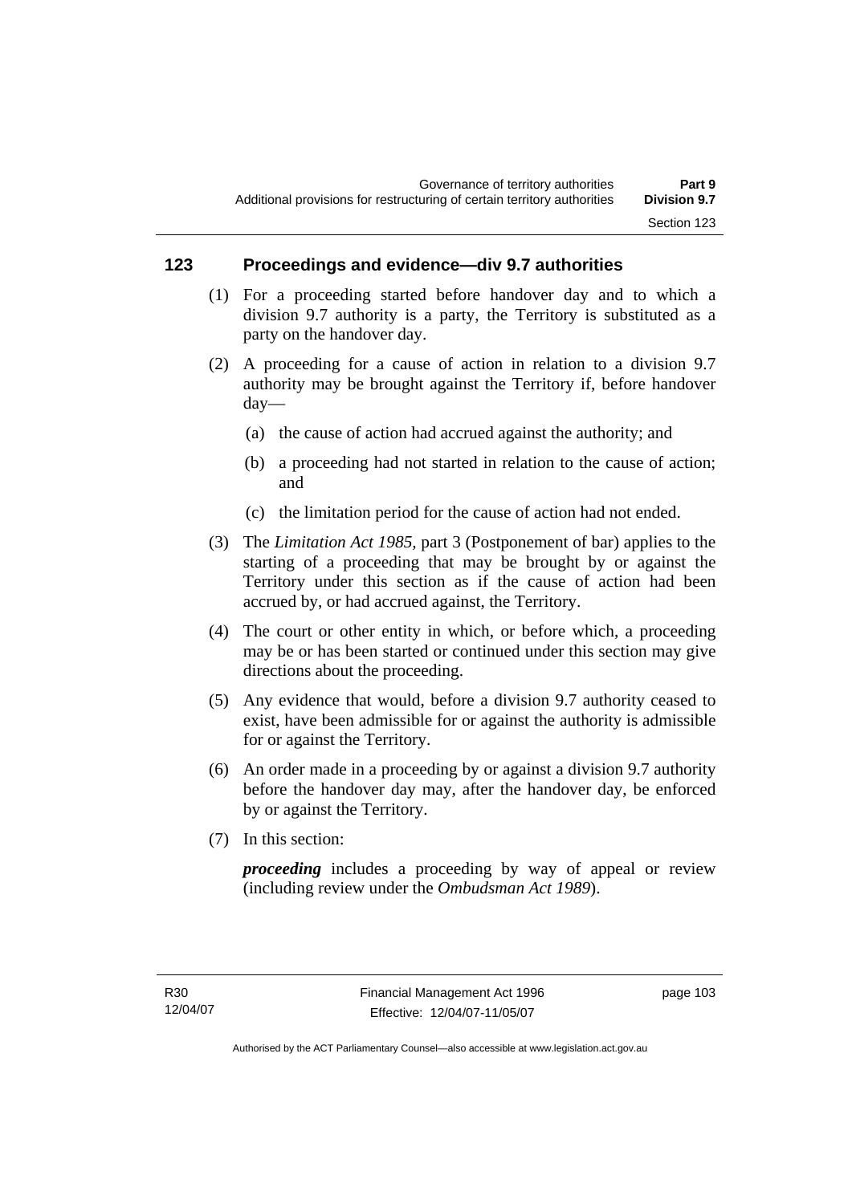## 123 Proceedings and evidence—div 9.7 authorities

(1) For a proceeding started before handover day and to which a division 9.7 authority is a party, the Territory is substituted as a party on the handover day.

(2) A proceeding for a cause of action in relation to a division 9.7 authority may be brought against the Territory if, before handover day—

(a) the cause of action had accrued against the authority; and

(b) a proceeding had not started in relation to the cause of action; and

(c) the limitation period for the cause of action had not ended.

(3) The *Limitation Act 1985*, part 3 (Postponement of bar) applies to the starting of a proceeding that may be brought by or against the Territory under this section as if the cause of action had been accrued by, or had accrued against, the Territory.

(4) The court or other entity in which, or before which, a proceeding may be or has been started or continued under this section may give directions about the proceeding.

(5) Any evidence that would, before a division 9.7 authority ceased to exist, have been admissible for or against the authority is admissible for or against the Territory.

(6) An order made in a proceeding by or against a division 9.7 authority before the handover day may, after the handover day, be enforced by or against the Territory.

(7) In this section:

***proceeding*** includes a proceeding by way of appeal or review (including review under the *Ombudsman Act 1989*).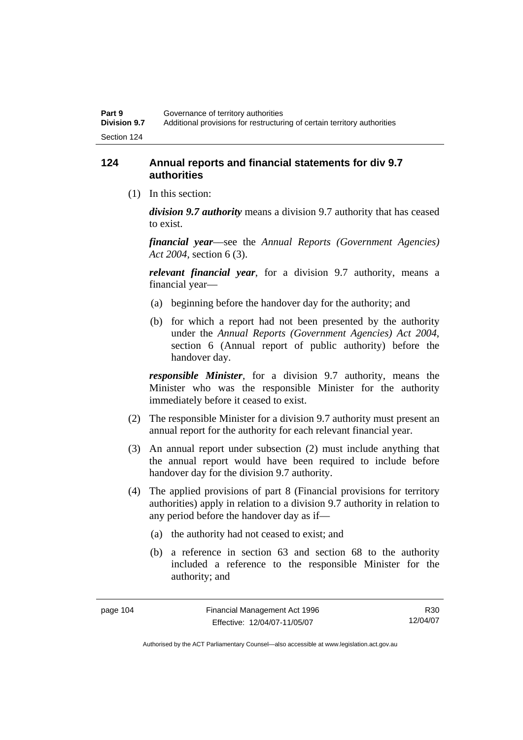## 124 Annual reports and financial statements for div 9.7 authorities

(1) In this section:

***division 9.7 authority*** means a division 9.7 authority that has ceased to exist.

***financial year***—see the *Annual Reports (Government Agencies) Act 2004*, section 6 (3).

***relevant financial year***, for a division 9.7 authority, means a financial year—

(a) beginning before the handover day for the authority; and

(b) for which a report had not been presented by the authority under the *Annual Reports (Government Agencies) Act 2004*, section 6 (Annual report of public authority) before the handover day.

***responsible Minister***, for a division 9.7 authority, means the Minister who was the responsible Minister for the authority immediately before it ceased to exist.

(2) The responsible Minister for a division 9.7 authority must present an annual report for the authority for each relevant financial year.

(3) An annual report under subsection (2) must include anything that the annual report would have been required to include before handover day for the division 9.7 authority.

(4) The applied provisions of part 8 (Financial provisions for territory authorities) apply in relation to a division 9.7 authority in relation to any period before the handover day as if—

(a) the authority had not ceased to exist; and

(b) a reference in section 63 and section 68 to the authority included a reference to the responsible Minister for the authority; and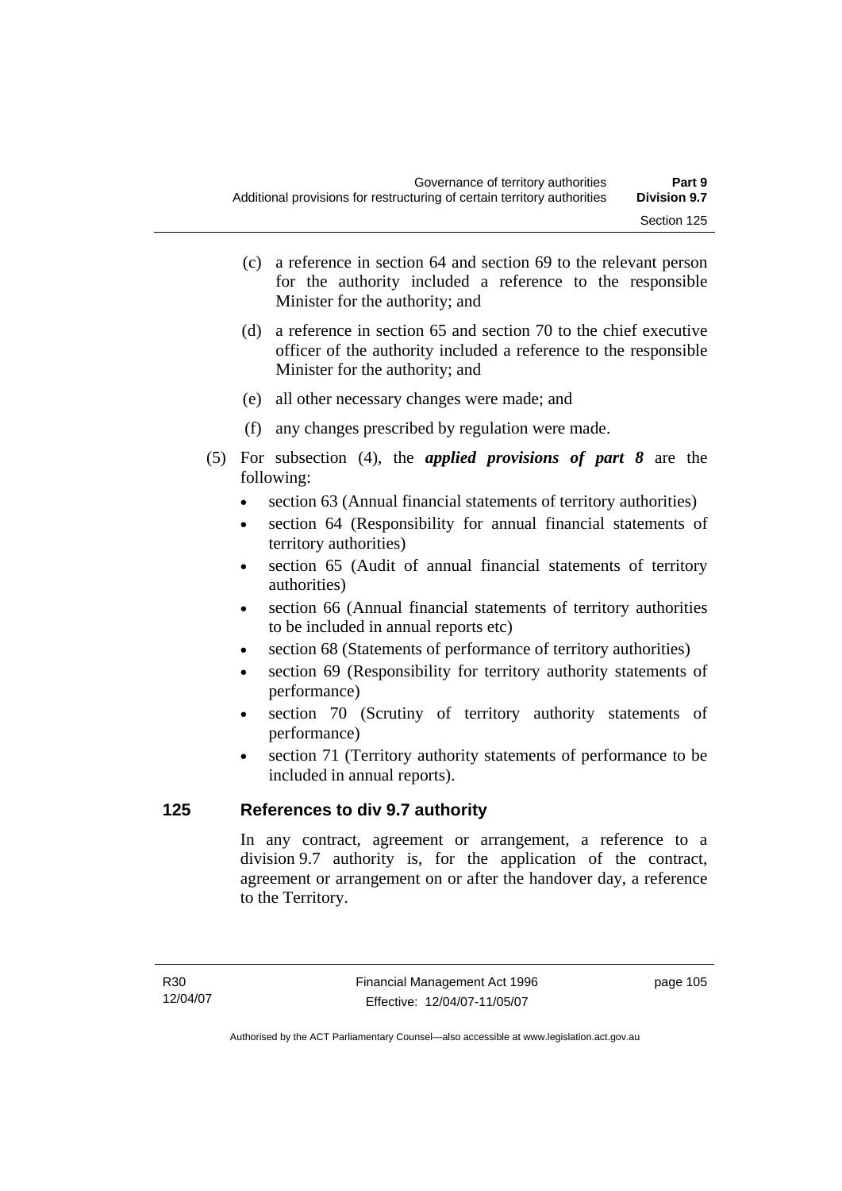(c) a reference in section 64 and section 69 to the relevant person for the authority included a reference to the responsible Minister for the authority; and

(d) a reference in section 65 and section 70 to the chief executive officer of the authority included a reference to the responsible Minister for the authority; and

(e) all other necessary changes were made; and

(f) any changes prescribed by regulation were made.

(5) For subsection (4), the ***applied provisions of part 8*** are the following:

- section 63 (Annual financial statements of territory authorities)
- section 64 (Responsibility for annual financial statements of territory authorities)
- section 65 (Audit of annual financial statements of territory authorities)
- section 66 (Annual financial statements of territory authorities to be included in annual reports etc)
- section 68 (Statements of performance of territory authorities)
- section 69 (Responsibility for territory authority statements of performance)
- section 70 (Scrutiny of territory authority statements of performance)
- section 71 (Territory authority statements of performance to be included in annual reports).

## 125 References to div 9.7 authority

In any contract, agreement or arrangement, a reference to a division 9.7 authority is, for the application of the contract, agreement or arrangement on or after the handover day, a reference to the Territory.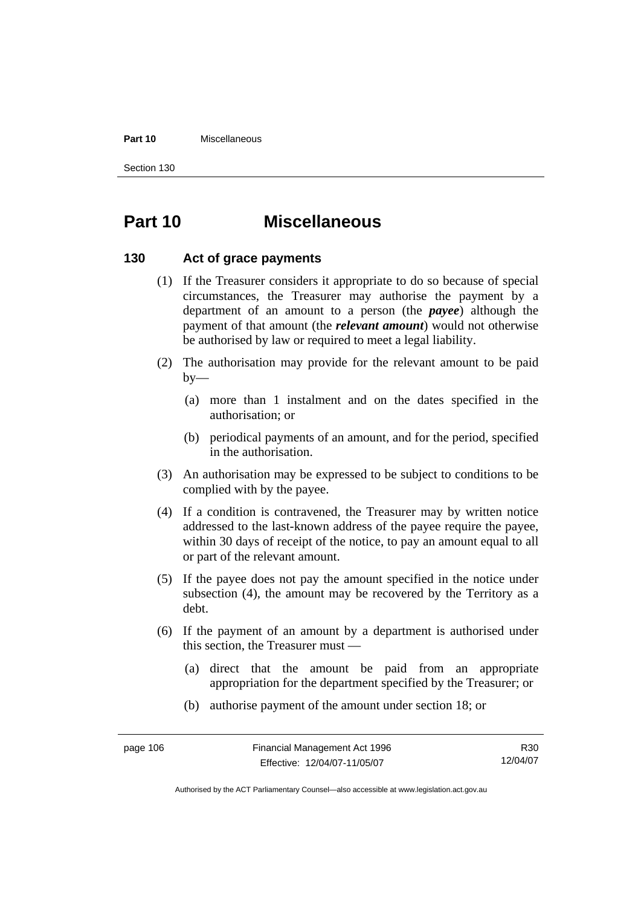# Part 10 Miscellaneous

### 130 Act of grace payments

(1) If the Treasurer considers it appropriate to do so because of special circumstances, the Treasurer may authorise the payment by a department of an amount to a person (the ***payee***) although the payment of that amount (the ***relevant amount***) would not otherwise be authorised by law or required to meet a legal liability.

(2) The authorisation may provide for the relevant amount to be paid by—

(a) more than 1 instalment and on the dates specified in the authorisation; or

(b) periodical payments of an amount, and for the period, specified in the authorisation.

(3) An authorisation may be expressed to be subject to conditions to be complied with by the payee.

(4) If a condition is contravened, the Treasurer may by written notice addressed to the last-known address of the payee require the payee, within 30 days of receipt of the notice, to pay an amount equal to all or part of the relevant amount.

(5) If the payee does not pay the amount specified in the notice under subsection (4), the amount may be recovered by the Territory as a debt.

(6) If the payment of an amount by a department is authorised under this section, the Treasurer must —

(a) direct that the amount be paid from an appropriate appropriation for the department specified by the Treasurer; or

(b) authorise payment of the amount under section 18; or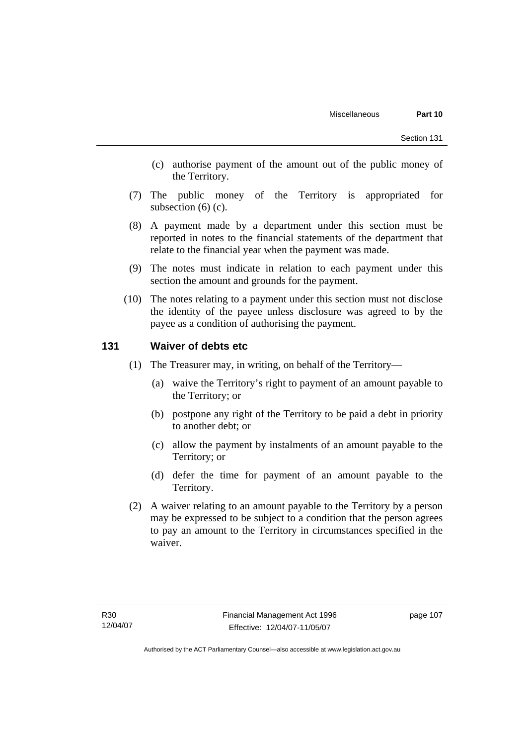(c) authorise payment of the amount out of the public money of the Territory.

(7) The public money of the Territory is appropriated for subsection (6) (c).

(8) A payment made by a department under this section must be reported in notes to the financial statements of the department that relate to the financial year when the payment was made.

(9) The notes must indicate in relation to each payment under this section the amount and grounds for the payment.

(10) The notes relating to a payment under this section must not disclose the identity of the payee unless disclosure was agreed to by the payee as a condition of authorising the payment.

## 131 Waiver of debts etc

(1) The Treasurer may, in writing, on behalf of the Territory—

(a) waive the Territory's right to payment of an amount payable to the Territory; or

(b) postpone any right of the Territory to be paid a debt in priority to another debt; or

(c) allow the payment by instalments of an amount payable to the Territory; or

(d) defer the time for payment of an amount payable to the Territory.

(2) A waiver relating to an amount payable to the Territory by a person may be expressed to be subject to a condition that the person agrees to pay an amount to the Territory in circumstances specified in the waiver.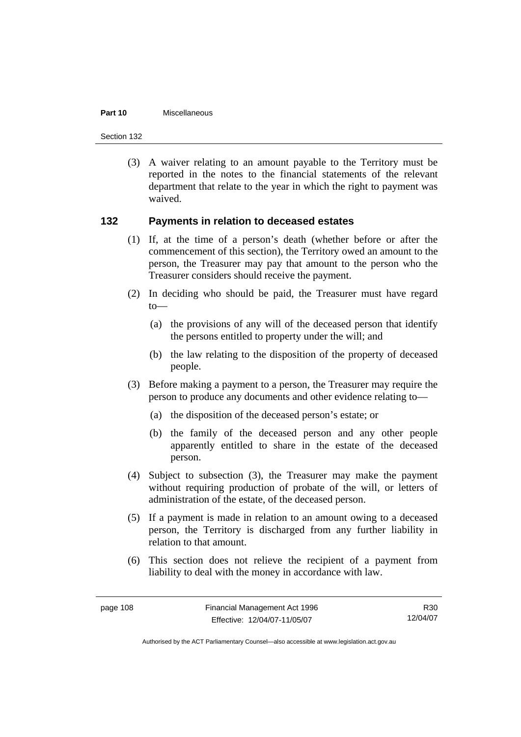(3) A waiver relating to an amount payable to the Territory must be reported in the notes to the financial statements of the relevant department that relate to the year in which the right to payment was waived.

## 132 Payments in relation to deceased estates

(1) If, at the time of a person's death (whether before or after the commencement of this section), the Territory owed an amount to the person, the Treasurer may pay that amount to the person who the Treasurer considers should receive the payment.

(2) In deciding who should be paid, the Treasurer must have regard to—

(a) the provisions of any will of the deceased person that identify the persons entitled to property under the will; and

(b) the law relating to the disposition of the property of deceased people.

(3) Before making a payment to a person, the Treasurer may require the person to produce any documents and other evidence relating to—

(a) the disposition of the deceased person's estate; or

(b) the family of the deceased person and any other people apparently entitled to share in the estate of the deceased person.

(4) Subject to subsection (3), the Treasurer may make the payment without requiring production of probate of the will, or letters of administration of the estate, of the deceased person.

(5) If a payment is made in relation to an amount owing to a deceased person, the Territory is discharged from any further liability in relation to that amount.

(6) This section does not relieve the recipient of a payment from liability to deal with the money in accordance with law.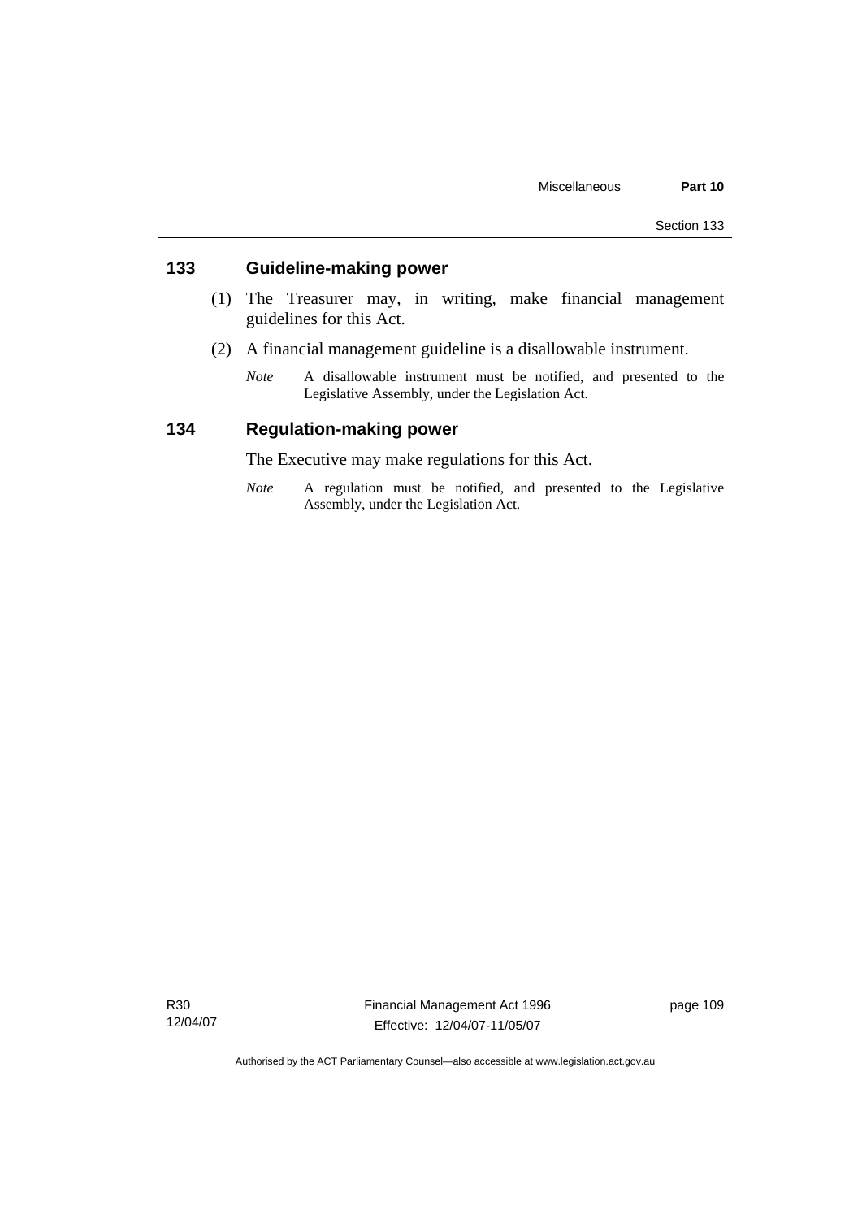## 133 Guideline-making power

(1) The Treasurer may, in writing, make financial management guidelines for this Act.

(2) A financial management guideline is a disallowable instrument.

*Note* A disallowable instrument must be notified, and presented to the Legislative Assembly, under the Legislation Act.

## 134 Regulation-making power

The Executive may make regulations for this Act.

*Note* A regulation must be notified, and presented to the Legislative Assembly, under the Legislation Act.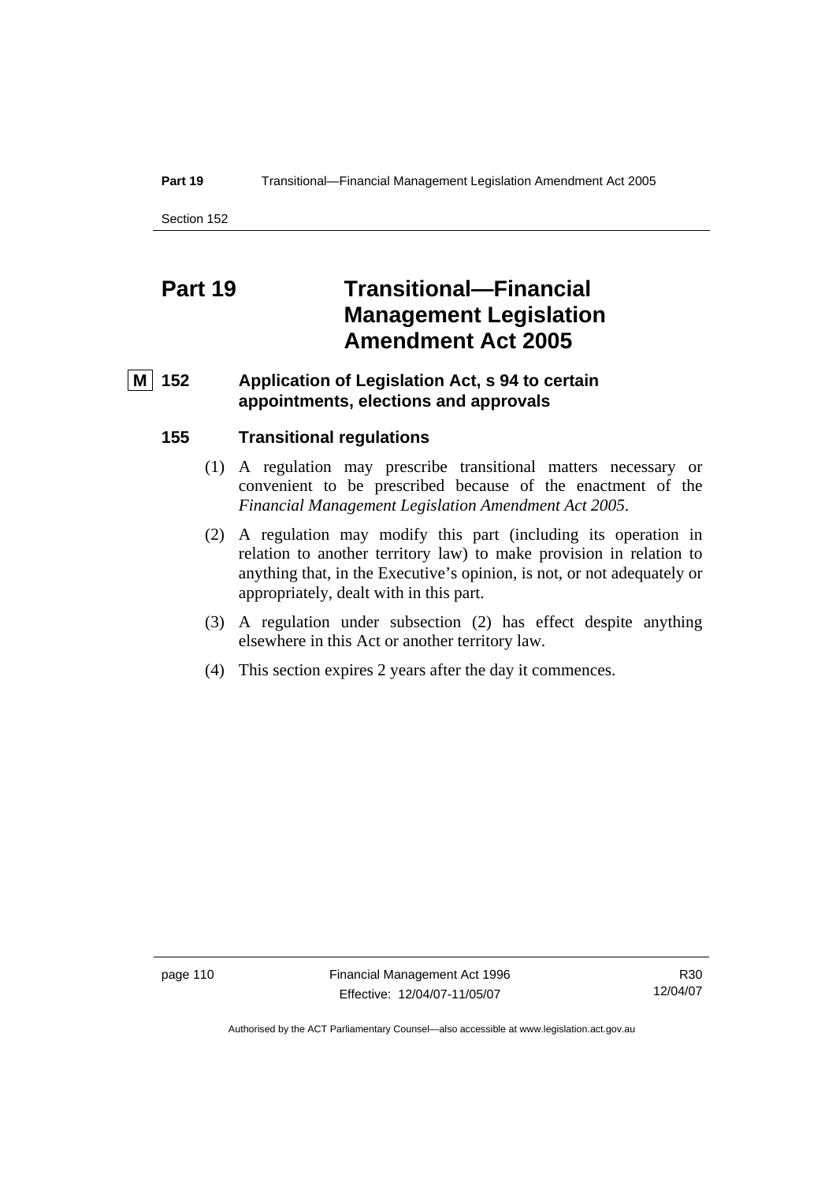# Part 19 Transitional—Financial Management Legislation Amendment Act 2005

## M 152 Application of Legislation Act, s 94 to certain appointments, elections and approvals

## 155 Transitional regulations

(1) A regulation may prescribe transitional matters necessary or convenient to be prescribed because of the enactment of the *Financial Management Legislation Amendment Act 2005*.

(2) A regulation may modify this part (including its operation in relation to another territory law) to make provision in relation to anything that, in the Executive's opinion, is not, or not adequately or appropriately, dealt with in this part.

(3) A regulation under subsection (2) has effect despite anything elsewhere in this Act or another territory law.

(4) This section expires 2 years after the day it commences.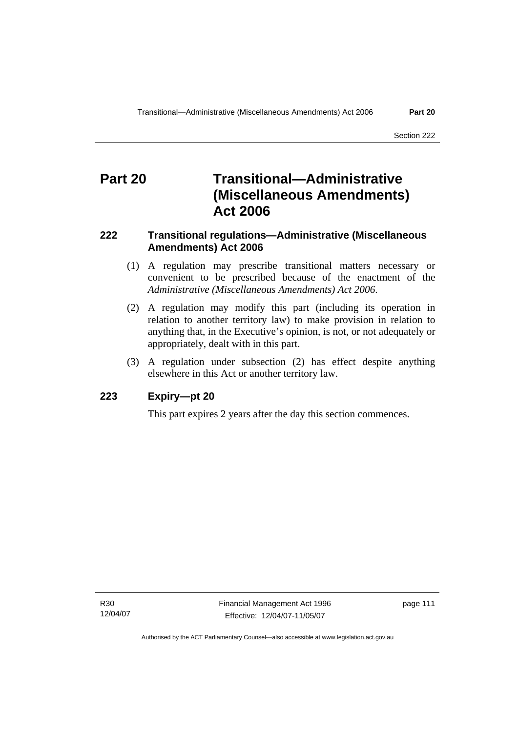# Part 20 Transitional—Administrative (Miscellaneous Amendments) Act 2006

### 222 Transitional regulations—Administrative (Miscellaneous Amendments) Act 2006

(1) A regulation may prescribe transitional matters necessary or convenient to be prescribed because of the enactment of the *Administrative (Miscellaneous Amendments) Act 2006*.

(2) A regulation may modify this part (including its operation in relation to another territory law) to make provision in relation to anything that, in the Executive's opinion, is not, or not adequately or appropriately, dealt with in this part.

(3) A regulation under subsection (2) has effect despite anything elsewhere in this Act or another territory law.

### 223 Expiry—pt 20

This part expires 2 years after the day this section commences.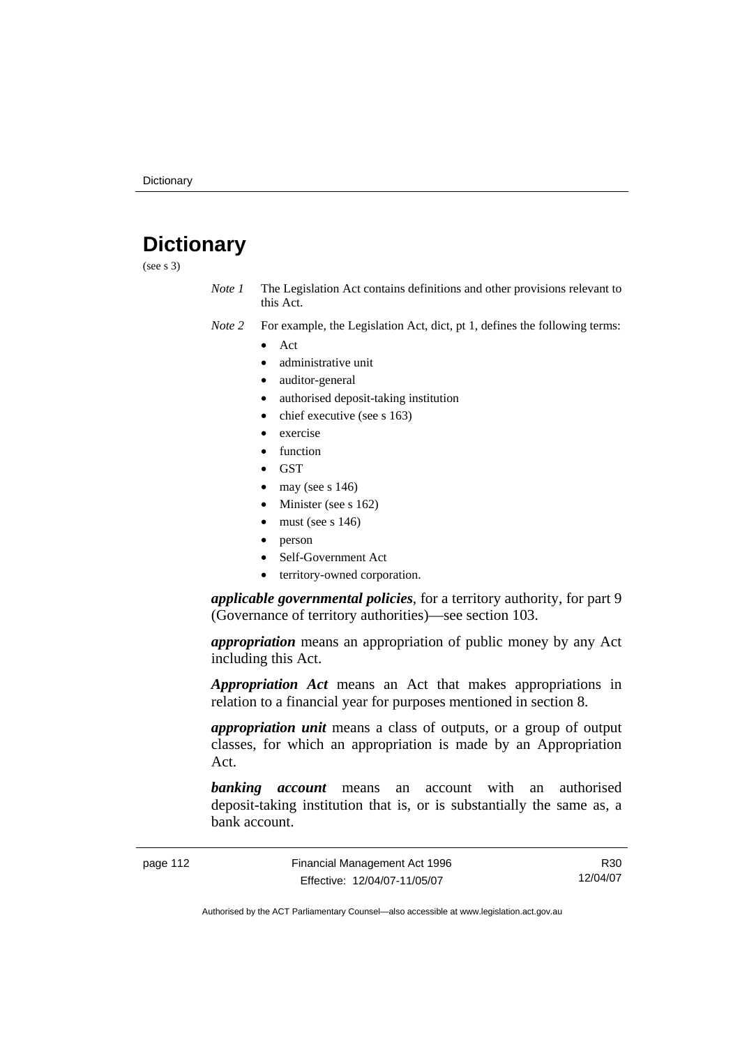# Dictionary

(see s 3)

*Note 1* The Legislation Act contains definitions and other provisions relevant to this Act.

*Note 2* For example, the Legislation Act, dict, pt 1, defines the following terms:

- Act
- administrative unit
- auditor-general
- authorised deposit-taking institution
- chief executive (see s 163)
- exercise
- function
- GST
- may (see s 146)
- Minister (see s 162)
- must (see s 146)
- person
- Self-Government Act
- territory-owned corporation.

***applicable governmental policies***, for a territory authority, for part 9 (Governance of territory authorities)—see section 103.

***appropriation*** means an appropriation of public money by any Act including this Act.

***Appropriation Act*** means an Act that makes appropriations in relation to a financial year for purposes mentioned in section 8.

***appropriation unit*** means a class of outputs, or a group of output classes, for which an appropriation is made by an Appropriation Act.

***banking account*** means an account with an authorised deposit-taking institution that is, or is substantially the same as, a bank account.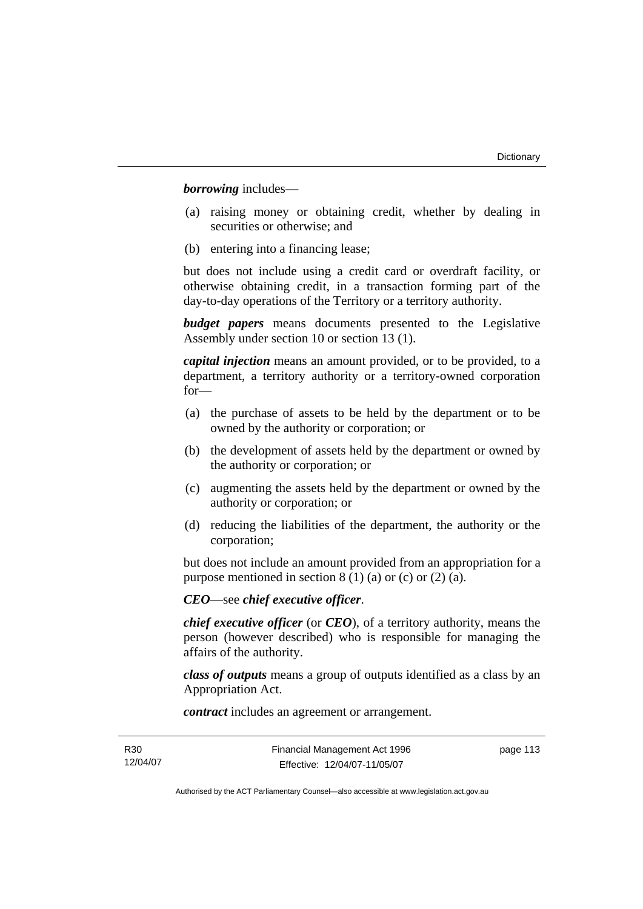***borrowing*** includes—

(a) raising money or obtaining credit, whether by dealing in securities or otherwise; and

(b) entering into a financing lease;

but does not include using a credit card or overdraft facility, or otherwise obtaining credit, in a transaction forming part of the day-to-day operations of the Territory or a territory authority.

***budget papers*** means documents presented to the Legislative Assembly under section 10 or section 13 (1).

***capital injection*** means an amount provided, or to be provided, to a department, a territory authority or a territory-owned corporation for—

(a) the purchase of assets to be held by the department or to be owned by the authority or corporation; or

(b) the development of assets held by the department or owned by the authority or corporation; or

(c) augmenting the assets held by the department or owned by the authority or corporation; or

(d) reducing the liabilities of the department, the authority or the corporation;

but does not include an amount provided from an appropriation for a purpose mentioned in section 8 (1) (a) or (c) or (2) (a).

***CEO***—see ***chief executive officer***.

***chief executive officer*** (or ***CEO***), of a territory authority, means the person (however described) who is responsible for managing the affairs of the authority.

***class of outputs*** means a group of outputs identified as a class by an Appropriation Act.

***contract*** includes an agreement or arrangement.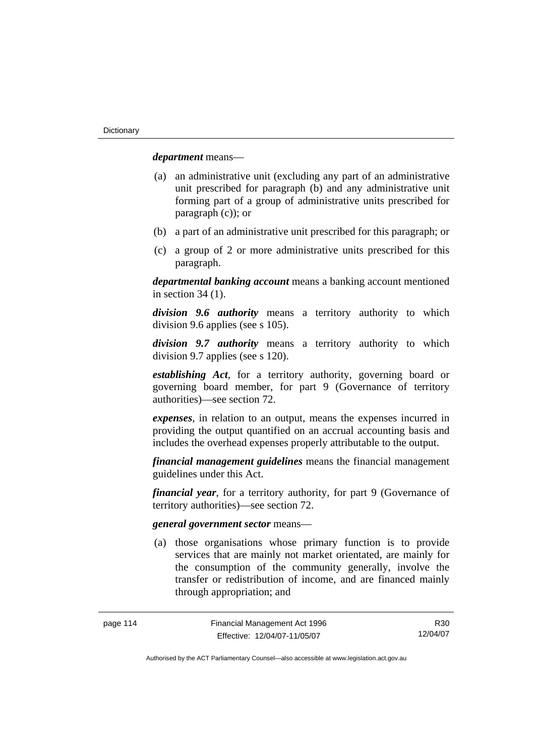***department*** means—

(a) an administrative unit (excluding any part of an administrative unit prescribed for paragraph (b) and any administrative unit forming part of a group of administrative units prescribed for paragraph (c)); or

(b) a part of an administrative unit prescribed for this paragraph; or

(c) a group of 2 or more administrative units prescribed for this paragraph.

***departmental banking account*** means a banking account mentioned in section 34 (1).

***division 9.6 authority*** means a territory authority to which division 9.6 applies (see s 105).

***division 9.7 authority*** means a territory authority to which division 9.7 applies (see s 120).

***establishing Act***, for a territory authority, governing board or governing board member, for part 9 (Governance of territory authorities)—see section 72.

***expenses***, in relation to an output, means the expenses incurred in providing the output quantified on an accrual accounting basis and includes the overhead expenses properly attributable to the output.

***financial management guidelines*** means the financial management guidelines under this Act.

***financial year***, for a territory authority, for part 9 (Governance of territory authorities)—see section 72.

***general government sector*** means—

(a) those organisations whose primary function is to provide services that are mainly not market orientated, are mainly for the consumption of the community generally, involve the transfer or redistribution of income, and are financed mainly through appropriation; and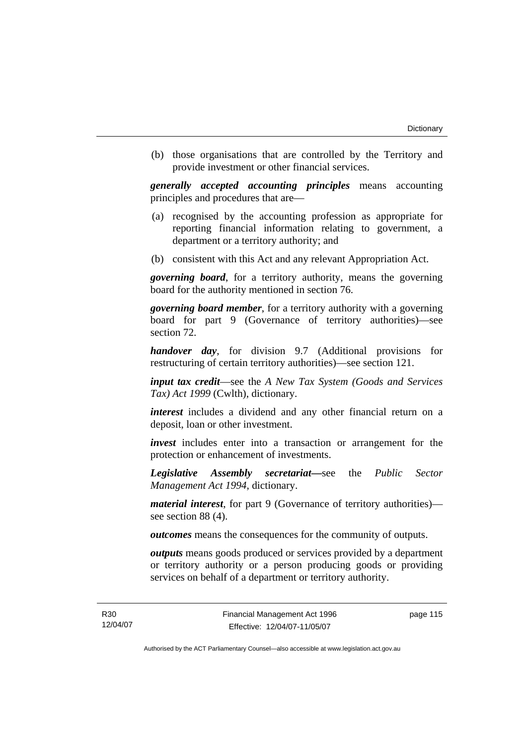(b) those organisations that are controlled by the Territory and provide investment or other financial services.

***generally accepted accounting principles*** means accounting principles and procedures that are—

(a) recognised by the accounting profession as appropriate for reporting financial information relating to government, a department or a territory authority; and

(b) consistent with this Act and any relevant Appropriation Act.

***governing board***, for a territory authority, means the governing board for the authority mentioned in section 76.

***governing board member***, for a territory authority with a governing board for part 9 (Governance of territory authorities)—see section 72.

***handover day***, for division 9.7 (Additional provisions for restructuring of certain territory authorities)—see section 121.

***input tax credit***—see the *A New Tax System (Goods and Services Tax) Act 1999* (Cwlth), dictionary.

***interest*** includes a dividend and any other financial return on a deposit, loan or other investment.

***invest*** includes enter into a transaction or arrangement for the protection or enhancement of investments.

***Legislative Assembly secretariat*****—**see the *Public Sector Management Act 1994*, dictionary.

***material interest***, for part 9 (Governance of territory authorities)—see section 88 (4).

***outcomes*** means the consequences for the community of outputs.

***outputs*** means goods produced or services provided by a department or territory authority or a person producing goods or providing services on behalf of a department or territory authority.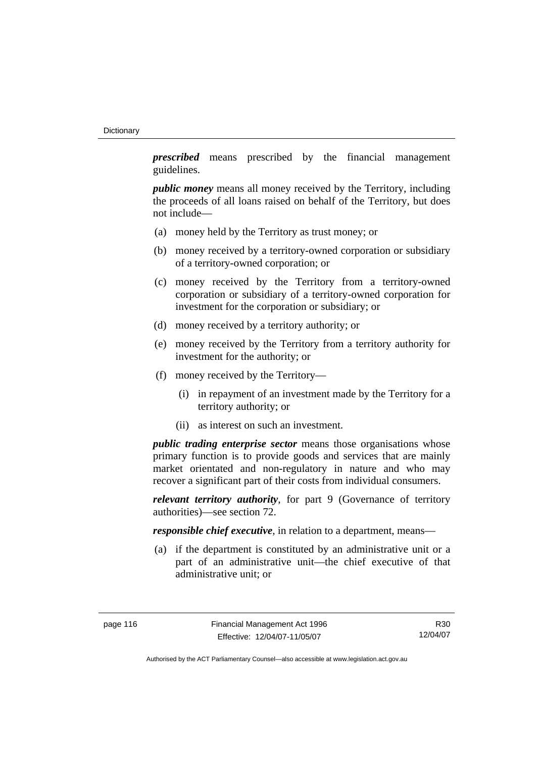***prescribed*** means prescribed by the financial management guidelines.

***public money*** means all money received by the Territory, including the proceeds of all loans raised on behalf of the Territory, but does not include—

(a) money held by the Territory as trust money; or

(b) money received by a territory-owned corporation or subsidiary of a territory-owned corporation; or

(c) money received by the Territory from a territory-owned corporation or subsidiary of a territory-owned corporation for investment for the corporation or subsidiary; or

(d) money received by a territory authority; or

(e) money received by the Territory from a territory authority for investment for the authority; or

(f) money received by the Territory—

  (i) in repayment of an investment made by the Territory for a territory authority; or

  (ii) as interest on such an investment.

***public trading enterprise sector*** means those organisations whose primary function is to provide goods and services that are mainly market orientated and non-regulatory in nature and who may recover a significant part of their costs from individual consumers.

***relevant territory authority***, for part 9 (Governance of territory authorities)—see section 72.

***responsible chief executive***, in relation to a department, means—

(a) if the department is constituted by an administrative unit or a part of an administrative unit—the chief executive of that administrative unit; or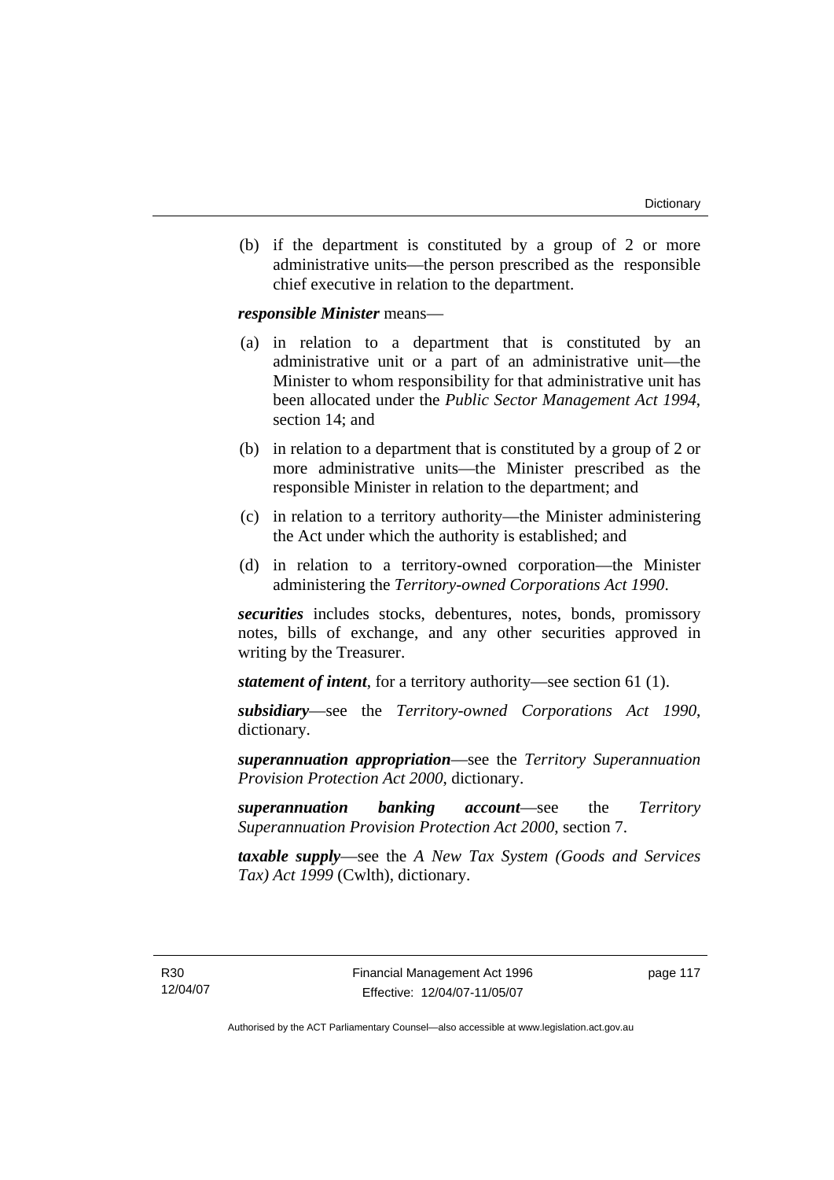(b) if the department is constituted by a group of 2 or more administrative units—the person prescribed as the responsible chief executive in relation to the department.

***responsible Minister*** means—

(a) in relation to a department that is constituted by an administrative unit or a part of an administrative unit—the Minister to whom responsibility for that administrative unit has been allocated under the *Public Sector Management Act 1994*, section 14; and

(b) in relation to a department that is constituted by a group of 2 or more administrative units—the Minister prescribed as the responsible Minister in relation to the department; and

(c) in relation to a territory authority—the Minister administering the Act under which the authority is established; and

(d) in relation to a territory-owned corporation—the Minister administering the *Territory-owned Corporations Act 1990*.

***securities*** includes stocks, debentures, notes, bonds, promissory notes, bills of exchange, and any other securities approved in writing by the Treasurer.

***statement of intent***, for a territory authority—see section 61 (1).

***subsidiary***—see the *Territory-owned Corporations Act 1990*, dictionary.

***superannuation appropriation***—see the *Territory Superannuation Provision Protection Act 2000*, dictionary.

***superannuation banking account***—see the *Territory Superannuation Provision Protection Act 2000*, section 7.

***taxable supply***—see the *A New Tax System (Goods and Services Tax) Act 1999* (Cwlth), dictionary.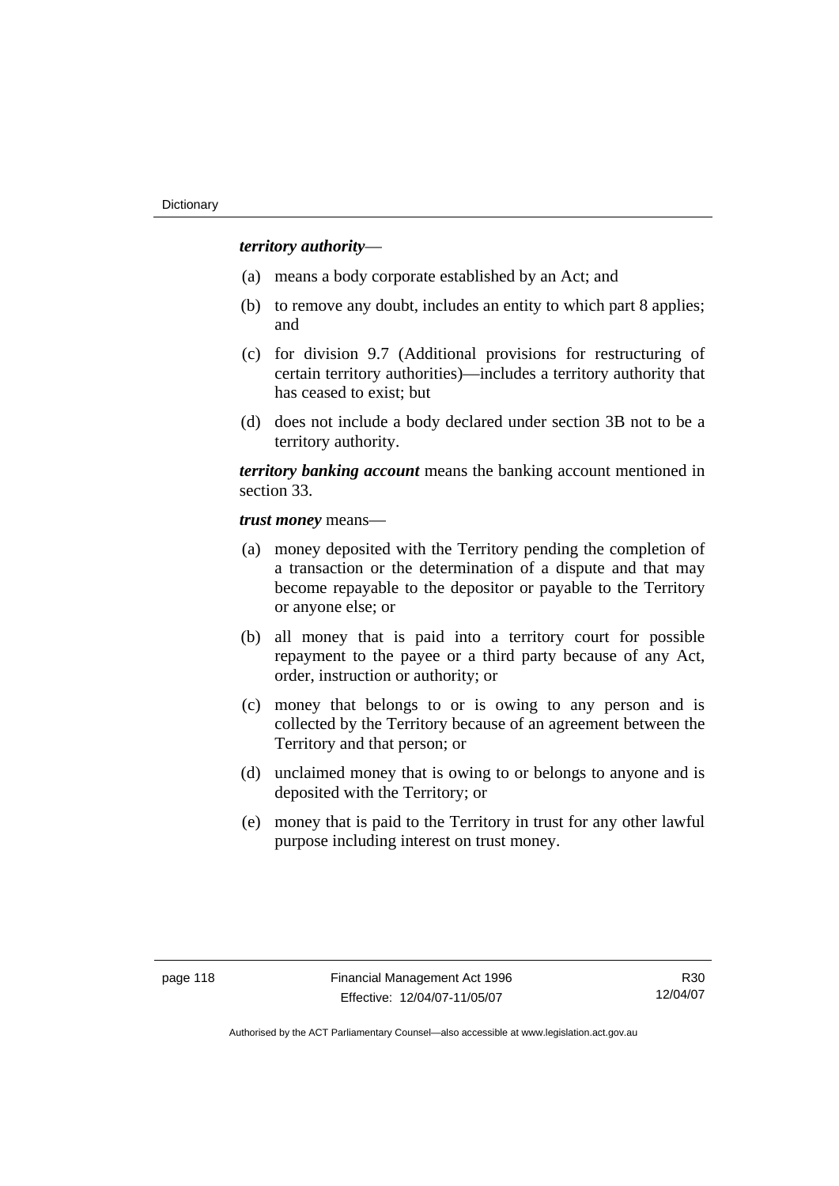***territory authority***—

(a) means a body corporate established by an Act; and

(b) to remove any doubt, includes an entity to which part 8 applies; and

(c) for division 9.7 (Additional provisions for restructuring of certain territory authorities)—includes a territory authority that has ceased to exist; but

(d) does not include a body declared under section 3B not to be a territory authority.

***territory banking account*** means the banking account mentioned in section 33.

***trust money*** means—

(a) money deposited with the Territory pending the completion of a transaction or the determination of a dispute and that may become repayable to the depositor or payable to the Territory or anyone else; or

(b) all money that is paid into a territory court for possible repayment to the payee or a third party because of any Act, order, instruction or authority; or

(c) money that belongs to or is owing to any person and is collected by the Territory because of an agreement between the Territory and that person; or

(d) unclaimed money that is owing to or belongs to anyone and is deposited with the Territory; or

(e) money that is paid to the Territory in trust for any other lawful purpose including interest on trust money.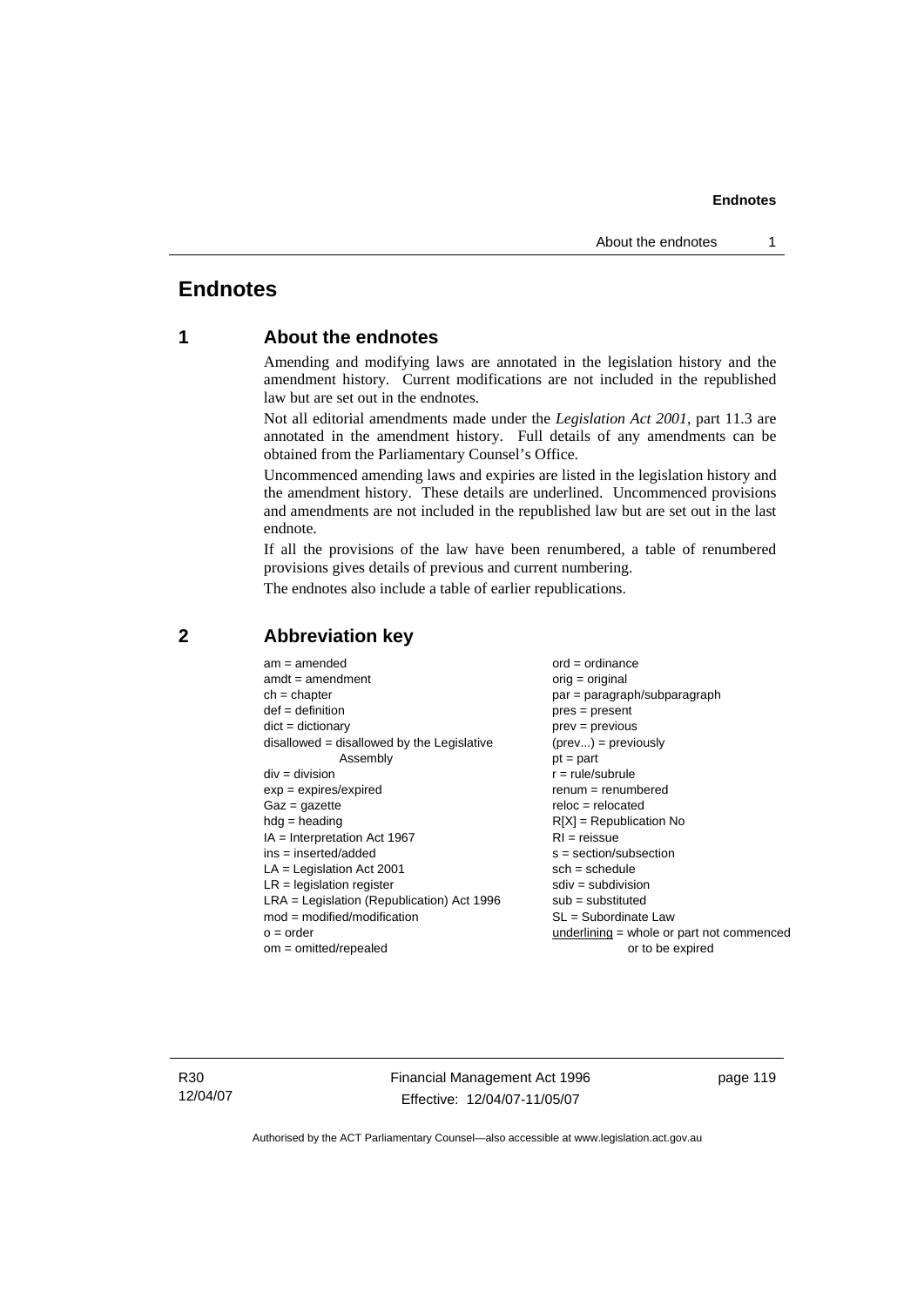# Endnotes

## 1 About the endnotes

Amending and modifying laws are annotated in the legislation history and the amendment history. Current modifications are not included in the republished law but are set out in the endnotes.

Not all editorial amendments made under the *Legislation Act 2001*, part 11.3 are annotated in the amendment history. Full details of any amendments can be obtained from the Parliamentary Counsel's Office.

Uncommenced amending laws and expiries are listed in the legislation history and the amendment history. These details are underlined. Uncommenced provisions and amendments are not included in the republished law but are set out in the last endnote.

If all the provisions of the law have been renumbered, a table of renumbered provisions gives details of previous and current numbering.

The endnotes also include a table of earlier republications.

## 2 Abbreviation key

am = amended
amdt = amendment
ch = chapter
def = definition
dict = dictionary
disallowed = disallowed by the Legislative Assembly
div = division
exp = expires/expired
Gaz = gazette
hdg = heading
IA = Interpretation Act 1967
ins = inserted/added
LA = Legislation Act 2001
LR = legislation register
LRA = Legislation (Republication) Act 1996
mod = modified/modification
o = order
om = omitted/repealed
ord = ordinance
orig = original
par = paragraph/subparagraph
pres = present
prev = previous
(prev...) = previously
pt = part
r = rule/subrule
renum = renumbered
reloc = relocated
R[X] = Republication No
RI = reissue
s = section/subsection
sch = schedule
sdiv = subdivision
sub = substituted
SL = Subordinate Law
underlining = whole or part not commenced or to be expired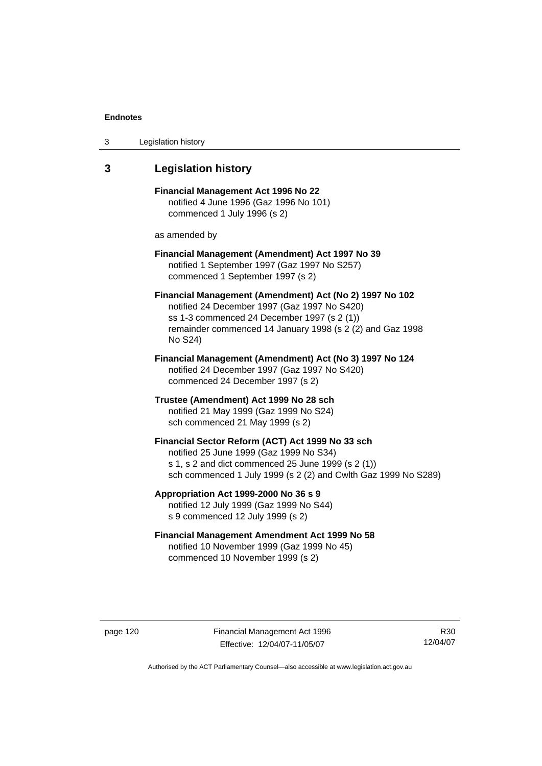## 3 Legislation history

**Financial Management Act 1996 No 22**
notified 4 June 1996 (Gaz 1996 No 101)
commenced 1 July 1996 (s 2)

as amended by

**Financial Management (Amendment) Act 1997 No 39**
notified 1 September 1997 (Gaz 1997 No S257)
commenced 1 September 1997 (s 2)

**Financial Management (Amendment) Act (No 2) 1997 No 102**
notified 24 December 1997 (Gaz 1997 No S420)
ss 1-3 commenced 24 December 1997 (s 2 (1))
remainder commenced 14 January 1998 (s 2 (2) and Gaz 1998 No S24)

**Financial Management (Amendment) Act (No 3) 1997 No 124**
notified 24 December 1997 (Gaz 1997 No S420)
commenced 24 December 1997 (s 2)

**Trustee (Amendment) Act 1999 No 28 sch**
notified 21 May 1999 (Gaz 1999 No S24)
sch commenced 21 May 1999 (s 2)

**Financial Sector Reform (ACT) Act 1999 No 33 sch**
notified 25 June 1999 (Gaz 1999 No S34)
s 1, s 2 and dict commenced 25 June 1999 (s 2 (1))
sch commenced 1 July 1999 (s 2 (2) and Cwlth Gaz 1999 No S289)

**Appropriation Act 1999-2000 No 36 s 9**
notified 12 July 1999 (Gaz 1999 No S44)
s 9 commenced 12 July 1999 (s 2)

**Financial Management Amendment Act 1999 No 58**
notified 10 November 1999 (Gaz 1999 No 45)
commenced 10 November 1999 (s 2)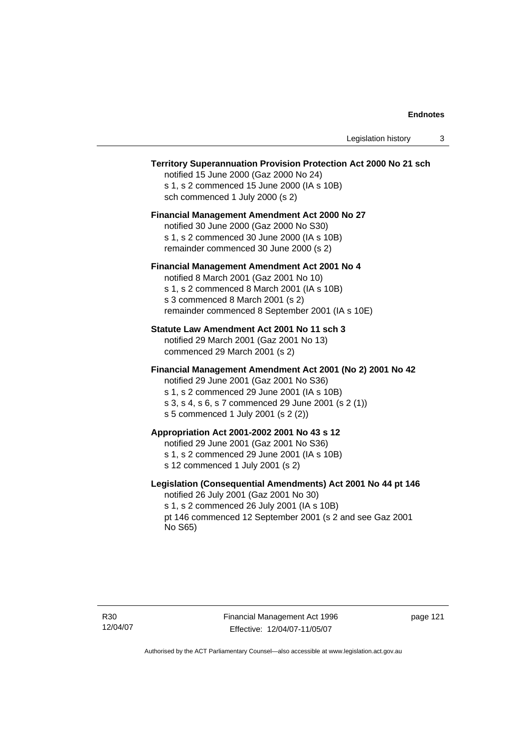**Territory Superannuation Provision Protection Act 2000 No 21 sch**

notified 15 June 2000 (Gaz 2000 No 24)
s 1, s 2 commenced 15 June 2000 (IA s 10B)
sch commenced 1 July 2000 (s 2)

**Financial Management Amendment Act 2000 No 27**

notified 30 June 2000 (Gaz 2000 No S30)
s 1, s 2 commenced 30 June 2000 (IA s 10B)
remainder commenced 30 June 2000 (s 2)

**Financial Management Amendment Act 2001 No 4**

notified 8 March 2001 (Gaz 2001 No 10)
s 1, s 2 commenced 8 March 2001 (IA s 10B)
s 3 commenced 8 March 2001 (s 2)
remainder commenced 8 September 2001 (IA s 10E)

**Statute Law Amendment Act 2001 No 11 sch 3**

notified 29 March 2001 (Gaz 2001 No 13)
commenced 29 March 2001 (s 2)

**Financial Management Amendment Act 2001 (No 2) 2001 No 42**

notified 29 June 2001 (Gaz 2001 No S36)
s 1, s 2 commenced 29 June 2001 (IA s 10B)
s 3, s 4, s 6, s 7 commenced 29 June 2001 (s 2 (1))
s 5 commenced 1 July 2001 (s 2 (2))

**Appropriation Act 2001-2002 2001 No 43 s 12**

notified 29 June 2001 (Gaz 2001 No S36)
s 1, s 2 commenced 29 June 2001 (IA s 10B)
s 12 commenced 1 July 2001 (s 2)

**Legislation (Consequential Amendments) Act 2001 No 44 pt 146**

notified 26 July 2001 (Gaz 2001 No 30)
s 1, s 2 commenced 26 July 2001 (IA s 10B)
pt 146 commenced 12 September 2001 (s 2 and see Gaz 2001 No S65)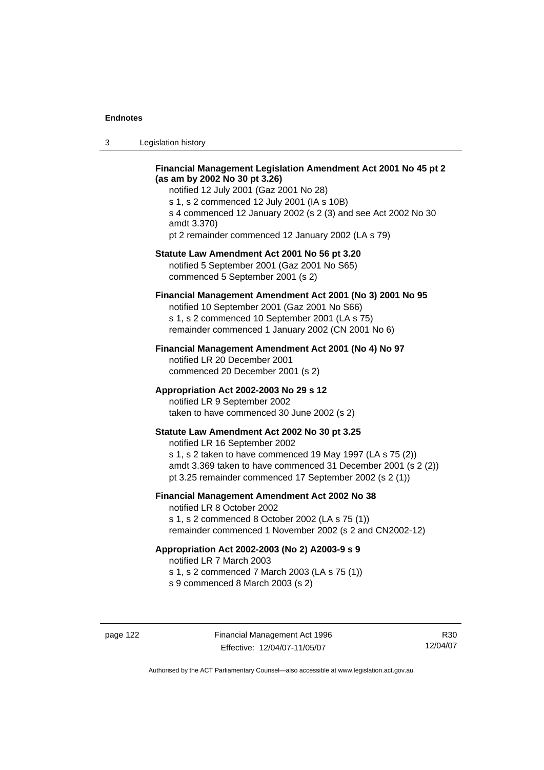**Financial Management Legislation Amendment Act 2001 No 45 pt 2 (as am by 2002 No 30 pt 3.26)**

notified 12 July 2001 (Gaz 2001 No 28)
s 1, s 2 commenced 12 July 2001 (IA s 10B)
s 4 commenced 12 January 2002 (s 2 (3) and see Act 2002 No 30 amdt 3.370)
pt 2 remainder commenced 12 January 2002 (LA s 79)

**Statute Law Amendment Act 2001 No 56 pt 3.20**

notified 5 September 2001 (Gaz 2001 No S65)
commenced 5 September 2001 (s 2)

**Financial Management Amendment Act 2001 (No 3) 2001 No 95**

notified 10 September 2001 (Gaz 2001 No S66)
s 1, s 2 commenced 10 September 2001 (LA s 75)
remainder commenced 1 January 2002 (CN 2001 No 6)

**Financial Management Amendment Act 2001 (No 4) No 97**

notified LR 20 December 2001
commenced 20 December 2001 (s 2)

**Appropriation Act 2002-2003 No 29 s 12**

notified LR 9 September 2002
taken to have commenced 30 June 2002 (s 2)

**Statute Law Amendment Act 2002 No 30 pt 3.25**

notified LR 16 September 2002
s 1, s 2 taken to have commenced 19 May 1997 (LA s 75 (2))
amdt 3.369 taken to have commenced 31 December 2001 (s 2 (2))
pt 3.25 remainder commenced 17 September 2002 (s 2 (1))

**Financial Management Amendment Act 2002 No 38**

notified LR 8 October 2002
s 1, s 2 commenced 8 October 2002 (LA s 75 (1))
remainder commenced 1 November 2002 (s 2 and CN2002-12)

**Appropriation Act 2002-2003 (No 2) A2003-9 s 9**

notified LR 7 March 2003
s 1, s 2 commenced 7 March 2003 (LA s 75 (1))
s 9 commenced 8 March 2003 (s 2)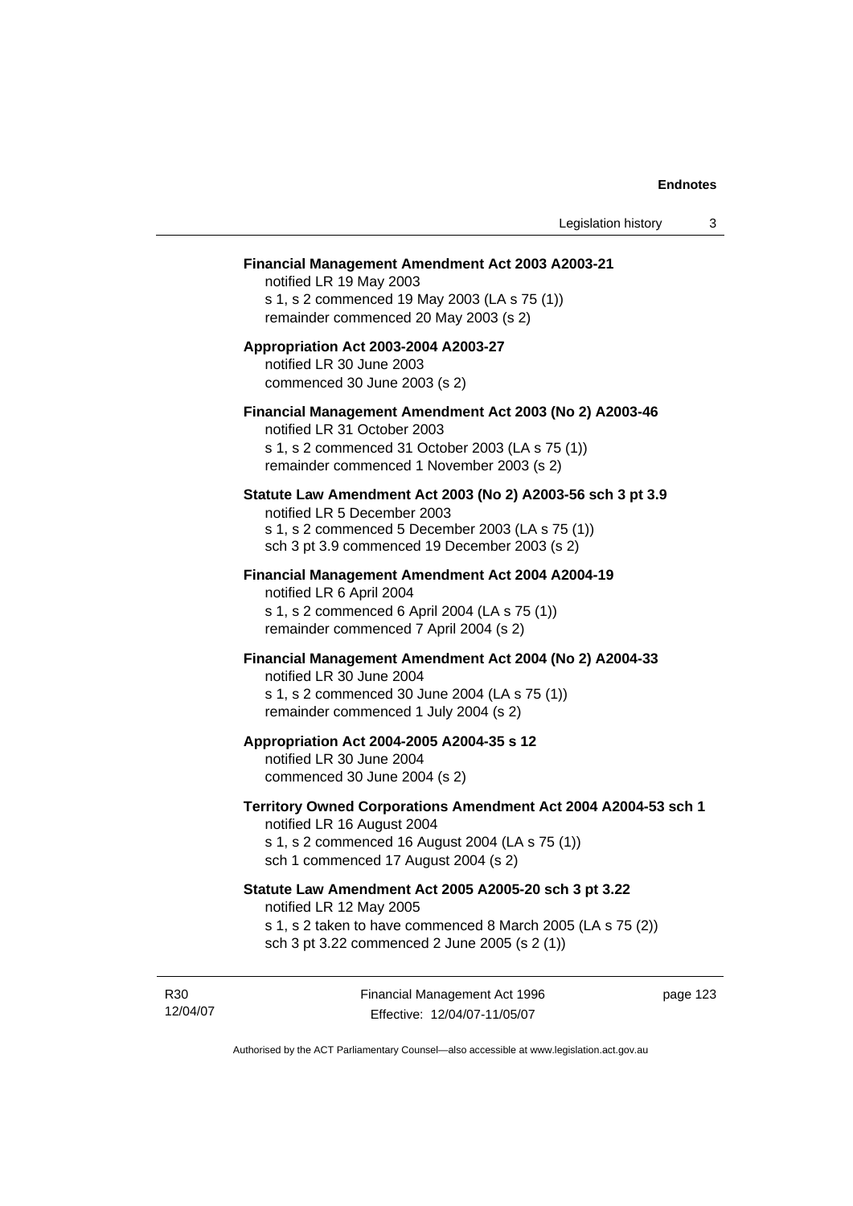**Financial Management Amendment Act 2003 A2003-21**

notified LR 19 May 2003
s 1, s 2 commenced 19 May 2003 (LA s 75 (1))
remainder commenced 20 May 2003 (s 2)

**Appropriation Act 2003-2004 A2003-27**

notified LR 30 June 2003
commenced 30 June 2003 (s 2)

**Financial Management Amendment Act 2003 (No 2) A2003-46**

notified LR 31 October 2003
s 1, s 2 commenced 31 October 2003 (LA s 75 (1))
remainder commenced 1 November 2003 (s 2)

**Statute Law Amendment Act 2003 (No 2) A2003-56 sch 3 pt 3.9**

notified LR 5 December 2003
s 1, s 2 commenced 5 December 2003 (LA s 75 (1))
sch 3 pt 3.9 commenced 19 December 2003 (s 2)

**Financial Management Amendment Act 2004 A2004-19**

notified LR 6 April 2004
s 1, s 2 commenced 6 April 2004 (LA s 75 (1))
remainder commenced 7 April 2004 (s 2)

**Financial Management Amendment Act 2004 (No 2) A2004-33**

notified LR 30 June 2004
s 1, s 2 commenced 30 June 2004 (LA s 75 (1))
remainder commenced 1 July 2004 (s 2)

**Appropriation Act 2004-2005 A2004-35 s 12**

notified LR 30 June 2004
commenced 30 June 2004 (s 2)

**Territory Owned Corporations Amendment Act 2004 A2004-53 sch 1**

notified LR 16 August 2004
s 1, s 2 commenced 16 August 2004 (LA s 75 (1))
sch 1 commenced 17 August 2004 (s 2)

**Statute Law Amendment Act 2005 A2005-20 sch 3 pt 3.22**

notified LR 12 May 2005
s 1, s 2 taken to have commenced 8 March 2005 (LA s 75 (2))
sch 3 pt 3.22 commenced 2 June 2005 (s 2 (1))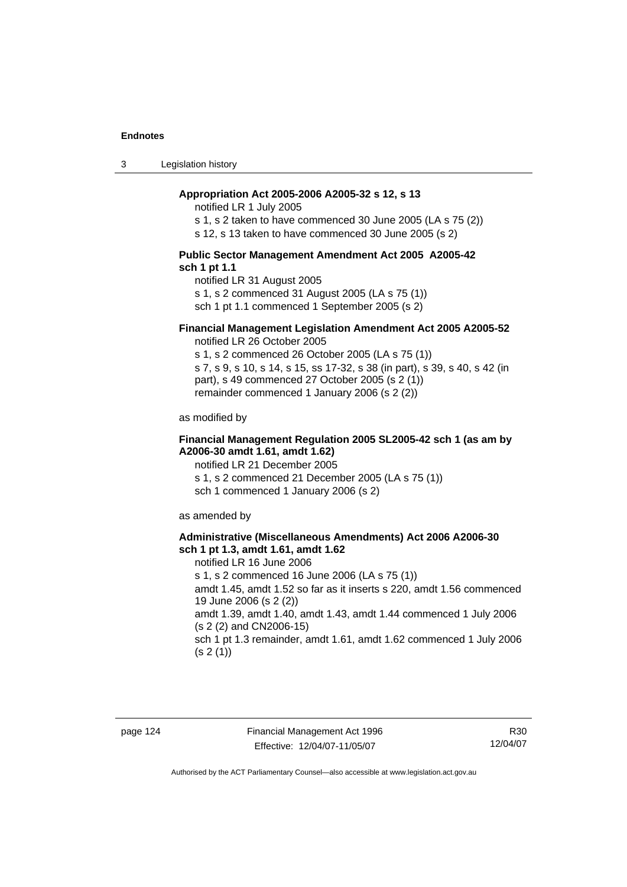**Appropriation Act 2005-2006 A2005-32 s 12, s 13**

notified LR 1 July 2005

s 1, s 2 taken to have commenced 30 June 2005 (LA s 75 (2))

s 12, s 13 taken to have commenced 30 June 2005 (s 2)

**Public Sector Management Amendment Act 2005 A2005-42 sch 1 pt 1.1**

notified LR 31 August 2005

s 1, s 2 commenced 31 August 2005 (LA s 75 (1))

sch 1 pt 1.1 commenced 1 September 2005 (s 2)

**Financial Management Legislation Amendment Act 2005 A2005-52**

notified LR 26 October 2005

s 1, s 2 commenced 26 October 2005 (LA s 75 (1))

s 7, s 9, s 10, s 14, s 15, ss 17-32, s 38 (in part), s 39, s 40, s 42 (in part), s 49 commenced 27 October 2005 (s 2 (1))

remainder commenced 1 January 2006 (s 2 (2))

as modified by

**Financial Management Regulation 2005 SL2005-42 sch 1 (as am by A2006-30 amdt 1.61, amdt 1.62)**

notified LR 21 December 2005

s 1, s 2 commenced 21 December 2005 (LA s 75 (1))

sch 1 commenced 1 January 2006 (s 2)

as amended by

**Administrative (Miscellaneous Amendments) Act 2006 A2006-30 sch 1 pt 1.3, amdt 1.61, amdt 1.62**

notified LR 16 June 2006

s 1, s 2 commenced 16 June 2006 (LA s 75 (1))

amdt 1.45, amdt 1.52 so far as it inserts s 220, amdt 1.56 commenced 19 June 2006 (s 2 (2))

amdt 1.39, amdt 1.40, amdt 1.43, amdt 1.44 commenced 1 July 2006 (s 2 (2) and CN2006-15)

sch 1 pt 1.3 remainder, amdt 1.61, amdt 1.62 commenced 1 July 2006 (s 2 (1))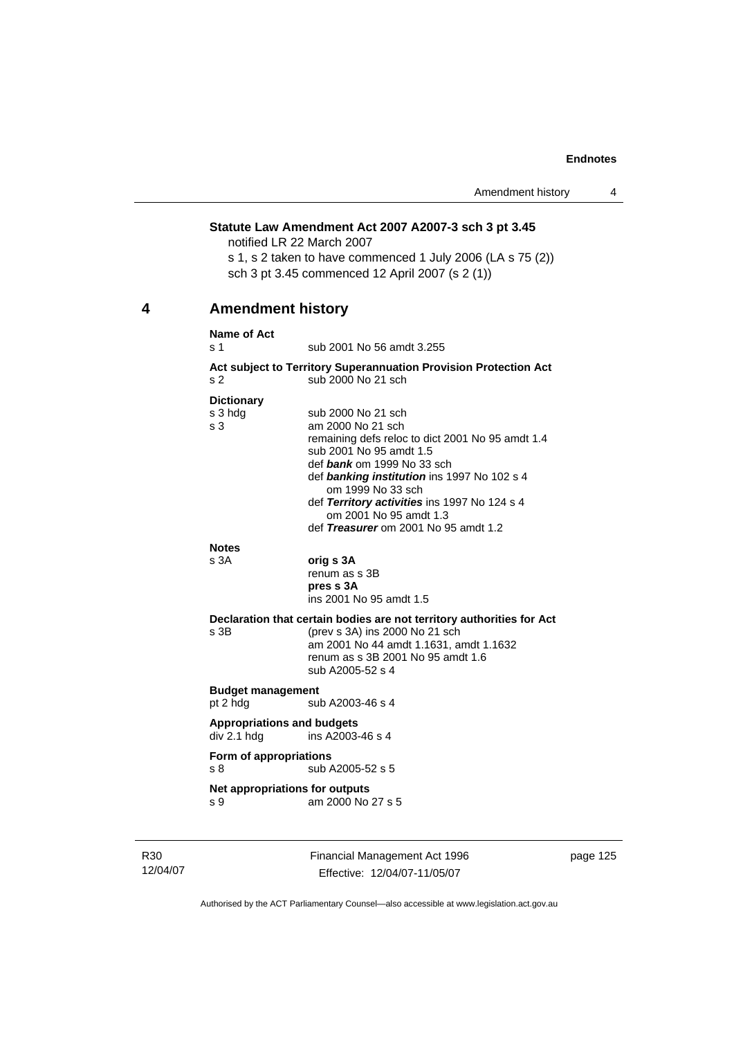**Statute Law Amendment Act 2007 A2007-3 sch 3 pt 3.45**

notified LR 22 March 2007

s 1, s 2 taken to have commenced 1 July 2006 (LA s 75 (2))

sch 3 pt 3.45 commenced 12 April 2007 (s 2 (1))

## 4 Amendment history

**Name of Act**

| | |
|---|---|
| s 1 | sub 2001 No 56 amdt 3.255 |

**Act subject to Territory Superannuation Provision Protection Act**

| | |
|---|---|
| s 2 | sub 2000 No 21 sch |

**Dictionary**

| | |
|---|---|
| s 3 hdg | sub 2000 No 21 sch |
| s 3 | am 2000 No 21 sch<br>remaining defs reloc to dict 2001 No 95 amdt 1.4<br>sub 2001 No 95 amdt 1.5<br>def ***bank*** om 1999 No 33 sch<br>def ***banking institution*** ins 1997 No 102 s 4<br>om 1999 No 33 sch<br>def ***Territory activities*** ins 1997 No 124 s 4<br>om 2001 No 95 amdt 1.3<br>def ***Treasurer*** om 2001 No 95 amdt 1.2 |

**Notes**

| | |
|---|---|
| s 3A | **orig s 3A**<br>renum as s 3B<br>**pres s 3A**<br>ins 2001 No 95 amdt 1.5 |

**Declaration that certain bodies are not territory authorities for Act**

| | |
|---|---|
| s 3B | (prev s 3A) ins 2000 No 21 sch<br>am 2001 No 44 amdt 1.1631, amdt 1.1632<br>renum as s 3B 2001 No 95 amdt 1.6<br>sub A2005-52 s 4 |

**Budget management**

| | |
|---|---|
| pt 2 hdg | sub A2003-46 s 4 |

**Appropriations and budgets**

| | |
|---|---|
| div 2.1 hdg | ins A2003-46 s 4 |

**Form of appropriations**

| | |
|---|---|
| s 8 | sub A2005-52 s 5 |

**Net appropriations for outputs**

| | |
|---|---|
| s 9 | am 2000 No 27 s 5 |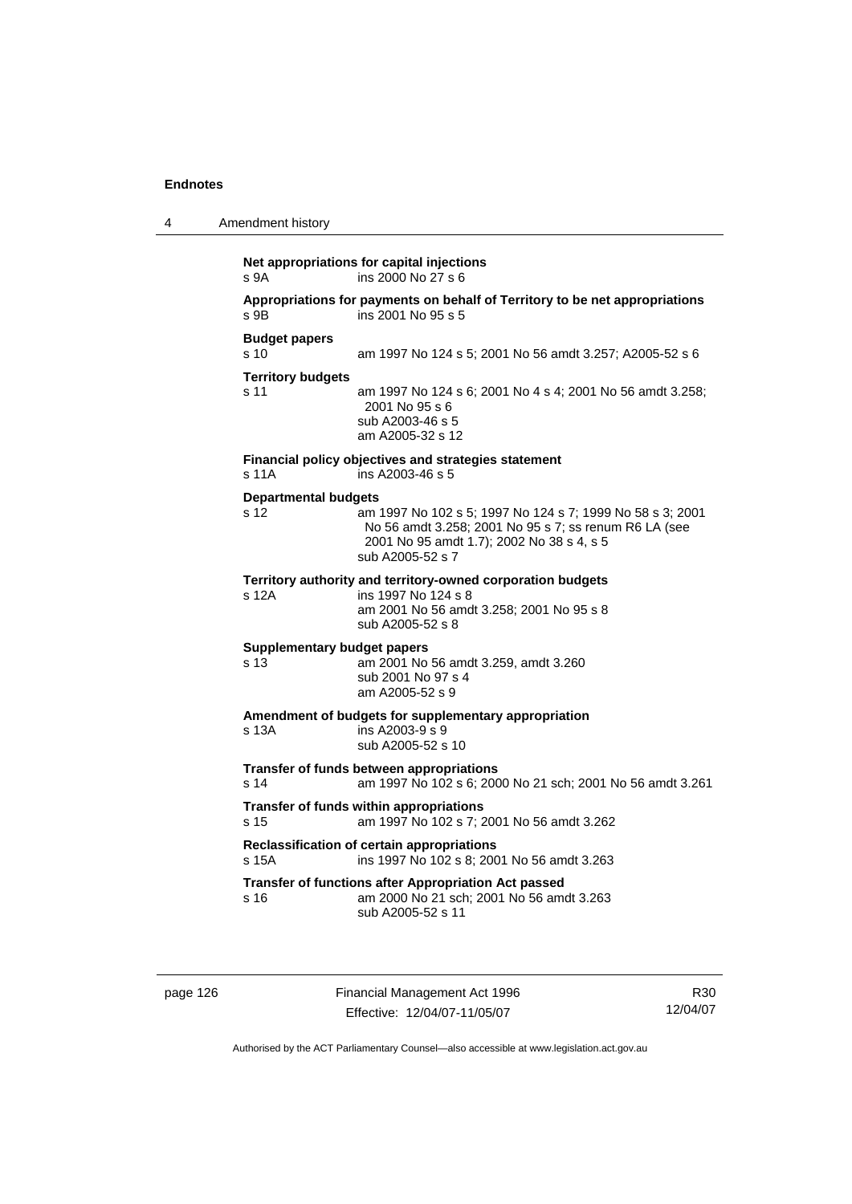**Net appropriations for capital injections**
s 9A ins 2000 No 27 s 6

**Appropriations for payments on behalf of Territory to be net appropriations**
s 9B ins 2001 No 95 s 5

**Budget papers**
s 10 am 1997 No 124 s 5; 2001 No 56 amdt 3.257; A2005-52 s 6

**Territory budgets**
s 11 am 1997 No 124 s 6; 2001 No 4 s 4; 2001 No 56 amdt 3.258; 2001 No 95 s 6
sub A2003-46 s 5
am A2005-32 s 12

**Financial policy objectives and strategies statement**
s 11A ins A2003-46 s 5

**Departmental budgets**
s 12 am 1997 No 102 s 5; 1997 No 124 s 7; 1999 No 58 s 3; 2001 No 56 amdt 3.258; 2001 No 95 s 7; ss renum R6 LA (see 2001 No 95 amdt 1.7); 2002 No 38 s 4, s 5
sub A2005-52 s 7

**Territory authority and territory-owned corporation budgets**
s 12A ins 1997 No 124 s 8
am 2001 No 56 amdt 3.258; 2001 No 95 s 8
sub A2005-52 s 8

**Supplementary budget papers**
s 13 am 2001 No 56 amdt 3.259, amdt 3.260
sub 2001 No 97 s 4
am A2005-52 s 9

**Amendment of budgets for supplementary appropriation**
s 13A ins A2003-9 s 9
sub A2005-52 s 10

**Transfer of funds between appropriations**
s 14 am 1997 No 102 s 6; 2000 No 21 sch; 2001 No 56 amdt 3.261

**Transfer of funds within appropriations**
s 15 am 1997 No 102 s 7; 2001 No 56 amdt 3.262

**Reclassification of certain appropriations**
s 15A ins 1997 No 102 s 8; 2001 No 56 amdt 3.263

**Transfer of functions after Appropriation Act passed**
s 16 am 2000 No 21 sch; 2001 No 56 amdt 3.263
sub A2005-52 s 11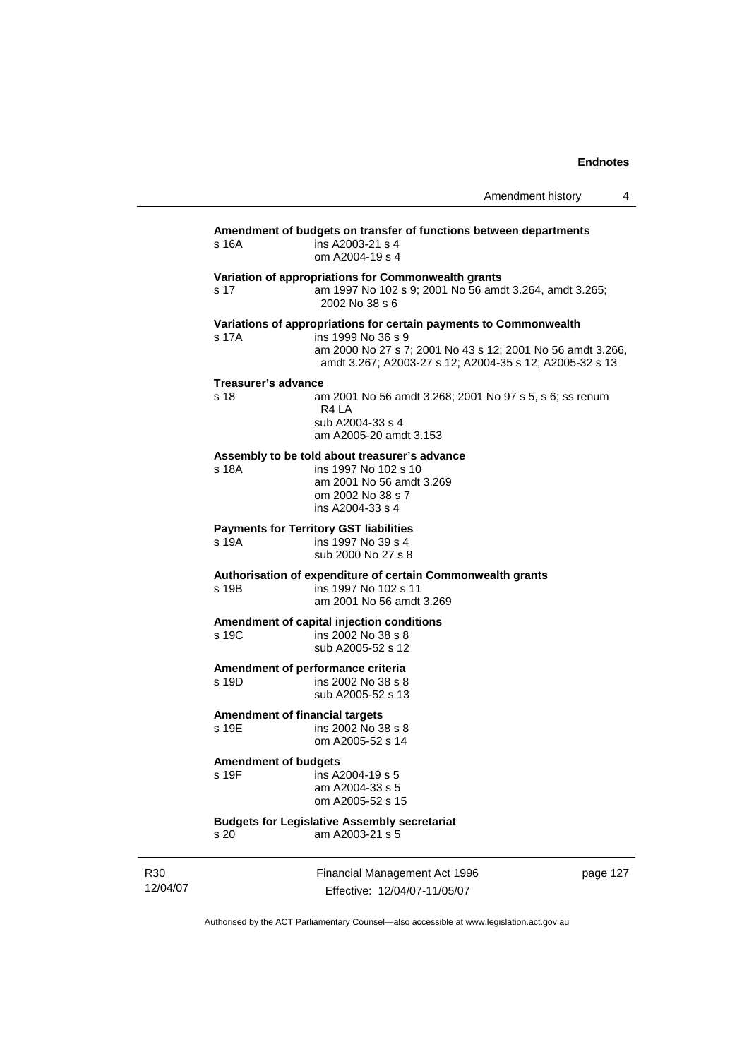**Amendment of budgets on transfer of functions between departments**

s 16A ins A2003-21 s 4
om A2004-19 s 4

**Variation of appropriations for Commonwealth grants**

s 17 am 1997 No 102 s 9; 2001 No 56 amdt 3.264, amdt 3.265; 2002 No 38 s 6

**Variations of appropriations for certain payments to Commonwealth**

s 17A ins 1999 No 36 s 9
am 2000 No 27 s 7; 2001 No 43 s 12; 2001 No 56 amdt 3.266, amdt 3.267; A2003-27 s 12; A2004-35 s 12; A2005-32 s 13

**Treasurer's advance**

s 18 am 2001 No 56 amdt 3.268; 2001 No 97 s 5, s 6; ss renum R4 LA
sub A2004-33 s 4
am A2005-20 amdt 3.153

**Assembly to be told about treasurer's advance**

s 18A ins 1997 No 102 s 10
am 2001 No 56 amdt 3.269
om 2002 No 38 s 7
ins A2004-33 s 4

**Payments for Territory GST liabilities**

s 19A ins 1997 No 39 s 4
sub 2000 No 27 s 8

**Authorisation of expenditure of certain Commonwealth grants**

s 19B ins 1997 No 102 s 11
am 2001 No 56 amdt 3.269

**Amendment of capital injection conditions**

s 19C ins 2002 No 38 s 8
sub A2005-52 s 12

**Amendment of performance criteria**

s 19D ins 2002 No 38 s 8
sub A2005-52 s 13

**Amendment of financial targets**

s 19E ins 2002 No 38 s 8
om A2005-52 s 14

**Amendment of budgets**

s 19F ins A2004-19 s 5
am A2004-33 s 5
om A2005-52 s 15

**Budgets for Legislative Assembly secretariat**

s 20 am A2003-21 s 5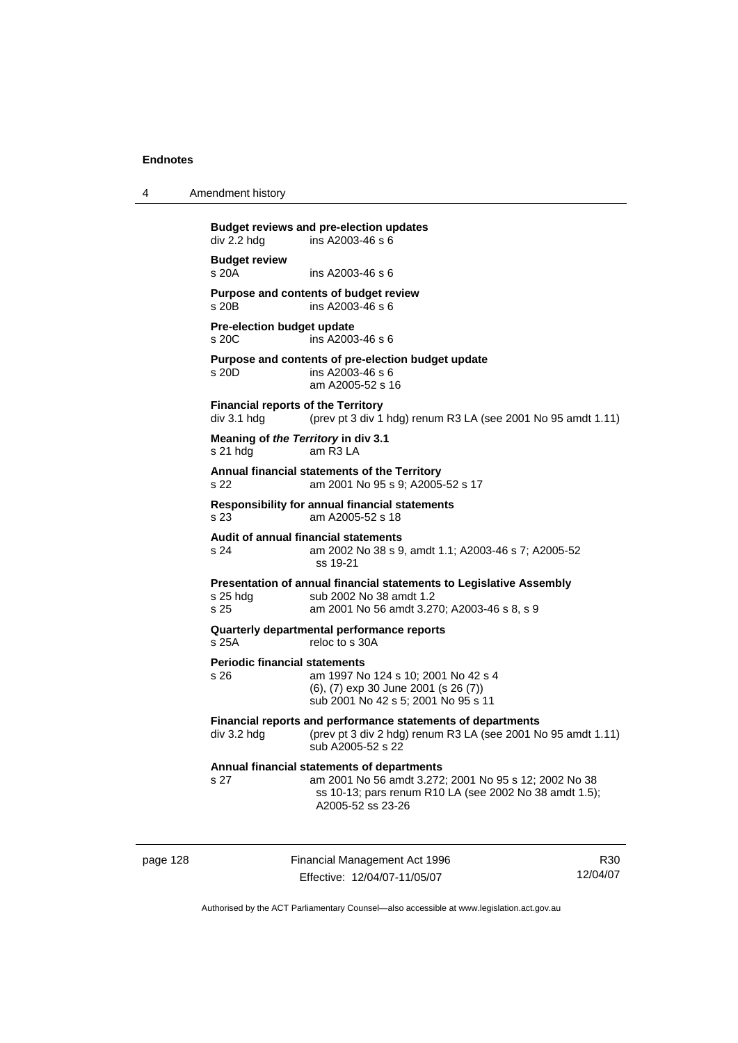**Budget reviews and pre-election updates**
div 2.2 hdg ins A2003-46 s 6

**Budget review**
s 20A ins A2003-46 s 6

**Purpose and contents of budget review**
s 20B ins A2003-46 s 6

**Pre-election budget update**
s 20C ins A2003-46 s 6

**Purpose and contents of pre-election budget update**
s 20D ins A2003-46 s 6
am A2005-52 s 16

**Financial reports of the Territory**
div 3.1 hdg (prev pt 3 div 1 hdg) renum R3 LA (see 2001 No 95 amdt 1.11)

**Meaning of *the Territory* in div 3.1**
s 21 hdg am R3 LA

**Annual financial statements of the Territory**
s 22 am 2001 No 95 s 9; A2005-52 s 17

**Responsibility for annual financial statements**
s 23 am A2005-52 s 18

**Audit of annual financial statements**
s 24 am 2002 No 38 s 9, amdt 1.1; A2003-46 s 7; A2005-52 ss 19-21

**Presentation of annual financial statements to Legislative Assembly**
s 25 hdg sub 2002 No 38 amdt 1.2
s 25 am 2001 No 56 amdt 3.270; A2003-46 s 8, s 9

**Quarterly departmental performance reports**
s 25A reloc to s 30A

**Periodic financial statements**
s 26 am 1997 No 124 s 10; 2001 No 42 s 4
(6), (7) exp 30 June 2001 (s 26 (7))
sub 2001 No 42 s 5; 2001 No 95 s 11

**Financial reports and performance statements of departments**
div 3.2 hdg (prev pt 3 div 2 hdg) renum R3 LA (see 2001 No 95 amdt 1.11)
sub A2005-52 s 22

**Annual financial statements of departments**
s 27 am 2001 No 56 amdt 3.272; 2001 No 95 s 12; 2002 No 38 ss 10-13; pars renum R10 LA (see 2002 No 38 amdt 1.5); A2005-52 ss 23-26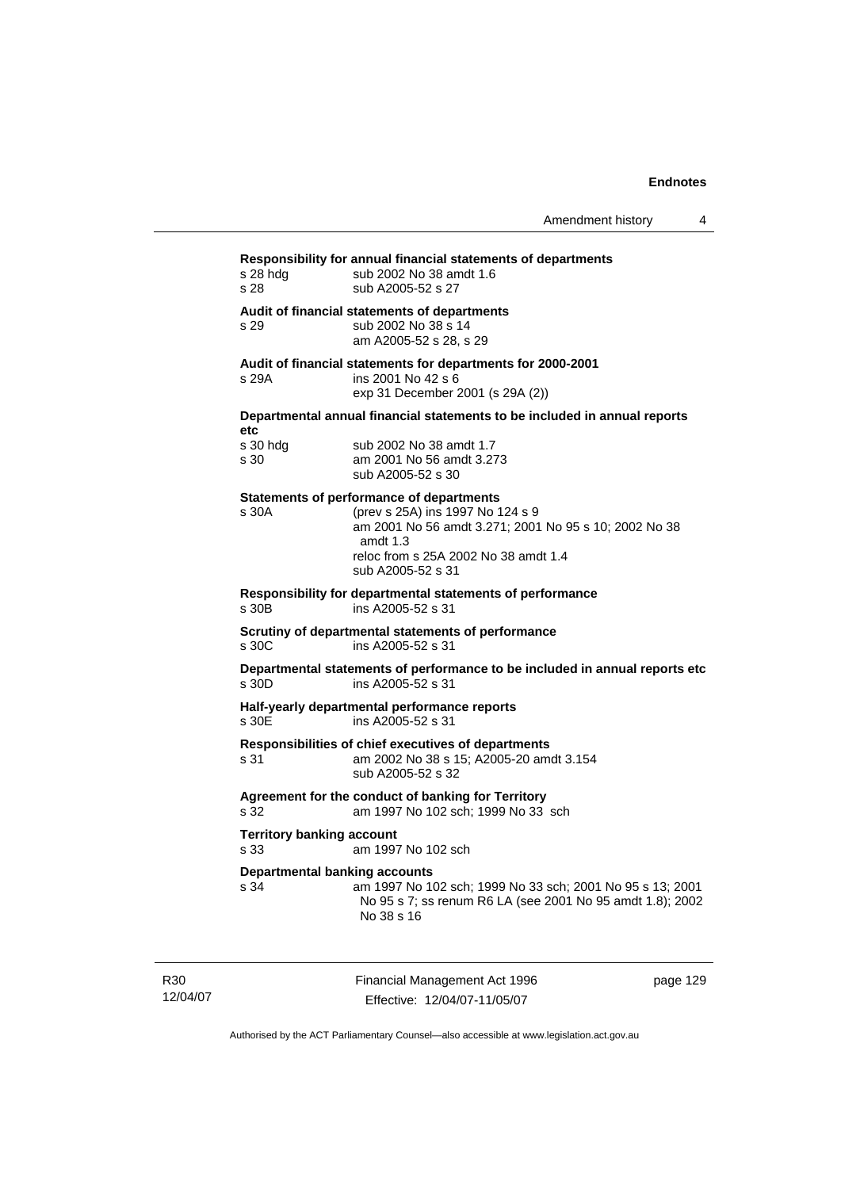**Responsibility for annual financial statements of departments**

s 28 hdg sub 2002 No 38 amdt 1.6
s 28 sub A2005-52 s 27

**Audit of financial statements of departments**

s 29 sub 2002 No 38 s 14
am A2005-52 s 28, s 29

**Audit of financial statements for departments for 2000-2001**

s 29A ins 2001 No 42 s 6
exp 31 December 2001 (s 29A (2))

**Departmental annual financial statements to be included in annual reports etc**

s 30 hdg sub 2002 No 38 amdt 1.7
s 30 am 2001 No 56 amdt 3.273
sub A2005-52 s 30

**Statements of performance of departments**

s 30A (prev s 25A) ins 1997 No 124 s 9
am 2001 No 56 amdt 3.271; 2001 No 95 s 10; 2002 No 38 amdt 1.3
reloc from s 25A 2002 No 38 amdt 1.4
sub A2005-52 s 31

**Responsibility for departmental statements of performance**

s 30B ins A2005-52 s 31

**Scrutiny of departmental statements of performance**

s 30C ins A2005-52 s 31

**Departmental statements of performance to be included in annual reports etc**

s 30D ins A2005-52 s 31

**Half-yearly departmental performance reports**

s 30E ins A2005-52 s 31

**Responsibilities of chief executives of departments**

s 31 am 2002 No 38 s 15; A2005-20 amdt 3.154
sub A2005-52 s 32

**Agreement for the conduct of banking for Territory**

s 32 am 1997 No 102 sch; 1999 No 33 sch

**Territory banking account**

s 33 am 1997 No 102 sch

**Departmental banking accounts**

s 34 am 1997 No 102 sch; 1999 No 33 sch; 2001 No 95 s 13; 2001 No 95 s 7; ss renum R6 LA (see 2001 No 95 amdt 1.8); 2002 No 38 s 16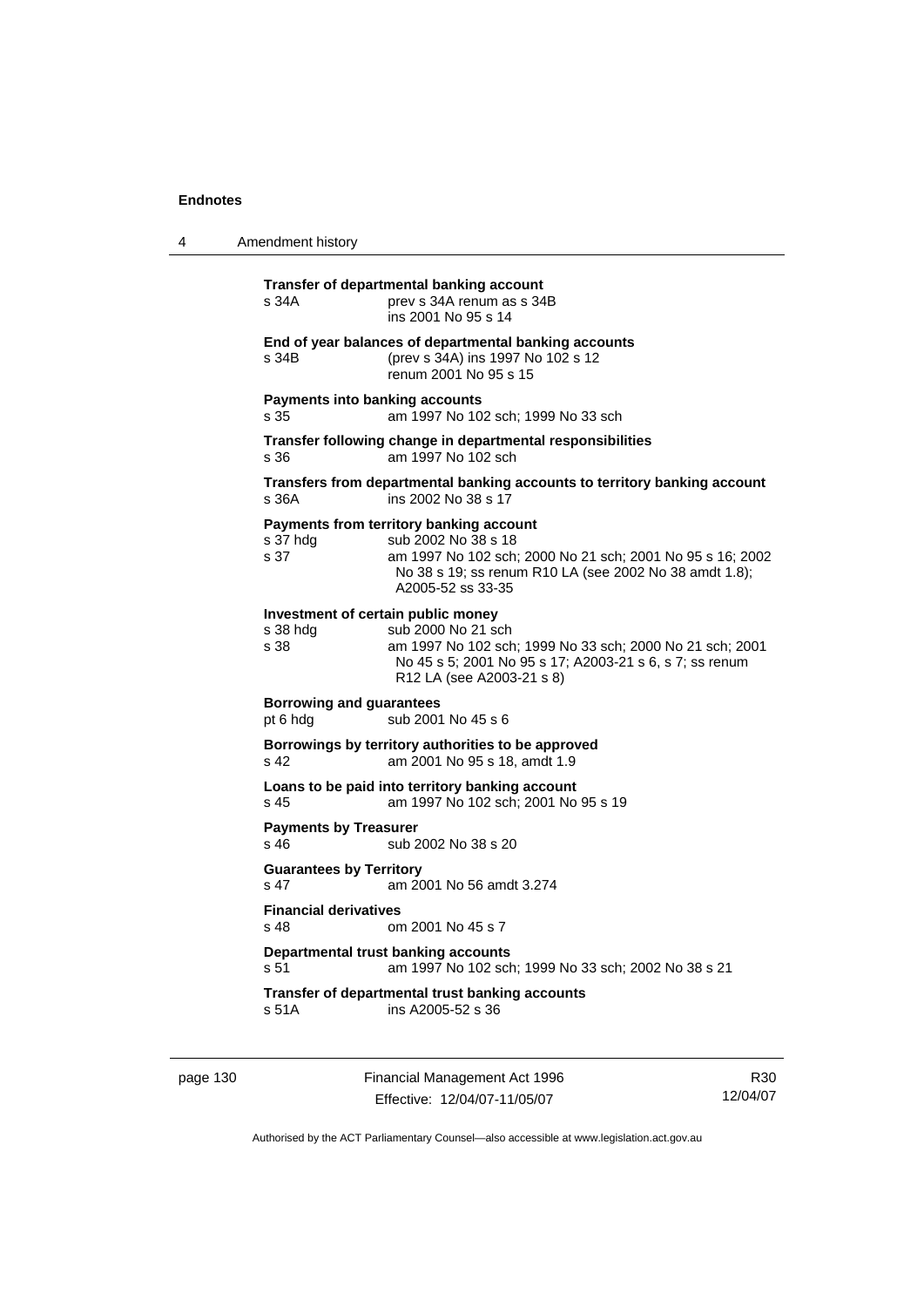**Transfer of departmental banking account**

s 34A prev s 34A renum as s 34B
ins 2001 No 95 s 14

**End of year balances of departmental banking accounts**

s 34B (prev s 34A) ins 1997 No 102 s 12
renum 2001 No 95 s 15

**Payments into banking accounts**

s 35 am 1997 No 102 sch; 1999 No 33 sch

**Transfer following change in departmental responsibilities**

s 36 am 1997 No 102 sch

**Transfers from departmental banking accounts to territory banking account**

s 36A ins 2002 No 38 s 17

**Payments from territory banking account**

s 37 hdg sub 2002 No 38 s 18
s 37 am 1997 No 102 sch; 2000 No 21 sch; 2001 No 95 s 16; 2002 No 38 s 19; ss renum R10 LA (see 2002 No 38 amdt 1.8); A2005-52 ss 33-35

**Investment of certain public money**

s 38 hdg sub 2000 No 21 sch
s 38 am 1997 No 102 sch; 1999 No 33 sch; 2000 No 21 sch; 2001 No 45 s 5; 2001 No 95 s 17; A2003-21 s 6, s 7; ss renum R12 LA (see A2003-21 s 8)

**Borrowing and guarantees**

pt 6 hdg sub 2001 No 45 s 6

**Borrowings by territory authorities to be approved**

s 42 am 2001 No 95 s 18, amdt 1.9

**Loans to be paid into territory banking account**

s 45 am 1997 No 102 sch; 2001 No 95 s 19

**Payments by Treasurer**

s 46 sub 2002 No 38 s 20

**Guarantees by Territory**

s 47 am 2001 No 56 amdt 3.274

**Financial derivatives**

s 48 om 2001 No 45 s 7

**Departmental trust banking accounts**

s 51 am 1997 No 102 sch; 1999 No 33 sch; 2002 No 38 s 21

**Transfer of departmental trust banking accounts**

s 51A ins A2005-52 s 36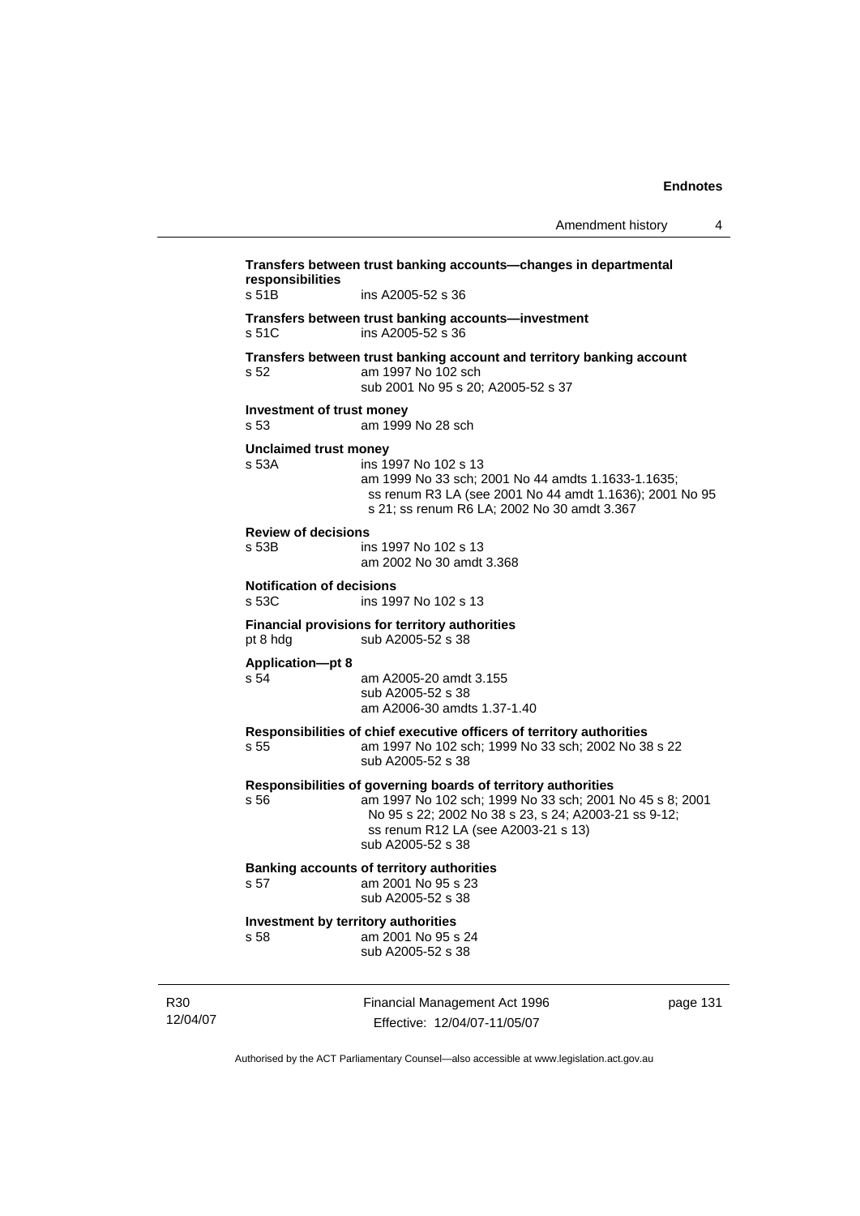**Transfers between trust banking accounts—changes in departmental responsibilities**

s 51B ins A2005-52 s 36

**Transfers between trust banking accounts—investment**

s 51C ins A2005-52 s 36

**Transfers between trust banking account and territory banking account**

s 52 am 1997 No 102 sch
sub 2001 No 95 s 20; A2005-52 s 37

**Investment of trust money**

s 53 am 1999 No 28 sch

**Unclaimed trust money**

s 53A ins 1997 No 102 s 13
am 1999 No 33 sch; 2001 No 44 amdts 1.1633-1.1635; ss renum R3 LA (see 2001 No 44 amdt 1.1636); 2001 No 95 s 21; ss renum R6 LA; 2002 No 30 amdt 3.367

**Review of decisions**

s 53B ins 1997 No 102 s 13
am 2002 No 30 amdt 3.368

**Notification of decisions**

s 53C ins 1997 No 102 s 13

**Financial provisions for territory authorities**

pt 8 hdg sub A2005-52 s 38

**Application—pt 8**

s 54 am A2005-20 amdt 3.155
sub A2005-52 s 38
am A2006-30 amdts 1.37-1.40

**Responsibilities of chief executive officers of territory authorities**

s 55 am 1997 No 102 sch; 1999 No 33 sch; 2002 No 38 s 22
sub A2005-52 s 38

**Responsibilities of governing boards of territory authorities**

s 56 am 1997 No 102 sch; 1999 No 33 sch; 2001 No 45 s 8; 2001 No 95 s 22; 2002 No 38 s 23, s 24; A2003-21 ss 9-12; ss renum R12 LA (see A2003-21 s 13)
sub A2005-52 s 38

**Banking accounts of territory authorities**

s 57 am 2001 No 95 s 23
sub A2005-52 s 38

**Investment by territory authorities**

s 58 am 2001 No 95 s 24
sub A2005-52 s 38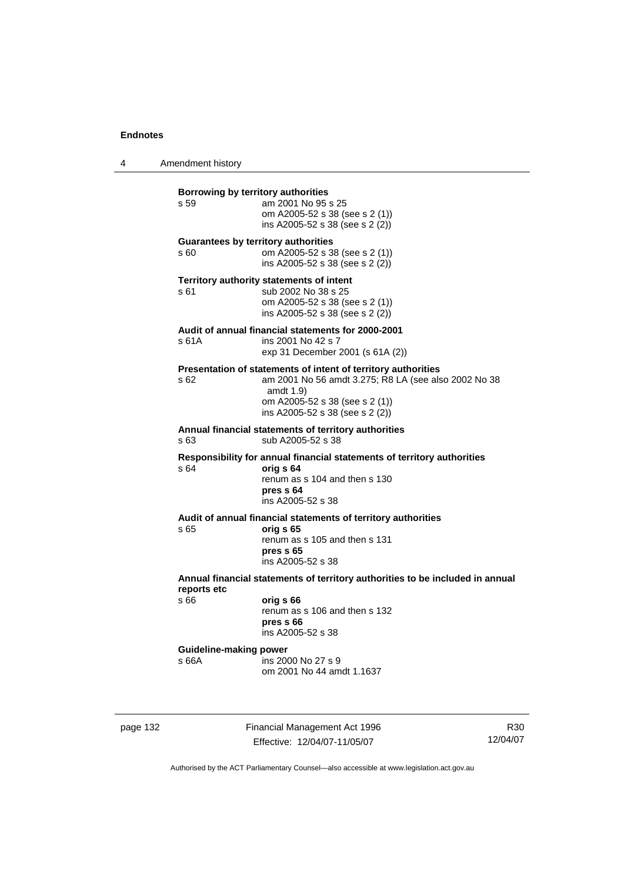**Borrowing by territory authorities**

s 59 am 2001 No 95 s 25
om A2005-52 s 38 (see s 2 (1))
ins A2005-52 s 38 (see s 2 (2))

**Guarantees by territory authorities**

s 60 om A2005-52 s 38 (see s 2 (1))
ins A2005-52 s 38 (see s 2 (2))

**Territory authority statements of intent**

s 61 sub 2002 No 38 s 25
om A2005-52 s 38 (see s 2 (1))
ins A2005-52 s 38 (see s 2 (2))

**Audit of annual financial statements for 2000-2001**

s 61A ins 2001 No 42 s 7
exp 31 December 2001 (s 61A (2))

**Presentation of statements of intent of territory authorities**

s 62 am 2001 No 56 amdt 3.275; R8 LA (see also 2002 No 38 amdt 1.9)
om A2005-52 s 38 (see s 2 (1))
ins A2005-52 s 38 (see s 2 (2))

**Annual financial statements of territory authorities**

s 63 sub A2005-52 s 38

**Responsibility for annual financial statements of territory authorities**

s 64 **orig s 64**
renum as s 104 and then s 130
**pres s 64**
ins A2005-52 s 38

**Audit of annual financial statements of territory authorities**

s 65 **orig s 65**
renum as s 105 and then s 131
**pres s 65**
ins A2005-52 s 38

**Annual financial statements of territory authorities to be included in annual reports etc**

s 66 **orig s 66**
renum as s 106 and then s 132
**pres s 66**
ins A2005-52 s 38

**Guideline-making power**

s 66A ins 2000 No 27 s 9
om 2001 No 44 amdt 1.1637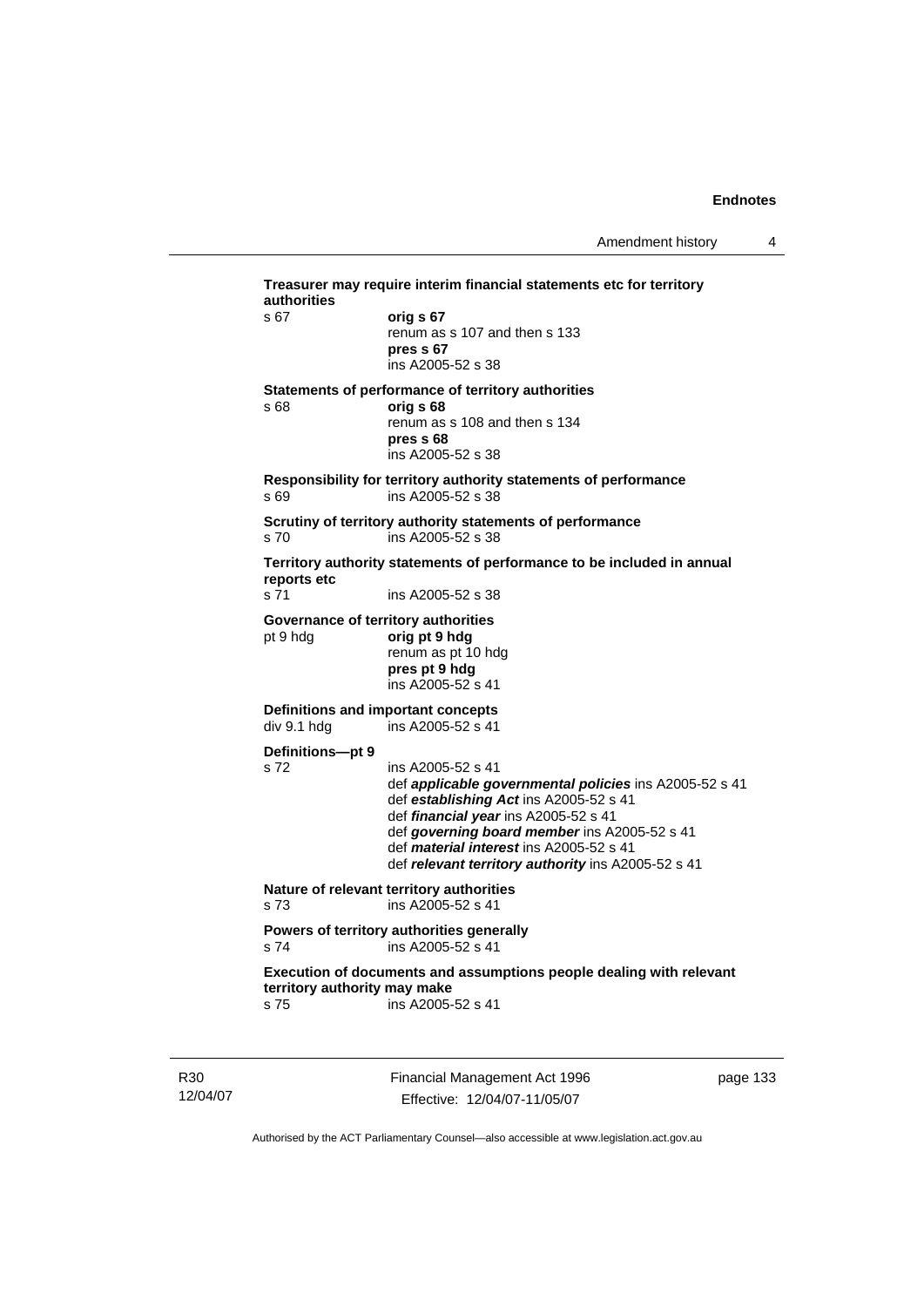**Treasurer may require interim financial statements etc for territory authorities**

s 67 — **orig s 67**
renum as s 107 and then s 133
**pres s 67**
ins A2005-52 s 38

**Statements of performance of territory authorities**

s 68 — **orig s 68**
renum as s 108 and then s 134
**pres s 68**
ins A2005-52 s 38

**Responsibility for territory authority statements of performance**

s 69 — ins A2005-52 s 38

**Scrutiny of territory authority statements of performance**

s 70 — ins A2005-52 s 38

**Territory authority statements of performance to be included in annual reports etc**

s 71 — ins A2005-52 s 38

**Governance of territory authorities**

pt 9 hdg — **orig pt 9 hdg**
renum as pt 10 hdg
**pres pt 9 hdg**
ins A2005-52 s 41

**Definitions and important concepts**

div 9.1 hdg — ins A2005-52 s 41

**Definitions—pt 9**

s 72 — ins A2005-52 s 41
def ***applicable governmental policies*** ins A2005-52 s 41
def ***establishing Act*** ins A2005-52 s 41
def ***financial year*** ins A2005-52 s 41
def ***governing board member*** ins A2005-52 s 41
def ***material interest*** ins A2005-52 s 41
def ***relevant territory authority*** ins A2005-52 s 41

**Nature of relevant territory authorities**

s 73 — ins A2005-52 s 41

**Powers of territory authorities generally**

s 74 — ins A2005-52 s 41

**Execution of documents and assumptions people dealing with relevant territory authority may make**

s 75 — ins A2005-52 s 41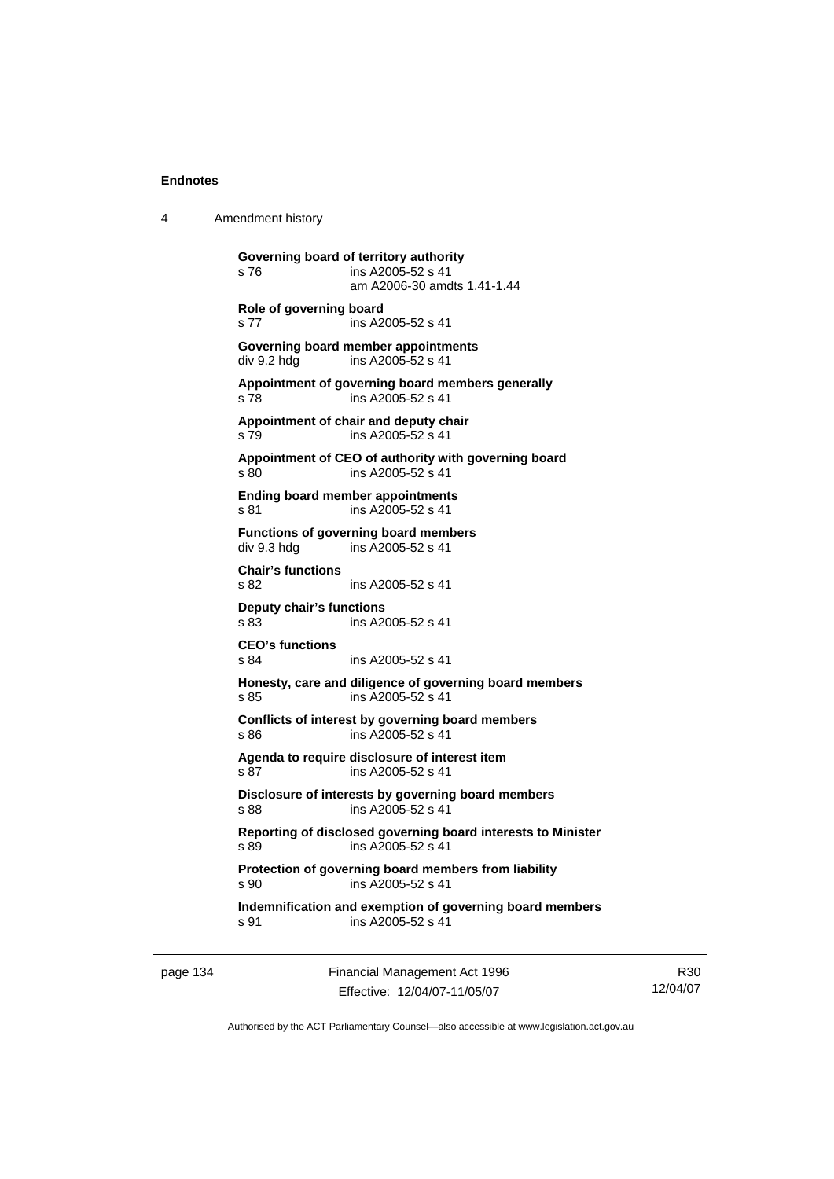**Governing board of territory authority**
s 76 ins A2005-52 s 41
am A2006-30 amdts 1.41-1.44

**Role of governing board**
s 77 ins A2005-52 s 41

**Governing board member appointments**
div 9.2 hdg ins A2005-52 s 41

**Appointment of governing board members generally**
s 78 ins A2005-52 s 41

**Appointment of chair and deputy chair**
s 79 ins A2005-52 s 41

**Appointment of CEO of authority with governing board**
s 80 ins A2005-52 s 41

**Ending board member appointments**
s 81 ins A2005-52 s 41

**Functions of governing board members**
div 9.3 hdg ins A2005-52 s 41

**Chair's functions**
s 82 ins A2005-52 s 41

**Deputy chair's functions**
s 83 ins A2005-52 s 41

**CEO's functions**
s 84 ins A2005-52 s 41

**Honesty, care and diligence of governing board members**
s 85 ins A2005-52 s 41

**Conflicts of interest by governing board members**
s 86 ins A2005-52 s 41

**Agenda to require disclosure of interest item**
s 87 ins A2005-52 s 41

**Disclosure of interests by governing board members**
s 88 ins A2005-52 s 41

**Reporting of disclosed governing board interests to Minister**
s 89 ins A2005-52 s 41

**Protection of governing board members from liability**
s 90 ins A2005-52 s 41

**Indemnification and exemption of governing board members**
s 91 ins A2005-52 s 41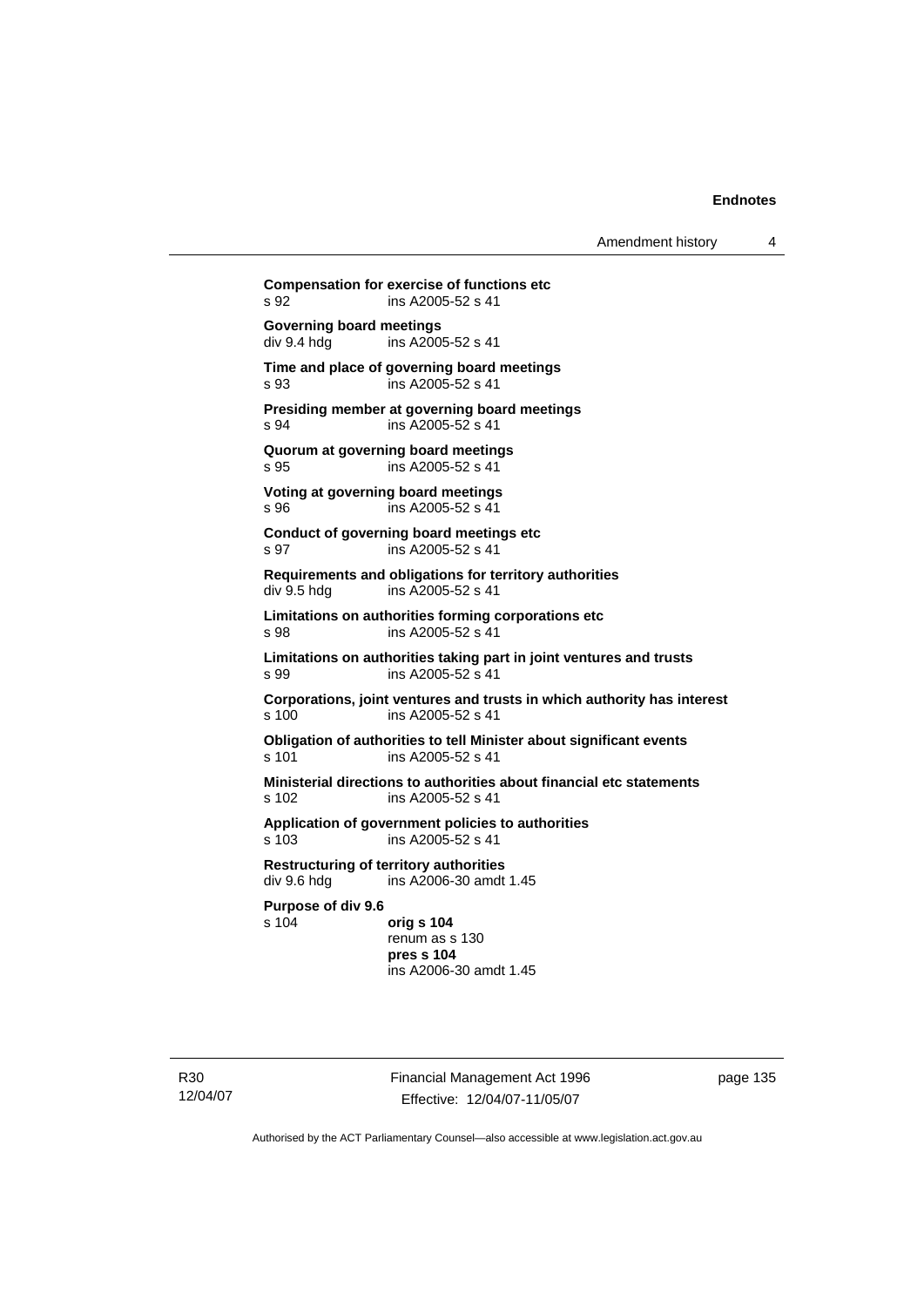**Compensation for exercise of functions etc**
s 92 ins A2005-52 s 41

**Governing board meetings**
div 9.4 hdg ins A2005-52 s 41

**Time and place of governing board meetings**
s 93 ins A2005-52 s 41

**Presiding member at governing board meetings**
s 94 ins A2005-52 s 41

**Quorum at governing board meetings**
s 95 ins A2005-52 s 41

**Voting at governing board meetings**
s 96 ins A2005-52 s 41

**Conduct of governing board meetings etc**
s 97 ins A2005-52 s 41

**Requirements and obligations for territory authorities**
div 9.5 hdg ins A2005-52 s 41

**Limitations on authorities forming corporations etc**
s 98 ins A2005-52 s 41

**Limitations on authorities taking part in joint ventures and trusts**
s 99 ins A2005-52 s 41

**Corporations, joint ventures and trusts in which authority has interest**
s 100 ins A2005-52 s 41

**Obligation of authorities to tell Minister about significant events**
s 101 ins A2005-52 s 41

**Ministerial directions to authorities about financial etc statements**
s 102 ins A2005-52 s 41

**Application of government policies to authorities**
s 103 ins A2005-52 s 41

**Restructuring of territory authorities**
div 9.6 hdg ins A2006-30 amdt 1.45

**Purpose of div 9.6**
s 104 **orig s 104**
renum as s 130
**pres s 104**
ins A2006-30 amdt 1.45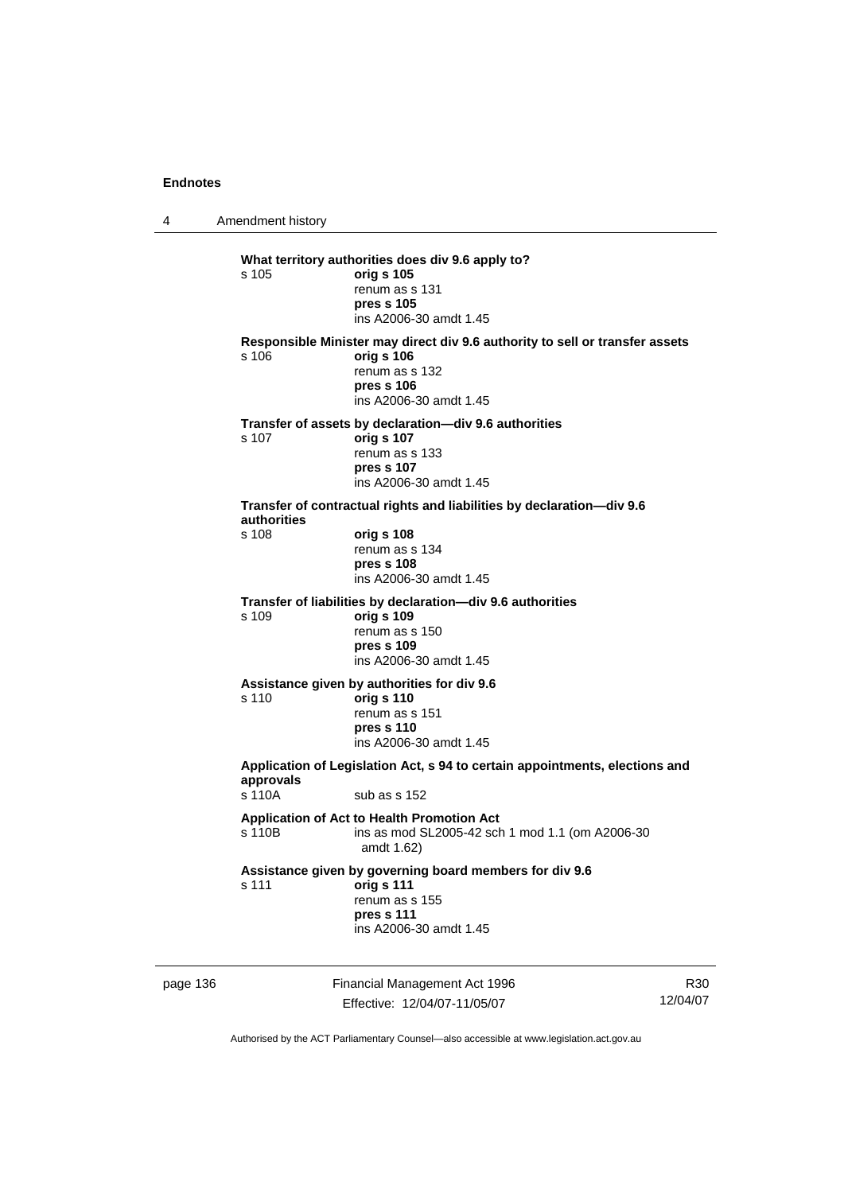**What territory authorities does div 9.6 apply to?**

s 105 **orig s 105**
renum as s 131
**pres s 105**
ins A2006-30 amdt 1.45

**Responsible Minister may direct div 9.6 authority to sell or transfer assets**

s 106 **orig s 106**
renum as s 132
**pres s 106**
ins A2006-30 amdt 1.45

**Transfer of assets by declaration—div 9.6 authorities**

s 107 **orig s 107**
renum as s 133
**pres s 107**
ins A2006-30 amdt 1.45

**Transfer of contractual rights and liabilities by declaration—div 9.6 authorities**

s 108 **orig s 108**
renum as s 134
**pres s 108**
ins A2006-30 amdt 1.45

**Transfer of liabilities by declaration—div 9.6 authorities**

s 109 **orig s 109**
renum as s 150
**pres s 109**
ins A2006-30 amdt 1.45

**Assistance given by authorities for div 9.6**

s 110 **orig s 110**
renum as s 151
**pres s 110**
ins A2006-30 amdt 1.45

**Application of Legislation Act, s 94 to certain appointments, elections and approvals**

s 110A sub as s 152

**Application of Act to Health Promotion Act**

s 110B ins as mod SL2005-42 sch 1 mod 1.1 (om A2006-30 amdt 1.62)

**Assistance given by governing board members for div 9.6**

s 111 **orig s 111**
renum as s 155
**pres s 111**
ins A2006-30 amdt 1.45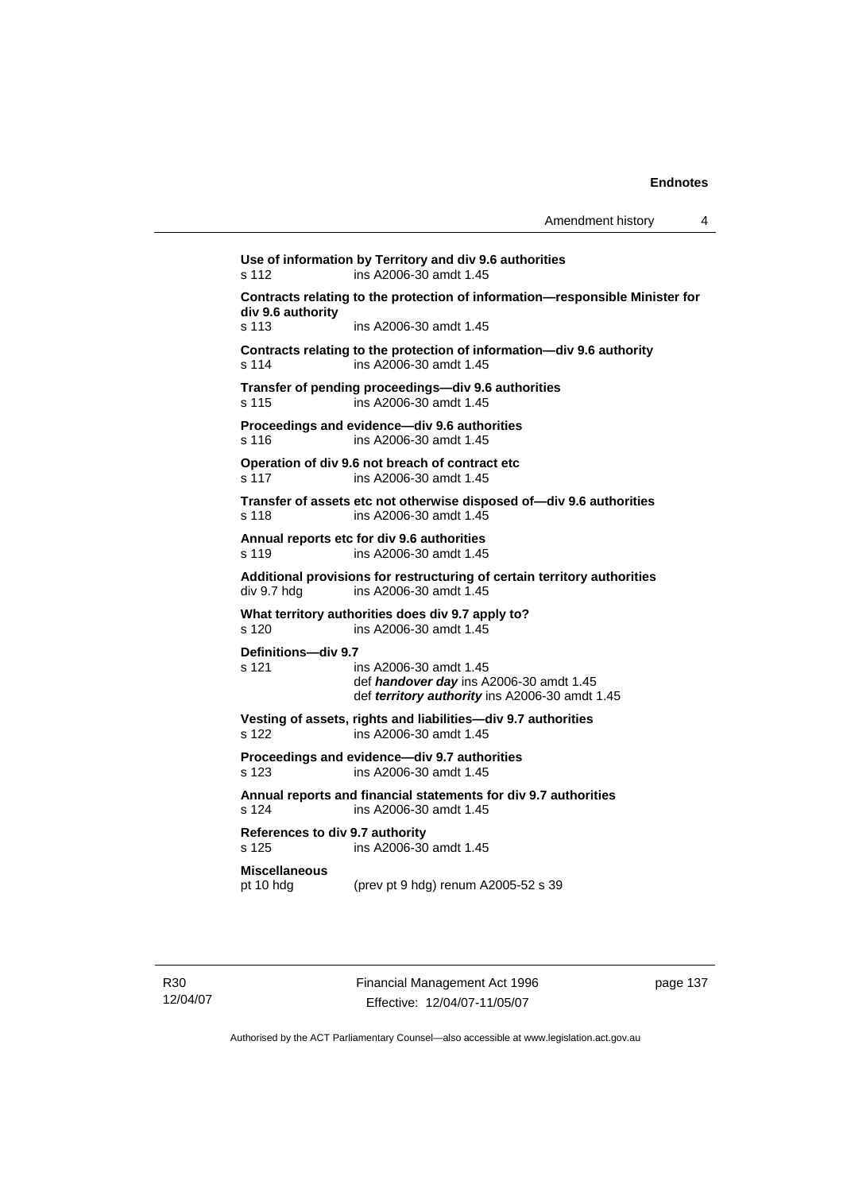**Use of information by Territory and div 9.6 authorities**
s 112 ins A2006-30 amdt 1.45

**Contracts relating to the protection of information—responsible Minister for div 9.6 authority**
s 113 ins A2006-30 amdt 1.45

**Contracts relating to the protection of information—div 9.6 authority**
s 114 ins A2006-30 amdt 1.45

**Transfer of pending proceedings—div 9.6 authorities**
s 115 ins A2006-30 amdt 1.45

**Proceedings and evidence—div 9.6 authorities**
s 116 ins A2006-30 amdt 1.45

**Operation of div 9.6 not breach of contract etc**
s 117 ins A2006-30 amdt 1.45

**Transfer of assets etc not otherwise disposed of—div 9.6 authorities**
s 118 ins A2006-30 amdt 1.45

**Annual reports etc for div 9.6 authorities**
s 119 ins A2006-30 amdt 1.45

**Additional provisions for restructuring of certain territory authorities**
div 9.7 hdg ins A2006-30 amdt 1.45

**What territory authorities does div 9.7 apply to?**
s 120 ins A2006-30 amdt 1.45

**Definitions—div 9.7**
s 121 ins A2006-30 amdt 1.45
def ***handover day*** ins A2006-30 amdt 1.45
def ***territory authority*** ins A2006-30 amdt 1.45

**Vesting of assets, rights and liabilities—div 9.7 authorities**
s 122 ins A2006-30 amdt 1.45

**Proceedings and evidence—div 9.7 authorities**
s 123 ins A2006-30 amdt 1.45

**Annual reports and financial statements for div 9.7 authorities**
s 124 ins A2006-30 amdt 1.45

**References to div 9.7 authority**
s 125 ins A2006-30 amdt 1.45

**Miscellaneous**
pt 10 hdg (prev pt 9 hdg) renum A2005-52 s 39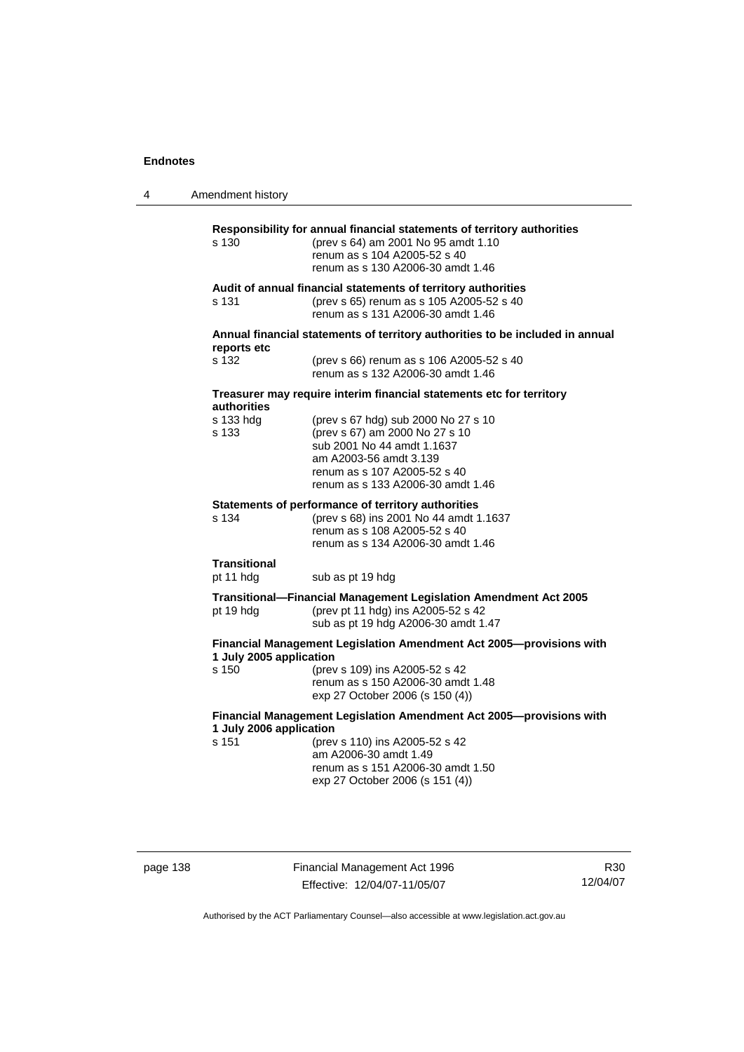**Responsibility for annual financial statements of territory authorities**

s 130 (prev s 64) am 2001 No 95 amdt 1.10
renum as s 104 A2005-52 s 40
renum as s 130 A2006-30 amdt 1.46

**Audit of annual financial statements of territory authorities**

s 131 (prev s 65) renum as s 105 A2005-52 s 40
renum as s 131 A2006-30 amdt 1.46

**Annual financial statements of territory authorities to be included in annual reports etc**

s 132 (prev s 66) renum as s 106 A2005-52 s 40
renum as s 132 A2006-30 amdt 1.46

**Treasurer may require interim financial statements etc for territory authorities**

s 133 hdg (prev s 67 hdg) sub 2000 No 27 s 10

s 133 (prev s 67) am 2000 No 27 s 10
sub 2001 No 44 amdt 1.1637
am A2003-56 amdt 3.139
renum as s 107 A2005-52 s 40
renum as s 133 A2006-30 amdt 1.46

**Statements of performance of territory authorities**

s 134 (prev s 68) ins 2001 No 44 amdt 1.1637
renum as s 108 A2005-52 s 40
renum as s 134 A2006-30 amdt 1.46

**Transitional**

pt 11 hdg sub as pt 19 hdg

**Transitional—Financial Management Legislation Amendment Act 2005**

pt 19 hdg (prev pt 11 hdg) ins A2005-52 s 42
sub as pt 19 hdg A2006-30 amdt 1.47

**Financial Management Legislation Amendment Act 2005—provisions with 1 July 2005 application**

s 150 (prev s 109) ins A2005-52 s 42
renum as s 150 A2006-30 amdt 1.48
exp 27 October 2006 (s 150 (4))

**Financial Management Legislation Amendment Act 2005—provisions with 1 July 2006 application**

s 151 (prev s 110) ins A2005-52 s 42
am A2006-30 amdt 1.49
renum as s 151 A2006-30 amdt 1.50
exp 27 October 2006 (s 151 (4))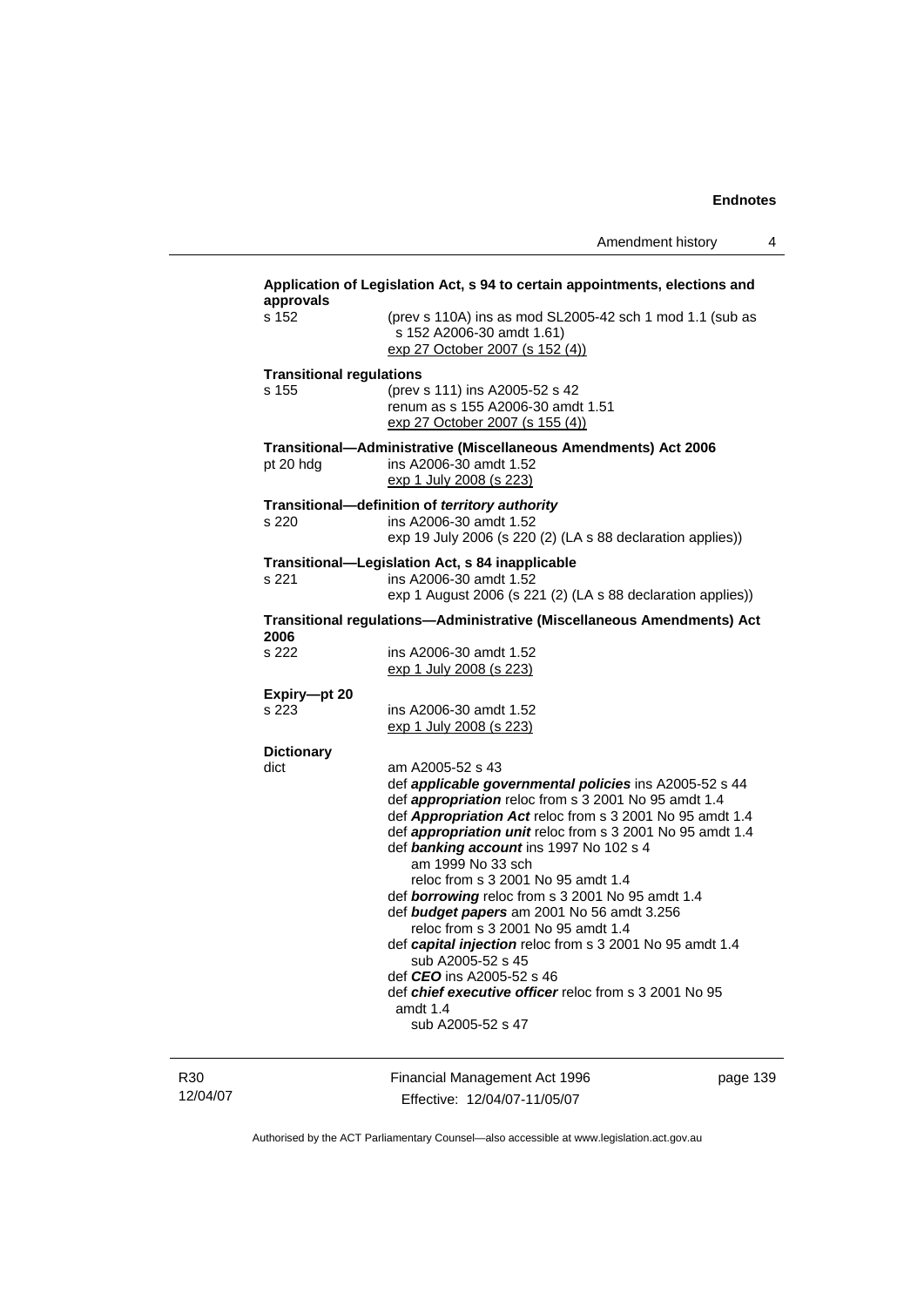**Application of Legislation Act, s 94 to certain appointments, elections and approvals**

s 152 (prev s 110A) ins as mod SL2005-42 sch 1 mod 1.1 (sub as s 152 A2006-30 amdt 1.61)
exp 27 October 2007 (s 152 (4))

**Transitional regulations**

s 155 (prev s 111) ins A2005-52 s 42
renum as s 155 A2006-30 amdt 1.51
exp 27 October 2007 (s 155 (4))

**Transitional—Administrative (Miscellaneous Amendments) Act 2006**

pt 20 hdg ins A2006-30 amdt 1.52
exp 1 July 2008 (s 223)

**Transitional—definition of *territory authority***

s 220 ins A2006-30 amdt 1.52
exp 19 July 2006 (s 220 (2) (LA s 88 declaration applies))

**Transitional—Legislation Act, s 84 inapplicable**

s 221 ins A2006-30 amdt 1.52
exp 1 August 2006 (s 221 (2) (LA s 88 declaration applies))

**Transitional regulations—Administrative (Miscellaneous Amendments) Act 2006**

s 222 ins A2006-30 amdt 1.52
exp 1 July 2008 (s 223)

**Expiry—pt 20**

s 223 ins A2006-30 amdt 1.52
exp 1 July 2008 (s 223)

**Dictionary**

dict am A2005-52 s 43
def ***applicable governmental policies*** ins A2005-52 s 44
def ***appropriation*** reloc from s 3 2001 No 95 amdt 1.4
def ***Appropriation Act*** reloc from s 3 2001 No 95 amdt 1.4
def ***appropriation unit*** reloc from s 3 2001 No 95 amdt 1.4
def ***banking account*** ins 1997 No 102 s 4
am 1999 No 33 sch
reloc from s 3 2001 No 95 amdt 1.4
def ***borrowing*** reloc from s 3 2001 No 95 amdt 1.4
def ***budget papers*** am 2001 No 56 amdt 3.256
reloc from s 3 2001 No 95 amdt 1.4
def ***capital injection*** reloc from s 3 2001 No 95 amdt 1.4
sub A2005-52 s 45
def ***CEO*** ins A2005-52 s 46
def ***chief executive officer*** reloc from s 3 2001 No 95 amdt 1.4
sub A2005-52 s 47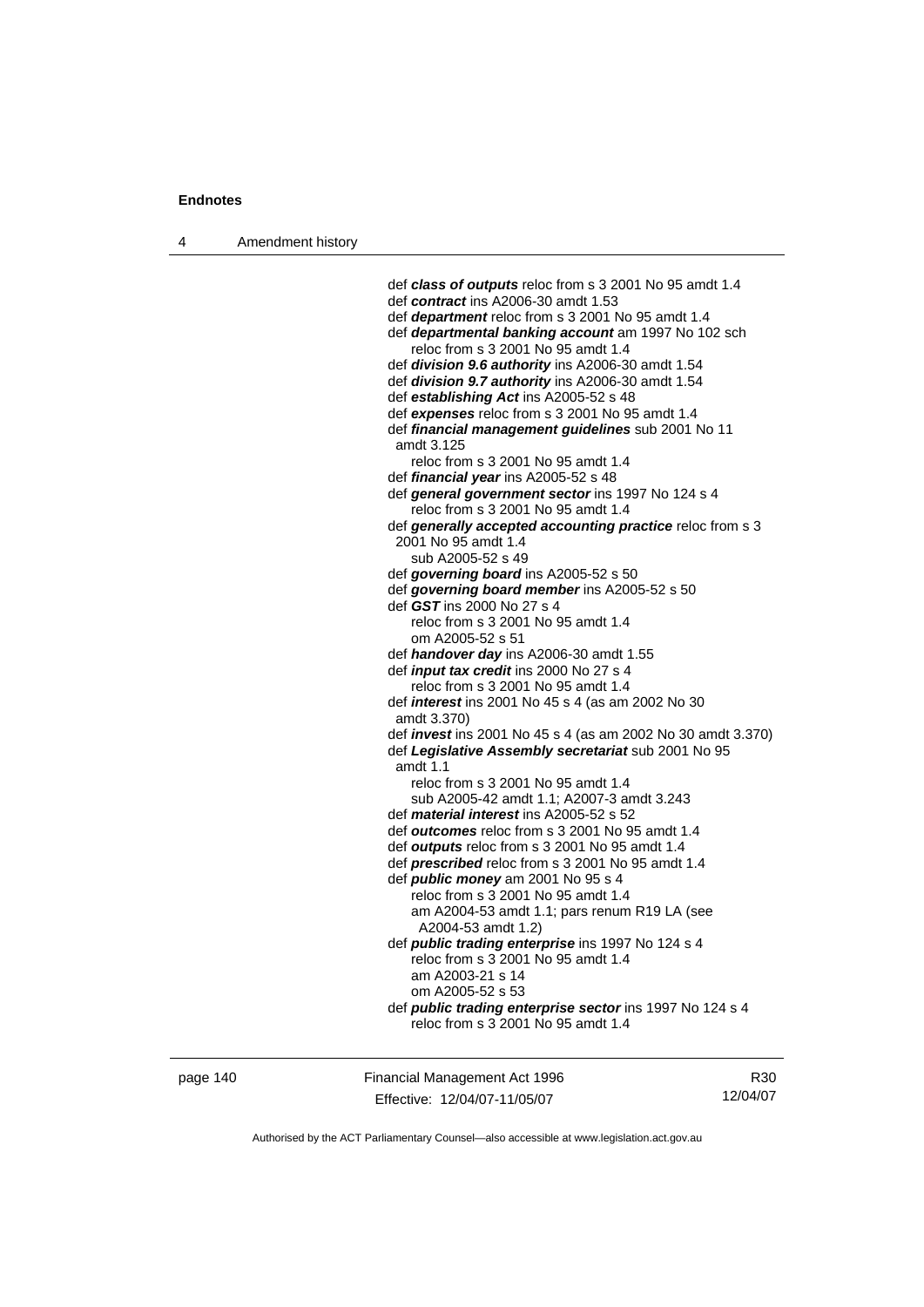def ***class of outputs*** reloc from s 3 2001 No 95 amdt 1.4
def ***contract*** ins A2006-30 amdt 1.53
def ***department*** reloc from s 3 2001 No 95 amdt 1.4
def ***departmental banking account*** am 1997 No 102 sch
  reloc from s 3 2001 No 95 amdt 1.4
def ***division 9.6 authority*** ins A2006-30 amdt 1.54
def ***division 9.7 authority*** ins A2006-30 amdt 1.54
def ***establishing Act*** ins A2005-52 s 48
def ***expenses*** reloc from s 3 2001 No 95 amdt 1.4
def ***financial management guidelines*** sub 2001 No 11 amdt 3.125
  reloc from s 3 2001 No 95 amdt 1.4
def ***financial year*** ins A2005-52 s 48
def ***general government sector*** ins 1997 No 124 s 4
  reloc from s 3 2001 No 95 amdt 1.4
def ***generally accepted accounting practice*** reloc from s 3 2001 No 95 amdt 1.4
  sub A2005-52 s 49
def ***governing board*** ins A2005-52 s 50
def ***governing board member*** ins A2005-52 s 50
def ***GST*** ins 2000 No 27 s 4
  reloc from s 3 2001 No 95 amdt 1.4
  om A2005-52 s 51
def ***handover day*** ins A2006-30 amdt 1.55
def ***input tax credit*** ins 2000 No 27 s 4
  reloc from s 3 2001 No 95 amdt 1.4
def ***interest*** ins 2001 No 45 s 4 (as am 2002 No 30 amdt 3.370)
def ***invest*** ins 2001 No 45 s 4 (as am 2002 No 30 amdt 3.370)
def ***Legislative Assembly secretariat*** sub 2001 No 95 amdt 1.1
  reloc from s 3 2001 No 95 amdt 1.4
  sub A2005-42 amdt 1.1; A2007-3 amdt 3.243
def ***material interest*** ins A2005-52 s 52
def ***outcomes*** reloc from s 3 2001 No 95 amdt 1.4
def ***outputs*** reloc from s 3 2001 No 95 amdt 1.4
def ***prescribed*** reloc from s 3 2001 No 95 amdt 1.4
def ***public money*** am 2001 No 95 s 4
  reloc from s 3 2001 No 95 amdt 1.4
  am A2004-53 amdt 1.1; pars renum R19 LA (see A2004-53 amdt 1.2)
def ***public trading enterprise*** ins 1997 No 124 s 4
  reloc from s 3 2001 No 95 amdt 1.4
  am A2003-21 s 14
  om A2005-52 s 53
def ***public trading enterprise sector*** ins 1997 No 124 s 4
  reloc from s 3 2001 No 95 amdt 1.4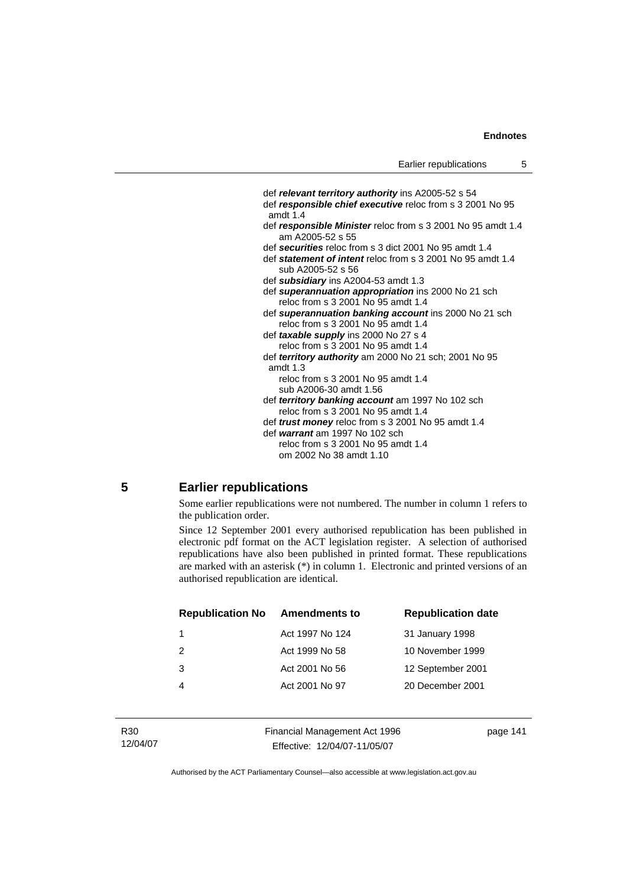def ***relevant territory authority*** ins A2005-52 s 54

def ***responsible chief executive*** reloc from s 3 2001 No 95 amdt 1.4

def ***responsible Minister*** reloc from s 3 2001 No 95 amdt 1.4
  am A2005-52 s 55

def ***securities*** reloc from s 3 dict 2001 No 95 amdt 1.4

def ***statement of intent*** reloc from s 3 2001 No 95 amdt 1.4
  sub A2005-52 s 56

def ***subsidiary*** ins A2004-53 amdt 1.3

def ***superannuation appropriation*** ins 2000 No 21 sch
  reloc from s 3 2001 No 95 amdt 1.4

def ***superannuation banking account*** ins 2000 No 21 sch
  reloc from s 3 2001 No 95 amdt 1.4

def ***taxable supply*** ins 2000 No 27 s 4
  reloc from s 3 2001 No 95 amdt 1.4

def ***territory authority*** am 2000 No 21 sch; 2001 No 95 amdt 1.3
  reloc from s 3 2001 No 95 amdt 1.4
  sub A2006-30 amdt 1.56

def ***territory banking account*** am 1997 No 102 sch
  reloc from s 3 2001 No 95 amdt 1.4

def ***trust money*** reloc from s 3 2001 No 95 amdt 1.4

def ***warrant*** am 1997 No 102 sch
  reloc from s 3 2001 No 95 amdt 1.4
  om 2002 No 38 amdt 1.10

## 5 Earlier republications

Some earlier republications were not numbered. The number in column 1 refers to the publication order.

Since 12 September 2001 every authorised republication has been published in electronic pdf format on the ACT legislation register. A selection of authorised republications have also been published in printed format. These republications are marked with an asterisk (*) in column 1. Electronic and printed versions of an authorised republication are identical.

| Republication No | Amendments to | Republication date |
|---|---|---|
| 1 | Act 1997 No 124 | 31 January 1998 |
| 2 | Act 1999 No 58 | 10 November 1999 |
| 3 | Act 2001 No 56 | 12 September 2001 |
| 4 | Act 2001 No 97 | 20 December 2001 |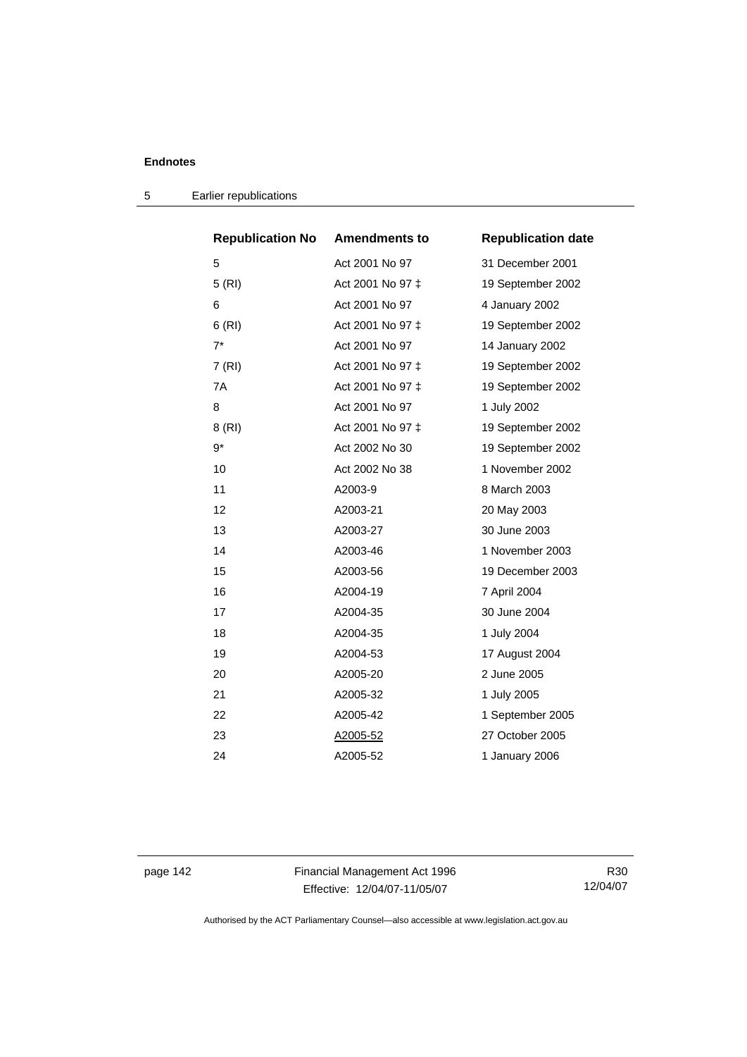| Republication No | Amendments to | Republication date |
| --- | --- | --- |
| 5 | Act 2001 No 97 | 31 December 2001 |
| 5 (RI) | Act 2001 No 97 ‡ | 19 September 2002 |
| 6 | Act 2001 No 97 | 4 January 2002 |
| 6 (RI) | Act 2001 No 97 ‡ | 19 September 2002 |
| 7* | Act 2001 No 97 | 14 January 2002 |
| 7 (RI) | Act 2001 No 97 ‡ | 19 September 2002 |
| 7A | Act 2001 No 97 ‡ | 19 September 2002 |
| 8 | Act 2001 No 97 | 1 July 2002 |
| 8 (RI) | Act 2001 No 97 ‡ | 19 September 2002 |
| 9* | Act 2002 No 30 | 19 September 2002 |
| 10 | Act 2002 No 38 | 1 November 2002 |
| 11 | A2003-9 | 8 March 2003 |
| 12 | A2003-21 | 20 May 2003 |
| 13 | A2003-27 | 30 June 2003 |
| 14 | A2003-46 | 1 November 2003 |
| 15 | A2003-56 | 19 December 2003 |
| 16 | A2004-19 | 7 April 2004 |
| 17 | A2004-35 | 30 June 2004 |
| 18 | A2004-35 | 1 July 2004 |
| 19 | A2004-53 | 17 August 2004 |
| 20 | A2005-20 | 2 June 2005 |
| 21 | A2005-32 | 1 July 2005 |
| 22 | A2005-42 | 1 September 2005 |
| 23 | A2005-52 | 27 October 2005 |
| 24 | A2005-52 | 1 January 2006 |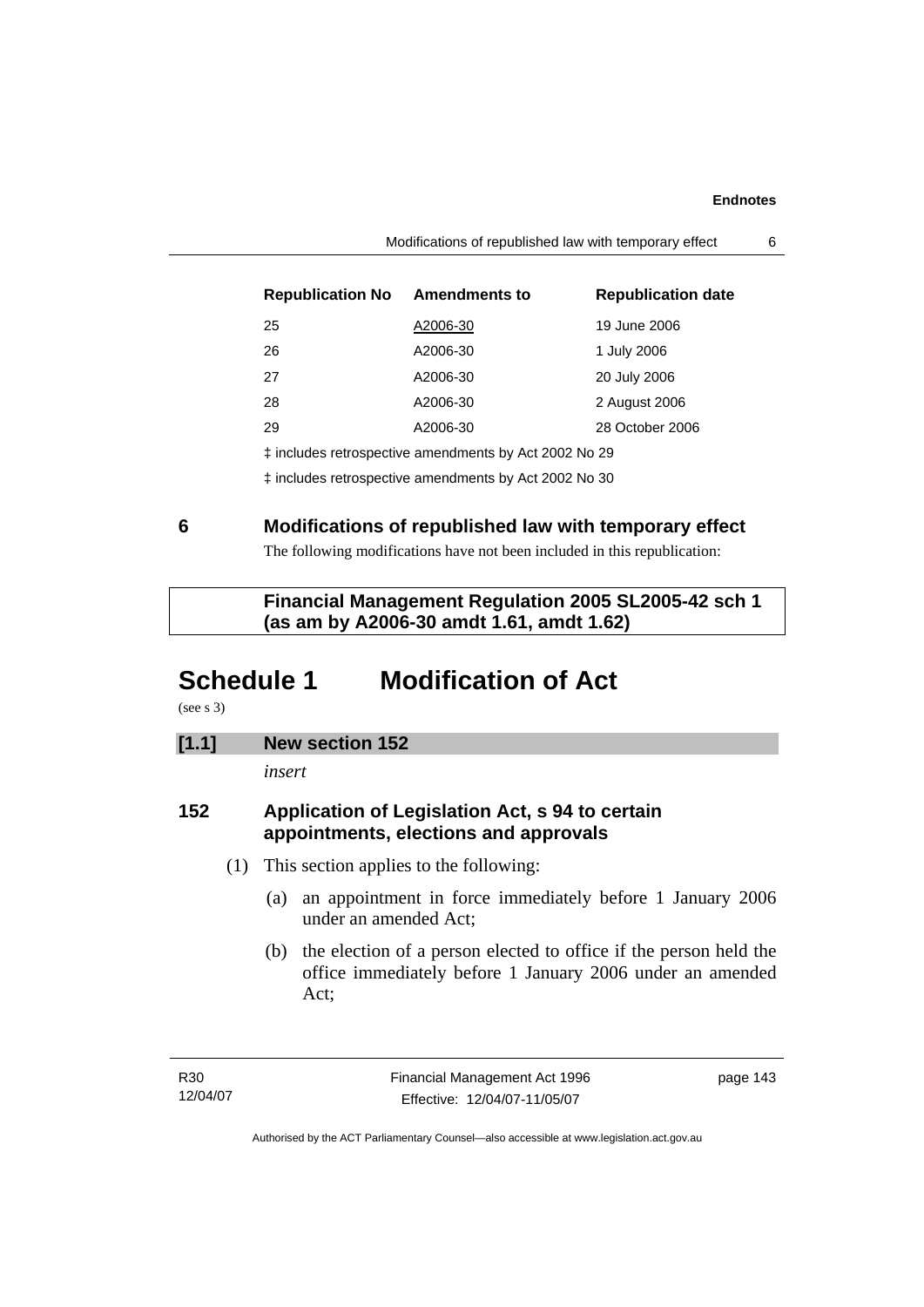| Republication No | Amendments to | Republication date |
| --- | --- | --- |
| 25 | A2006-30 | 19 June 2006 |
| 26 | A2006-30 | 1 July 2006 |
| 27 | A2006-30 | 20 July 2006 |
| 28 | A2006-30 | 2 August 2006 |
| 29 | A2006-30 | 28 October 2006 |

‡ includes retrospective amendments by Act 2002 No 29

‡ includes retrospective amendments by Act 2002 No 30

## 6 Modifications of republished law with temporary effect

The following modifications have not been included in this republication:

**Financial Management Regulation 2005 SL2005-42 sch 1 (as am by A2006-30 amdt 1.61, amdt 1.62)**

# Schedule 1 Modification of Act

(see s 3)

### [1.1] New section 152

*insert*

### 152 Application of Legislation Act, s 94 to certain appointments, elections and approvals

(1) This section applies to the following:

(a) an appointment in force immediately before 1 January 2006 under an amended Act;

(b) the election of a person elected to office if the person held the office immediately before 1 January 2006 under an amended Act;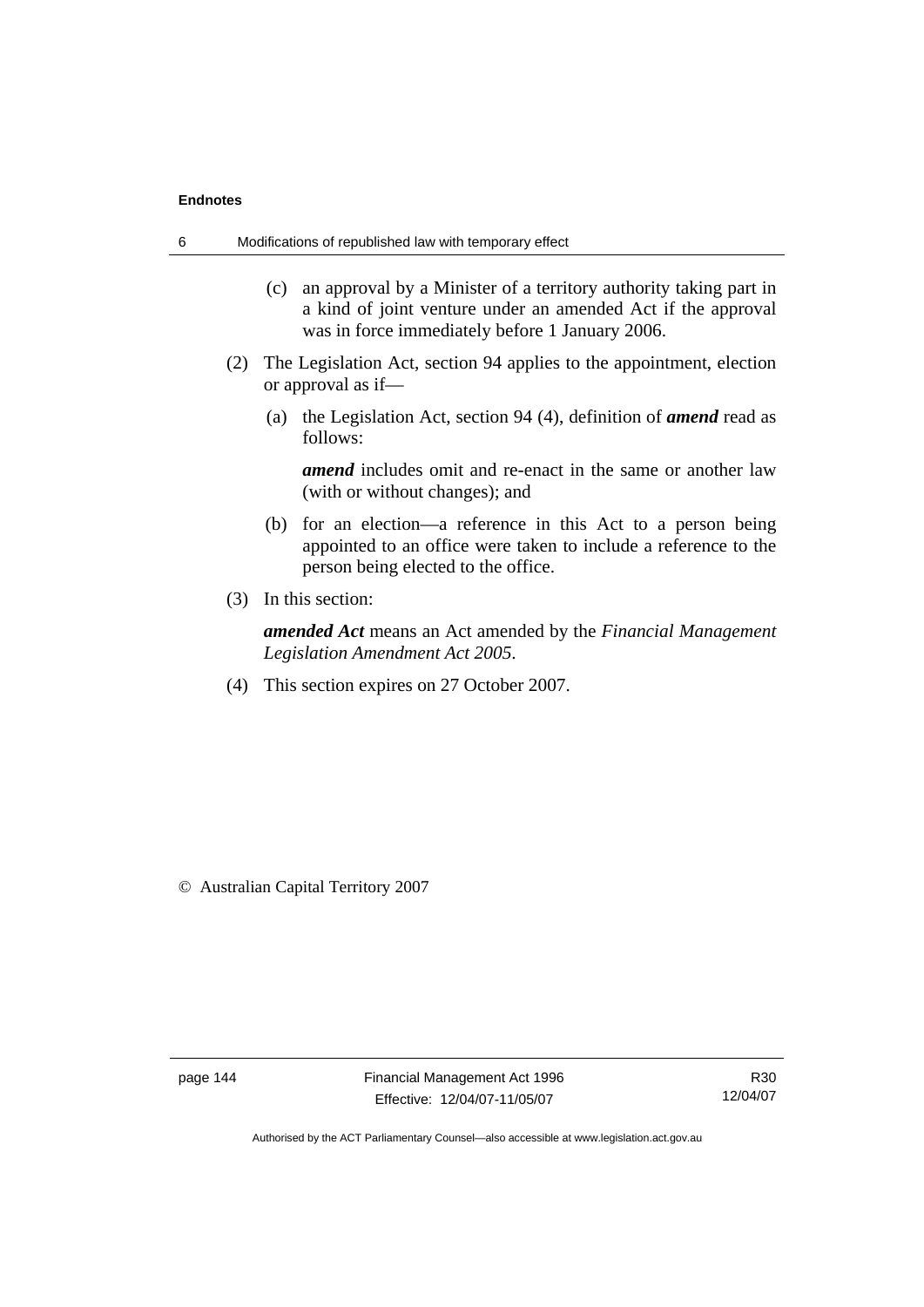(c) an approval by a Minister of a territory authority taking part in a kind of joint venture under an amended Act if the approval was in force immediately before 1 January 2006.

(2) The Legislation Act, section 94 applies to the appointment, election or approval as if—

(a) the Legislation Act, section 94 (4), definition of ***amend*** read as follows:

***amend*** includes omit and re-enact in the same or another law (with or without changes); and

(b) for an election—a reference in this Act to a person being appointed to an office were taken to include a reference to the person being elected to the office.

(3) In this section:

***amended Act*** means an Act amended by the *Financial Management Legislation Amendment Act 2005*.

(4) This section expires on 27 October 2007.

© Australian Capital Territory 2007